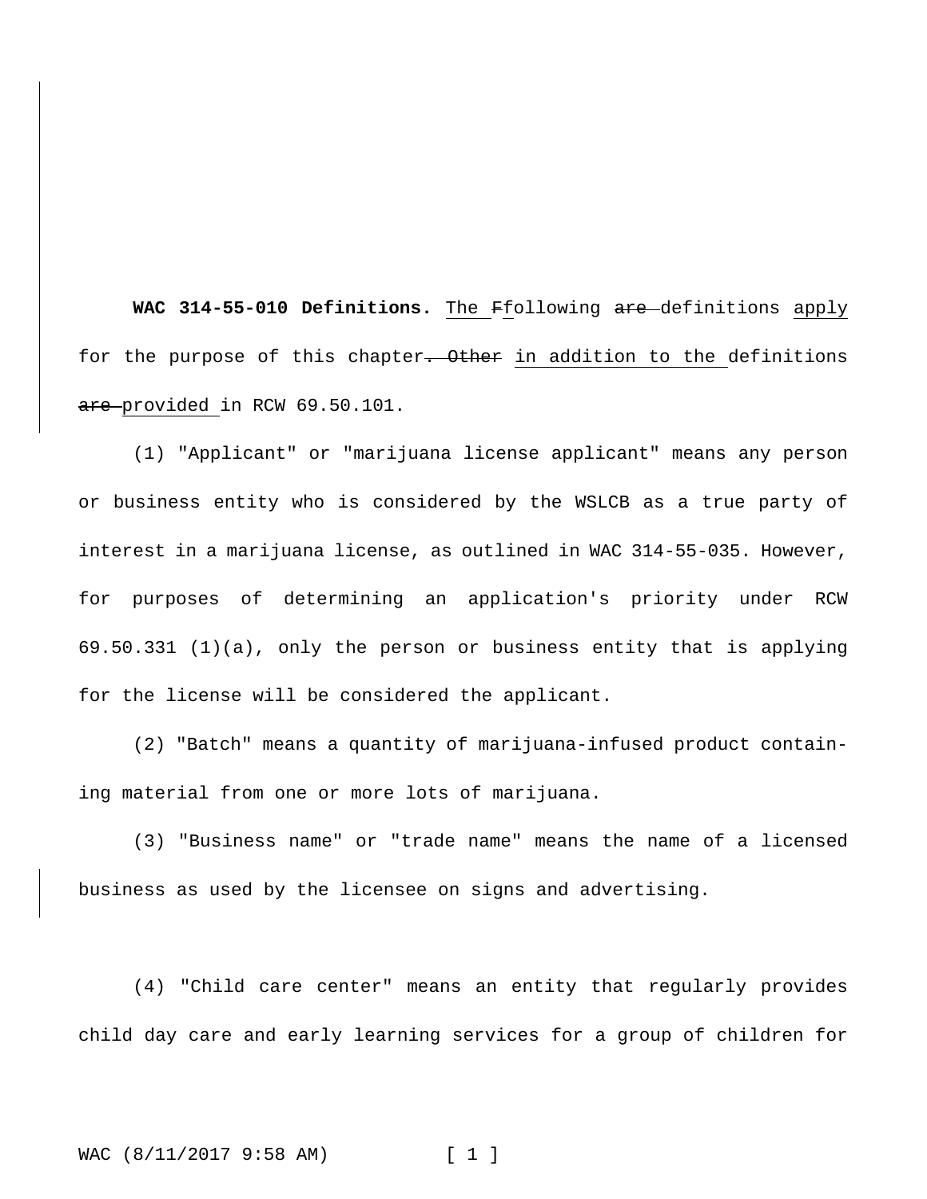**WAC 314-55-010 Definitions.** The ~~F~~following ~~are~~ definitions apply for the purpose of this chapter~~. Other~~ in addition to the definitions ~~are~~ provided in RCW 69.50.101.

(1) "Applicant" or "marijuana license applicant" means any person or business entity who is considered by the WSLCB as a true party of interest in a marijuana license, as outlined in WAC 314-55-035. However, for purposes of determining an application's priority under RCW 69.50.331 (1)(a), only the person or business entity that is applying for the license will be considered the applicant.

(2) "Batch" means a quantity of marijuana-infused product containing material from one or more lots of marijuana.

(3) "Business name" or "trade name" means the name of a licensed business as used by the licensee on signs and advertising.

(4) "Child care center" means an entity that regularly provides child day care and early learning services for a group of children for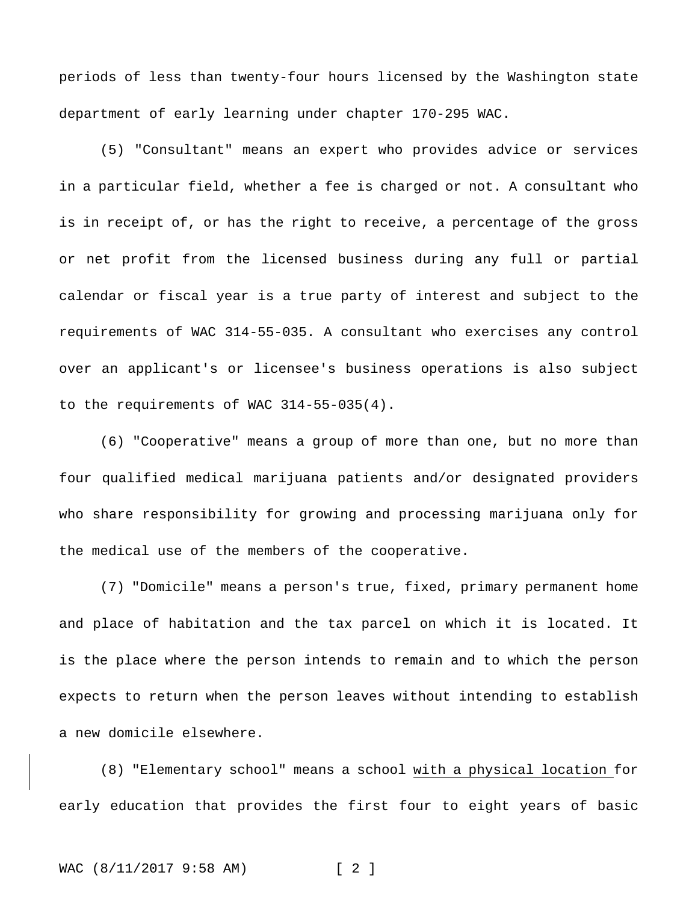periods of less than twenty-four hours licensed by the Washington state department of early learning under chapter 170-295 WAC.

(5) "Consultant" means an expert who provides advice or services in a particular field, whether a fee is charged or not. A consultant who is in receipt of, or has the right to receive, a percentage of the gross or net profit from the licensed business during any full or partial calendar or fiscal year is a true party of interest and subject to the requirements of WAC 314-55-035. A consultant who exercises any control over an applicant's or licensee's business operations is also subject to the requirements of WAC 314-55-035(4).

(6) "Cooperative" means a group of more than one, but no more than four qualified medical marijuana patients and/or designated providers who share responsibility for growing and processing marijuana only for the medical use of the members of the cooperative.

(7) "Domicile" means a person's true, fixed, primary permanent home and place of habitation and the tax parcel on which it is located. It is the place where the person intends to remain and to which the person expects to return when the person leaves without intending to establish a new domicile elsewhere.

(8) "Elementary school" means a school <u>with a physical location</u> for early education that provides the first four to eight years of basic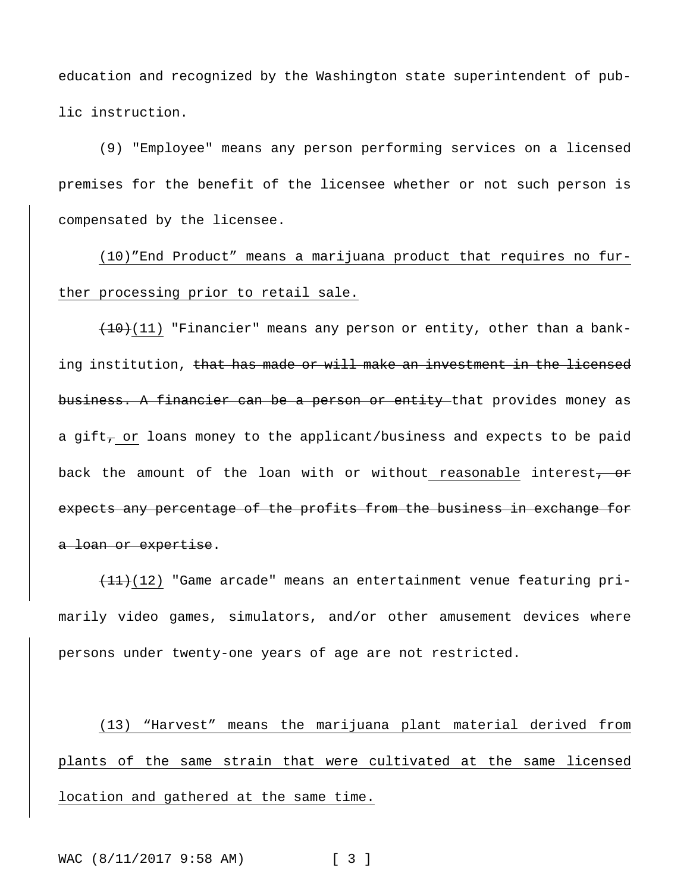education and recognized by the Washington state superintendent of public instruction.

(9) "Employee" means any person performing services on a licensed premises for the benefit of the licensee whether or not such person is compensated by the licensee.

<u>(10)"End Product" means a marijuana product that requires no further processing prior to retail sale.</u>

~~(10)~~<u>(11)</u> "Financier" means any person or entity, other than a banking institution, ~~that has made or will make an investment in the licensed business. A financier can be a person or entity~~ that provides money as a gift~~,~~<u> or</u> loans money to the applicant/business and expects to be paid back the amount of the loan with or without<u> reasonable</u> interest~~, or expects any percentage of the profits from the business in exchange for a loan or expertise~~.

~~(11)~~<u>(12)</u> "Game arcade" means an entertainment venue featuring primarily video games, simulators, and/or other amusement devices where persons under twenty-one years of age are not restricted.

<u>(13) "Harvest" means the marijuana plant material derived from plants of the same strain that were cultivated at the same licensed location and gathered at the same time.</u>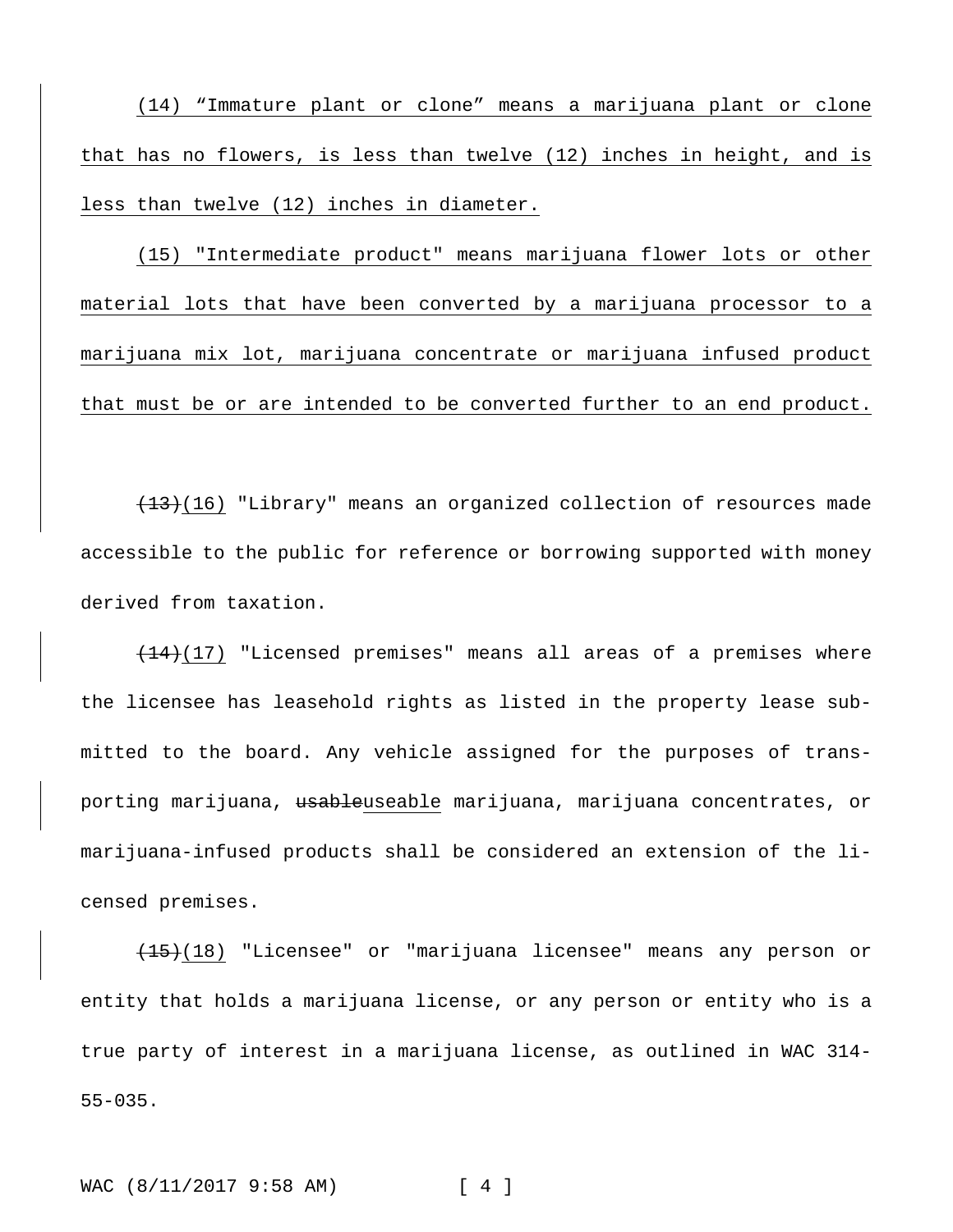(14) “Immature plant or clone” means a marijuana plant or clone that has no flowers, is less than twelve (12) inches in height, and is less than twelve (12) inches in diameter.

(15) "Intermediate product" means marijuana flower lots or other material lots that have been converted by a marijuana processor to a marijuana mix lot, marijuana concentrate or marijuana infused product that must be or are intended to be converted further to an end product.

~~(13)~~(16) "Library" means an organized collection of resources made accessible to the public for reference or borrowing supported with money derived from taxation.

~~(14)~~(17) "Licensed premises" means all areas of a premises where the licensee has leasehold rights as listed in the property lease submitted to the board. Any vehicle assigned for the purposes of transporting marijuana, ~~usable~~useable marijuana, marijuana concentrates, or marijuana-infused products shall be considered an extension of the licensed premises.

~~(15)~~(18) "Licensee" or "marijuana licensee" means any person or entity that holds a marijuana license, or any person or entity who is a true party of interest in a marijuana license, as outlined in WAC 314-55-035.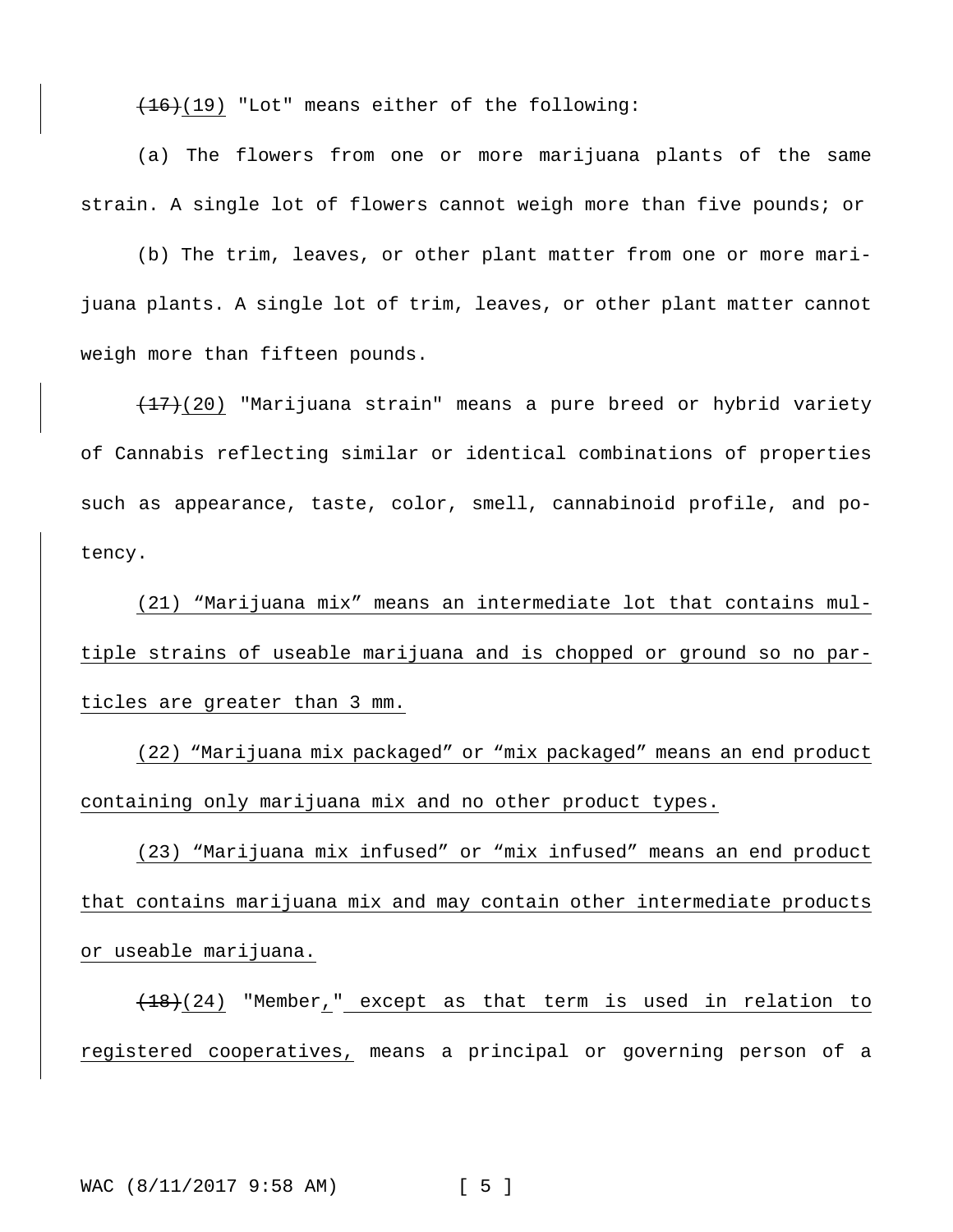~~(16)~~(19) "Lot" means either of the following:

(a) The flowers from one or more marijuana plants of the same strain. A single lot of flowers cannot weigh more than five pounds; or

(b) The trim, leaves, or other plant matter from one or more marijuana plants. A single lot of trim, leaves, or other plant matter cannot weigh more than fifteen pounds.

~~(17)~~(20) "Marijuana strain" means a pure breed or hybrid variety of Cannabis reflecting similar or identical combinations of properties such as appearance, taste, color, smell, cannabinoid profile, and potency.

(21) "Marijuana mix" means an intermediate lot that contains multiple strains of useable marijuana and is chopped or ground so no particles are greater than 3 mm.

(22) "Marijuana mix packaged" or "mix packaged" means an end product containing only marijuana mix and no other product types.

(23) "Marijuana mix infused" or "mix infused" means an end product that contains marijuana mix and may contain other intermediate products or useable marijuana.

~~(18)~~(24) "Member," except as that term is used in relation to registered cooperatives, means a principal or governing person of a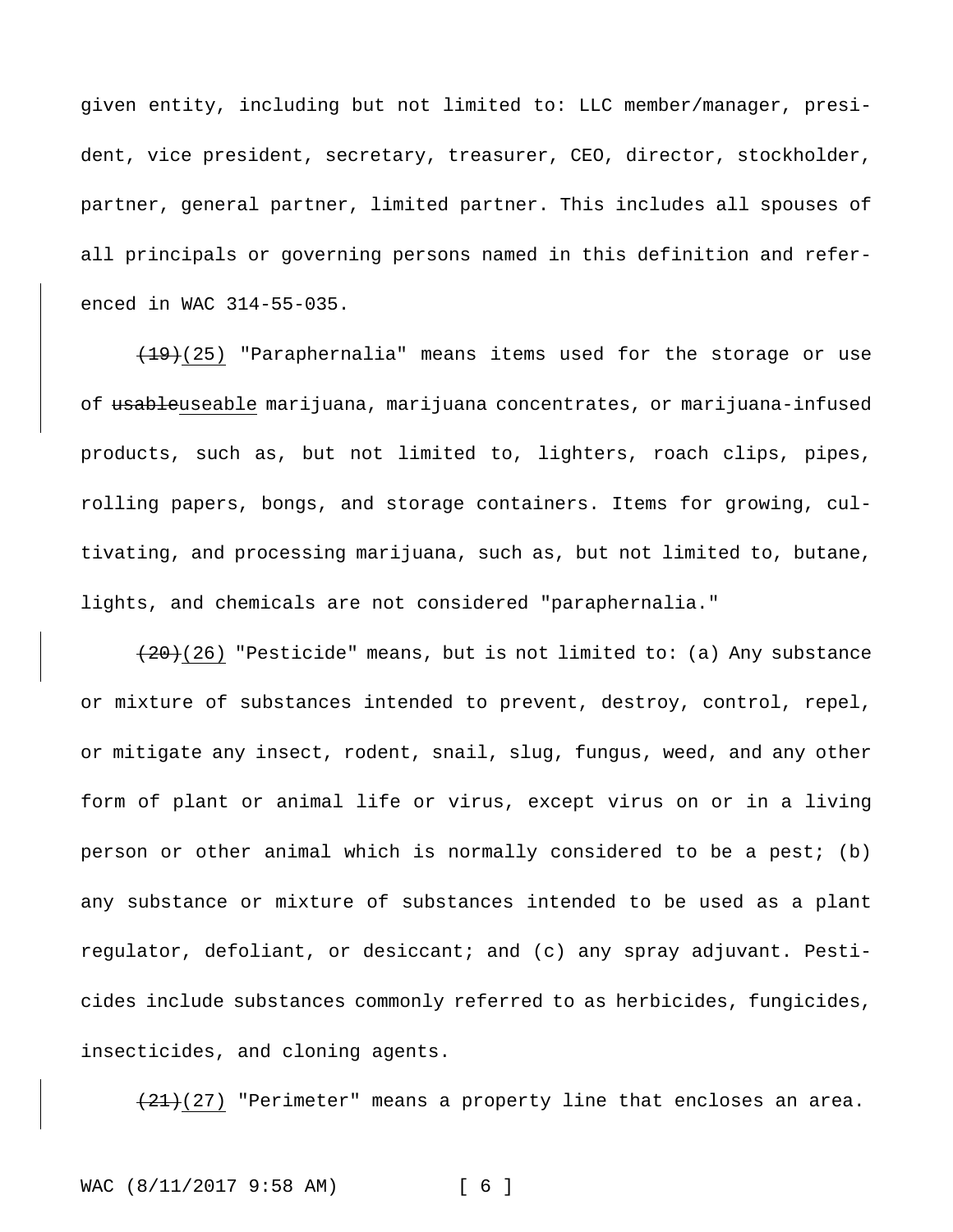given entity, including but not limited to: LLC member/manager, president, vice president, secretary, treasurer, CEO, director, stockholder, partner, general partner, limited partner. This includes all spouses of all principals or governing persons named in this definition and referenced in WAC 314-55-035.

~~(19)~~(25) "Paraphernalia" means items used for the storage or use of ~~usable~~useable marijuana, marijuana concentrates, or marijuana-infused products, such as, but not limited to, lighters, roach clips, pipes, rolling papers, bongs, and storage containers. Items for growing, cultivating, and processing marijuana, such as, but not limited to, butane, lights, and chemicals are not considered "paraphernalia."

~~(20)~~(26) "Pesticide" means, but is not limited to: (a) Any substance or mixture of substances intended to prevent, destroy, control, repel, or mitigate any insect, rodent, snail, slug, fungus, weed, and any other form of plant or animal life or virus, except virus on or in a living person or other animal which is normally considered to be a pest; (b) any substance or mixture of substances intended to be used as a plant regulator, defoliant, or desiccant; and (c) any spray adjuvant. Pesticides include substances commonly referred to as herbicides, fungicides, insecticides, and cloning agents.

~~(21)~~(27) "Perimeter" means a property line that encloses an area.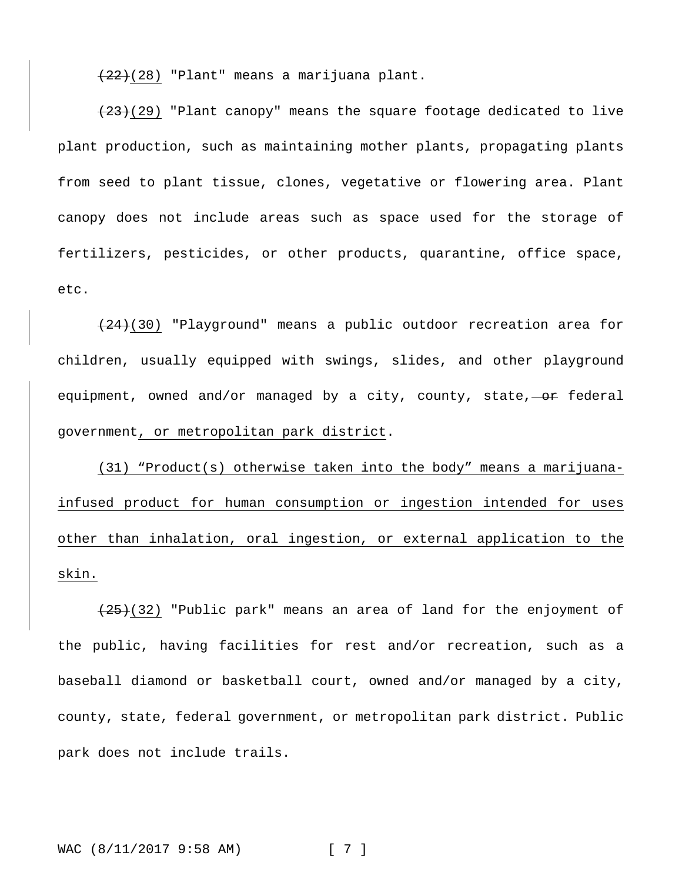~~(22)~~<u>(28)</u> "Plant" means a marijuana plant.

~~(23)~~<u>(29)</u> "Plant canopy" means the square footage dedicated to live plant production, such as maintaining mother plants, propagating plants from seed to plant tissue, clones, vegetative or flowering area. Plant canopy does not include areas such as space used for the storage of fertilizers, pesticides, or other products, quarantine, office space, etc.

~~(24)~~<u>(30)</u> "Playground" means a public outdoor recreation area for children, usually equipped with swings, slides, and other playground equipment, owned and/or managed by a city, county, state, ~~or~~ federal government<u>, or metropolitan park district</u>.

<u>(31) "Product(s) otherwise taken into the body" means a marijuana-infused product for human consumption or ingestion intended for uses other than inhalation, oral ingestion, or external application to the skin.</u>

~~(25)~~<u>(32)</u> "Public park" means an area of land for the enjoyment of the public, having facilities for rest and/or recreation, such as a baseball diamond or basketball court, owned and/or managed by a city, county, state, federal government, or metropolitan park district. Public park does not include trails.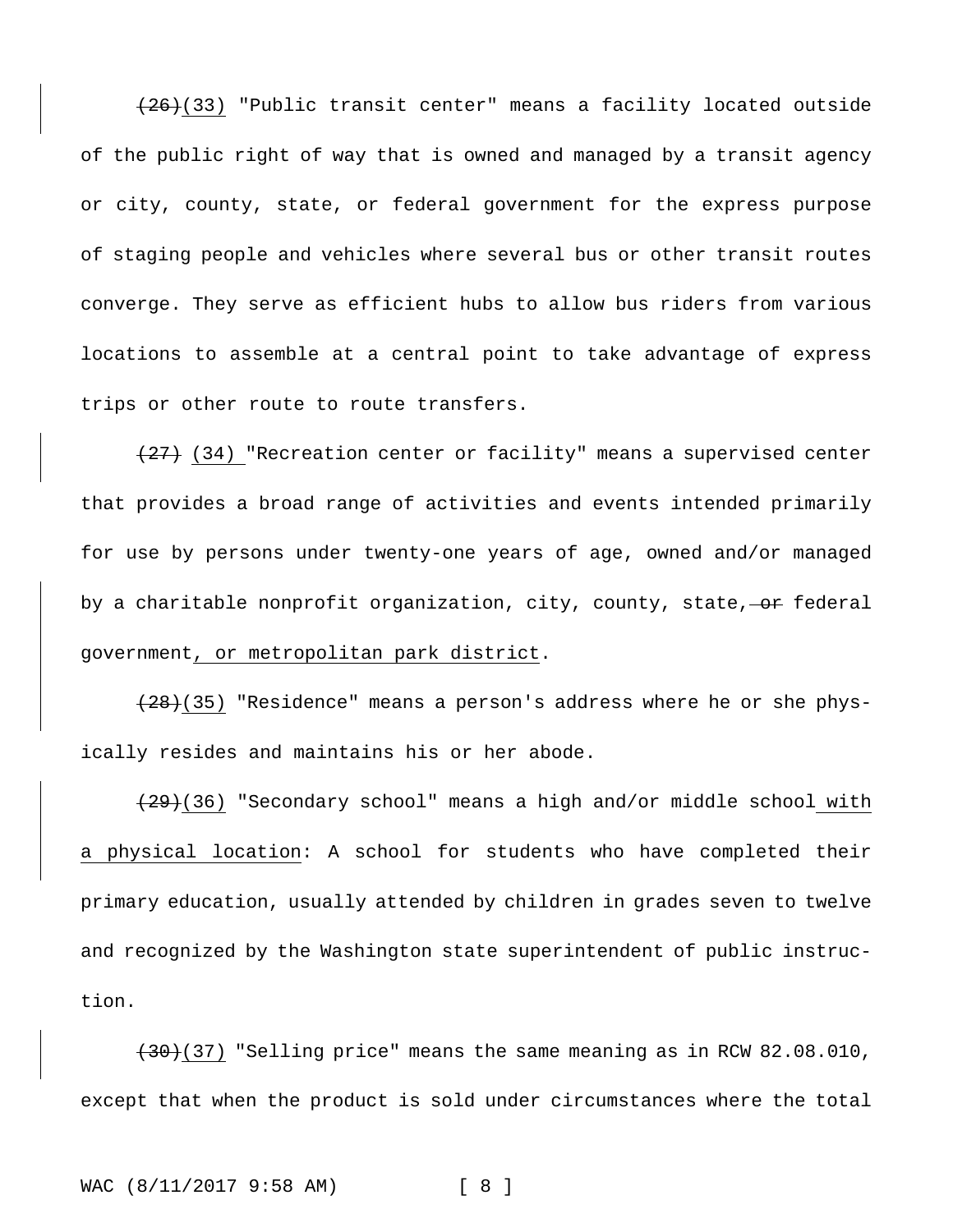~~(26)~~<u>(33)</u> "Public transit center" means a facility located outside of the public right of way that is owned and managed by a transit agency or city, county, state, or federal government for the express purpose of staging people and vehicles where several bus or other transit routes converge. They serve as efficient hubs to allow bus riders from various locations to assemble at a central point to take advantage of express trips or other route to route transfers.

~~(27)~~ <u>(34)</u> "Recreation center or facility" means a supervised center that provides a broad range of activities and events intended primarily for use by persons under twenty-one years of age, owned and/or managed by a charitable nonprofit organization, city, county, state, ~~or~~ federal government<u>, or metropolitan park district</u>.

~~(28)~~<u>(35)</u> "Residence" means a person's address where he or she physically resides and maintains his or her abode.

~~(29)~~<u>(36)</u> "Secondary school" means a high and/or middle school<u> with a physical location</u>: A school for students who have completed their primary education, usually attended by children in grades seven to twelve and recognized by the Washington state superintendent of public instruction.

~~(30)~~<u>(37)</u> "Selling price" means the same meaning as in RCW 82.08.010, except that when the product is sold under circumstances where the total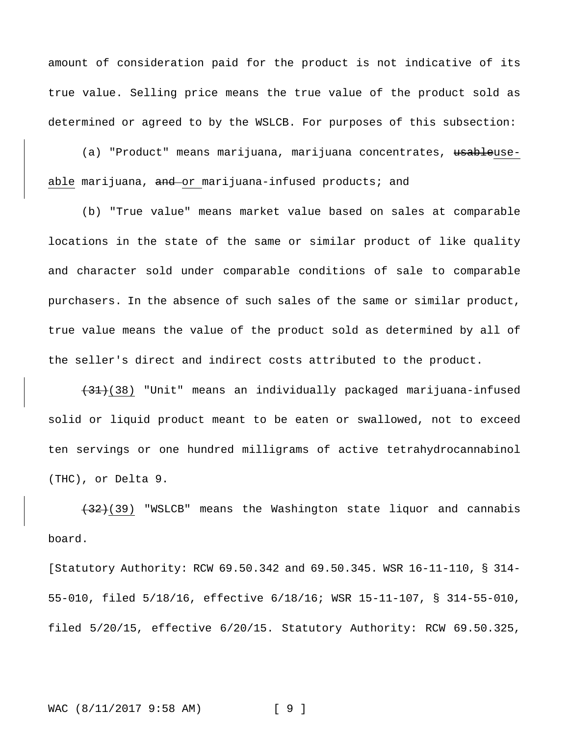amount of consideration paid for the product is not indicative of its true value. Selling price means the true value of the product sold as determined or agreed to by the WSLCB. For purposes of this subsection:

(a) "Product" means marijuana, marijuana concentrates, ~~usable~~use-able marijuana, ~~and~~ or marijuana-infused products; and

(b) "True value" means market value based on sales at comparable locations in the state of the same or similar product of like quality and character sold under comparable conditions of sale to comparable purchasers. In the absence of such sales of the same or similar product, true value means the value of the product sold as determined by all of the seller's direct and indirect costs attributed to the product.

~~(31)~~(38) "Unit" means an individually packaged marijuana-infused solid or liquid product meant to be eaten or swallowed, not to exceed ten servings or one hundred milligrams of active tetrahydrocannabinol (THC), or Delta 9.

~~(32)~~(39) "WSLCB" means the Washington state liquor and cannabis board.

[Statutory Authority: RCW 69.50.342 and 69.50.345. WSR 16-11-110, § 314-55-010, filed 5/18/16, effective 6/18/16; WSR 15-11-107, § 314-55-010, filed 5/20/15, effective 6/20/15. Statutory Authority: RCW 69.50.325,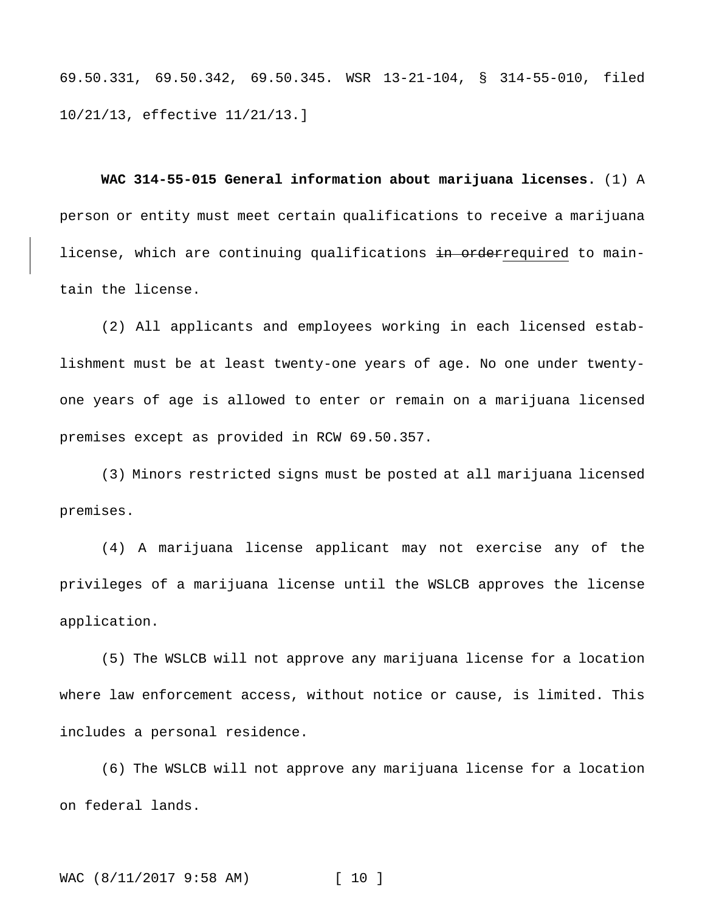69.50.331, 69.50.342, 69.50.345. WSR 13-21-104, § 314-55-010, filed 10/21/13, effective 11/21/13.]

**WAC 314-55-015 General information about marijuana licenses.** (1) A person or entity must meet certain qualifications to receive a marijuana license, which are continuing qualifications ~~in order~~required to maintain the license.

(2) All applicants and employees working in each licensed establishment must be at least twenty-one years of age. No one under twenty-one years of age is allowed to enter or remain on a marijuana licensed premises except as provided in RCW 69.50.357.

(3) Minors restricted signs must be posted at all marijuana licensed premises.

(4) A marijuana license applicant may not exercise any of the privileges of a marijuana license until the WSLCB approves the license application.

(5) The WSLCB will not approve any marijuana license for a location where law enforcement access, without notice or cause, is limited. This includes a personal residence.

(6) The WSLCB will not approve any marijuana license for a location on federal lands.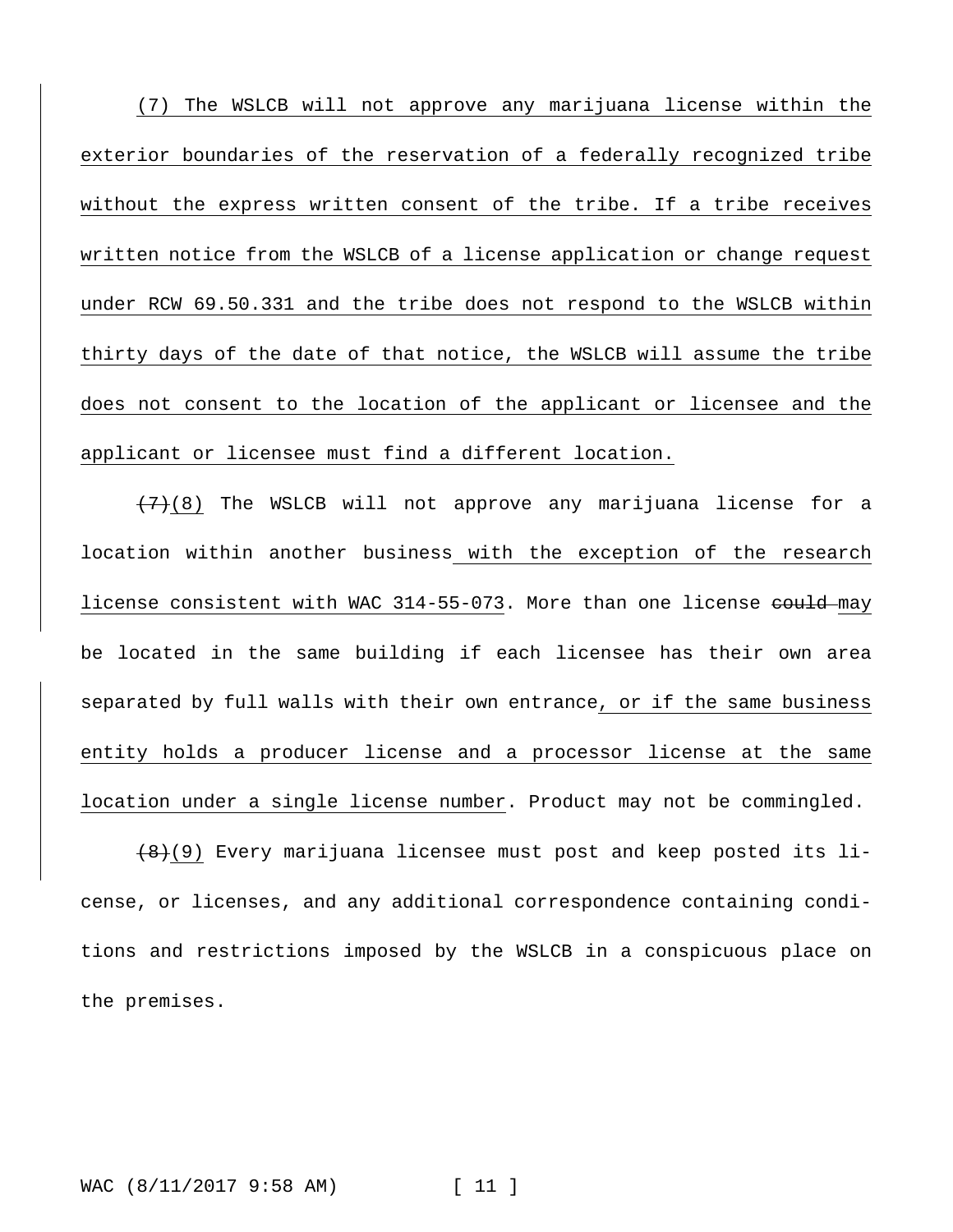(7) The WSLCB will not approve any marijuana license within the exterior boundaries of the reservation of a federally recognized tribe without the express written consent of the tribe. If a tribe receives written notice from the WSLCB of a license application or change request under RCW 69.50.331 and the tribe does not respond to the WSLCB within thirty days of the date of that notice, the WSLCB will assume the tribe does not consent to the location of the applicant or licensee and the applicant or licensee must find a different location.

~~(7)~~(8) The WSLCB will not approve any marijuana license for a location within another business with the exception of the research license consistent with WAC 314-55-073. More than one license ~~could~~ may be located in the same building if each licensee has their own area separated by full walls with their own entrance, or if the same business entity holds a producer license and a processor license at the same location under a single license number. Product may not be commingled.

~~(8)~~(9) Every marijuana licensee must post and keep posted its license, or licenses, and any additional correspondence containing conditions and restrictions imposed by the WSLCB in a conspicuous place on the premises.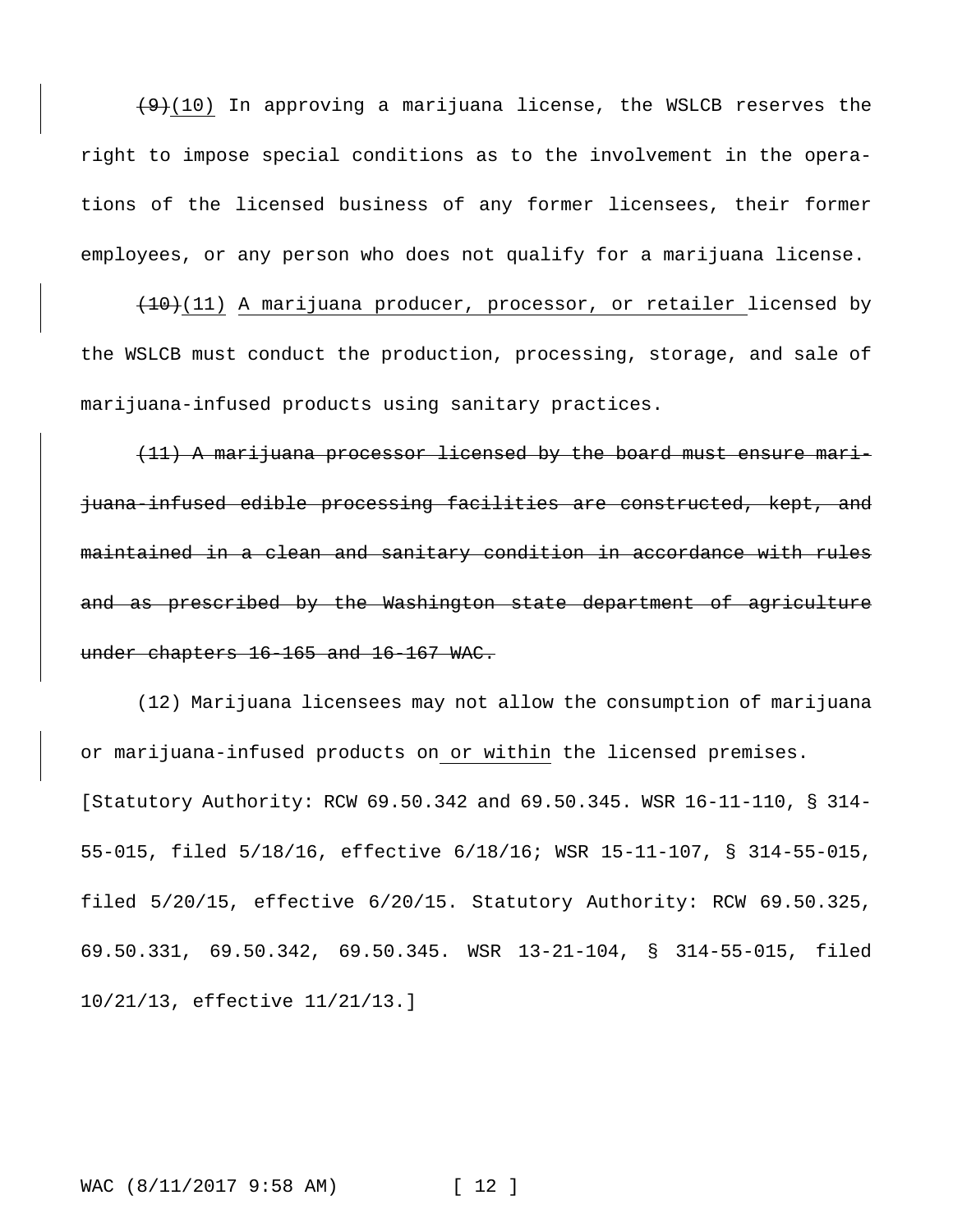~~(9)~~<u>(10)</u> In approving a marijuana license, the WSLCB reserves the right to impose special conditions as to the involvement in the operations of the licensed business of any former licensees, their former employees, or any person who does not qualify for a marijuana license.

~~(10)~~<u>(11)</u> <u>A marijuana producer, processor, or retailer</u> licensed by the WSLCB must conduct the production, processing, storage, and sale of marijuana-infused products using sanitary practices.

~~(11) A marijuana processor licensed by the board must ensure marijuana-infused edible processing facilities are constructed, kept, and maintained in a clean and sanitary condition in accordance with rules and as prescribed by the Washington state department of agriculture under chapters 16-165 and 16-167 WAC.~~

(12) Marijuana licensees may not allow the consumption of marijuana or marijuana-infused products on<u> or within</u> the licensed premises.

[Statutory Authority: RCW 69.50.342 and 69.50.345. WSR 16-11-110, § 314-55-015, filed 5/18/16, effective 6/18/16; WSR 15-11-107, § 314-55-015, filed 5/20/15, effective 6/20/15. Statutory Authority: RCW 69.50.325, 69.50.331, 69.50.342, 69.50.345. WSR 13-21-104, § 314-55-015, filed 10/21/13, effective 11/21/13.]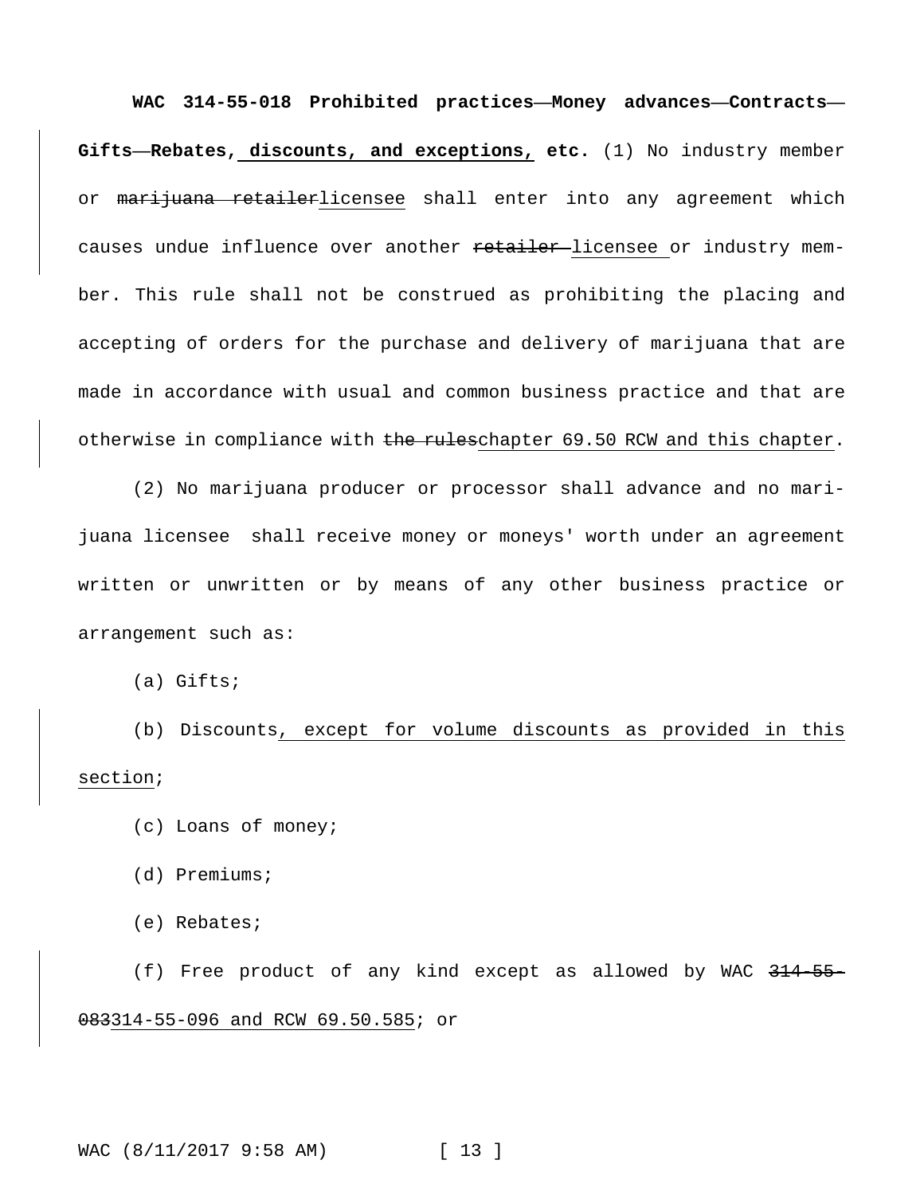**WAC 314-55-018 Prohibited practices—Money advances—Contracts—Gifts—Rebates, discounts, and exceptions, etc.** (1) No industry member or ~~marijuana retailer~~licensee shall enter into any agreement which causes undue influence over another ~~retailer~~ licensee or industry member. This rule shall not be construed as prohibiting the placing and accepting of orders for the purchase and delivery of marijuana that are made in accordance with usual and common business practice and that are otherwise in compliance with ~~the rules~~chapter 69.50 RCW and this chapter.

(2) No marijuana producer or processor shall advance and no marijuana licensee shall receive money or moneys' worth under an agreement written or unwritten or by means of any other business practice or arrangement such as:

(a) Gifts;

(b) Discounts, except for volume discounts as provided in this section;

(c) Loans of money;

(d) Premiums;

(e) Rebates;

(f) Free product of any kind except as allowed by WAC ~~314-55-083~~314-55-096 and RCW 69.50.585; or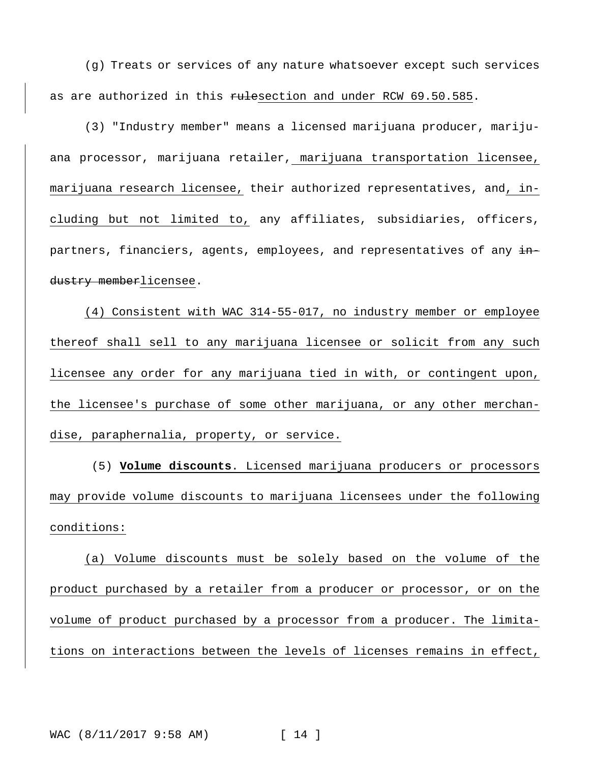(g) Treats or services of any nature whatsoever except such services as are authorized in this ~~rule~~section and under RCW 69.50.585.

(3) "Industry member" means a licensed marijuana producer, marijuana processor, marijuana retailer, marijuana transportation licensee, marijuana research licensee, their authorized representatives, and, including but not limited to, any affiliates, subsidiaries, officers, partners, financiers, agents, employees, and representatives of any ~~industry member~~licensee.

(4) Consistent with WAC 314-55-017, no industry member or employee thereof shall sell to any marijuana licensee or solicit from any such licensee any order for any marijuana tied in with, or contingent upon, the licensee's purchase of some other marijuana, or any other merchandise, paraphernalia, property, or service.

(5) **Volume discounts**. Licensed marijuana producers or processors may provide volume discounts to marijuana licensees under the following conditions:

(a) Volume discounts must be solely based on the volume of the product purchased by a retailer from a producer or processor, or on the volume of product purchased by a processor from a producer. The limitations on interactions between the levels of licenses remains in effect,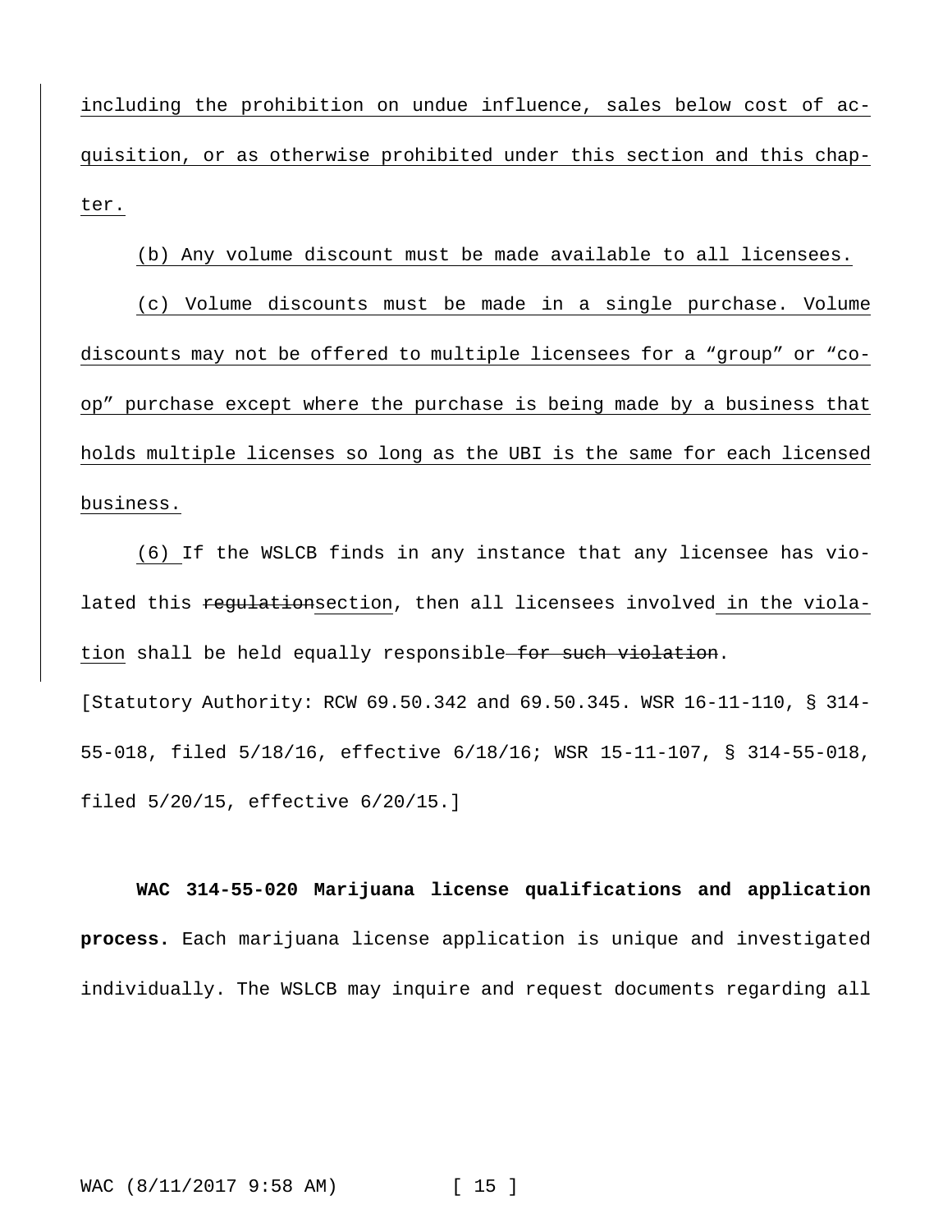including the prohibition on undue influence, sales below cost of acquisition, or as otherwise prohibited under this section and this chapter.

(b) Any volume discount must be made available to all licensees.

(c) Volume discounts must be made in a single purchase. Volume discounts may not be offered to multiple licensees for a "group" or "co-op" purchase except where the purchase is being made by a business that holds multiple licenses so long as the UBI is the same for each licensed business.

(6) If the WSLCB finds in any instance that any licensee has violated this ~~regulation~~section, then all licensees involved in the violation shall be held equally responsible~~ for such violation~~.

[Statutory Authority: RCW 69.50.342 and 69.50.345. WSR 16-11-110, § 314-55-018, filed 5/18/16, effective 6/18/16; WSR 15-11-107, § 314-55-018, filed 5/20/15, effective 6/20/15.]

**WAC 314-55-020 Marijuana license qualifications and application process.** Each marijuana license application is unique and investigated individually. The WSLCB may inquire and request documents regarding all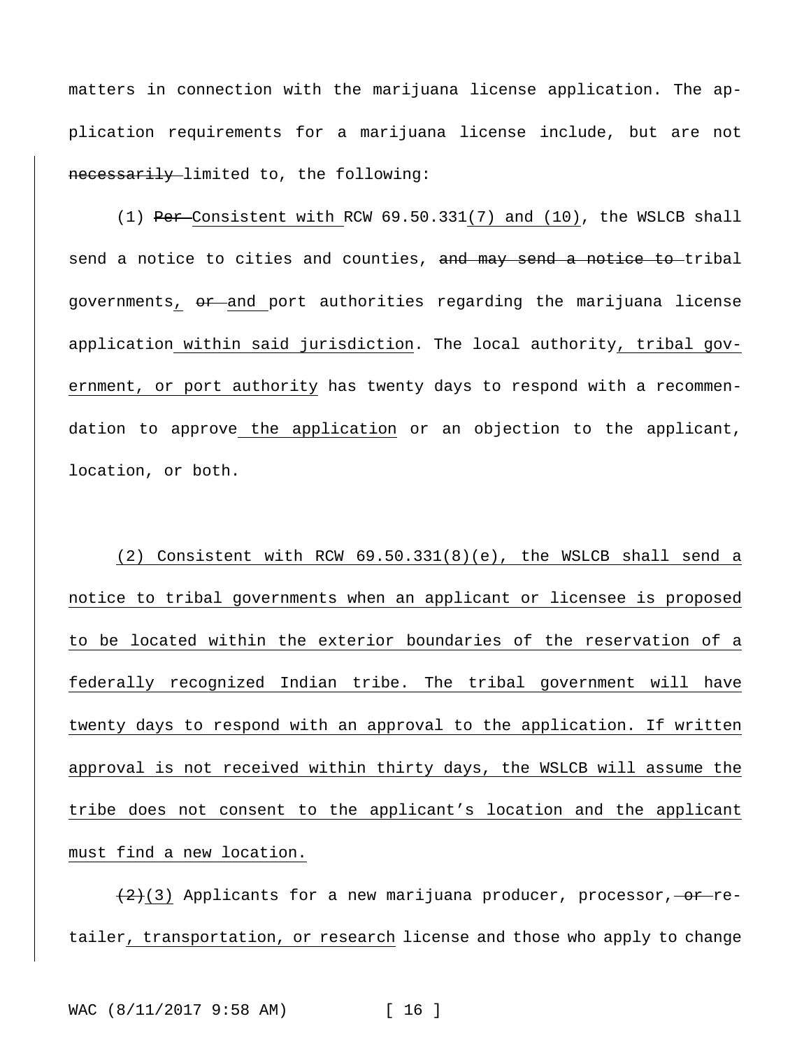matters in connection with the marijuana license application. The application requirements for a marijuana license include, but are not ~~necessarily~~ limited to, the following:

(1) ~~Per~~ <u>Consistent with</u> RCW 69.50.331<u>(7) and (10)</u>, the WSLCB shall send a notice to cities and counties, ~~and may send a notice to~~ tribal governments<u>,</u> ~~or~~ <u>and</u> port authorities regarding the marijuana license application<u> within said jurisdiction</u>. The local authority<u>, tribal government, or port authority</u> has twenty days to respond with a recommendation to approve<u> the application</u> or an objection to the applicant, location, or both.

<u>(2) Consistent with RCW 69.50.331(8)(e), the WSLCB shall send a notice to tribal governments when an applicant or licensee is proposed to be located within the exterior boundaries of the reservation of a federally recognized Indian tribe. The tribal government will have twenty days to respond with an approval to the application. If written approval is not received within thirty days, the WSLCB will assume the tribe does not consent to the applicant's location and the applicant must find a new location.</u>

~~(2)~~<u>(3)</u> Applicants for a new marijuana producer, processor, ~~or~~ retailer<u>, transportation, or research</u> license and those who apply to change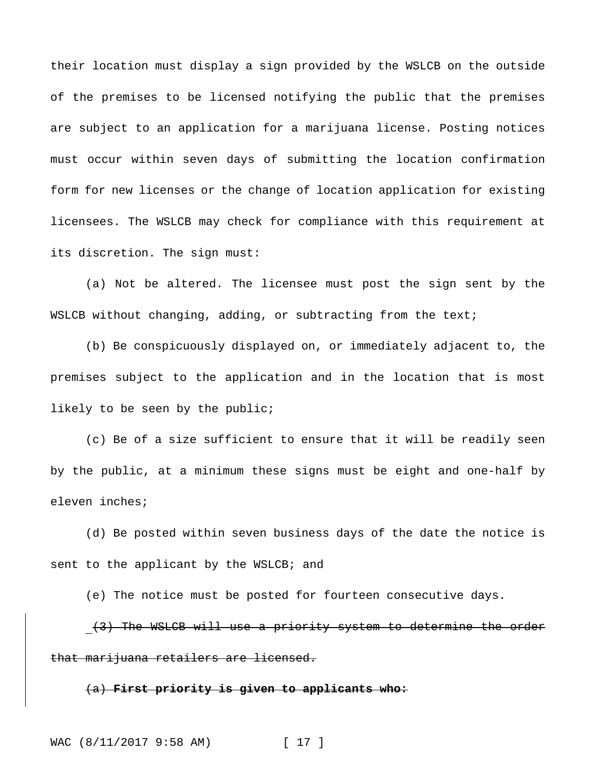their location must display a sign provided by the WSLCB on the outside of the premises to be licensed notifying the public that the premises are subject to an application for a marijuana license. Posting notices must occur within seven days of submitting the location confirmation form for new licenses or the change of location application for existing licensees. The WSLCB may check for compliance with this requirement at its discretion. The sign must:

(a) Not be altered. The licensee must post the sign sent by the WSLCB without changing, adding, or subtracting from the text;

(b) Be conspicuously displayed on, or immediately adjacent to, the premises subject to the application and in the location that is most likely to be seen by the public;

(c) Be of a size sufficient to ensure that it will be readily seen by the public, at a minimum these signs must be eight and one-half by eleven inches;

(d) Be posted within seven business days of the date the notice is sent to the applicant by the WSLCB; and

(e) The notice must be posted for fourteen consecutive days.

~~(3) The WSLCB will use a priority system to determine the order that marijuana retailers are licensed.~~

~~(a) **First priority is given to applicants who:**~~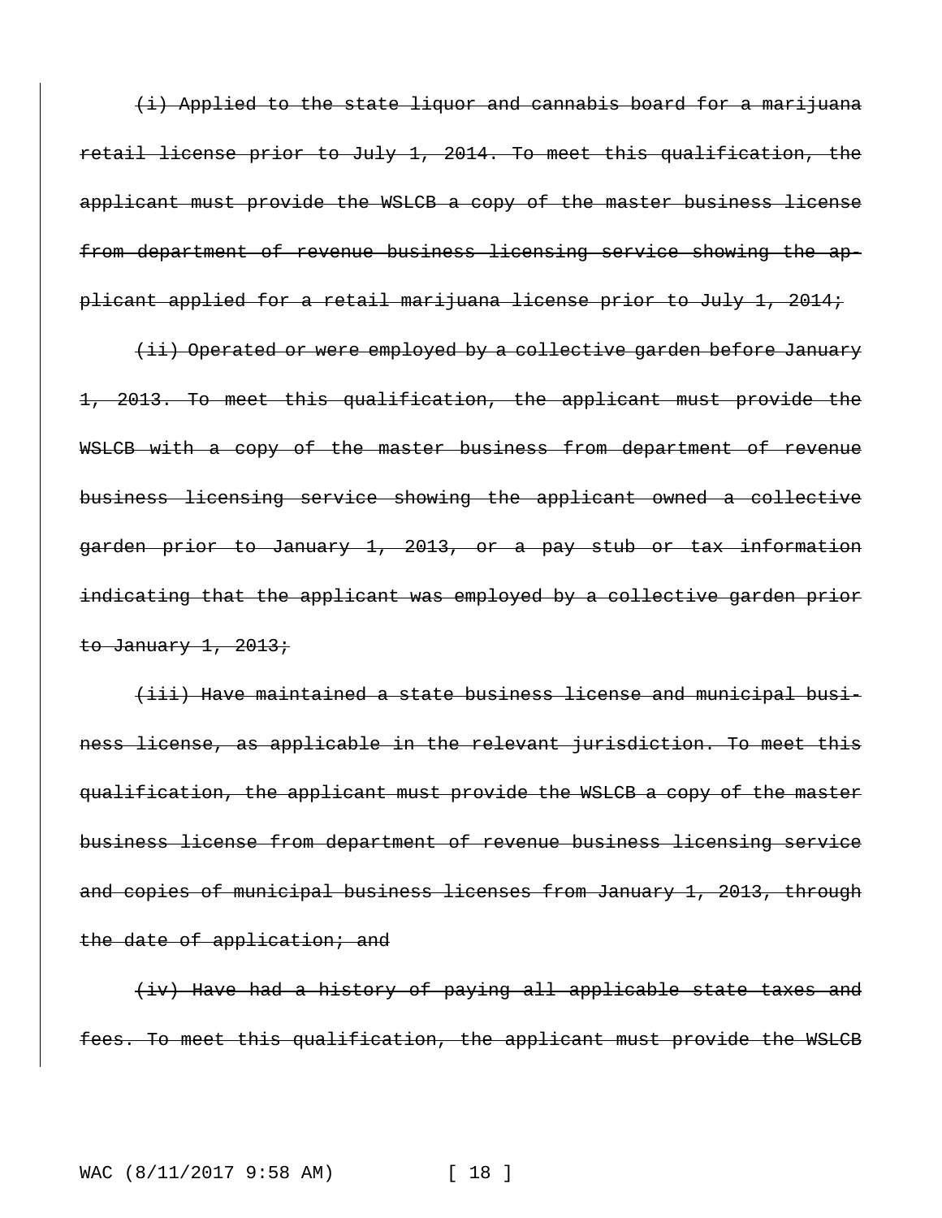~~(i) Applied to the state liquor and cannabis board for a marijuana retail license prior to July 1, 2014. To meet this qualification, the applicant must provide the WSLCB a copy of the master business license from department of revenue business licensing service showing the applicant applied for a retail marijuana license prior to July 1, 2014;~~

~~(ii) Operated or were employed by a collective garden before January 1, 2013. To meet this qualification, the applicant must provide the WSLCB with a copy of the master business from department of revenue business licensing service showing the applicant owned a collective garden prior to January 1, 2013, or a pay stub or tax information indicating that the applicant was employed by a collective garden prior to January 1, 2013;~~

~~(iii) Have maintained a state business license and municipal business license, as applicable in the relevant jurisdiction. To meet this qualification, the applicant must provide the WSLCB a copy of the master business license from department of revenue business licensing service and copies of municipal business licenses from January 1, 2013, through the date of application; and~~

~~(iv) Have had a history of paying all applicable state taxes and fees. To meet this qualification, the applicant must provide the WSLCB~~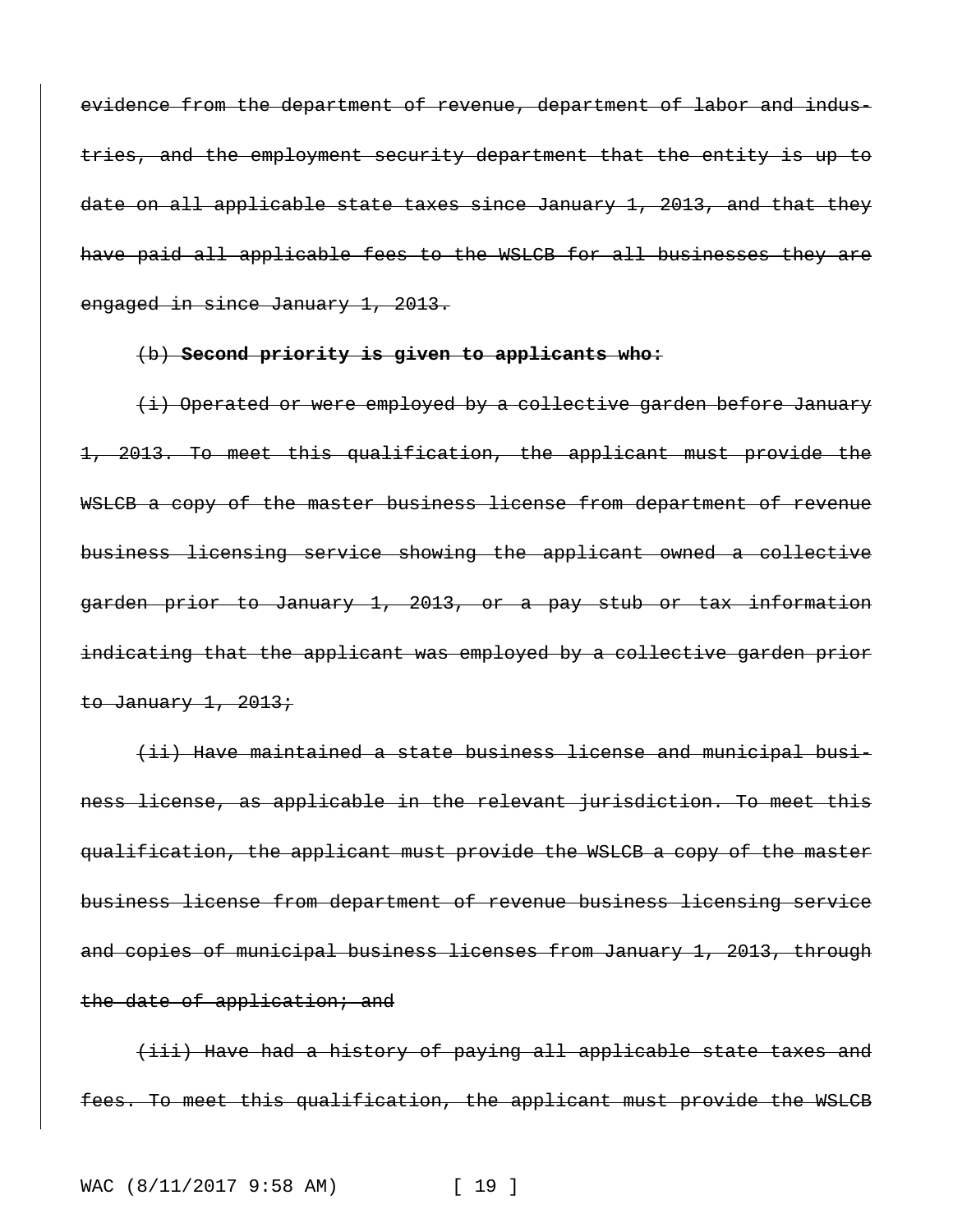~~evidence from the department of revenue, department of labor and industries, and the employment security department that the entity is up to date on all applicable state taxes since January 1, 2013, and that they have paid all applicable fees to the WSLCB for all businesses they are engaged in since January 1, 2013.~~

~~(b) **Second priority is given to applicants who:**~~

~~(i) Operated or were employed by a collective garden before January 1, 2013. To meet this qualification, the applicant must provide the WSLCB a copy of the master business license from department of revenue business licensing service showing the applicant owned a collective garden prior to January 1, 2013, or a pay stub or tax information indicating that the applicant was employed by a collective garden prior to January 1, 2013;~~

~~(ii) Have maintained a state business license and municipal business license, as applicable in the relevant jurisdiction. To meet this qualification, the applicant must provide the WSLCB a copy of the master business license from department of revenue business licensing service and copies of municipal business licenses from January 1, 2013, through the date of application; and~~

~~(iii) Have had a history of paying all applicable state taxes and fees. To meet this qualification, the applicant must provide the WSLCB~~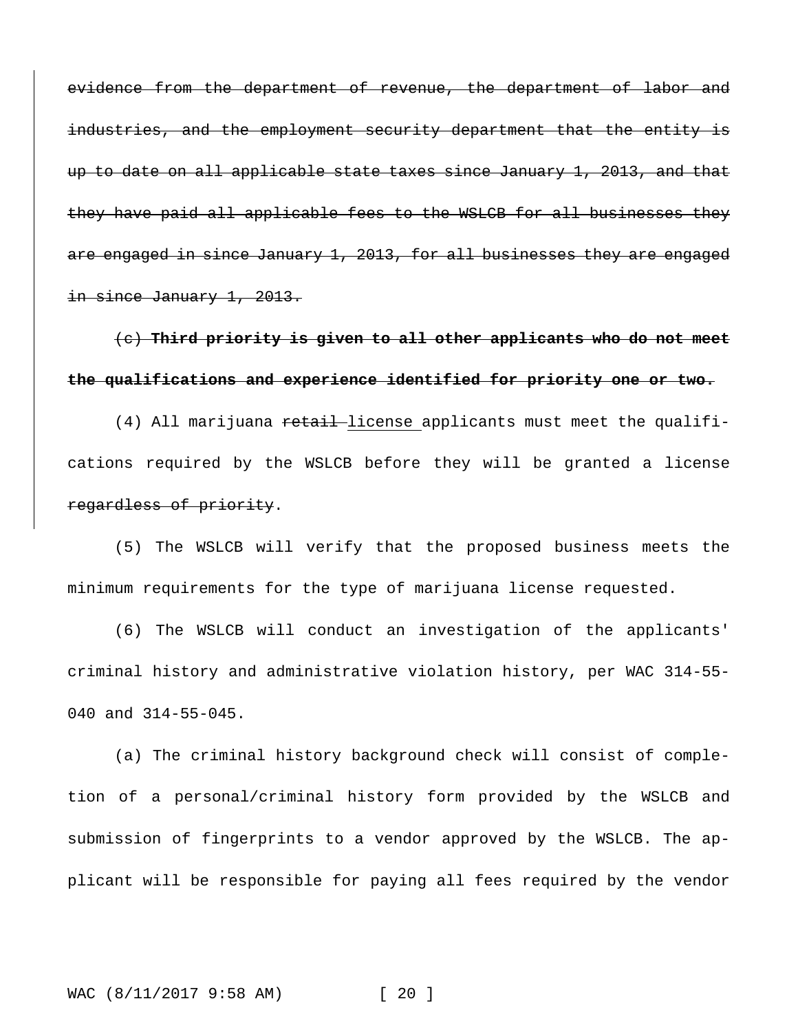~~evidence from the department of revenue, the department of labor and industries, and the employment security department that the entity is up to date on all applicable state taxes since January 1, 2013, and that they have paid all applicable fees to the WSLCB for all businesses they are engaged in since January 1, 2013, for all businesses they are engaged in since January 1, 2013.~~

~~(c) **Third priority is given to all other applicants who do not meet the qualifications and experience identified for priority one or two.**~~

(4) All marijuana ~~retail~~ <u>license</u> applicants must meet the qualifications required by the WSLCB before they will be granted a license ~~regardless of priority~~.

(5) The WSLCB will verify that the proposed business meets the minimum requirements for the type of marijuana license requested.

(6) The WSLCB will conduct an investigation of the applicants' criminal history and administrative violation history, per WAC 314-55-040 and 314-55-045.

(a) The criminal history background check will consist of completion of a personal/criminal history form provided by the WSLCB and submission of fingerprints to a vendor approved by the WSLCB. The applicant will be responsible for paying all fees required by the vendor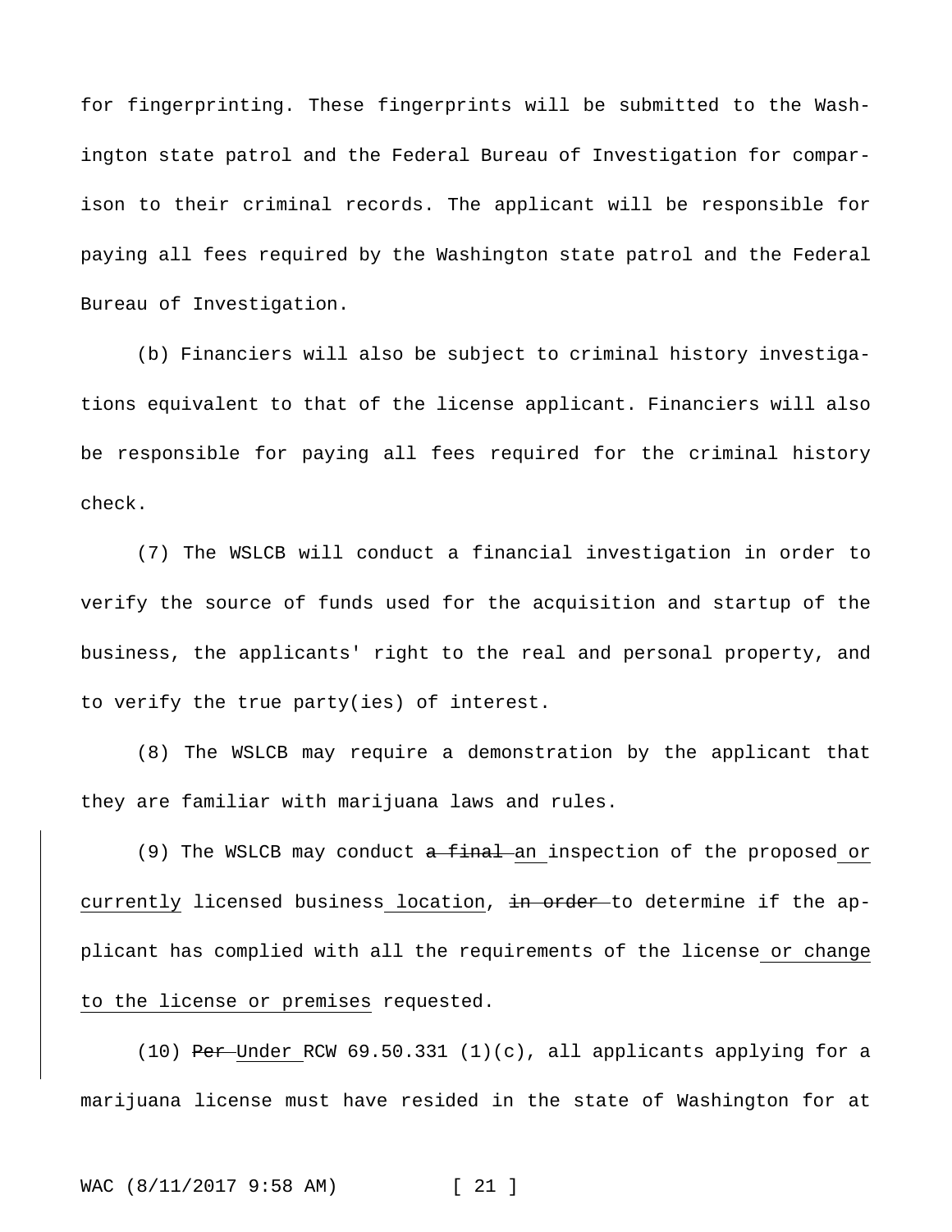for fingerprinting. These fingerprints will be submitted to the Washington state patrol and the Federal Bureau of Investigation for comparison to their criminal records. The applicant will be responsible for paying all fees required by the Washington state patrol and the Federal Bureau of Investigation.

(b) Financiers will also be subject to criminal history investigations equivalent to that of the license applicant. Financiers will also be responsible for paying all fees required for the criminal history check.

(7) The WSLCB will conduct a financial investigation in order to verify the source of funds used for the acquisition and startup of the business, the applicants' right to the real and personal property, and to verify the true party(ies) of interest.

(8) The WSLCB may require a demonstration by the applicant that they are familiar with marijuana laws and rules.

(9) The WSLCB may conduct ~~a final~~ <u>an</u> inspection of the proposed <u>or currently</u> licensed business <u>location</u>, ~~in order~~ to determine if the applicant has complied with all the requirements of the license <u>or change to the license or premises</u> requested.

(10) ~~Per~~ <u>Under</u> RCW 69.50.331 (1)(c), all applicants applying for a marijuana license must have resided in the state of Washington for at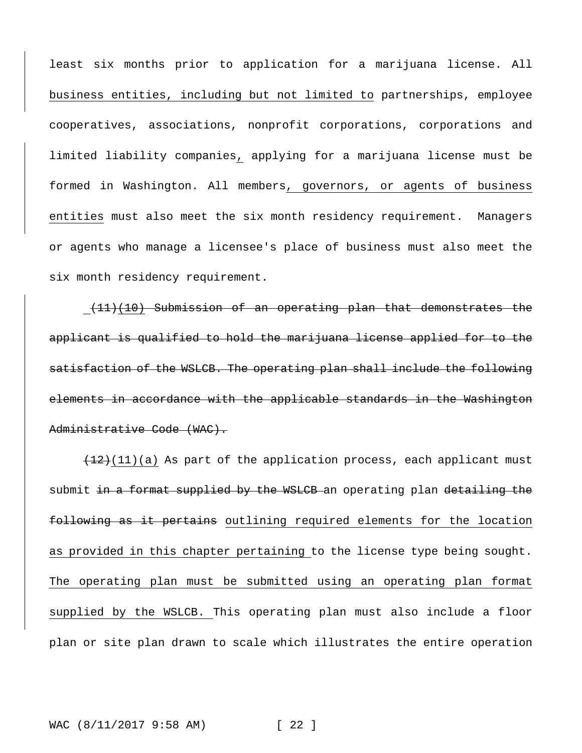least six months prior to application for a marijuana license. All <u>business entities, including but not limited to</u> partnerships, employee cooperatives, associations, nonprofit corporations, corporations and limited liability companies<u>,</u> applying for a marijuana license must be formed in Washington. All members<u>, governors, or agents of business entities</u> must also meet the six month residency requirement. Managers or agents who manage a licensee's place of business must also meet the six month residency requirement.

~~(11)(10) Submission of an operating plan that demonstrates the applicant is qualified to hold the marijuana license applied for to the satisfaction of the WSLCB. The operating plan shall include the following elements in accordance with the applicable standards in the Washington Administrative Code (WAC).~~

~~(12)~~<u>(11)(a)</u> As part of the application process, each applicant must submit ~~in a format supplied by the WSLCB~~ an operating plan ~~detailing the following as it pertains~~ <u>outlining required elements for the location as provided in this chapter pertaining</u> to the license type being sought. <u>The operating plan must be submitted using an operating plan format supplied by the WSLCB.</u> This operating plan must also include a floor plan or site plan drawn to scale which illustrates the entire operation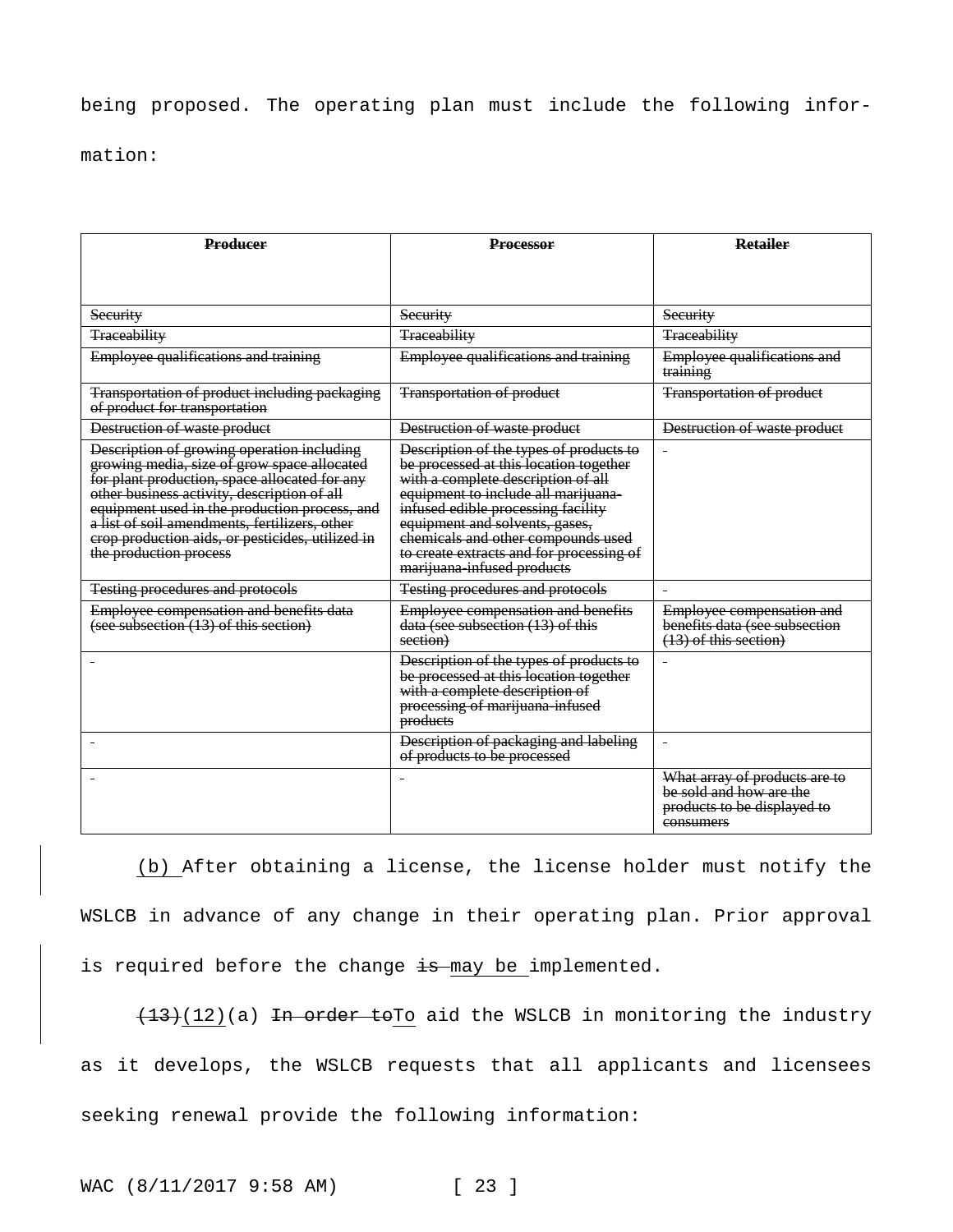being proposed. The operating plan must include the following information:

| ~~**Producer**~~ | ~~**Processor**~~ | ~~**Retailer**~~ |
|---|---|---|
| ~~Security~~ | ~~Security~~ | ~~Security~~ |
| ~~Traceability~~ | ~~Traceability~~ | ~~Traceability~~ |
| ~~Employee qualifications and training~~ | ~~Employee qualifications and training~~ | ~~Employee qualifications and training~~ |
| ~~Transportation of product including packaging of product for transportation~~ | ~~Transportation of product~~ | ~~Transportation of product~~ |
| ~~Destruction of waste product~~ | ~~Destruction of waste product~~ | ~~Destruction of waste product~~ |
| ~~Description of growing operation including growing media, size of grow space allocated for plant production, space allocated for any other business activity, description of all equipment used in the production process, and a list of soil amendments, fertilizers, other crop production aids, or pesticides, utilized in the production process~~ | ~~Description of the types of products to be processed at this location together with a complete description of all equipment to include all marijuana-infused edible processing facility equipment and solvents, gases, chemicals and other compounds used to create extracts and for processing of marijuana-infused products~~ | - |
| ~~Testing procedures and protocols~~ | ~~Testing procedures and protocols~~ | - |
| ~~Employee compensation and benefits data (see subsection (13) of this section)~~ | ~~Employee compensation and benefits data (see subsection (13) of this section)~~ | ~~Employee compensation and benefits data (see subsection (13) of this section)~~ |
| - | ~~Description of the types of products to be processed at this location together with a complete description of processing of marijuana-infused products~~ | - |
| - | ~~Description of packaging and labeling of products to be processed~~ | - |
| - | - | ~~What array of products are to be sold and how are the products to be displayed to consumers~~ |

<u>(b)</u> After obtaining a license, the license holder must notify the WSLCB in advance of any change in their operating plan. Prior approval is required before the change ~~is~~ <u>may be</u> implemented.

~~(13)~~<u>(12)</u>(a) ~~In order to~~<u>To</u> aid the WSLCB in monitoring the industry as it develops, the WSLCB requests that all applicants and licensees seeking renewal provide the following information: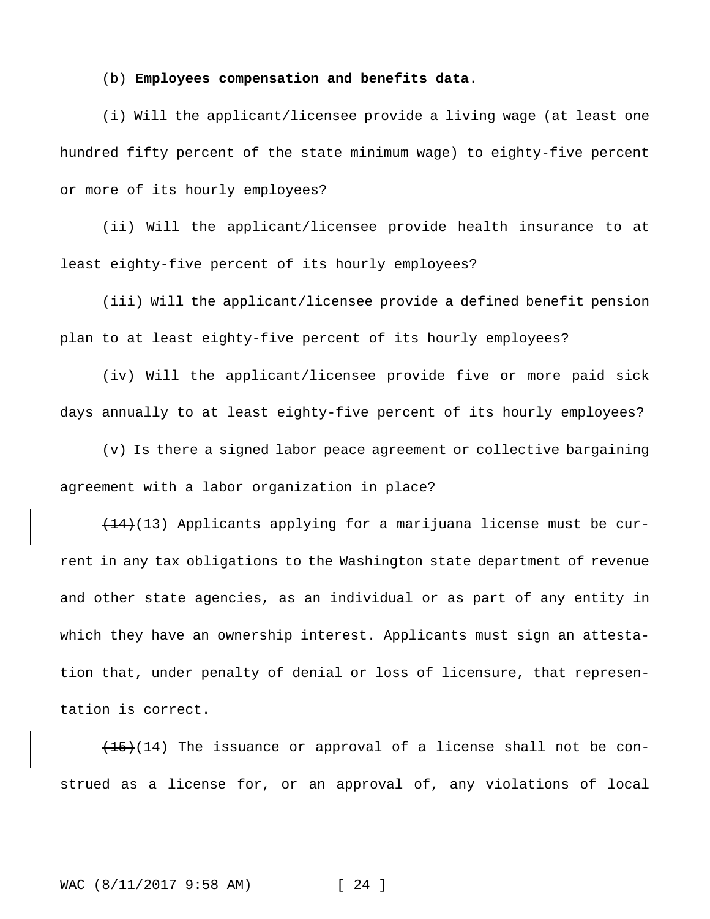(b) **Employees compensation and benefits data**.

(i) Will the applicant/licensee provide a living wage (at least one hundred fifty percent of the state minimum wage) to eighty-five percent or more of its hourly employees?

(ii) Will the applicant/licensee provide health insurance to at least eighty-five percent of its hourly employees?

(iii) Will the applicant/licensee provide a defined benefit pension plan to at least eighty-five percent of its hourly employees?

(iv) Will the applicant/licensee provide five or more paid sick days annually to at least eighty-five percent of its hourly employees?

(v) Is there a signed labor peace agreement or collective bargaining agreement with a labor organization in place?

~~(14)~~(13) Applicants applying for a marijuana license must be current in any tax obligations to the Washington state department of revenue and other state agencies, as an individual or as part of any entity in which they have an ownership interest. Applicants must sign an attestation that, under penalty of denial or loss of licensure, that representation is correct.

~~(15)~~(14) The issuance or approval of a license shall not be construed as a license for, or an approval of, any violations of local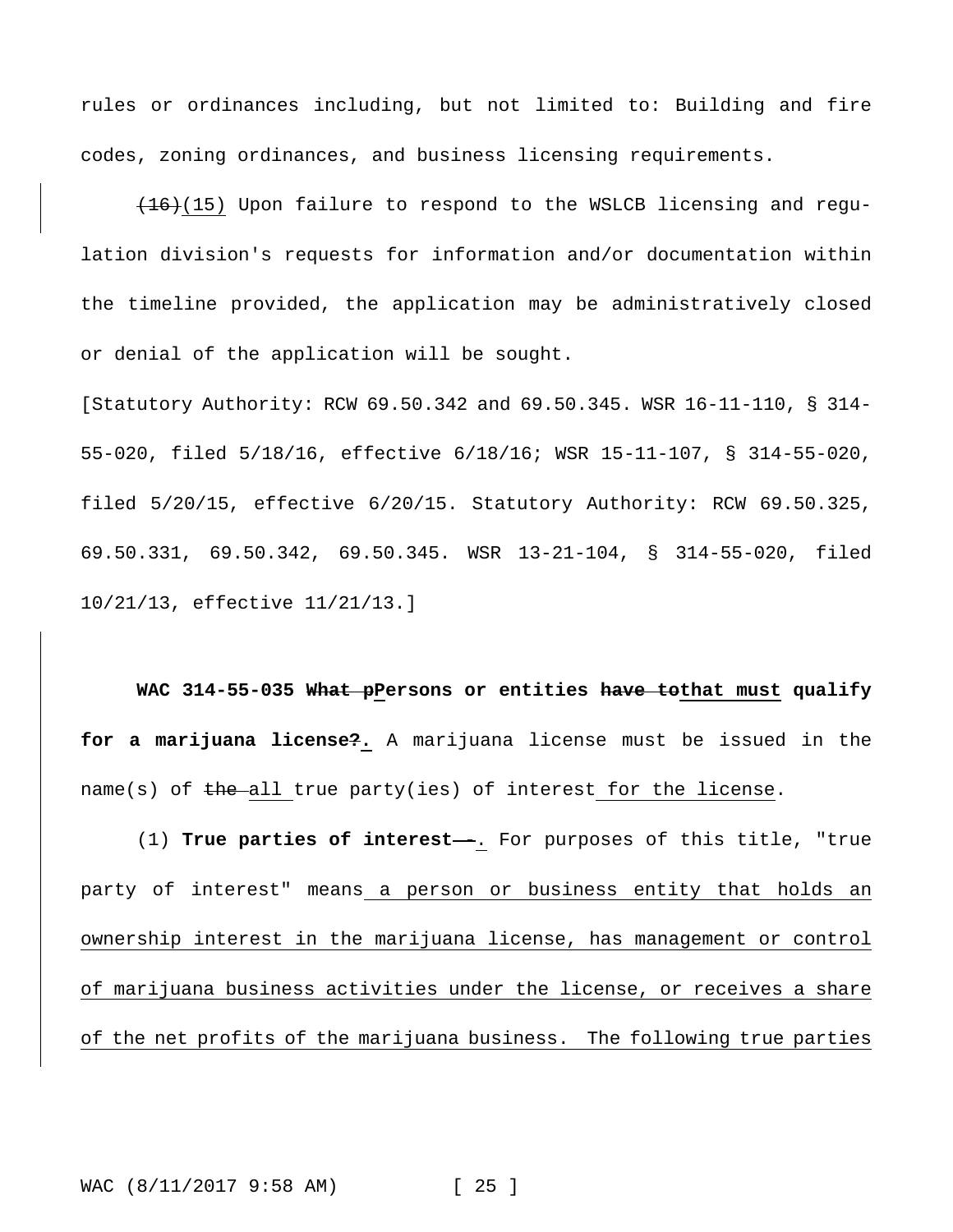rules or ordinances including, but not limited to: Building and fire codes, zoning ordinances, and business licensing requirements.

~~(16)~~(15) Upon failure to respond to the WSLCB licensing and regulation division's requests for information and/or documentation within the timeline provided, the application may be administratively closed or denial of the application will be sought.

[Statutory Authority: RCW 69.50.342 and 69.50.345. WSR 16-11-110, § 314-55-020, filed 5/18/16, effective 6/18/16; WSR 15-11-107, § 314-55-020, filed 5/20/15, effective 6/20/15. Statutory Authority: RCW 69.50.325, 69.50.331, 69.50.342, 69.50.345. WSR 13-21-104, § 314-55-020, filed 10/21/13, effective 11/21/13.]

**WAC 314-55-035 ~~What p~~Persons or entities ~~have to~~that must qualify for a marijuana license~~?~~.** A marijuana license must be issued in the name(s) of ~~the~~ all true party(ies) of interest for the license.

(1) **True parties of interest ~~—~~.** For purposes of this title, "true party of interest" means a person or business entity that holds an ownership interest in the marijuana license, has management or control of marijuana business activities under the license, or receives a share of the net profits of the marijuana business. The following true parties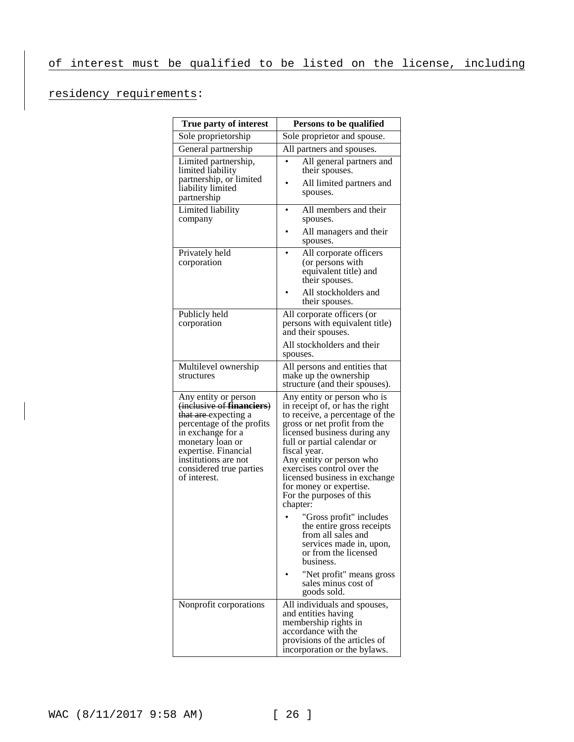of interest must be qualified to be listed on the license, including residency requirements:

| True party of interest | Persons to be qualified |
| --- | --- |
| Sole proprietorship | Sole proprietor and spouse. |
| General partnership | All partners and spouses. |
| Limited partnership, limited liability partnership, or limited liability limited partnership | • All general partners and their spouses.<br>• All limited partners and spouses. |
| Limited liability company | • All members and their spouses.<br>• All managers and their spouses. |
| Privately held corporation | • All corporate officers (or persons with equivalent title) and their spouses.<br>• All stockholders and their spouses. |
| Publicly held corporation | All corporate officers (or persons with equivalent title) and their spouses.<br>All stockholders and their spouses. |
| Multilevel ownership structures | All persons and entities that make up the ownership structure (and their spouses). |
| Any entity or person ~~(inclusive of **financiers**) that are~~ expecting a percentage of the profits in exchange for a monetary loan or expertise. Financial institutions are not considered true parties of interest. | Any entity or person who is in receipt of, or has the right to receive, a percentage of the gross or net profit from the licensed business during any full or partial calendar or fiscal year.<br>Any entity or person who exercises control over the licensed business in exchange for money or expertise.<br>For the purposes of this chapter:<br>• "Gross profit" includes the entire gross receipts from all sales and services made in, upon, or from the licensed business.<br>• "Net profit" means gross sales minus cost of goods sold. |
| Nonprofit corporations | All individuals and spouses, and entities having membership rights in accordance with the provisions of the articles of incorporation or the bylaws. |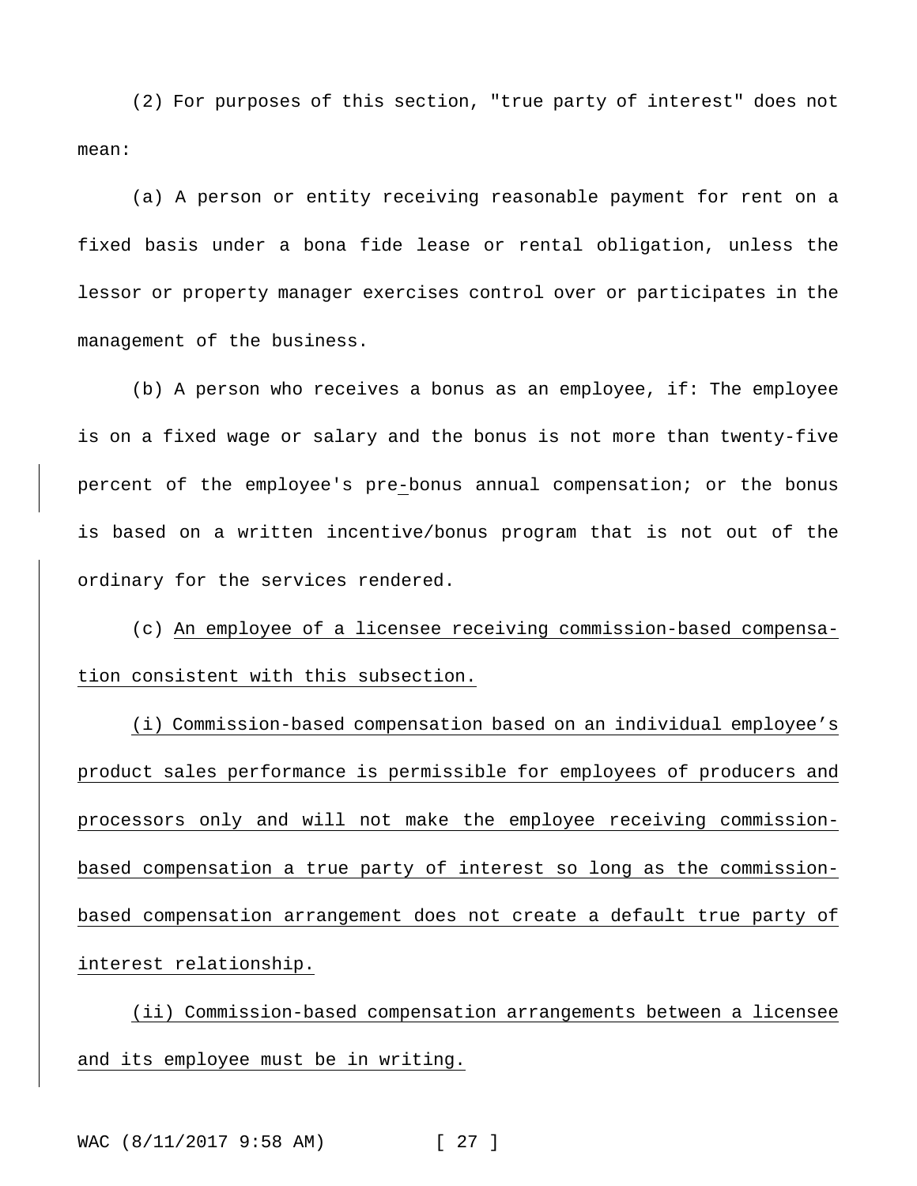(2) For purposes of this section, "true party of interest" does not mean:

(a) A person or entity receiving reasonable payment for rent on a fixed basis under a bona fide lease or rental obligation, unless the lessor or property manager exercises control over or participates in the management of the business.

(b) A person who receives a bonus as an employee, if: The employee is on a fixed wage or salary and the bonus is not more than twenty-five percent of the employee's pre-bonus annual compensation; or the bonus is based on a written incentive/bonus program that is not out of the ordinary for the services rendered.

(c) An employee of a licensee receiving commission-based compensation consistent with this subsection.

(i) Commission-based compensation based on an individual employee’s product sales performance is permissible for employees of producers and processors only and will not make the employee receiving commission-based compensation a true party of interest so long as the commission-based compensation arrangement does not create a default true party of interest relationship.

(ii) Commission-based compensation arrangements between a licensee and its employee must be in writing.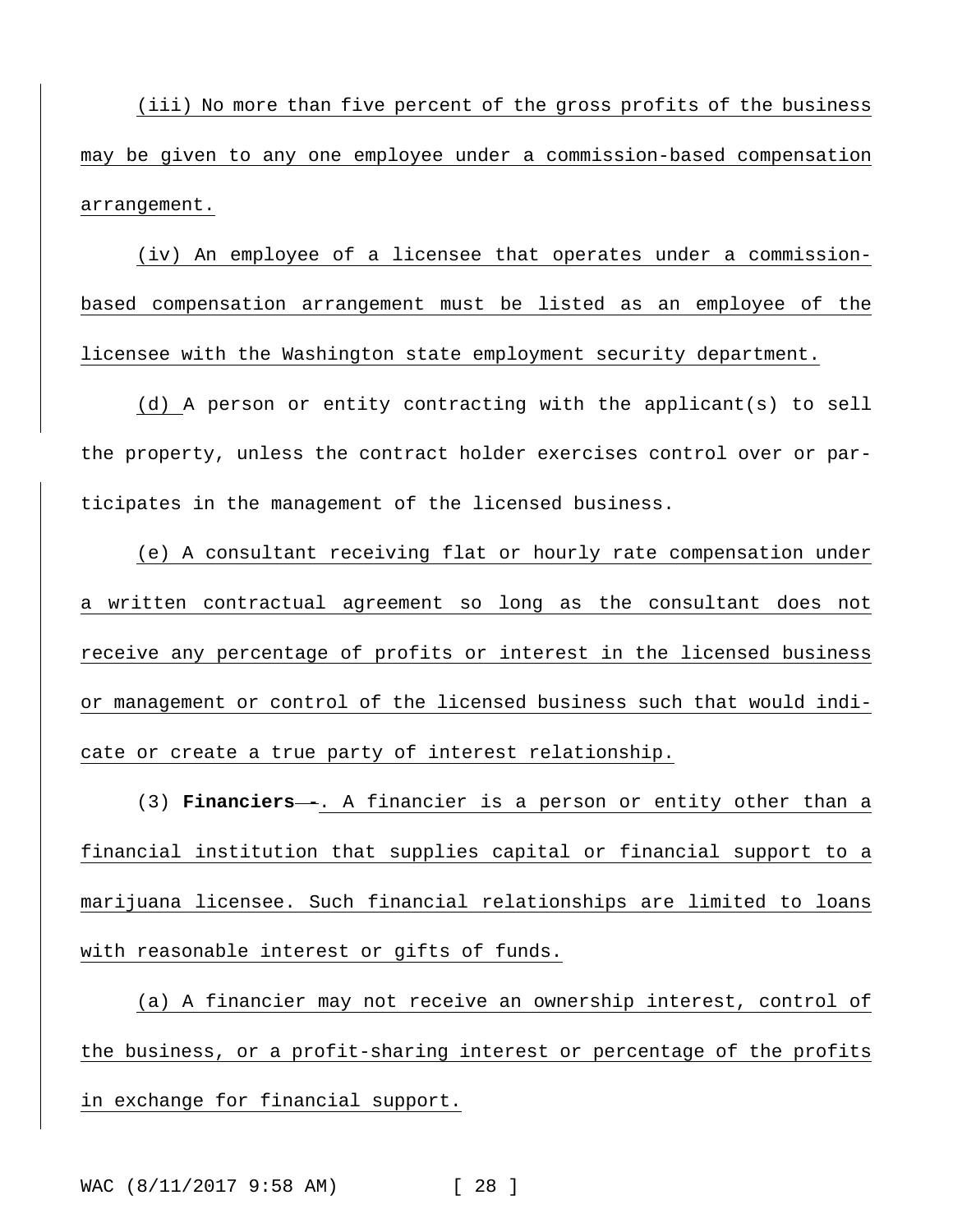(iii) No more than five percent of the gross profits of the business may be given to any one employee under a commission-based compensation arrangement.

(iv) An employee of a licensee that operates under a commission-based compensation arrangement must be listed as an employee of the licensee with the Washington state employment security department.

(d) A person or entity contracting with the applicant(s) to sell the property, unless the contract holder exercises control over or participates in the management of the licensed business.

(e) A consultant receiving flat or hourly rate compensation under a written contractual agreement so long as the consultant does not receive any percentage of profits or interest in the licensed business or management or control of the licensed business such that would indicate or create a true party of interest relationship.

(3) **Financiers** ~~-~~. A financier is a person or entity other than a financial institution that supplies capital or financial support to a marijuana licensee. Such financial relationships are limited to loans with reasonable interest or gifts of funds.

(a) A financier may not receive an ownership interest, control of the business, or a profit-sharing interest or percentage of the profits in exchange for financial support.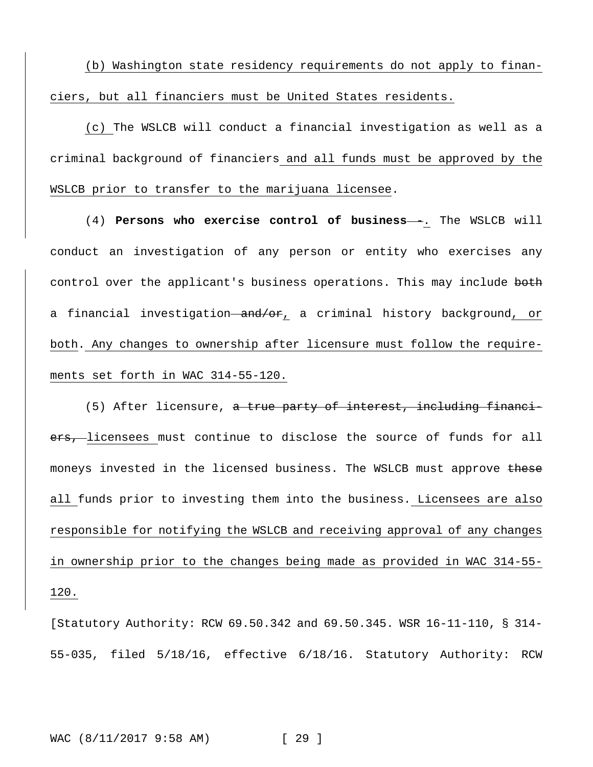(b) Washington state residency requirements do not apply to financiers, but all financiers must be United States residents.

(c) The WSLCB will conduct a financial investigation as well as a criminal background of financiers and all funds must be approved by the WSLCB prior to transfer to the marijuana licensee.

(4) **Persons who exercise control of business** ~~-~~. The WSLCB will conduct an investigation of any person or entity who exercises any control over the applicant's business operations. This may include ~~both~~ a financial investigation ~~and/or~~, a criminal history background, or both. Any changes to ownership after licensure must follow the requirements set forth in WAC 314-55-120.

(5) After licensure, ~~a true party of interest, including financiers,~~ licensees must continue to disclose the source of funds for all moneys invested in the licensed business. The WSLCB must approve ~~these~~ all funds prior to investing them into the business. Licensees are also responsible for notifying the WSLCB and receiving approval of any changes in ownership prior to the changes being made as provided in WAC 314-55-120.

[Statutory Authority: RCW 69.50.342 and 69.50.345. WSR 16-11-110, § 314-55-035, filed 5/18/16, effective 6/18/16. Statutory Authority: RCW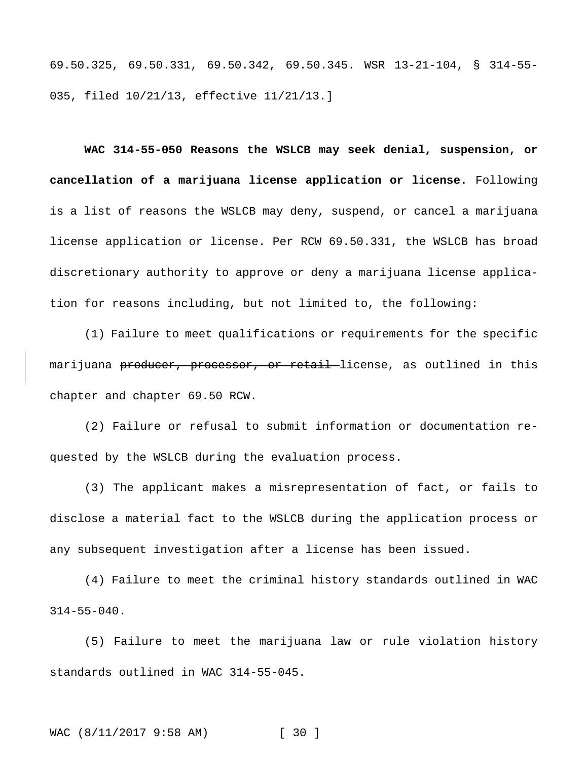69.50.325, 69.50.331, 69.50.342, 69.50.345. WSR 13-21-104, § 314-55-035, filed 10/21/13, effective 11/21/13.]

**WAC 314-55-050 Reasons the WSLCB may seek denial, suspension, or cancellation of a marijuana license application or license.** Following is a list of reasons the WSLCB may deny, suspend, or cancel a marijuana license application or license. Per RCW 69.50.331, the WSLCB has broad discretionary authority to approve or deny a marijuana license application for reasons including, but not limited to, the following:

(1) Failure to meet qualifications or requirements for the specific marijuana ~~producer, processor, or retail~~ license, as outlined in this chapter and chapter 69.50 RCW.

(2) Failure or refusal to submit information or documentation requested by the WSLCB during the evaluation process.

(3) The applicant makes a misrepresentation of fact, or fails to disclose a material fact to the WSLCB during the application process or any subsequent investigation after a license has been issued.

(4) Failure to meet the criminal history standards outlined in WAC 314-55-040.

(5) Failure to meet the marijuana law or rule violation history standards outlined in WAC 314-55-045.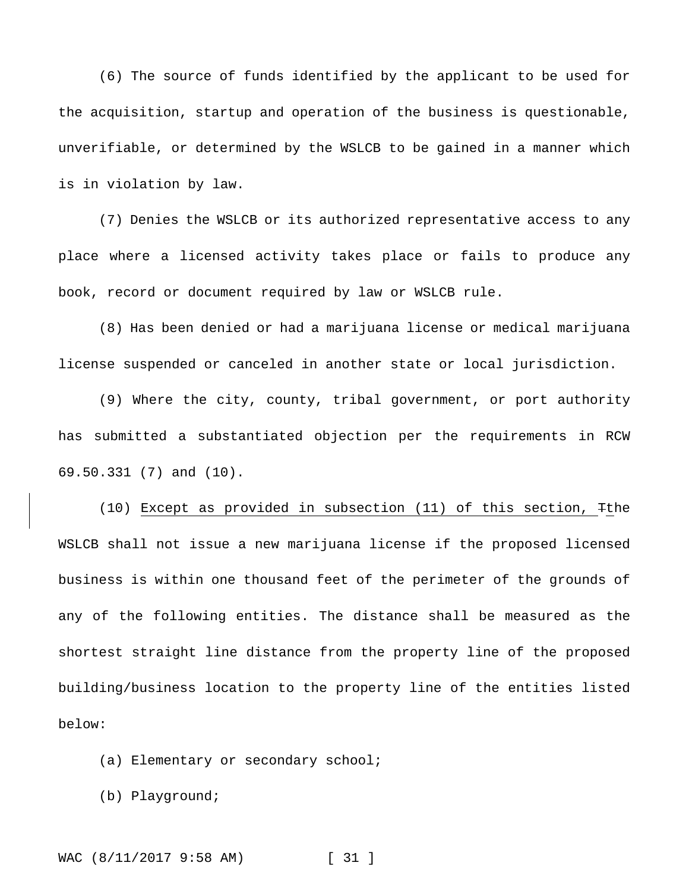(6) The source of funds identified by the applicant to be used for the acquisition, startup and operation of the business is questionable, unverifiable, or determined by the WSLCB to be gained in a manner which is in violation by law.

(7) Denies the WSLCB or its authorized representative access to any place where a licensed activity takes place or fails to produce any book, record or document required by law or WSLCB rule.

(8) Has been denied or had a marijuana license or medical marijuana license suspended or canceled in another state or local jurisdiction.

(9) Where the city, county, tribal government, or port authority has submitted a substantiated objection per the requirements in RCW 69.50.331 (7) and (10).

(10) <u>Except as provided in subsection (11) of this section, </u>~~T~~<u>t</u>he WSLCB shall not issue a new marijuana license if the proposed licensed business is within one thousand feet of the perimeter of the grounds of any of the following entities. The distance shall be measured as the shortest straight line distance from the property line of the proposed building/business location to the property line of the entities listed below:

(a) Elementary or secondary school;

(b) Playground;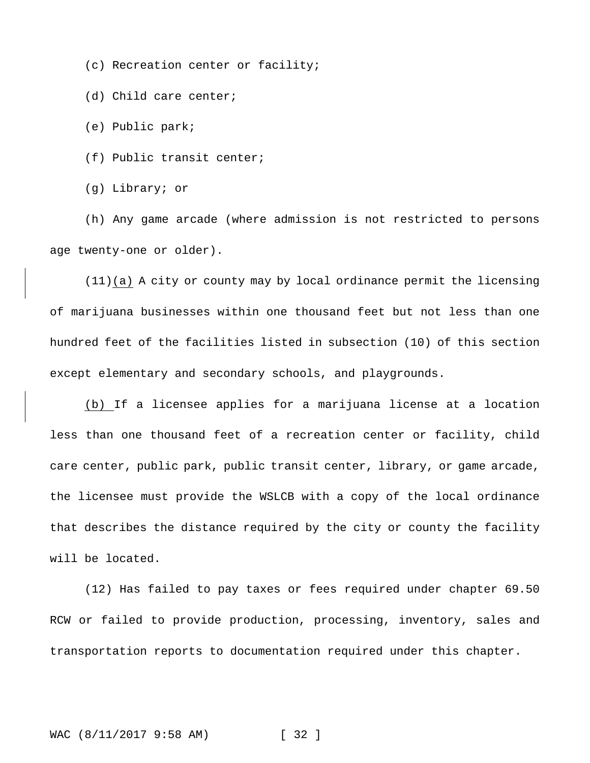(c) Recreation center or facility;

(d) Child care center;

(e) Public park;

(f) Public transit center;

(g) Library; or

(h) Any game arcade (where admission is not restricted to persons age twenty-one or older).

(11)(a) A city or county may by local ordinance permit the licensing of marijuana businesses within one thousand feet but not less than one hundred feet of the facilities listed in subsection (10) of this section except elementary and secondary schools, and playgrounds.

(b) If a licensee applies for a marijuana license at a location less than one thousand feet of a recreation center or facility, child care center, public park, public transit center, library, or game arcade, the licensee must provide the WSLCB with a copy of the local ordinance that describes the distance required by the city or county the facility will be located.

(12) Has failed to pay taxes or fees required under chapter 69.50 RCW or failed to provide production, processing, inventory, sales and transportation reports to documentation required under this chapter.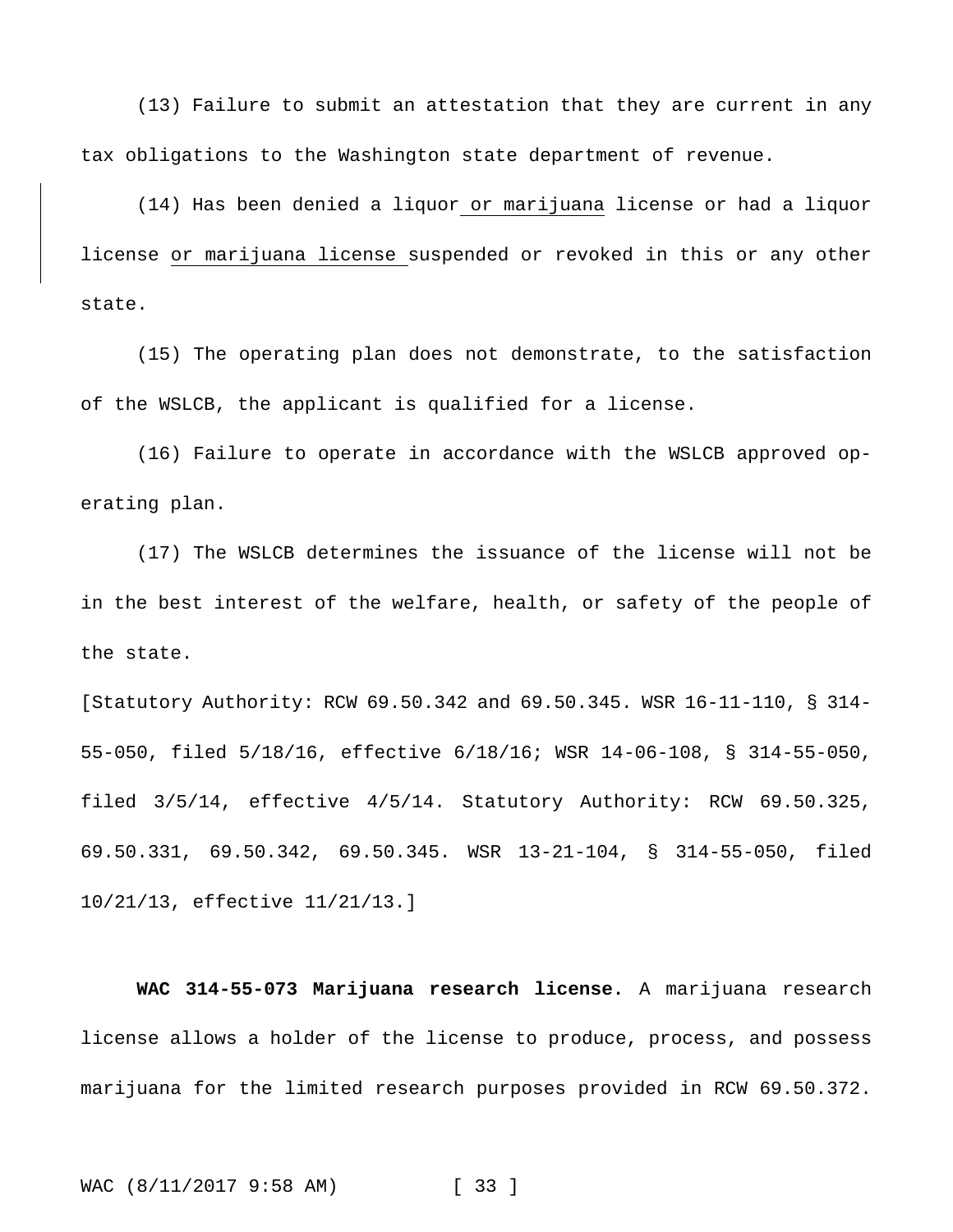(13) Failure to submit an attestation that they are current in any tax obligations to the Washington state department of revenue.

(14) Has been denied a liquor or marijuana license or had a liquor license or marijuana license suspended or revoked in this or any other state.

(15) The operating plan does not demonstrate, to the satisfaction of the WSLCB, the applicant is qualified for a license.

(16) Failure to operate in accordance with the WSLCB approved operating plan.

(17) The WSLCB determines the issuance of the license will not be in the best interest of the welfare, health, or safety of the people of the state.

[Statutory Authority: RCW 69.50.342 and 69.50.345. WSR 16-11-110, § 314-55-050, filed 5/18/16, effective 6/18/16; WSR 14-06-108, § 314-55-050, filed 3/5/14, effective 4/5/14. Statutory Authority: RCW 69.50.325, 69.50.331, 69.50.342, 69.50.345. WSR 13-21-104, § 314-55-050, filed 10/21/13, effective 11/21/13.]

**WAC 314-55-073 Marijuana research license.** A marijuana research license allows a holder of the license to produce, process, and possess marijuana for the limited research purposes provided in RCW 69.50.372.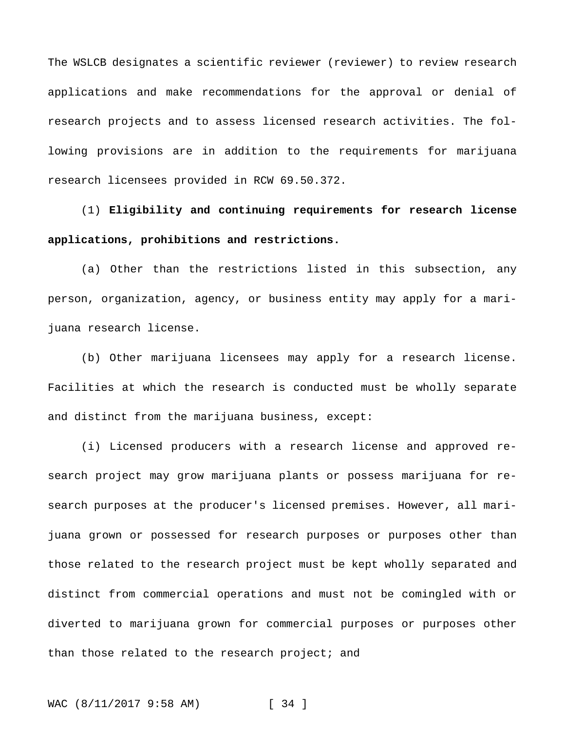The WSLCB designates a scientific reviewer (reviewer) to review research applications and make recommendations for the approval or denial of research projects and to assess licensed research activities. The following provisions are in addition to the requirements for marijuana research licensees provided in RCW 69.50.372.

(1) **Eligibility and continuing requirements for research license applications, prohibitions and restrictions.**

(a) Other than the restrictions listed in this subsection, any person, organization, agency, or business entity may apply for a marijuana research license.

(b) Other marijuana licensees may apply for a research license. Facilities at which the research is conducted must be wholly separate and distinct from the marijuana business, except:

(i) Licensed producers with a research license and approved research project may grow marijuana plants or possess marijuana for research purposes at the producer's licensed premises. However, all marijuana grown or possessed for research purposes or purposes other than those related to the research project must be kept wholly separated and distinct from commercial operations and must not be comingled with or diverted to marijuana grown for commercial purposes or purposes other than those related to the research project; and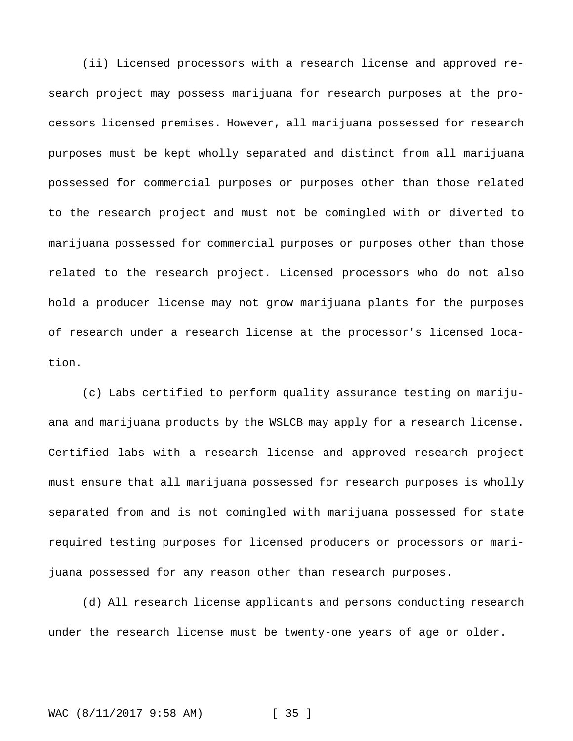(ii) Licensed processors with a research license and approved research project may possess marijuana for research purposes at the processors licensed premises. However, all marijuana possessed for research purposes must be kept wholly separated and distinct from all marijuana possessed for commercial purposes or purposes other than those related to the research project and must not be comingled with or diverted to marijuana possessed for commercial purposes or purposes other than those related to the research project. Licensed processors who do not also hold a producer license may not grow marijuana plants for the purposes of research under a research license at the processor's licensed location.

(c) Labs certified to perform quality assurance testing on marijuana and marijuana products by the WSLCB may apply for a research license. Certified labs with a research license and approved research project must ensure that all marijuana possessed for research purposes is wholly separated from and is not comingled with marijuana possessed for state required testing purposes for licensed producers or processors or marijuana possessed for any reason other than research purposes.

(d) All research license applicants and persons conducting research under the research license must be twenty-one years of age or older.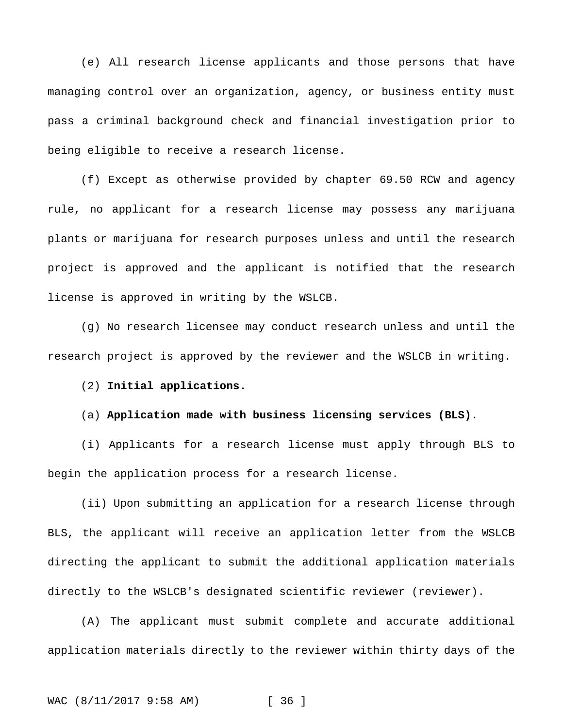(e) All research license applicants and those persons that have managing control over an organization, agency, or business entity must pass a criminal background check and financial investigation prior to being eligible to receive a research license.

(f) Except as otherwise provided by chapter 69.50 RCW and agency rule, no applicant for a research license may possess any marijuana plants or marijuana for research purposes unless and until the research project is approved and the applicant is notified that the research license is approved in writing by the WSLCB.

(g) No research licensee may conduct research unless and until the research project is approved by the reviewer and the WSLCB in writing.

(2) **Initial applications.**

(a) **Application made with business licensing services (BLS).**

(i) Applicants for a research license must apply through BLS to begin the application process for a research license.

(ii) Upon submitting an application for a research license through BLS, the applicant will receive an application letter from the WSLCB directing the applicant to submit the additional application materials directly to the WSLCB's designated scientific reviewer (reviewer).

(A) The applicant must submit complete and accurate additional application materials directly to the reviewer within thirty days of the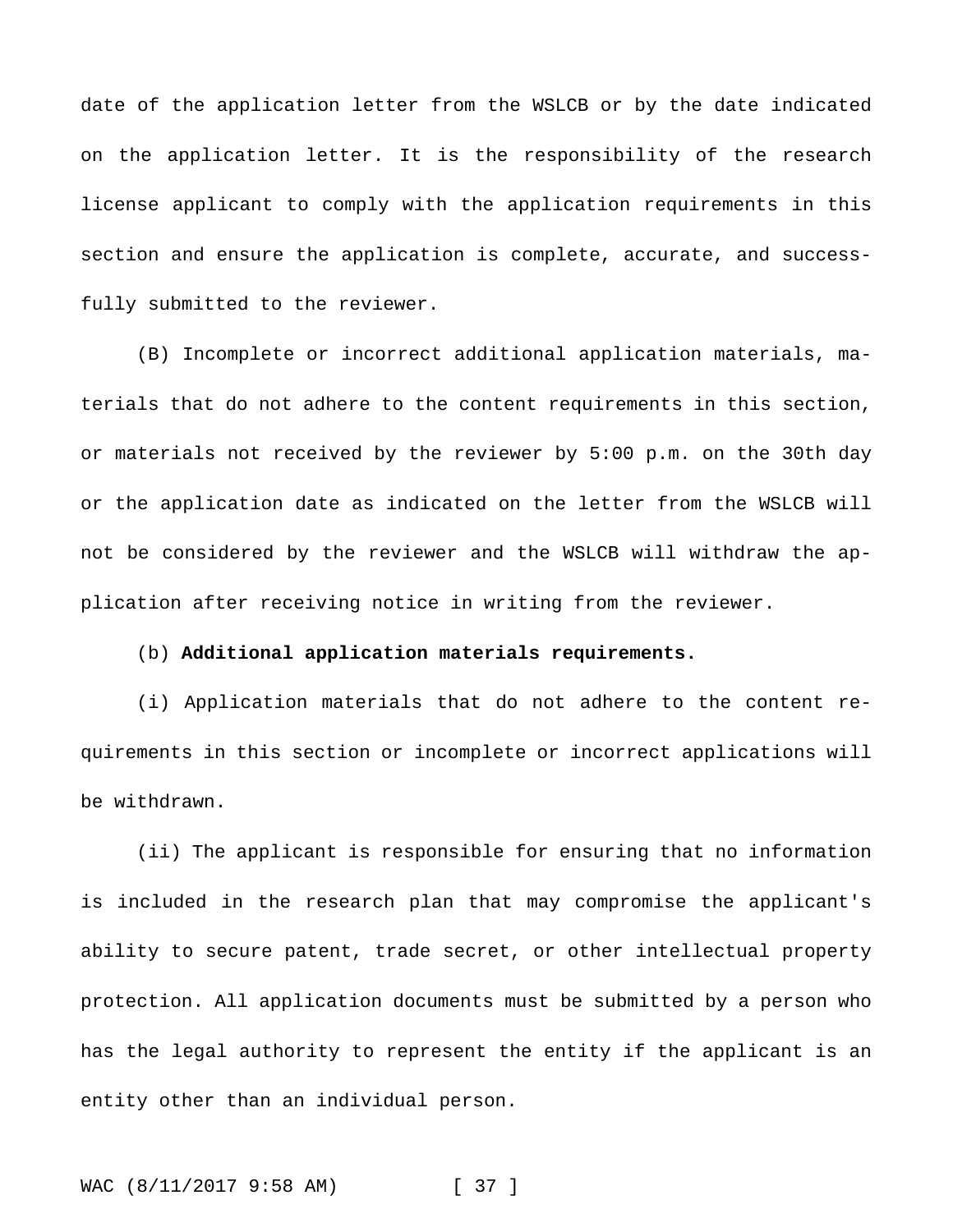date of the application letter from the WSLCB or by the date indicated on the application letter. It is the responsibility of the research license applicant to comply with the application requirements in this section and ensure the application is complete, accurate, and successfully submitted to the reviewer.

(B) Incomplete or incorrect additional application materials, materials that do not adhere to the content requirements in this section, or materials not received by the reviewer by 5:00 p.m. on the 30th day or the application date as indicated on the letter from the WSLCB will not be considered by the reviewer and the WSLCB will withdraw the application after receiving notice in writing from the reviewer.

(b) **Additional application materials requirements.**

(i) Application materials that do not adhere to the content requirements in this section or incomplete or incorrect applications will be withdrawn.

(ii) The applicant is responsible for ensuring that no information is included in the research plan that may compromise the applicant's ability to secure patent, trade secret, or other intellectual property protection. All application documents must be submitted by a person who has the legal authority to represent the entity if the applicant is an entity other than an individual person.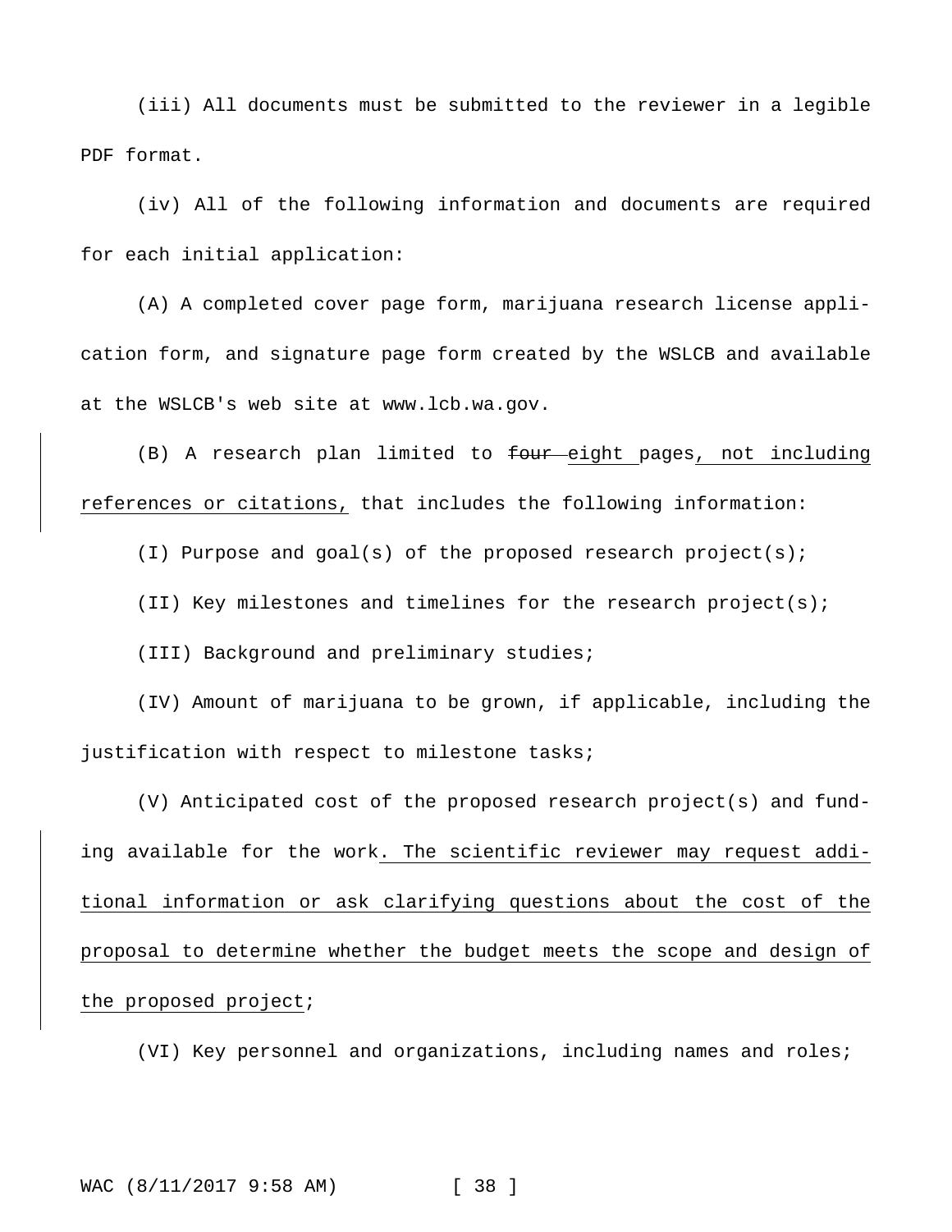(iii) All documents must be submitted to the reviewer in a legible PDF format.

(iv) All of the following information and documents are required for each initial application:

(A) A completed cover page form, marijuana research license application form, and signature page form created by the WSLCB and available at the WSLCB's web site at www.lcb.wa.gov.

(B) A research plan limited to ~~four~~ <u>eight</u> pages<u>, not including references or citations,</u> that includes the following information:

(I) Purpose and goal(s) of the proposed research project(s);

(II) Key milestones and timelines for the research project(s);

(III) Background and preliminary studies;

(IV) Amount of marijuana to be grown, if applicable, including the justification with respect to milestone tasks;

(V) Anticipated cost of the proposed research project(s) and funding available for the work<u>. The scientific reviewer may request additional information or ask clarifying questions about the cost of the proposal to determine whether the budget meets the scope and design of the proposed project</u>;

(VI) Key personnel and organizations, including names and roles;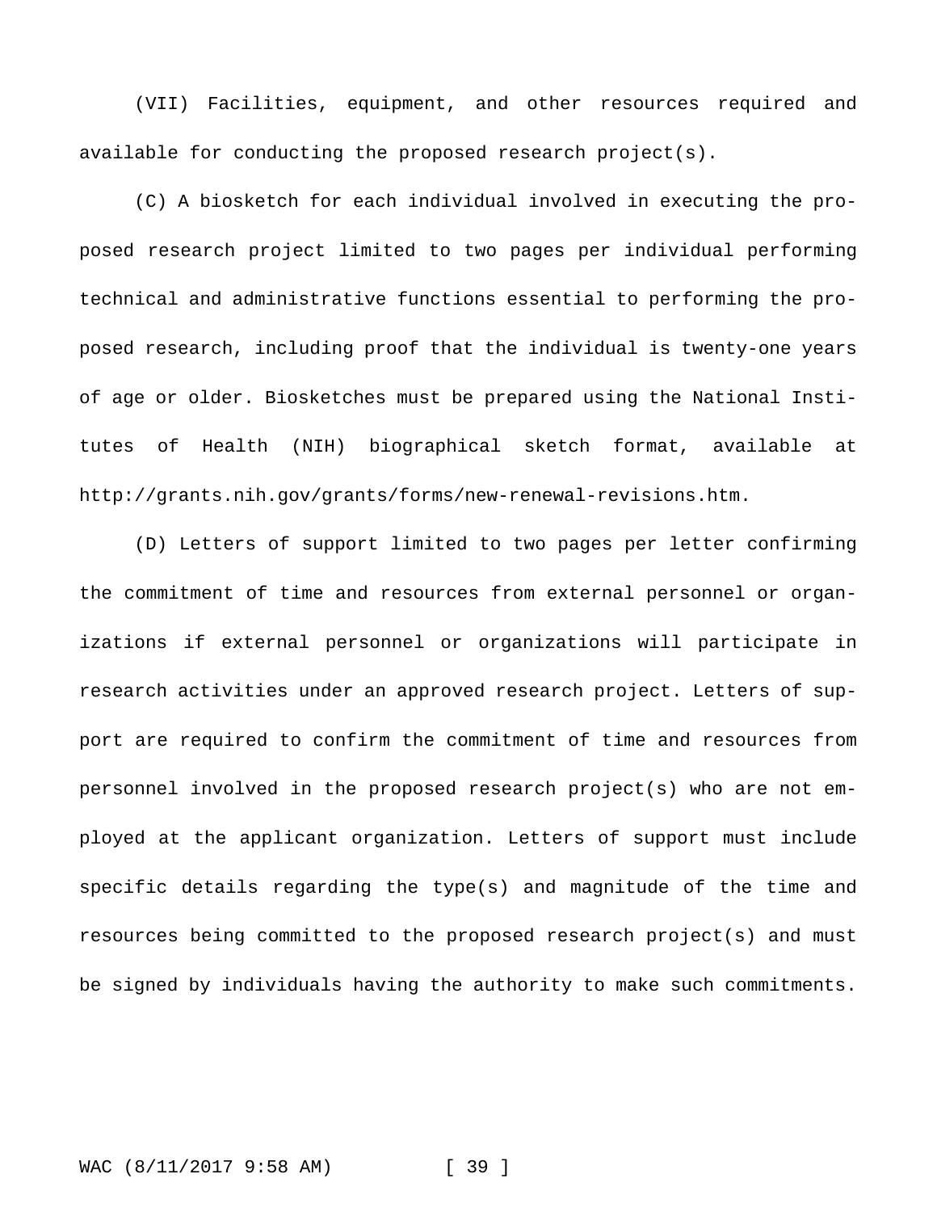(VII) Facilities, equipment, and other resources required and available for conducting the proposed research project(s).

(C) A biosketch for each individual involved in executing the proposed research project limited to two pages per individual performing technical and administrative functions essential to performing the proposed research, including proof that the individual is twenty-one years of age or older. Biosketches must be prepared using the National Institutes of Health (NIH) biographical sketch format, available at http://grants.nih.gov/grants/forms/new-renewal-revisions.htm.

(D) Letters of support limited to two pages per letter confirming the commitment of time and resources from external personnel or organizations if external personnel or organizations will participate in research activities under an approved research project. Letters of support are required to confirm the commitment of time and resources from personnel involved in the proposed research project(s) who are not employed at the applicant organization. Letters of support must include specific details regarding the type(s) and magnitude of the time and resources being committed to the proposed research project(s) and must be signed by individuals having the authority to make such commitments.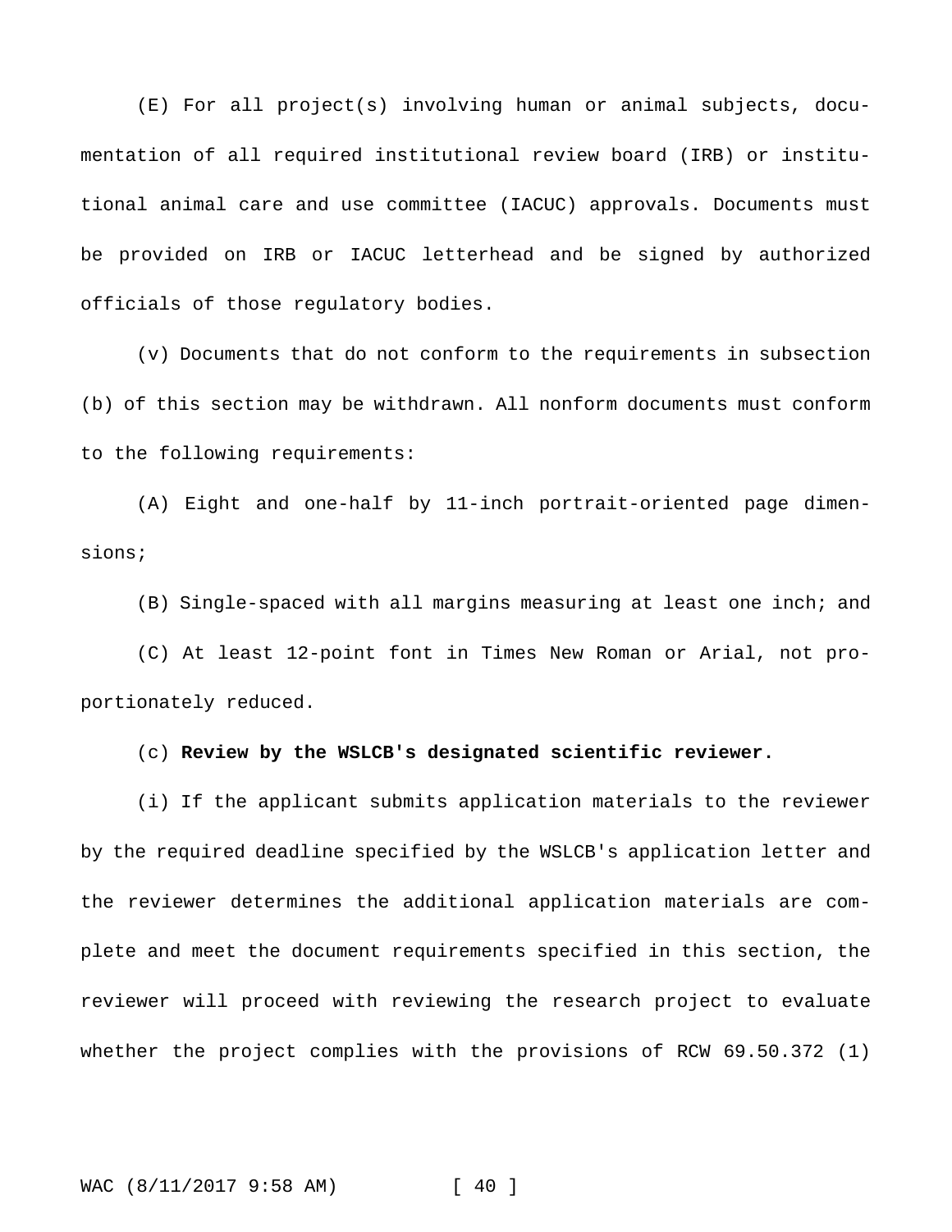(E) For all project(s) involving human or animal subjects, documentation of all required institutional review board (IRB) or institutional animal care and use committee (IACUC) approvals. Documents must be provided on IRB or IACUC letterhead and be signed by authorized officials of those regulatory bodies.

(v) Documents that do not conform to the requirements in subsection (b) of this section may be withdrawn. All nonform documents must conform to the following requirements:

(A) Eight and one-half by 11-inch portrait-oriented page dimensions;

(B) Single-spaced with all margins measuring at least one inch; and

(C) At least 12-point font in Times New Roman or Arial, not proportionately reduced.

(c) **Review by the WSLCB's designated scientific reviewer.**

(i) If the applicant submits application materials to the reviewer by the required deadline specified by the WSLCB's application letter and the reviewer determines the additional application materials are complete and meet the document requirements specified in this section, the reviewer will proceed with reviewing the research project to evaluate whether the project complies with the provisions of RCW 69.50.372 (1)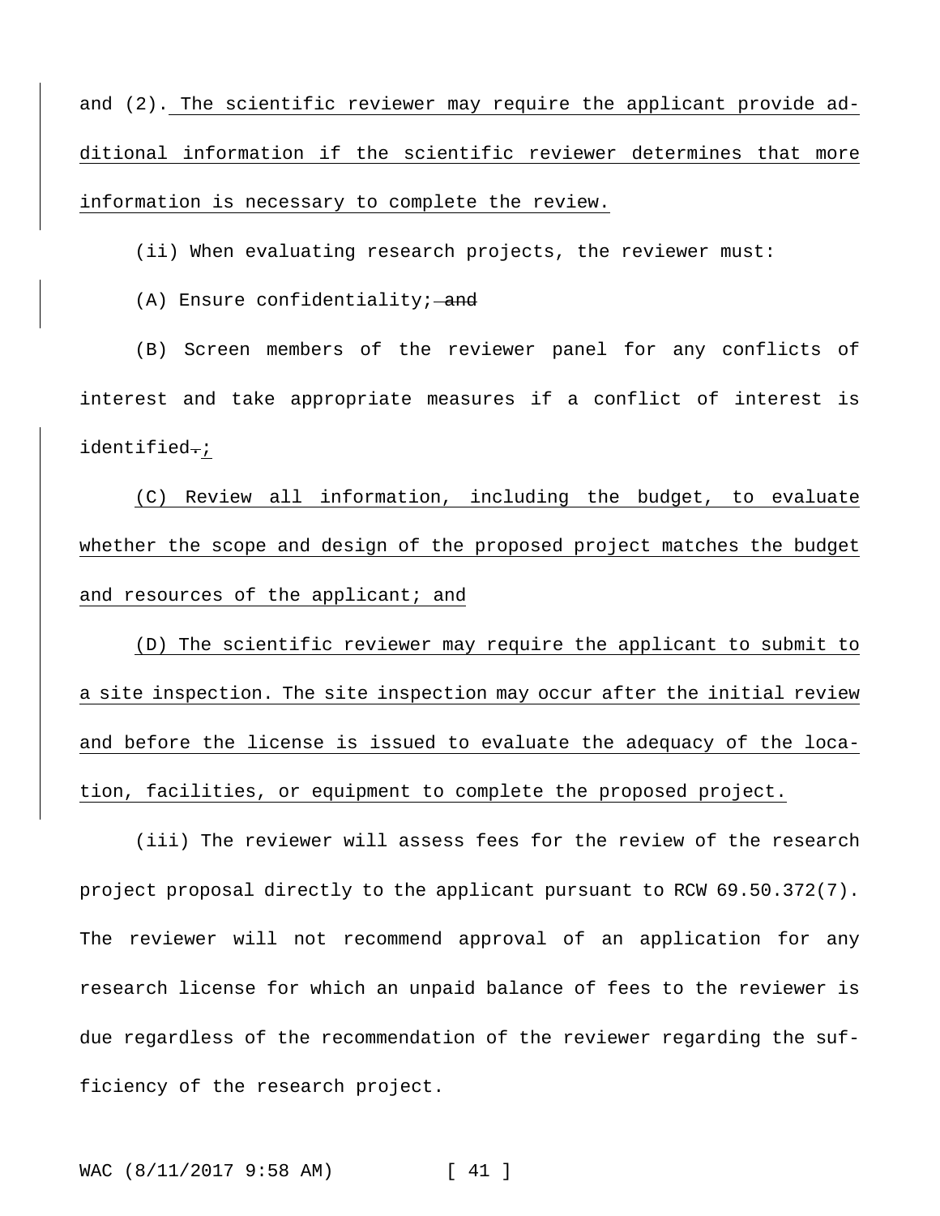and (2). The scientific reviewer may require the applicant provide additional information if the scientific reviewer determines that more information is necessary to complete the review.

(ii) When evaluating research projects, the reviewer must:

(A) Ensure confidentiality; ~~and~~

(B) Screen members of the reviewer panel for any conflicts of interest and take appropriate measures if a conflict of interest is identified~~.~~;

(C) Review all information, including the budget, to evaluate whether the scope and design of the proposed project matches the budget and resources of the applicant; and

(D) The scientific reviewer may require the applicant to submit to a site inspection. The site inspection may occur after the initial review and before the license is issued to evaluate the adequacy of the location, facilities, or equipment to complete the proposed project.

(iii) The reviewer will assess fees for the review of the research project proposal directly to the applicant pursuant to RCW 69.50.372(7). The reviewer will not recommend approval of an application for any research license for which an unpaid balance of fees to the reviewer is due regardless of the recommendation of the reviewer regarding the sufficiency of the research project.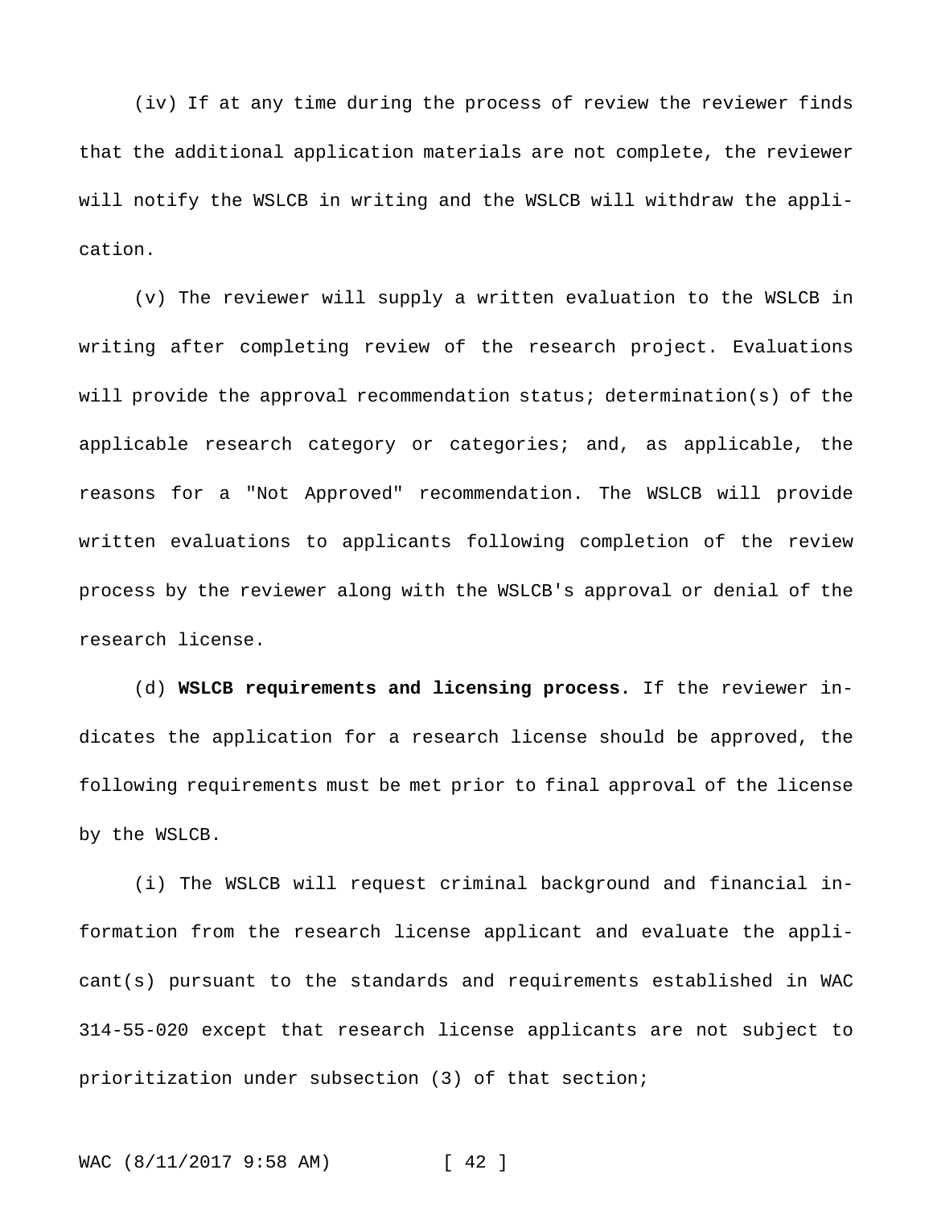(iv) If at any time during the process of review the reviewer finds that the additional application materials are not complete, the reviewer will notify the WSLCB in writing and the WSLCB will withdraw the application.

(v) The reviewer will supply a written evaluation to the WSLCB in writing after completing review of the research project. Evaluations will provide the approval recommendation status; determination(s) of the applicable research category or categories; and, as applicable, the reasons for a "Not Approved" recommendation. The WSLCB will provide written evaluations to applicants following completion of the review process by the reviewer along with the WSLCB's approval or denial of the research license.

(d) **WSLCB requirements and licensing process.** If the reviewer indicates the application for a research license should be approved, the following requirements must be met prior to final approval of the license by the WSLCB.

(i) The WSLCB will request criminal background and financial information from the research license applicant and evaluate the applicant(s) pursuant to the standards and requirements established in WAC 314-55-020 except that research license applicants are not subject to prioritization under subsection (3) of that section;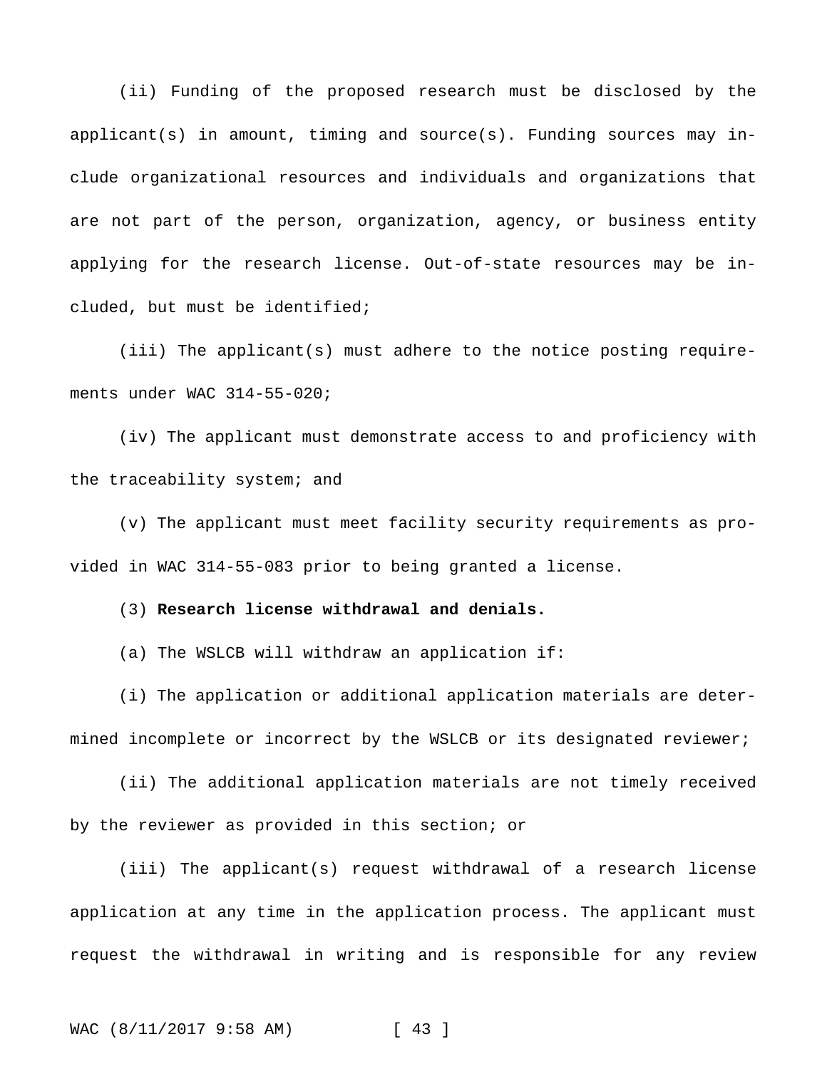(ii) Funding of the proposed research must be disclosed by the applicant(s) in amount, timing and source(s). Funding sources may include organizational resources and individuals and organizations that are not part of the person, organization, agency, or business entity applying for the research license. Out-of-state resources may be included, but must be identified;

(iii) The applicant(s) must adhere to the notice posting requirements under WAC 314-55-020;

(iv) The applicant must demonstrate access to and proficiency with the traceability system; and

(v) The applicant must meet facility security requirements as provided in WAC 314-55-083 prior to being granted a license.

(3) **Research license withdrawal and denials.**

(a) The WSLCB will withdraw an application if:

(i) The application or additional application materials are determined incomplete or incorrect by the WSLCB or its designated reviewer;

(ii) The additional application materials are not timely received by the reviewer as provided in this section; or

(iii) The applicant(s) request withdrawal of a research license application at any time in the application process. The applicant must request the withdrawal in writing and is responsible for any review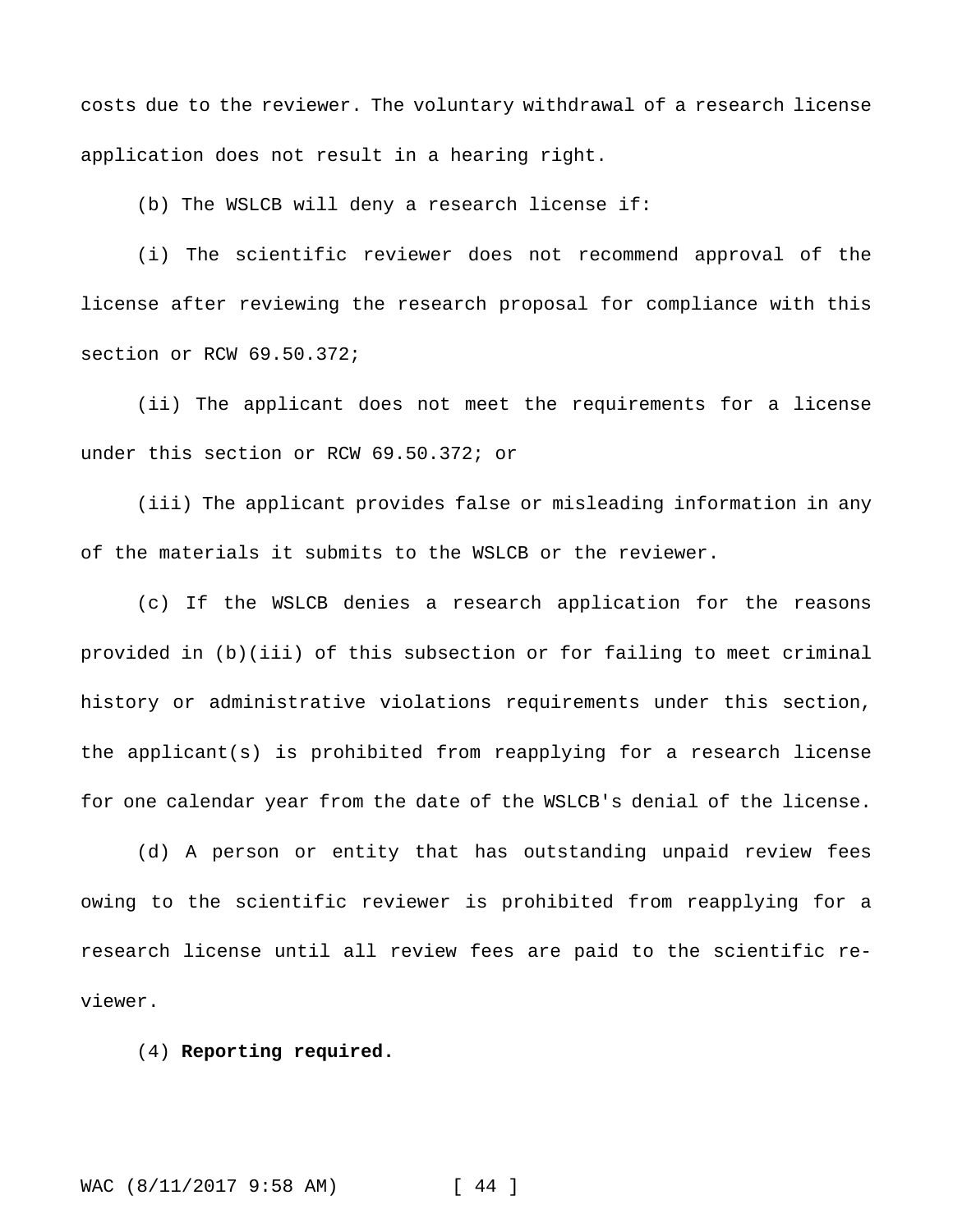costs due to the reviewer. The voluntary withdrawal of a research license application does not result in a hearing right.

(b) The WSLCB will deny a research license if:

(i) The scientific reviewer does not recommend approval of the license after reviewing the research proposal for compliance with this section or RCW 69.50.372;

(ii) The applicant does not meet the requirements for a license under this section or RCW 69.50.372; or

(iii) The applicant provides false or misleading information in any of the materials it submits to the WSLCB or the reviewer.

(c) If the WSLCB denies a research application for the reasons provided in (b)(iii) of this subsection or for failing to meet criminal history or administrative violations requirements under this section, the applicant(s) is prohibited from reapplying for a research license for one calendar year from the date of the WSLCB's denial of the license.

(d) A person or entity that has outstanding unpaid review fees owing to the scientific reviewer is prohibited from reapplying for a research license until all review fees are paid to the scientific reviewer.

(4) **Reporting required.**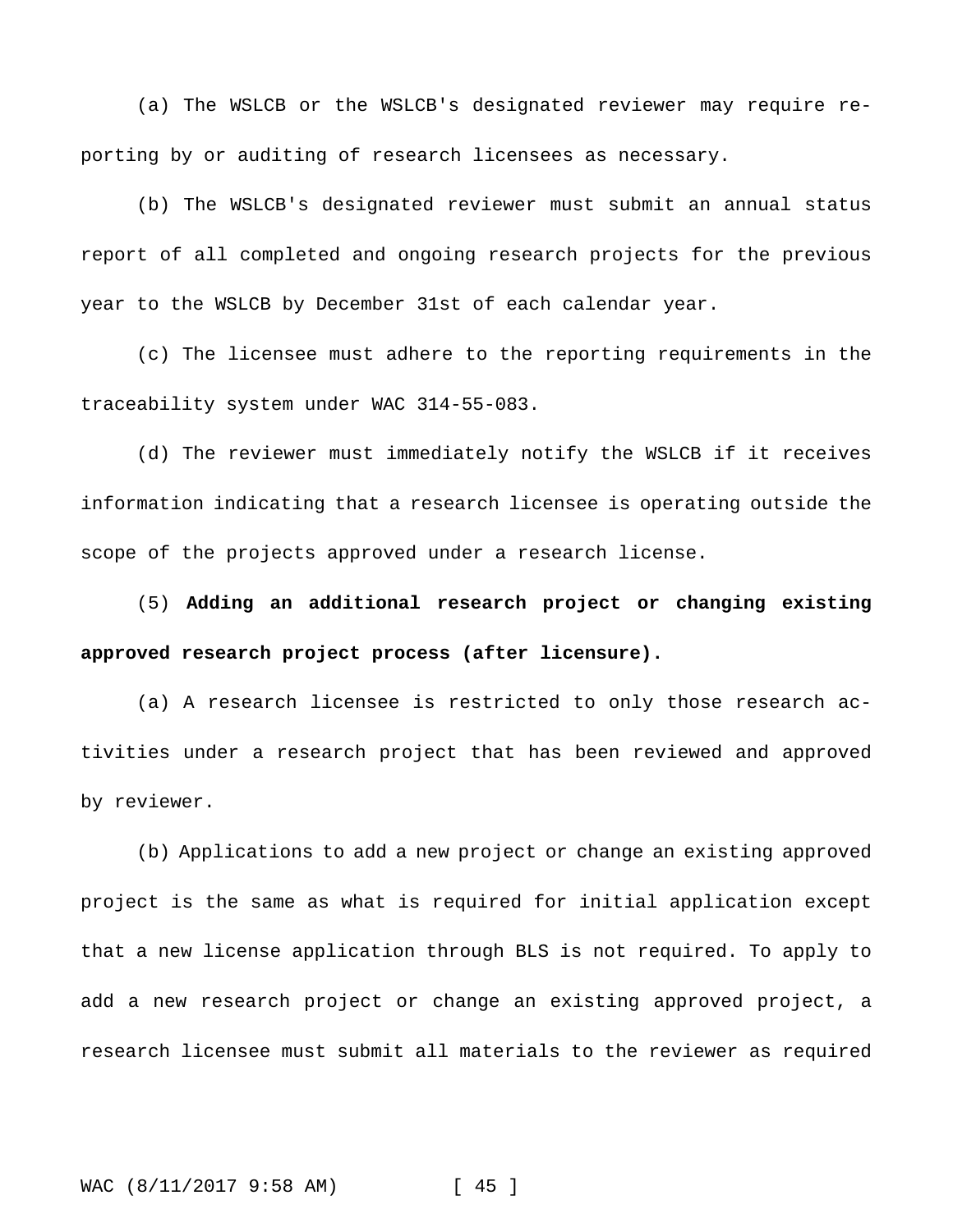(a) The WSLCB or the WSLCB's designated reviewer may require reporting by or auditing of research licensees as necessary.

(b) The WSLCB's designated reviewer must submit an annual status report of all completed and ongoing research projects for the previous year to the WSLCB by December 31st of each calendar year.

(c) The licensee must adhere to the reporting requirements in the traceability system under WAC 314-55-083.

(d) The reviewer must immediately notify the WSLCB if it receives information indicating that a research licensee is operating outside the scope of the projects approved under a research license.

(5) **Adding an additional research project or changing existing approved research project process (after licensure).**

(a) A research licensee is restricted to only those research activities under a research project that has been reviewed and approved by reviewer.

(b) Applications to add a new project or change an existing approved project is the same as what is required for initial application except that a new license application through BLS is not required. To apply to add a new research project or change an existing approved project, a research licensee must submit all materials to the reviewer as required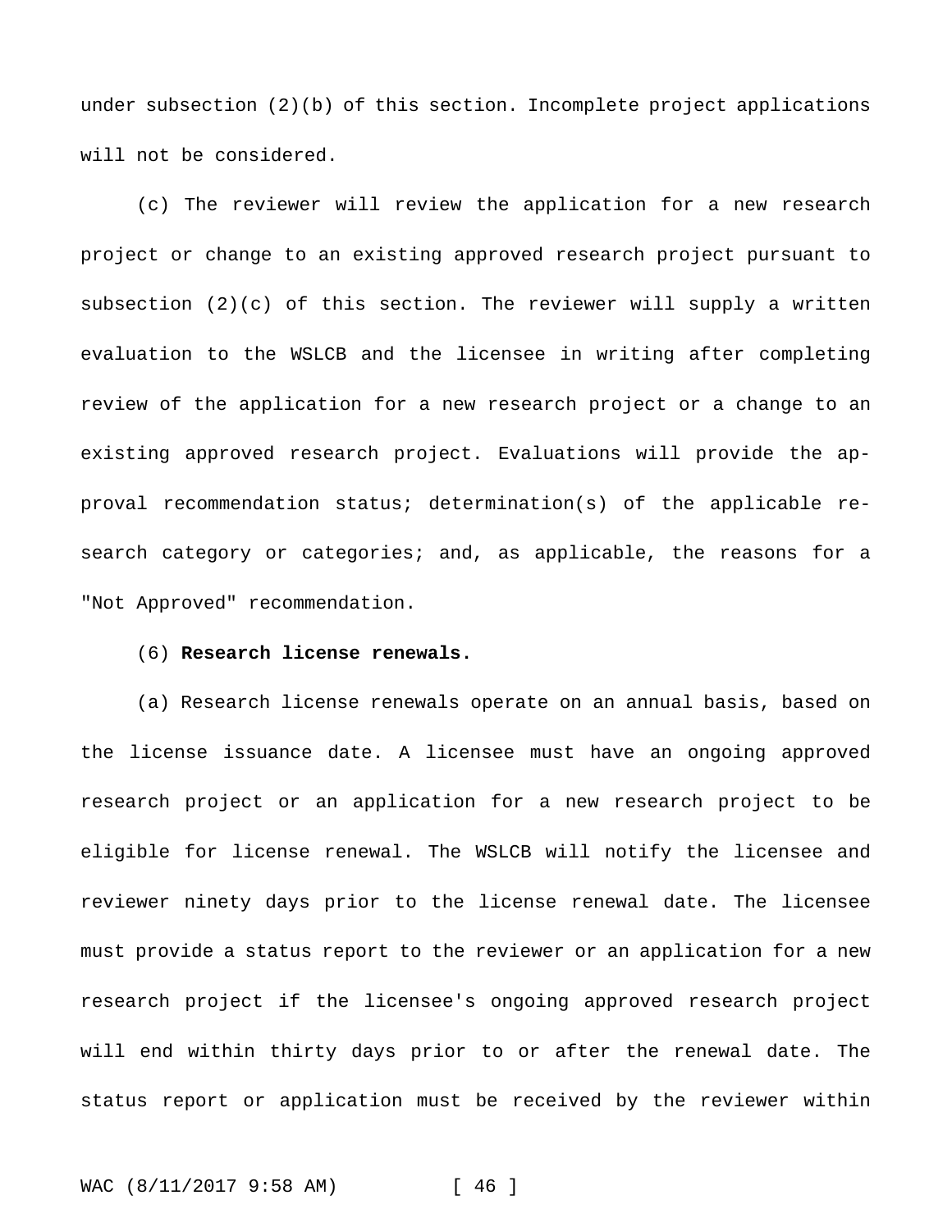under subsection (2)(b) of this section. Incomplete project applications will not be considered.

(c) The reviewer will review the application for a new research project or change to an existing approved research project pursuant to subsection (2)(c) of this section. The reviewer will supply a written evaluation to the WSLCB and the licensee in writing after completing review of the application for a new research project or a change to an existing approved research project. Evaluations will provide the approval recommendation status; determination(s) of the applicable research category or categories; and, as applicable, the reasons for a "Not Approved" recommendation.

(6) **Research license renewals.**

(a) Research license renewals operate on an annual basis, based on the license issuance date. A licensee must have an ongoing approved research project or an application for a new research project to be eligible for license renewal. The WSLCB will notify the licensee and reviewer ninety days prior to the license renewal date. The licensee must provide a status report to the reviewer or an application for a new research project if the licensee's ongoing approved research project will end within thirty days prior to or after the renewal date. The status report or application must be received by the reviewer within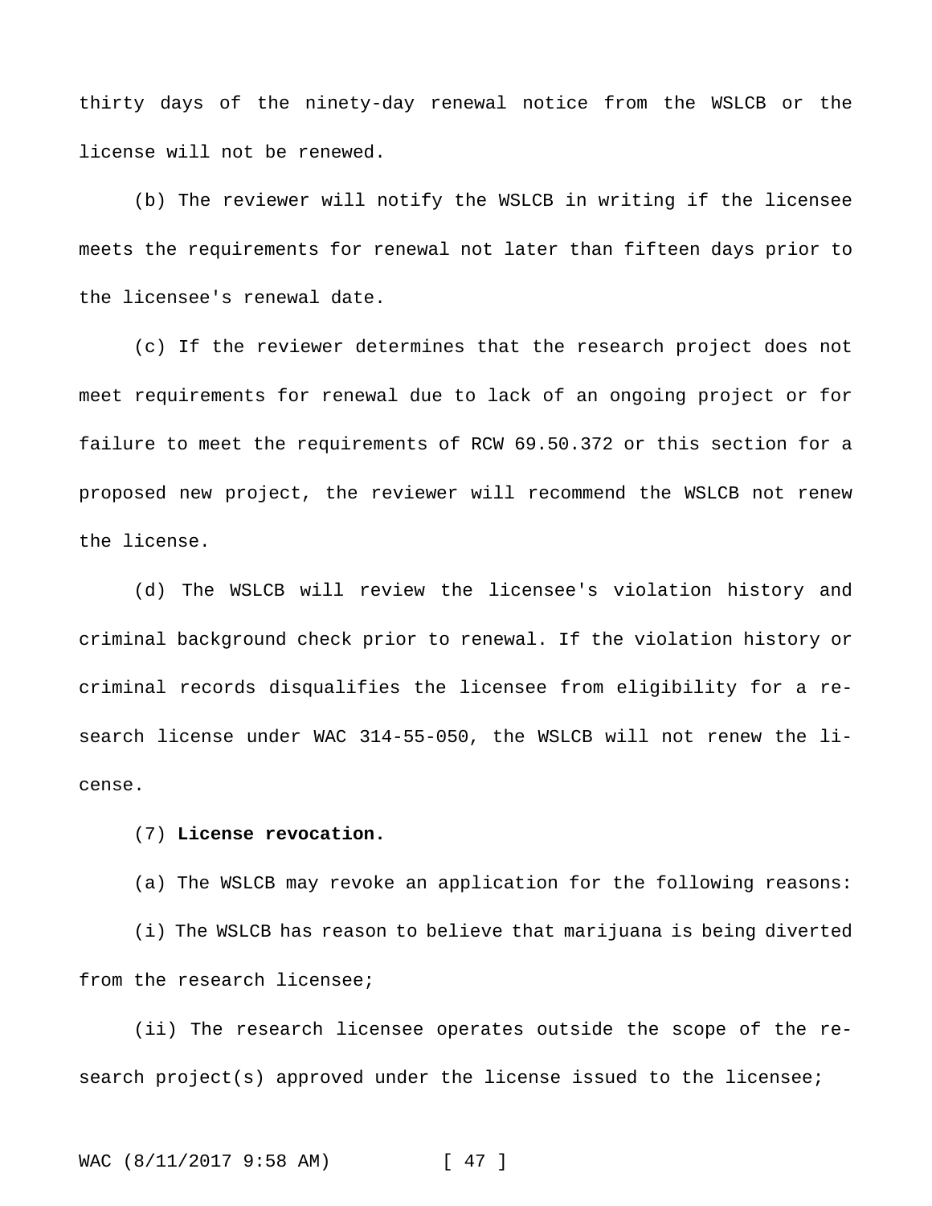thirty days of the ninety-day renewal notice from the WSLCB or the license will not be renewed.

(b) The reviewer will notify the WSLCB in writing if the licensee meets the requirements for renewal not later than fifteen days prior to the licensee's renewal date.

(c) If the reviewer determines that the research project does not meet requirements for renewal due to lack of an ongoing project or for failure to meet the requirements of RCW 69.50.372 or this section for a proposed new project, the reviewer will recommend the WSLCB not renew the license.

(d) The WSLCB will review the licensee's violation history and criminal background check prior to renewal. If the violation history or criminal records disqualifies the licensee from eligibility for a research license under WAC 314-55-050, the WSLCB will not renew the license.

(7) **License revocation.**

(a) The WSLCB may revoke an application for the following reasons:

(i) The WSLCB has reason to believe that marijuana is being diverted from the research licensee;

(ii) The research licensee operates outside the scope of the research project(s) approved under the license issued to the licensee;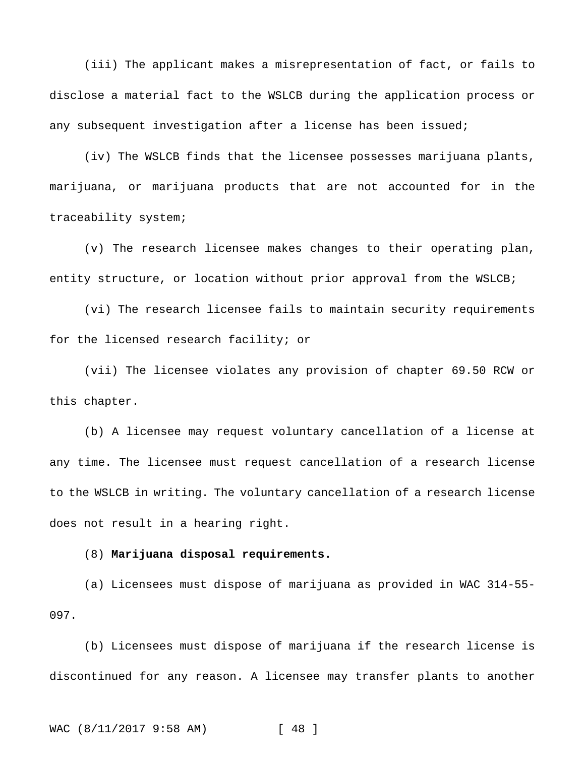(iii) The applicant makes a misrepresentation of fact, or fails to disclose a material fact to the WSLCB during the application process or any subsequent investigation after a license has been issued;

(iv) The WSLCB finds that the licensee possesses marijuana plants, marijuana, or marijuana products that are not accounted for in the traceability system;

(v) The research licensee makes changes to their operating plan, entity structure, or location without prior approval from the WSLCB;

(vi) The research licensee fails to maintain security requirements for the licensed research facility; or

(vii) The licensee violates any provision of chapter 69.50 RCW or this chapter.

(b) A licensee may request voluntary cancellation of a license at any time. The licensee must request cancellation of a research license to the WSLCB in writing. The voluntary cancellation of a research license does not result in a hearing right.

(8) **Marijuana disposal requirements.**

(a) Licensees must dispose of marijuana as provided in WAC 314-55-097.

(b) Licensees must dispose of marijuana if the research license is discontinued for any reason. A licensee may transfer plants to another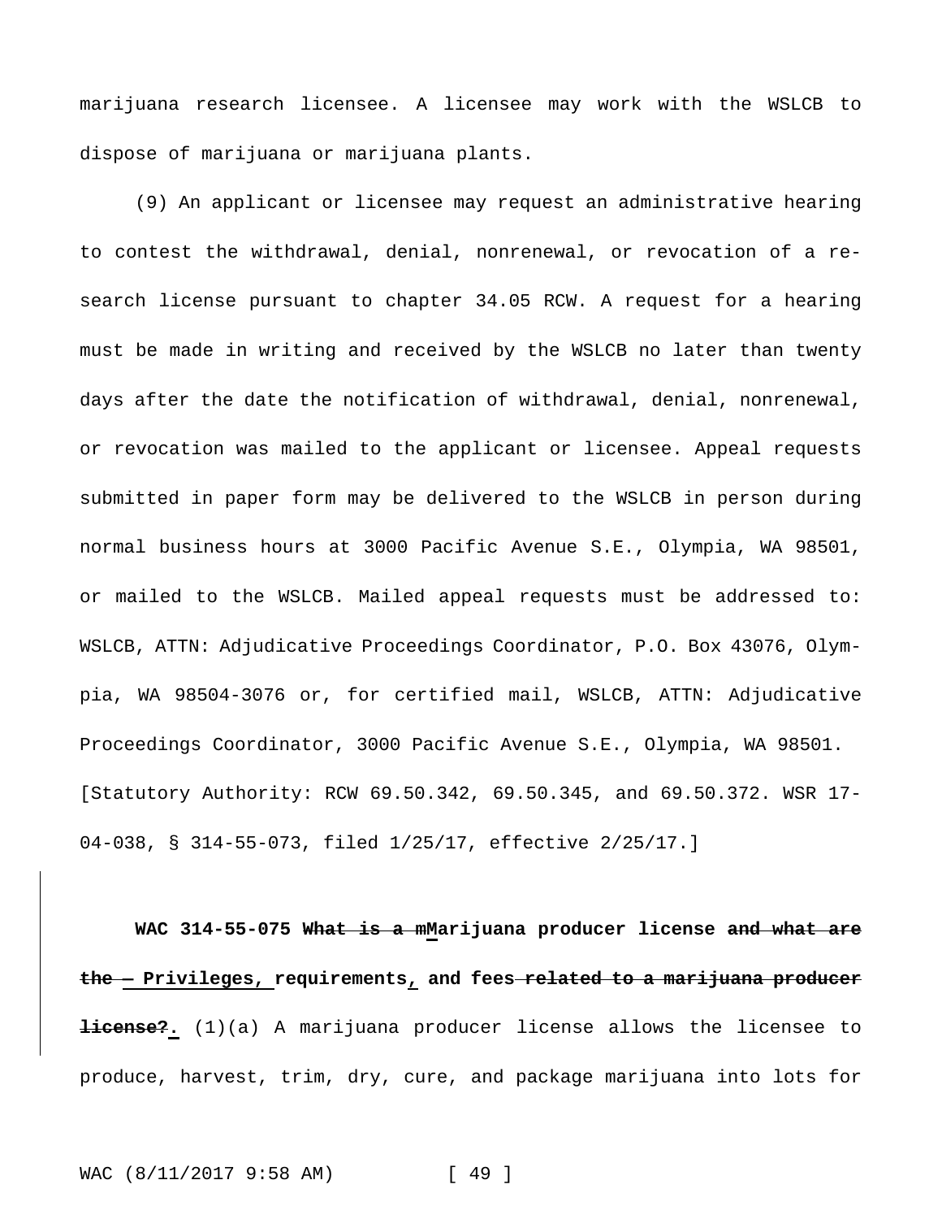marijuana research licensee. A licensee may work with the WSLCB to dispose of marijuana or marijuana plants.

(9) An applicant or licensee may request an administrative hearing to contest the withdrawal, denial, nonrenewal, or revocation of a research license pursuant to chapter 34.05 RCW. A request for a hearing must be made in writing and received by the WSLCB no later than twenty days after the date the notification of withdrawal, denial, nonrenewal, or revocation was mailed to the applicant or licensee. Appeal requests submitted in paper form may be delivered to the WSLCB in person during normal business hours at 3000 Pacific Avenue S.E., Olympia, WA 98501, or mailed to the WSLCB. Mailed appeal requests must be addressed to: WSLCB, ATTN: Adjudicative Proceedings Coordinator, P.O. Box 43076, Olympia, WA 98504-3076 or, for certified mail, WSLCB, ATTN: Adjudicative Proceedings Coordinator, 3000 Pacific Avenue S.E., Olympia, WA 98501.
[Statutory Authority: RCW 69.50.342, 69.50.345, and 69.50.372. WSR 17-04-038, § 314-55-073, filed 1/25/17, effective 2/25/17.]

**WAC 314-55-075 ~~What is a m~~Marijuana producer license ~~and what are the~~ — Privileges, requirements, and fees ~~related to a marijuana producer license?~~.** (1)(a) A marijuana producer license allows the licensee to produce, harvest, trim, dry, cure, and package marijuana into lots for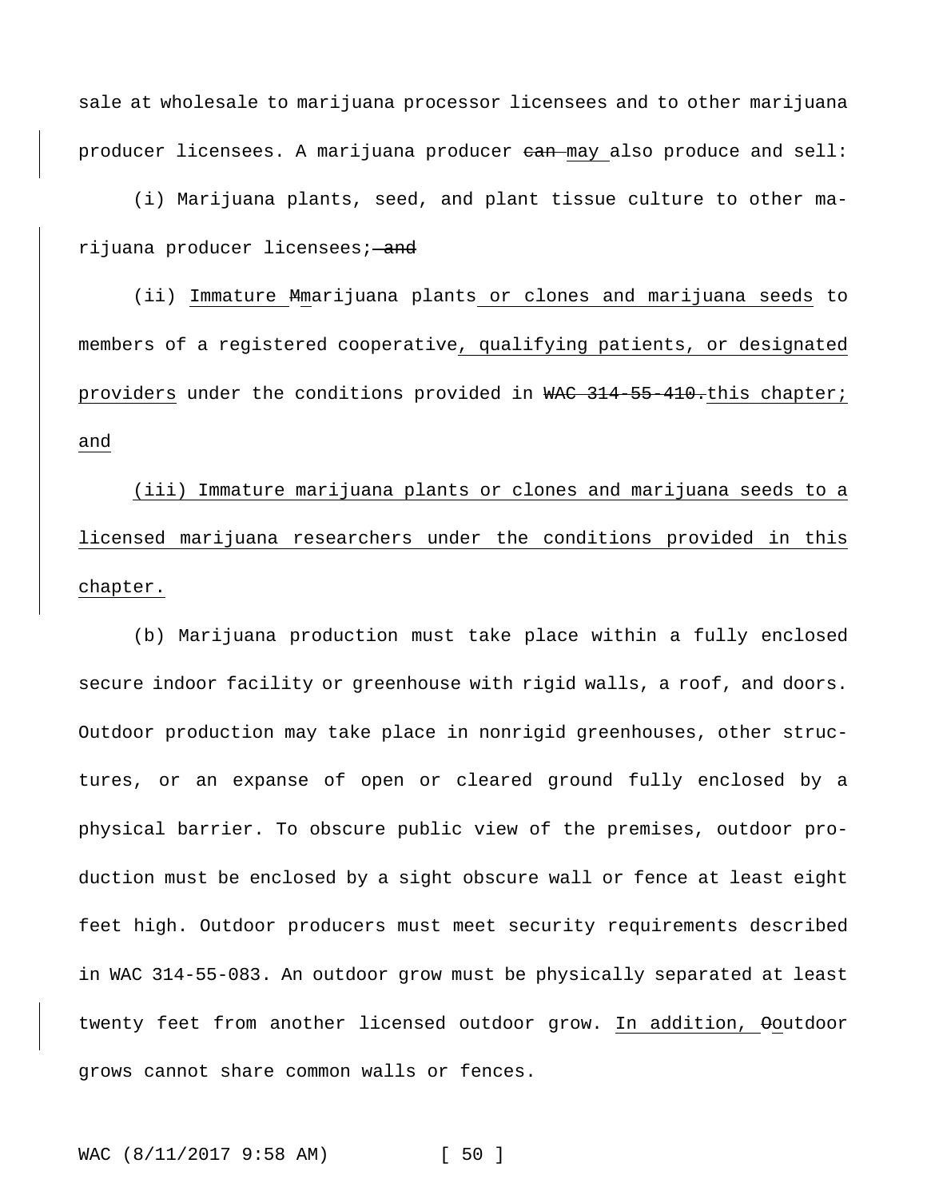sale at wholesale to marijuana processor licensees and to other marijuana producer licensees. A marijuana producer ~~can~~ <u>may</u> also produce and sell:

(i) Marijuana plants, seed, and plant tissue culture to other marijuana producer licensees; ~~and~~

(ii) <u>Immature</u> ~~M~~<u>m</u>arijuana plants <u>or clones and marijuana seeds</u> to members of a registered cooperative<u>, qualifying patients, or designated providers</u> under the conditions provided in ~~WAC 314-55-410.~~ <u>this chapter; and</u>

<u>(iii) Immature marijuana plants or clones and marijuana seeds to a licensed marijuana researchers under the conditions provided in this chapter.</u>

(b) Marijuana production must take place within a fully enclosed secure indoor facility or greenhouse with rigid walls, a roof, and doors. Outdoor production may take place in nonrigid greenhouses, other structures, or an expanse of open or cleared ground fully enclosed by a physical barrier. To obscure public view of the premises, outdoor production must be enclosed by a sight obscure wall or fence at least eight feet high. Outdoor producers must meet security requirements described in WAC 314-55-083. An outdoor grow must be physically separated at least twenty feet from another licensed outdoor grow. <u>In addition,</u> ~~O~~<u>o</u>utdoor grows cannot share common walls or fences.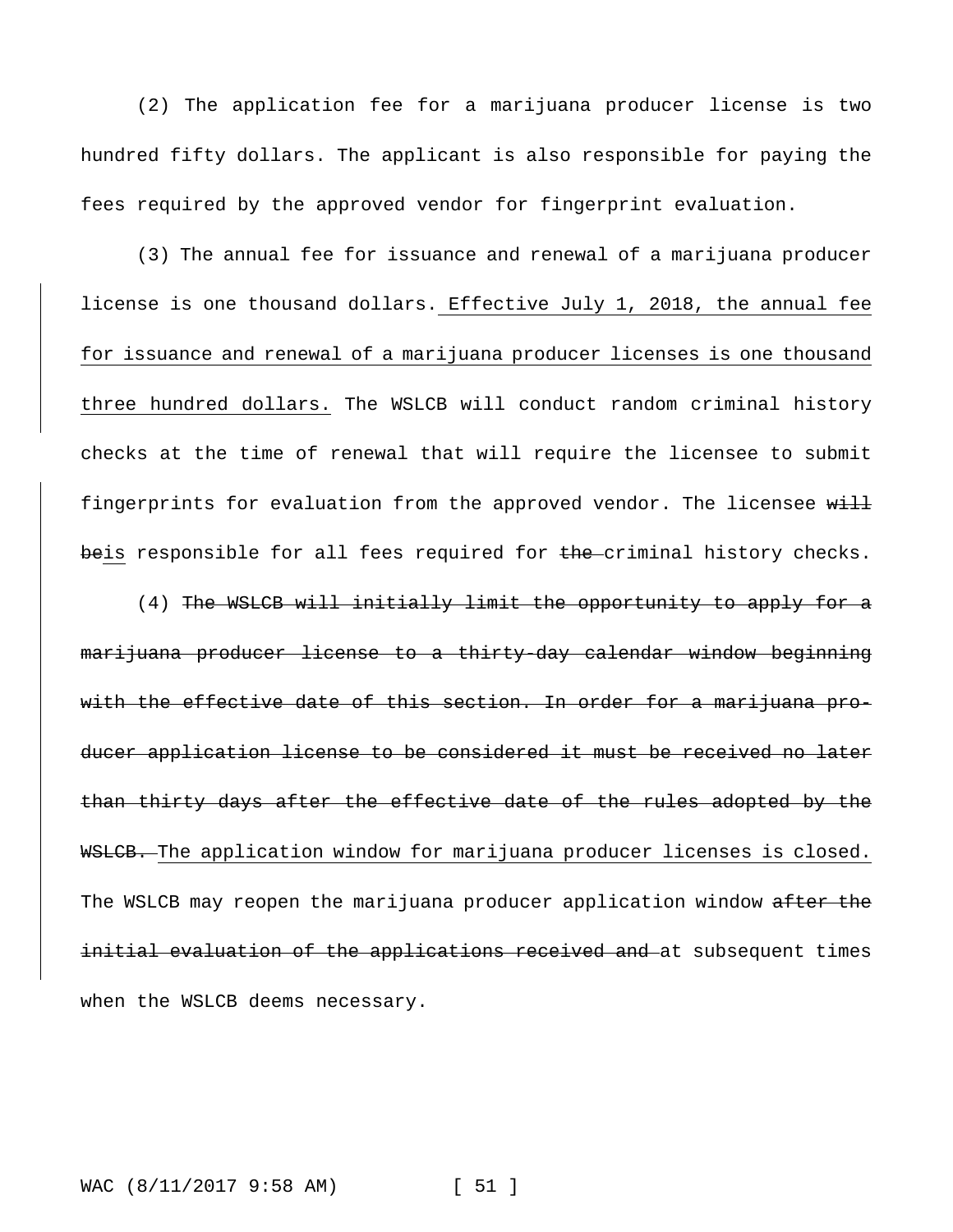(2) The application fee for a marijuana producer license is two hundred fifty dollars. The applicant is also responsible for paying the fees required by the approved vendor for fingerprint evaluation.

(3) The annual fee for issuance and renewal of a marijuana producer license is one thousand dollars.<u> Effective July 1, 2018, the annual fee for issuance and renewal of a marijuana producer licenses is one thousand three hundred dollars.</u> The WSLCB will conduct random criminal history checks at the time of renewal that will require the licensee to submit fingerprints for evaluation from the approved vendor. The licensee ~~will be~~<u>is</u> responsible for all fees required for ~~the~~ criminal history checks.

(4) ~~The WSLCB will initially limit the opportunity to apply for a marijuana producer license to a thirty-day calendar window beginning with the effective date of this section. In order for a marijuana producer application license to be considered it must be received no later than thirty days after the effective date of the rules adopted by the WSLCB.~~ <u>The application window for marijuana producer licenses is closed.</u> The WSLCB may reopen the marijuana producer application window ~~after the initial evaluation of the applications received and~~ at subsequent times when the WSLCB deems necessary.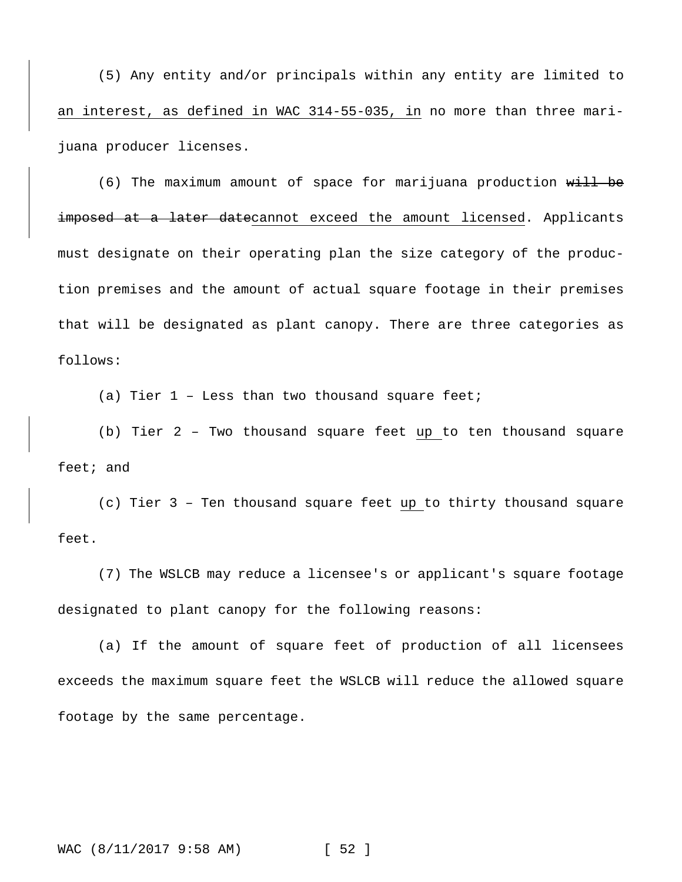(5) Any entity and/or principals within any entity are limited to an interest, as defined in WAC 314-55-035, in no more than three marijuana producer licenses.

(6) The maximum amount of space for marijuana production ~~will be imposed at a later date~~cannot exceed the amount licensed. Applicants must designate on their operating plan the size category of the production premises and the amount of actual square footage in their premises that will be designated as plant canopy. There are three categories as follows:

(a) Tier 1 – Less than two thousand square feet;

(b) Tier 2 – Two thousand square feet up to ten thousand square feet; and

(c) Tier 3 – Ten thousand square feet up to thirty thousand square feet.

(7) The WSLCB may reduce a licensee's or applicant's square footage designated to plant canopy for the following reasons:

(a) If the amount of square feet of production of all licensees exceeds the maximum square feet the WSLCB will reduce the allowed square footage by the same percentage.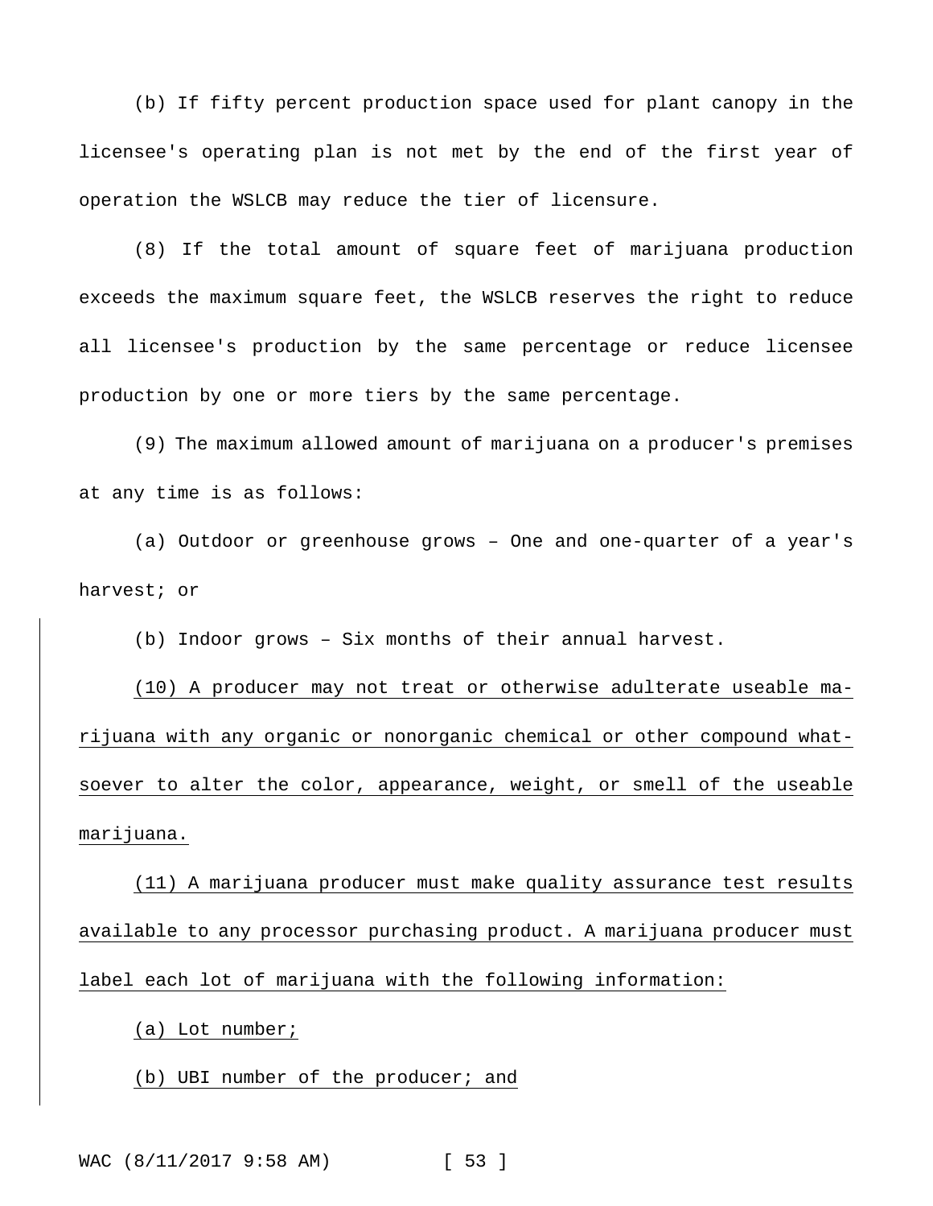(b) If fifty percent production space used for plant canopy in the licensee's operating plan is not met by the end of the first year of operation the WSLCB may reduce the tier of licensure.

(8) If the total amount of square feet of marijuana production exceeds the maximum square feet, the WSLCB reserves the right to reduce all licensee's production by the same percentage or reduce licensee production by one or more tiers by the same percentage.

(9) The maximum allowed amount of marijuana on a producer's premises at any time is as follows:

(a) Outdoor or greenhouse grows – One and one-quarter of a year's harvest; or

(b) Indoor grows – Six months of their annual harvest.

(10) A producer may not treat or otherwise adulterate useable marijuana with any organic or nonorganic chemical or other compound whatsoever to alter the color, appearance, weight, or smell of the useable marijuana.

(11) A marijuana producer must make quality assurance test results available to any processor purchasing product. A marijuana producer must label each lot of marijuana with the following information:

(a) Lot number;

(b) UBI number of the producer; and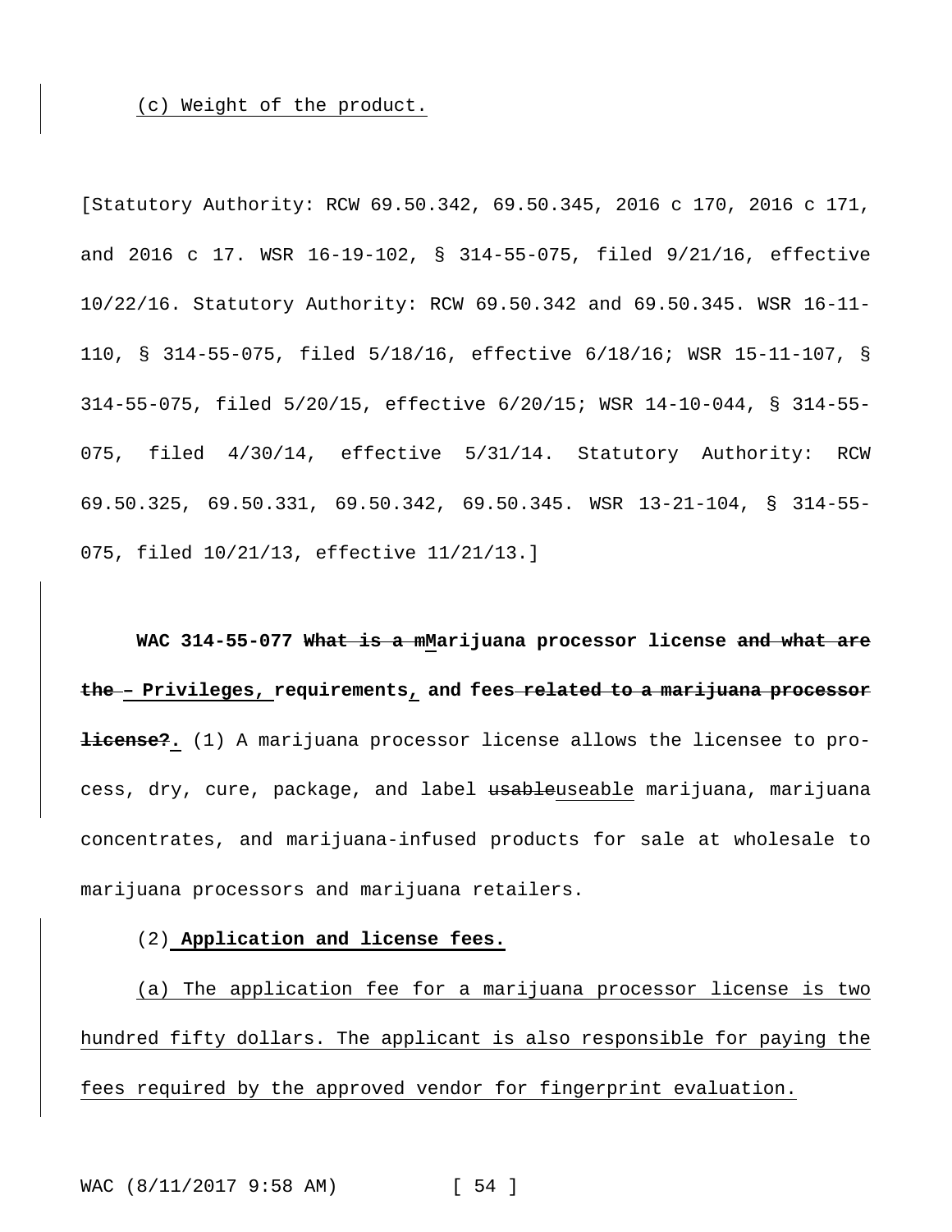(c) Weight of the product.

[Statutory Authority: RCW 69.50.342, 69.50.345, 2016 c 170, 2016 c 171, and 2016 c 17. WSR 16-19-102, § 314-55-075, filed 9/21/16, effective 10/22/16. Statutory Authority: RCW 69.50.342 and 69.50.345. WSR 16-11-110, § 314-55-075, filed 5/18/16, effective 6/18/16; WSR 15-11-107, § 314-55-075, filed 5/20/15, effective 6/20/15; WSR 14-10-044, § 314-55-075, filed 4/30/14, effective 5/31/14. Statutory Authority: RCW 69.50.325, 69.50.331, 69.50.342, 69.50.345. WSR 13-21-104, § 314-55-075, filed 10/21/13, effective 11/21/13.]

**WAC 314-55-077 ~~What is a m~~Marijuana processor license ~~and what are the~~ – Privileges, requirements, and fees ~~related to a marijuana processor license?~~.** (1) A marijuana processor license allows the licensee to process, dry, cure, package, and label ~~usable~~useable marijuana, marijuana concentrates, and marijuana-infused products for sale at wholesale to marijuana processors and marijuana retailers.

(2) **Application and license fees.**

(a) The application fee for a marijuana processor license is two hundred fifty dollars. The applicant is also responsible for paying the fees required by the approved vendor for fingerprint evaluation.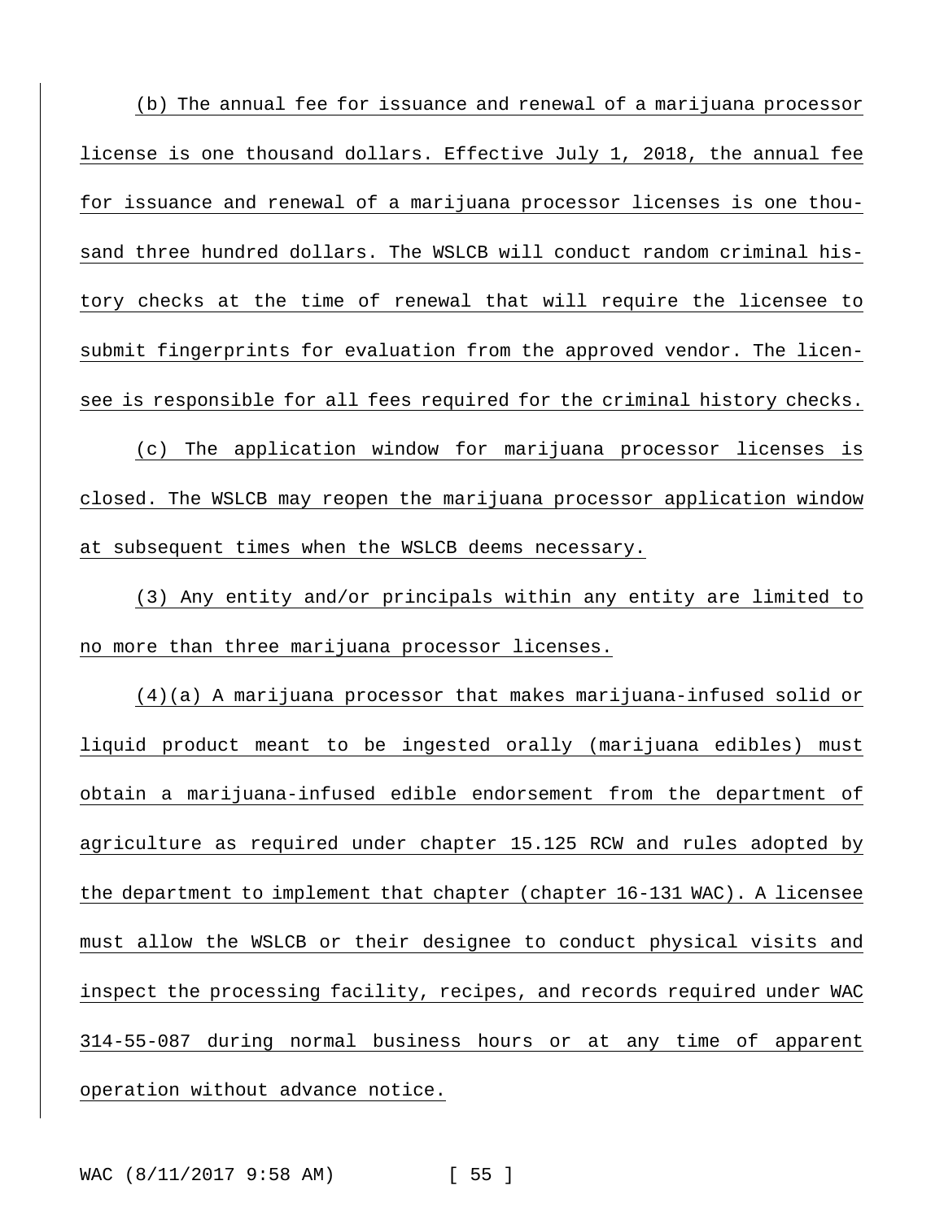(b) The annual fee for issuance and renewal of a marijuana processor license is one thousand dollars. Effective July 1, 2018, the annual fee for issuance and renewal of a marijuana processor licenses is one thousand three hundred dollars. The WSLCB will conduct random criminal history checks at the time of renewal that will require the licensee to submit fingerprints for evaluation from the approved vendor. The licensee is responsible for all fees required for the criminal history checks.

(c) The application window for marijuana processor licenses is closed. The WSLCB may reopen the marijuana processor application window at subsequent times when the WSLCB deems necessary.

(3) Any entity and/or principals within any entity are limited to no more than three marijuana processor licenses.

(4)(a) A marijuana processor that makes marijuana-infused solid or liquid product meant to be ingested orally (marijuana edibles) must obtain a marijuana-infused edible endorsement from the department of agriculture as required under chapter 15.125 RCW and rules adopted by the department to implement that chapter (chapter 16-131 WAC). A licensee must allow the WSLCB or their designee to conduct physical visits and inspect the processing facility, recipes, and records required under WAC 314-55-087 during normal business hours or at any time of apparent operation without advance notice.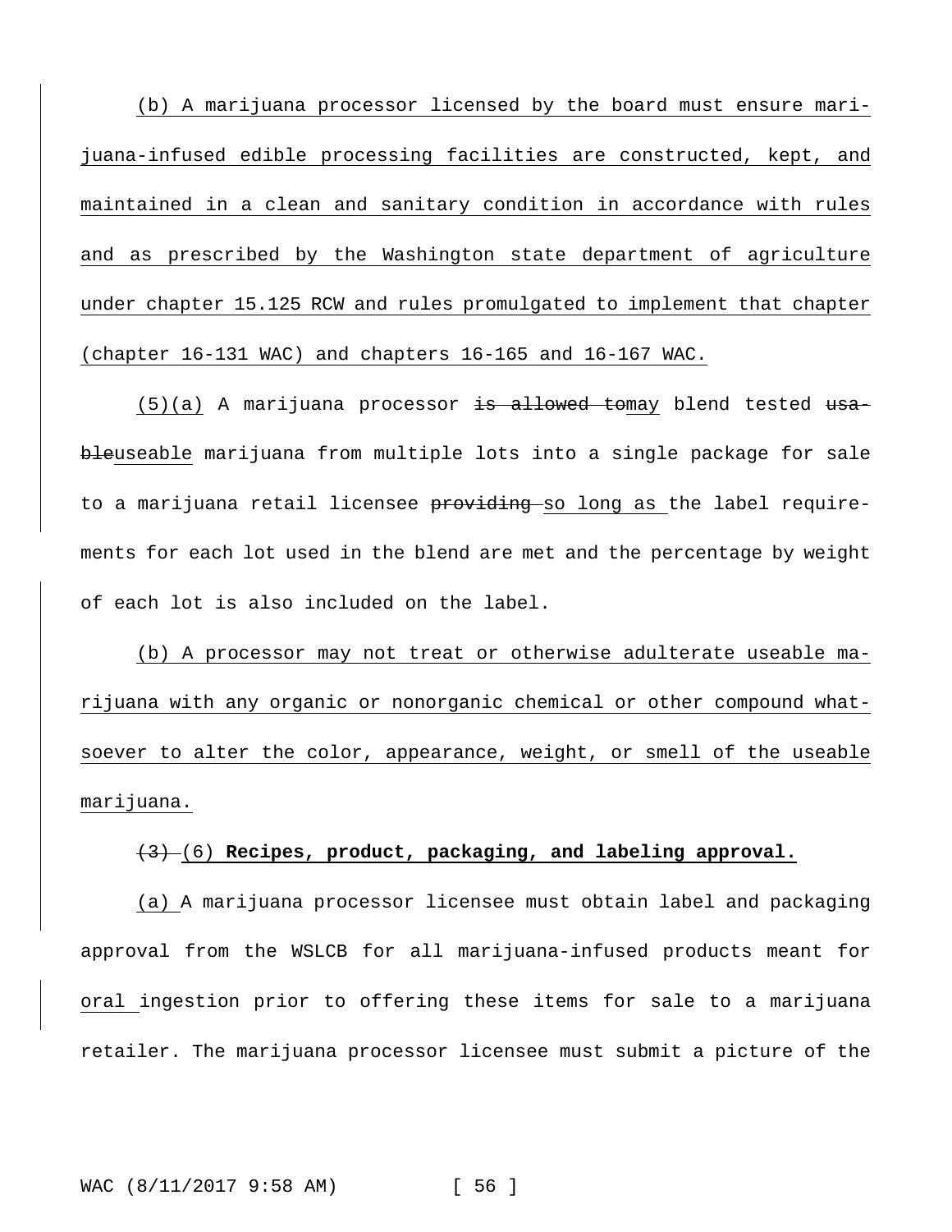(b) A marijuana processor licensed by the board must ensure marijuana-infused edible processing facilities are constructed, kept, and maintained in a clean and sanitary condition in accordance with rules and as prescribed by the Washington state department of agriculture under chapter 15.125 RCW and rules promulgated to implement that chapter (chapter 16-131 WAC) and chapters 16-165 and 16-167 WAC.

(5)(a) A marijuana processor ~~is allowed to~~may blend tested ~~usable~~useable marijuana from multiple lots into a single package for sale to a marijuana retail licensee ~~providing~~ so long as the label requirements for each lot used in the blend are met and the percentage by weight of each lot is also included on the label.

(b) A processor may not treat or otherwise adulterate useable marijuana with any organic or nonorganic chemical or other compound whatsoever to alter the color, appearance, weight, or smell of the useable marijuana.

~~(3)~~ (6) **Recipes, product, packaging, and labeling approval.**

(a) A marijuana processor licensee must obtain label and packaging approval from the WSLCB for all marijuana-infused products meant for oral ingestion prior to offering these items for sale to a marijuana retailer. The marijuana processor licensee must submit a picture of the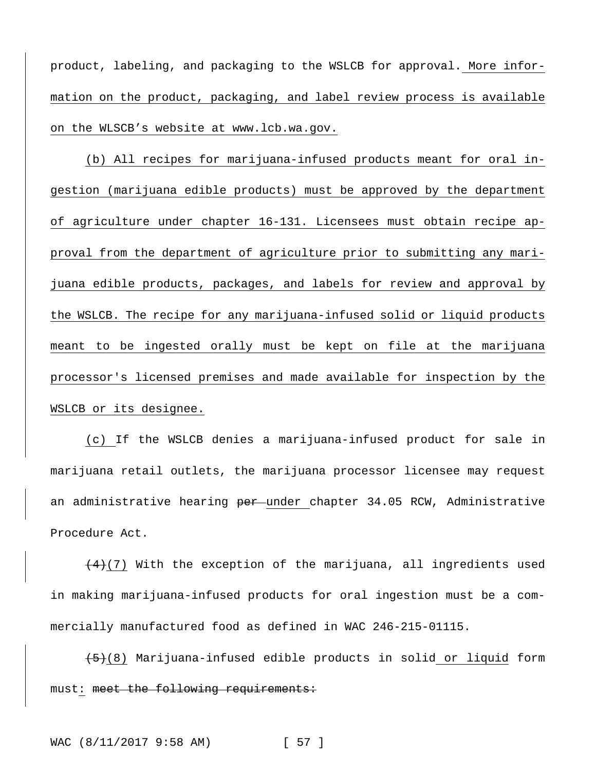product, labeling, and packaging to the WSLCB for approval. More information on the product, packaging, and label review process is available on the WLSCB's website at www.lcb.wa.gov.

(b) All recipes for marijuana-infused products meant for oral ingestion (marijuana edible products) must be approved by the department of agriculture under chapter 16-131. Licensees must obtain recipe approval from the department of agriculture prior to submitting any marijuana edible products, packages, and labels for review and approval by the WSLCB. The recipe for any marijuana-infused solid or liquid products meant to be ingested orally must be kept on file at the marijuana processor's licensed premises and made available for inspection by the WSLCB or its designee.

(c) If the WSLCB denies a marijuana-infused product for sale in marijuana retail outlets, the marijuana processor licensee may request an administrative hearing ~~per~~ under chapter 34.05 RCW, Administrative Procedure Act.

~~(4)~~(7) With the exception of the marijuana, all ingredients used in making marijuana-infused products for oral ingestion must be a commercially manufactured food as defined in WAC 246-215-01115.

~~(5)~~(8) Marijuana-infused edible products in solid or liquid form must: ~~meet the following requirements:~~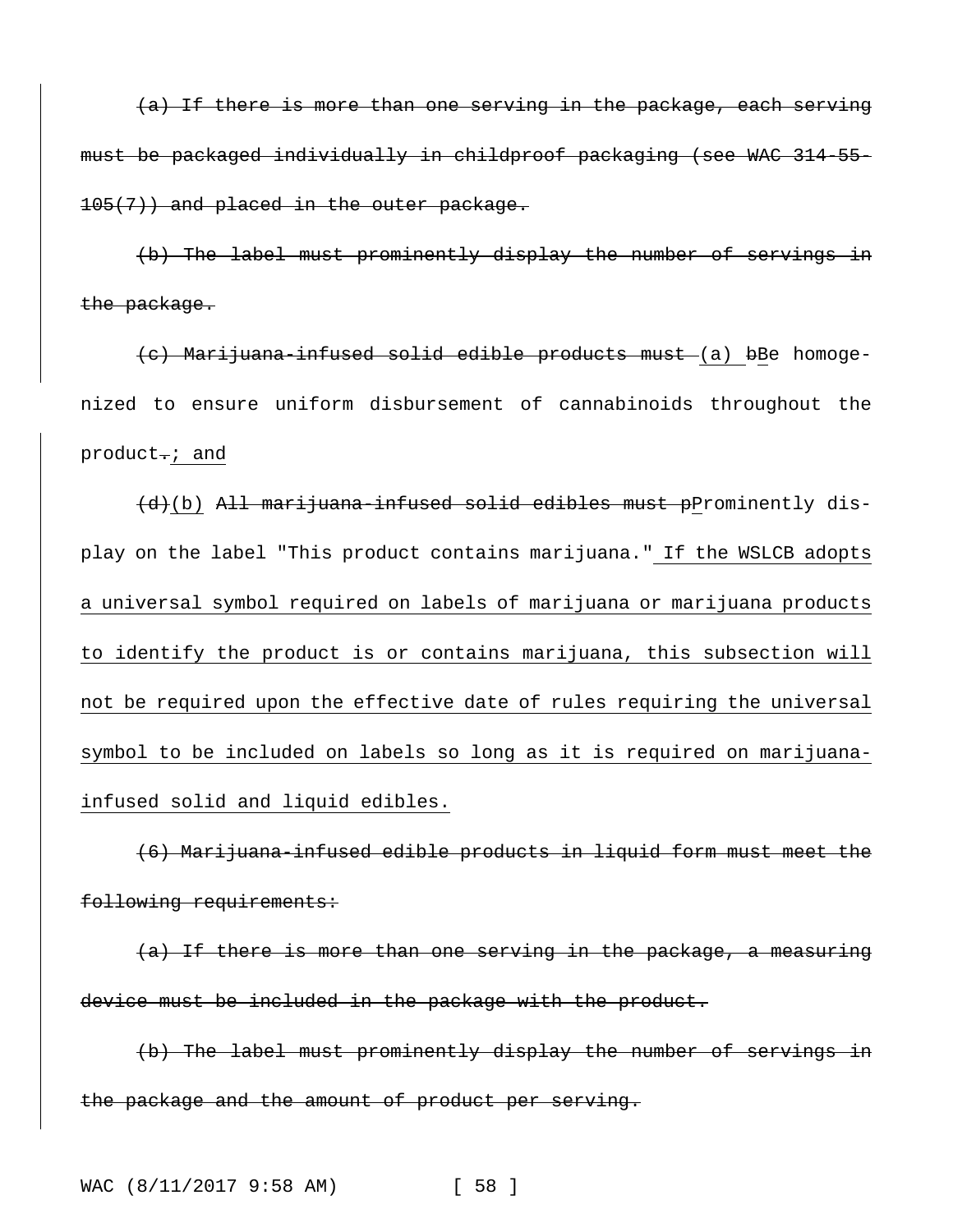~~(a) If there is more than one serving in the package, each serving must be packaged individually in childproof packaging (see WAC 314-55-105(7)) and placed in the outer package.~~

~~(b) The label must prominently display the number of servings in the package.~~

~~(c) Marijuana-infused solid edible products must~~ <u>(a)</u> ~~b~~<u>B</u>e homogenized to ensure uniform disbursement of cannabinoids throughout the product~~.~~<u>; and</u>

~~(d)~~<u>(b)</u> ~~All marijuana-infused solid edibles must p~~<u>P</u>rominently display on the label "This product contains marijuana."<u> If the WSLCB adopts a universal symbol required on labels of marijuana or marijuana products to identify the product is or contains marijuana, this subsection will not be required upon the effective date of rules requiring the universal symbol to be included on labels so long as it is required on marijuana-infused solid and liquid edibles.</u>

~~(6) Marijuana-infused edible products in liquid form must meet the following requirements:~~

~~(a) If there is more than one serving in the package, a measuring device must be included in the package with the product.~~

~~(b) The label must prominently display the number of servings in the package and the amount of product per serving.~~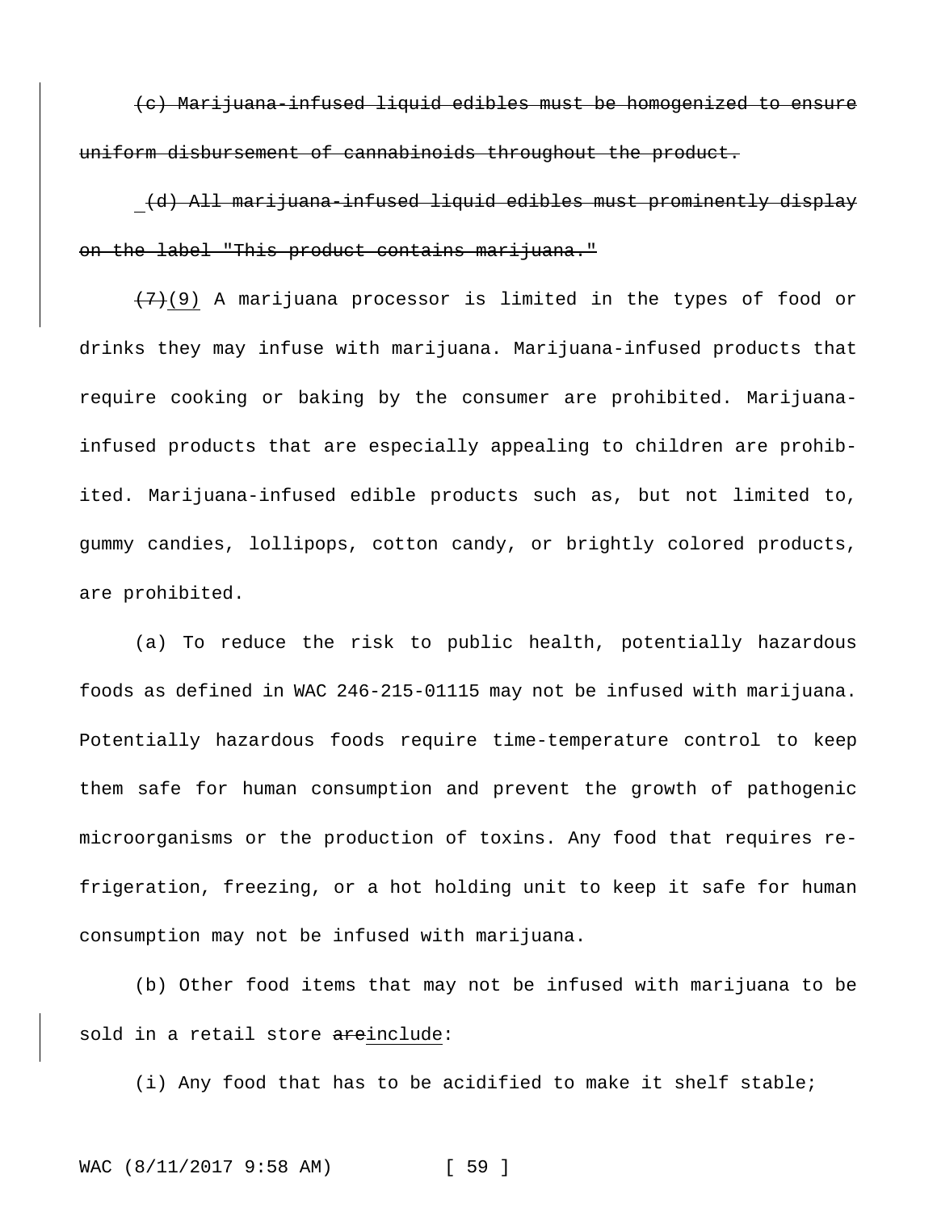~~(c) Marijuana-infused liquid edibles must be homogenized to ensure uniform disbursement of cannabinoids throughout the product.~~

~~(d) All marijuana-infused liquid edibles must prominently display on the label "This product contains marijuana."~~

~~(7)~~(9) A marijuana processor is limited in the types of food or drinks they may infuse with marijuana. Marijuana-infused products that require cooking or baking by the consumer are prohibited. Marijuana-infused products that are especially appealing to children are prohibited. Marijuana-infused edible products such as, but not limited to, gummy candies, lollipops, cotton candy, or brightly colored products, are prohibited.

(a) To reduce the risk to public health, potentially hazardous foods as defined in WAC 246-215-01115 may not be infused with marijuana. Potentially hazardous foods require time-temperature control to keep them safe for human consumption and prevent the growth of pathogenic microorganisms or the production of toxins. Any food that requires refrigeration, freezing, or a hot holding unit to keep it safe for human consumption may not be infused with marijuana.

(b) Other food items that may not be infused with marijuana to be sold in a retail store ~~are~~include:

(i) Any food that has to be acidified to make it shelf stable;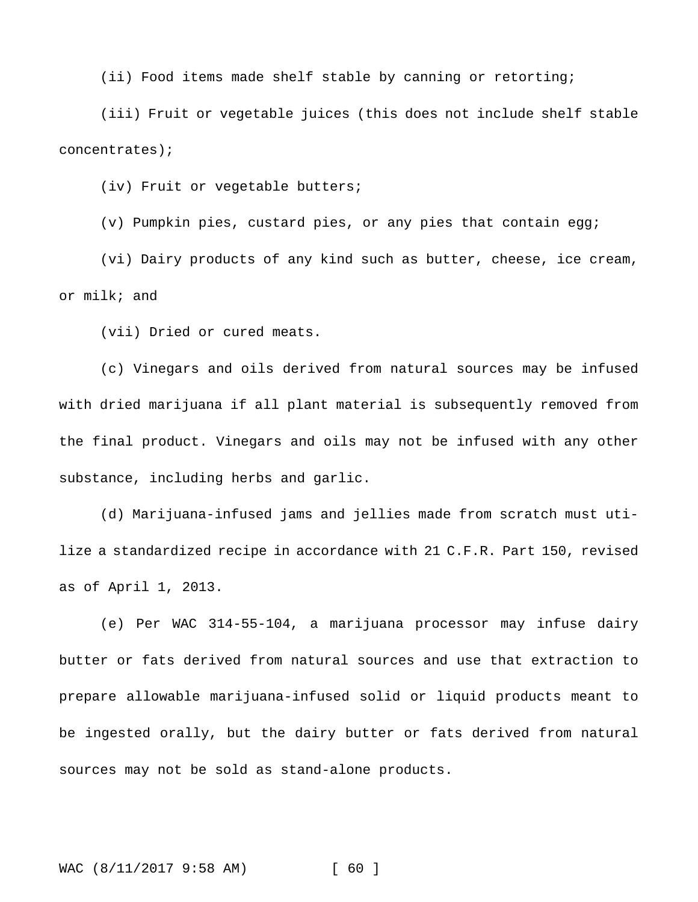(ii) Food items made shelf stable by canning or retorting;

(iii) Fruit or vegetable juices (this does not include shelf stable concentrates);

(iv) Fruit or vegetable butters;

(v) Pumpkin pies, custard pies, or any pies that contain egg;

(vi) Dairy products of any kind such as butter, cheese, ice cream, or milk; and

(vii) Dried or cured meats.

(c) Vinegars and oils derived from natural sources may be infused with dried marijuana if all plant material is subsequently removed from the final product. Vinegars and oils may not be infused with any other substance, including herbs and garlic.

(d) Marijuana-infused jams and jellies made from scratch must utilize a standardized recipe in accordance with 21 C.F.R. Part 150, revised as of April 1, 2013.

(e) Per WAC 314-55-104, a marijuana processor may infuse dairy butter or fats derived from natural sources and use that extraction to prepare allowable marijuana-infused solid or liquid products meant to be ingested orally, but the dairy butter or fats derived from natural sources may not be sold as stand-alone products.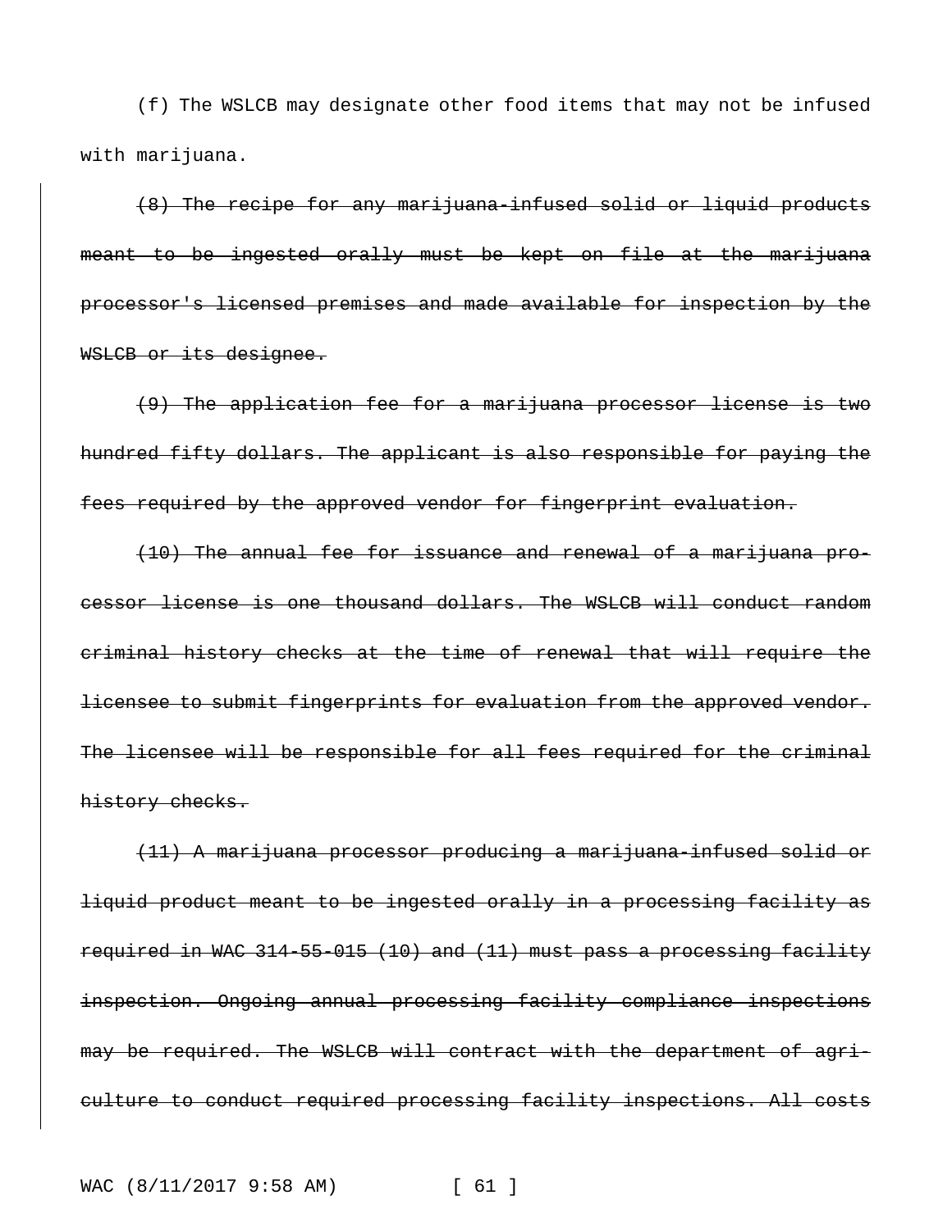(f) The WSLCB may designate other food items that may not be infused with marijuana.

~~(8) The recipe for any marijuana-infused solid or liquid products meant to be ingested orally must be kept on file at the marijuana processor's licensed premises and made available for inspection by the WSLCB or its designee.~~

~~(9) The application fee for a marijuana processor license is two hundred fifty dollars. The applicant is also responsible for paying the fees required by the approved vendor for fingerprint evaluation.~~

~~(10) The annual fee for issuance and renewal of a marijuana processor license is one thousand dollars. The WSLCB will conduct random criminal history checks at the time of renewal that will require the licensee to submit fingerprints for evaluation from the approved vendor. The licensee will be responsible for all fees required for the criminal history checks.~~

~~(11) A marijuana processor producing a marijuana-infused solid or liquid product meant to be ingested orally in a processing facility as required in WAC 314-55-015 (10) and (11) must pass a processing facility inspection. Ongoing annual processing facility compliance inspections may be required. The WSLCB will contract with the department of agriculture to conduct required processing facility inspections. All costs~~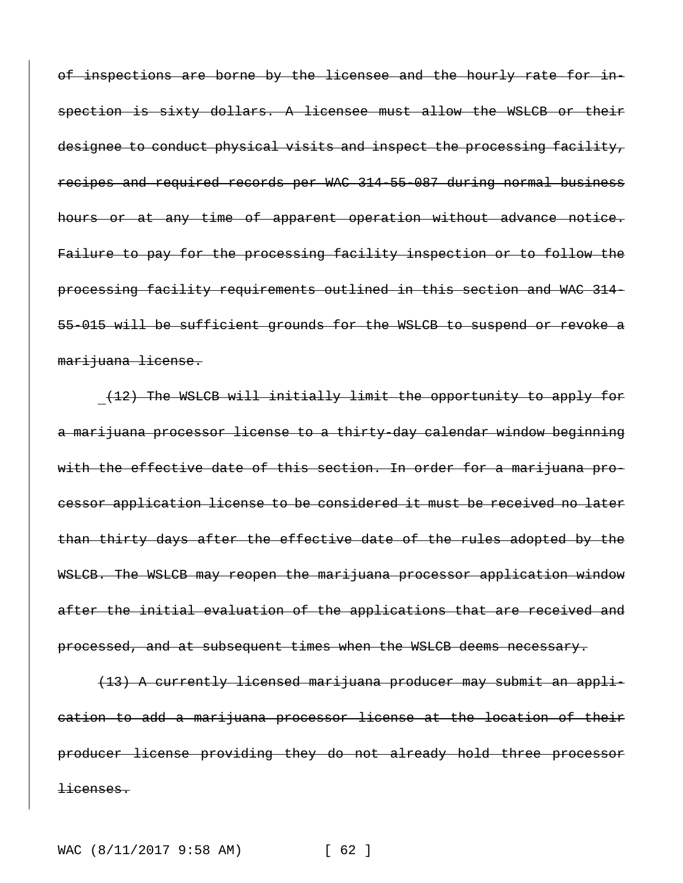~~of inspections are borne by the licensee and the hourly rate for inspection is sixty dollars. A licensee must allow the WSLCB or their designee to conduct physical visits and inspect the processing facility, recipes and required records per WAC 314-55-087 during normal business hours or at any time of apparent operation without advance notice. Failure to pay for the processing facility inspection or to follow the processing facility requirements outlined in this section and WAC 314-55-015 will be sufficient grounds for the WSLCB to suspend or revoke a marijuana license.~~

~~(12) The WSLCB will initially limit the opportunity to apply for a marijuana processor license to a thirty-day calendar window beginning with the effective date of this section. In order for a marijuana processor application license to be considered it must be received no later than thirty days after the effective date of the rules adopted by the WSLCB. The WSLCB may reopen the marijuana processor application window after the initial evaluation of the applications that are received and processed, and at subsequent times when the WSLCB deems necessary.~~

~~(13) A currently licensed marijuana producer may submit an application to add a marijuana processor license at the location of their producer license providing they do not already hold three processor licenses.~~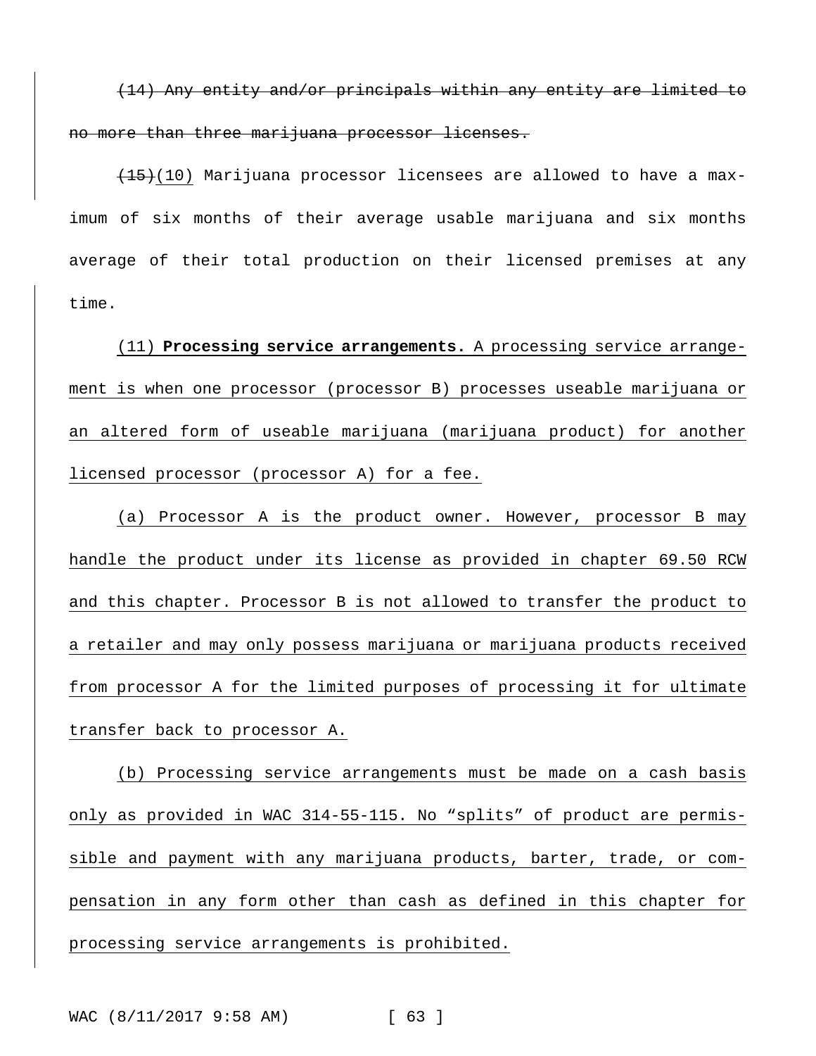~~(14) Any entity and/or principals within any entity are limited to no more than three marijuana processor licenses.~~

~~(15)~~<u>(10)</u> Marijuana processor licensees are allowed to have a maximum of six months of their average usable marijuana and six months average of their total production on their licensed premises at any time.

<u>(11) **Processing service arrangements.** A processing service arrangement is when one processor (processor B) processes useable marijuana or an altered form of useable marijuana (marijuana product) for another licensed processor (processor A) for a fee.</u>

<u>(a) Processor A is the product owner. However, processor B may handle the product under its license as provided in chapter 69.50 RCW and this chapter. Processor B is not allowed to transfer the product to a retailer and may only possess marijuana or marijuana products received from processor A for the limited purposes of processing it for ultimate transfer back to processor A.</u>

<u>(b) Processing service arrangements must be made on a cash basis only as provided in WAC 314-55-115. No "splits" of product are permissible and payment with any marijuana products, barter, trade, or compensation in any form other than cash as defined in this chapter for processing service arrangements is prohibited.</u>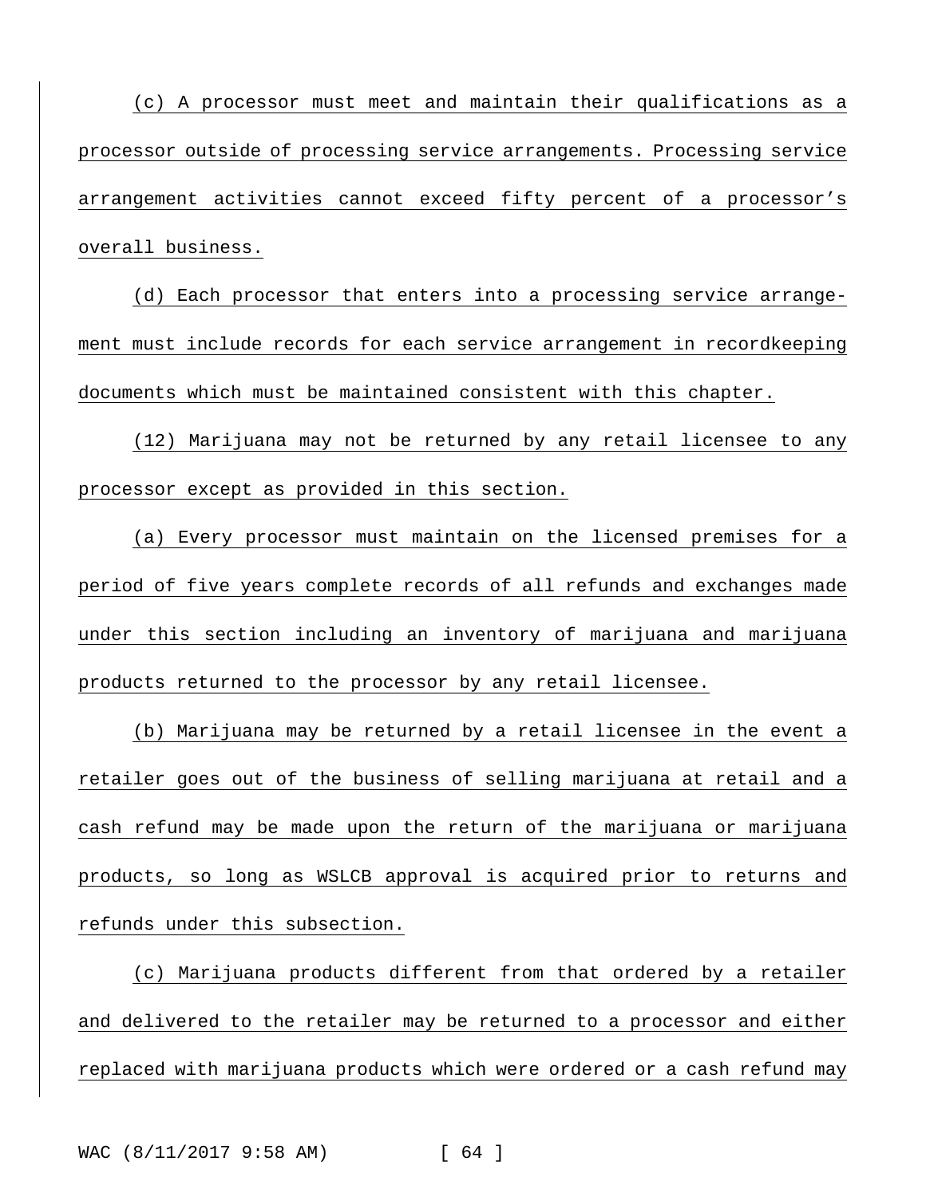(c) A processor must meet and maintain their qualifications as a processor outside of processing service arrangements. Processing service arrangement activities cannot exceed fifty percent of a processor's overall business.

(d) Each processor that enters into a processing service arrangement must include records for each service arrangement in recordkeeping documents which must be maintained consistent with this chapter.

(12) Marijuana may not be returned by any retail licensee to any processor except as provided in this section.

(a) Every processor must maintain on the licensed premises for a period of five years complete records of all refunds and exchanges made under this section including an inventory of marijuana and marijuana products returned to the processor by any retail licensee.

(b) Marijuana may be returned by a retail licensee in the event a retailer goes out of the business of selling marijuana at retail and a cash refund may be made upon the return of the marijuana or marijuana products, so long as WSLCB approval is acquired prior to returns and refunds under this subsection.

(c) Marijuana products different from that ordered by a retailer and delivered to the retailer may be returned to a processor and either replaced with marijuana products which were ordered or a cash refund may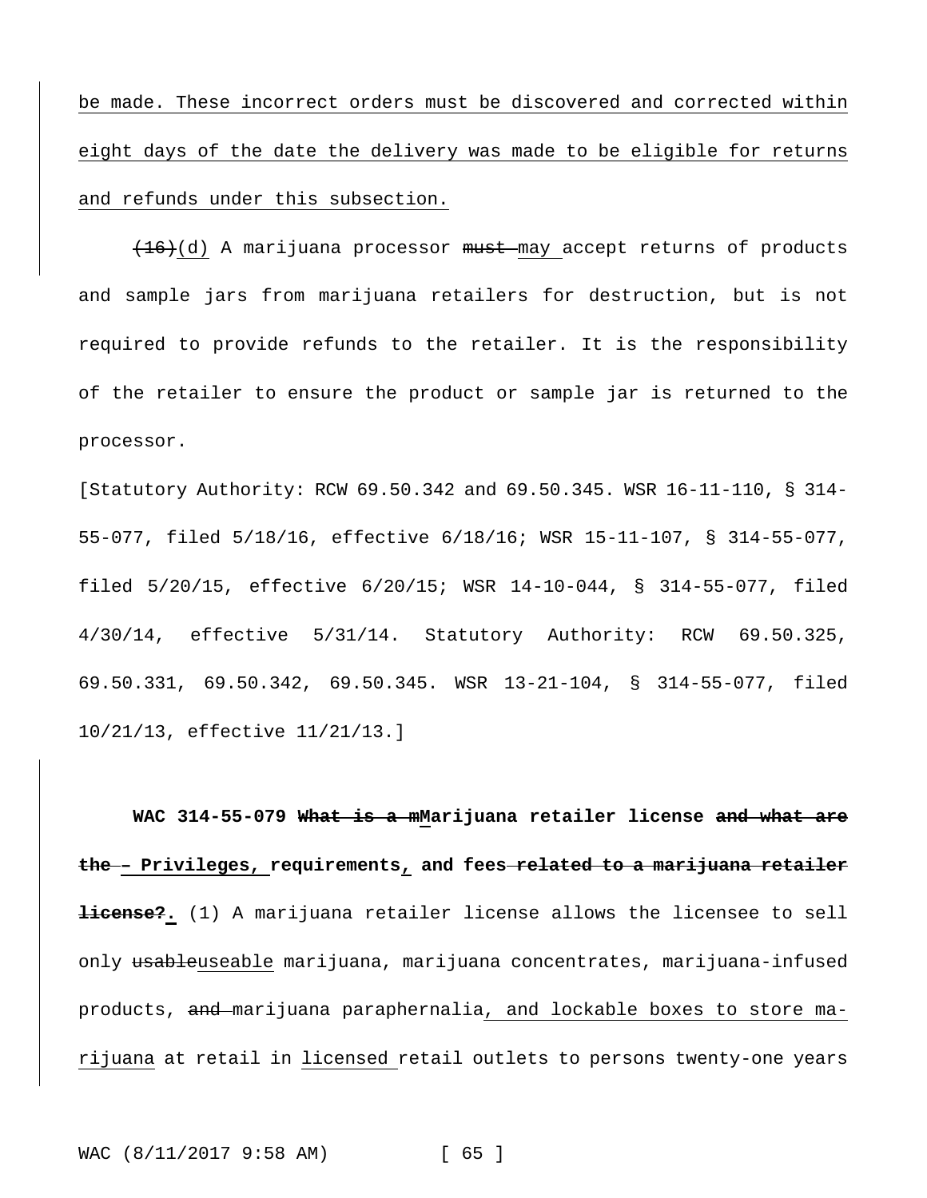be made. These incorrect orders must be discovered and corrected within eight days of the date the delivery was made to be eligible for returns and refunds under this subsection.

~~(16)~~(d) A marijuana processor ~~must~~ may accept returns of products and sample jars from marijuana retailers for destruction, but is not required to provide refunds to the retailer. It is the responsibility of the retailer to ensure the product or sample jar is returned to the processor.

[Statutory Authority: RCW 69.50.342 and 69.50.345. WSR 16-11-110, § 314-55-077, filed 5/18/16, effective 6/18/16; WSR 15-11-107, § 314-55-077, filed 5/20/15, effective 6/20/15; WSR 14-10-044, § 314-55-077, filed 4/30/14, effective 5/31/14. Statutory Authority: RCW 69.50.325, 69.50.331, 69.50.342, 69.50.345. WSR 13-21-104, § 314-55-077, filed 10/21/13, effective 11/21/13.]

**WAC 314-55-079 ~~What is a m~~Marijuana retailer license ~~and what are the~~ – Privileges, requirements, and fees ~~related to a marijuana retailer license?~~.** (1) A marijuana retailer license allows the licensee to sell only ~~usable~~useable marijuana, marijuana concentrates, marijuana-infused products, ~~and~~ marijuana paraphernalia, and lockable boxes to store marijuana at retail in licensed retail outlets to persons twenty-one years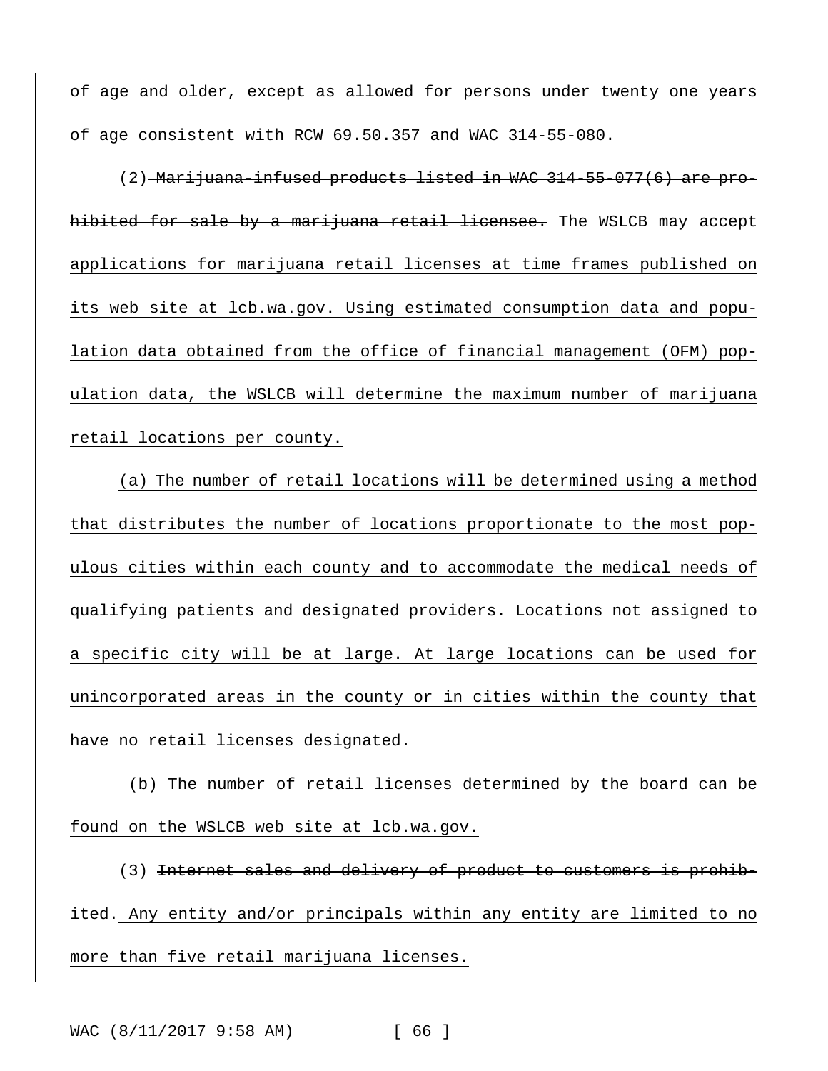of age and older, except as allowed for persons under twenty one years of age consistent with RCW 69.50.357 and WAC 314-55-080.

(2) ~~Marijuana-infused products listed in WAC 314-55-077(6) are prohibited for sale by a marijuana retail licensee.~~ The WSLCB may accept applications for marijuana retail licenses at time frames published on its web site at lcb.wa.gov. Using estimated consumption data and population data obtained from the office of financial management (OFM) population data, the WSLCB will determine the maximum number of marijuana retail locations per county.

(a) The number of retail locations will be determined using a method that distributes the number of locations proportionate to the most populous cities within each county and to accommodate the medical needs of qualifying patients and designated providers. Locations not assigned to a specific city will be at large. At large locations can be used for unincorporated areas in the county or in cities within the county that have no retail licenses designated.

(b) The number of retail licenses determined by the board can be found on the WSLCB web site at lcb.wa.gov.

(3) ~~Internet sales and delivery of product to customers is prohibited.~~ Any entity and/or principals within any entity are limited to no more than five retail marijuana licenses.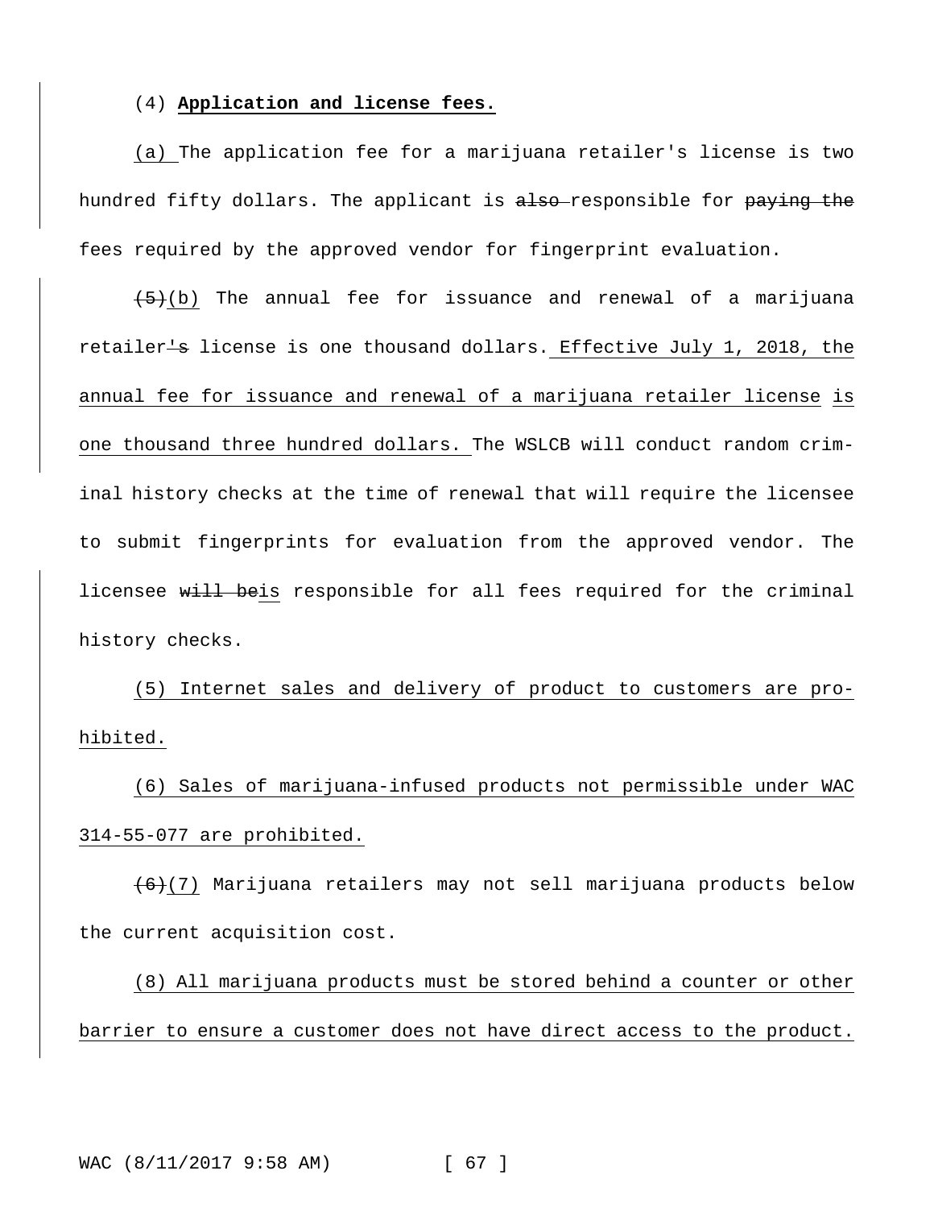(4) **Application and license fees.**

(a) The application fee for a marijuana retailer's license is two hundred fifty dollars. The applicant is ~~also~~ responsible for ~~paying the~~ fees required by the approved vendor for fingerprint evaluation.

~~(5)~~(b) The annual fee for issuance and renewal of a marijuana retailer~~'s~~ license is one thousand dollars. Effective July 1, 2018, the annual fee for issuance and renewal of a marijuana retailer license is one thousand three hundred dollars. The WSLCB will conduct random criminal history checks at the time of renewal that will require the licensee to submit fingerprints for evaluation from the approved vendor. The licensee ~~will be~~is responsible for all fees required for the criminal history checks.

(5) Internet sales and delivery of product to customers are prohibited.

(6) Sales of marijuana-infused products not permissible under WAC 314-55-077 are prohibited.

~~(6)~~(7) Marijuana retailers may not sell marijuana products below the current acquisition cost.

(8) All marijuana products must be stored behind a counter or other barrier to ensure a customer does not have direct access to the product.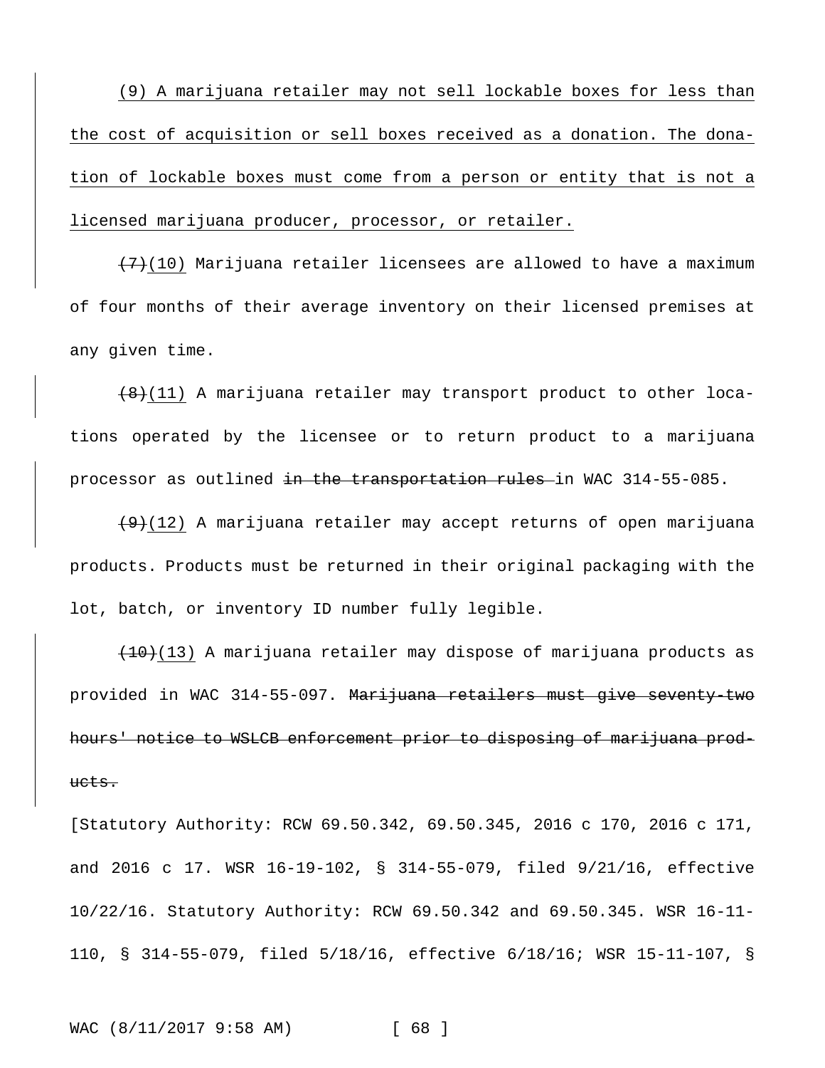(9) A marijuana retailer may not sell lockable boxes for less than the cost of acquisition or sell boxes received as a donation. The donation of lockable boxes must come from a person or entity that is not a licensed marijuana producer, processor, or retailer.

~~(7)~~(10) Marijuana retailer licensees are allowed to have a maximum of four months of their average inventory on their licensed premises at any given time.

~~(8)~~(11) A marijuana retailer may transport product to other locations operated by the licensee or to return product to a marijuana processor as outlined ~~in the transportation rules~~ in WAC 314-55-085.

~~(9)~~(12) A marijuana retailer may accept returns of open marijuana products. Products must be returned in their original packaging with the lot, batch, or inventory ID number fully legible.

~~(10)~~(13) A marijuana retailer may dispose of marijuana products as provided in WAC 314-55-097. ~~Marijuana retailers must give seventy-two hours' notice to WSLCB enforcement prior to disposing of marijuana products.~~

[Statutory Authority: RCW 69.50.342, 69.50.345, 2016 c 170, 2016 c 171, and 2016 c 17. WSR 16-19-102, § 314-55-079, filed 9/21/16, effective 10/22/16. Statutory Authority: RCW 69.50.342 and 69.50.345. WSR 16-11-110, § 314-55-079, filed 5/18/16, effective 6/18/16; WSR 15-11-107, §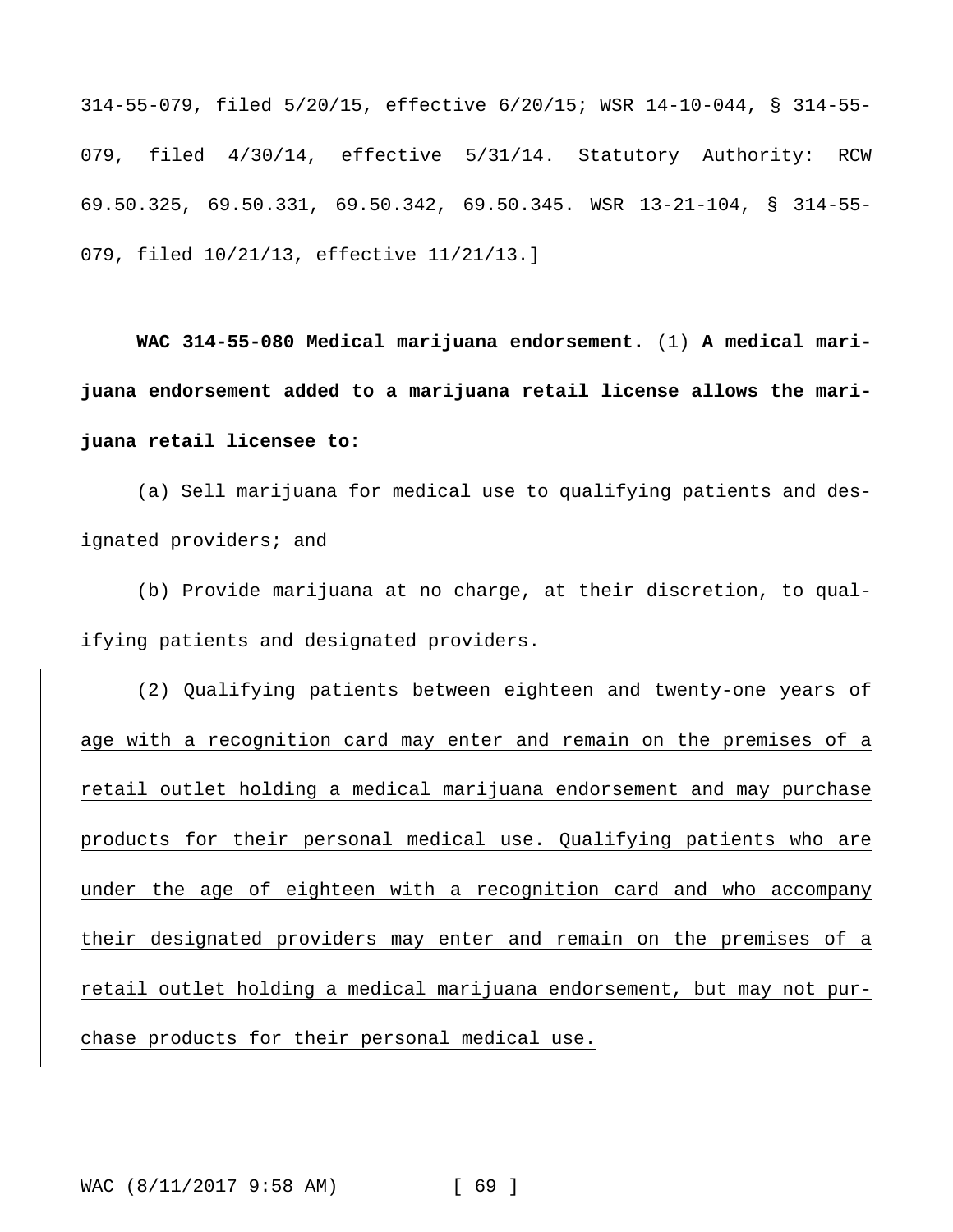314-55-079, filed 5/20/15, effective 6/20/15; WSR 14-10-044, § 314-55-079, filed 4/30/14, effective 5/31/14. Statutory Authority: RCW 69.50.325, 69.50.331, 69.50.342, 69.50.345. WSR 13-21-104, § 314-55-079, filed 10/21/13, effective 11/21/13.]

**WAC 314-55-080 Medical marijuana endorsement.** (1) **A medical marijuana endorsement added to a marijuana retail license allows the marijuana retail licensee to:**

(a) Sell marijuana for medical use to qualifying patients and designated providers; and

(b) Provide marijuana at no charge, at their discretion, to qualifying patients and designated providers.

(2) <u>Qualifying patients between eighteen and twenty-one years of age with a recognition card may enter and remain on the premises of a retail outlet holding a medical marijuana endorsement and may purchase products for their personal medical use. Qualifying patients who are under the age of eighteen with a recognition card and who accompany their designated providers may enter and remain on the premises of a retail outlet holding a medical marijuana endorsement, but may not purchase products for their personal medical use.</u>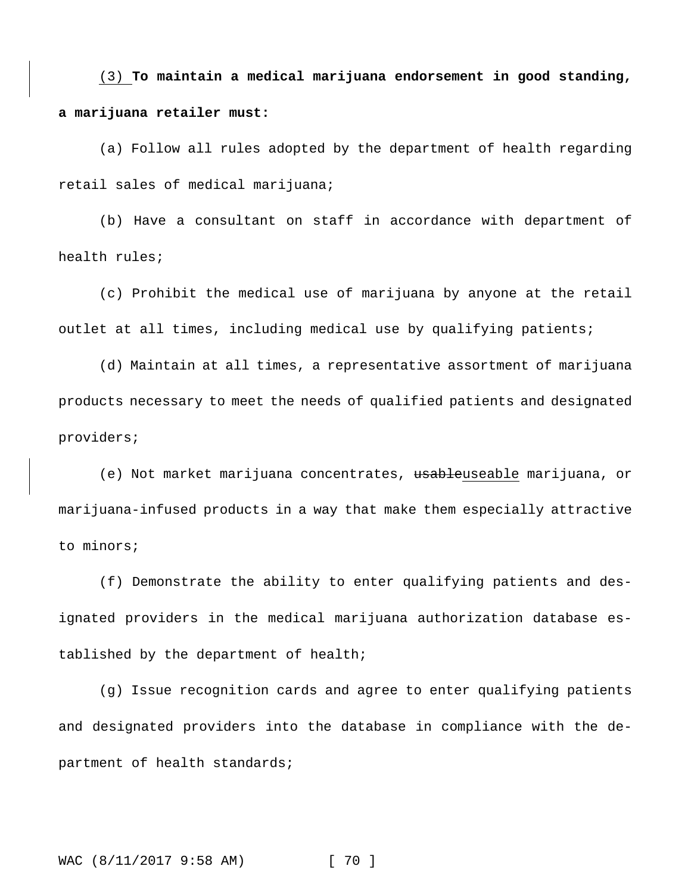(3) **To maintain a medical marijuana endorsement in good standing, a marijuana retailer must:**

(a) Follow all rules adopted by the department of health regarding retail sales of medical marijuana;

(b) Have a consultant on staff in accordance with department of health rules;

(c) Prohibit the medical use of marijuana by anyone at the retail outlet at all times, including medical use by qualifying patients;

(d) Maintain at all times, a representative assortment of marijuana products necessary to meet the needs of qualified patients and designated providers;

(e) Not market marijuana concentrates, ~~usable~~useable marijuana, or marijuana-infused products in a way that make them especially attractive to minors;

(f) Demonstrate the ability to enter qualifying patients and designated providers in the medical marijuana authorization database established by the department of health;

(g) Issue recognition cards and agree to enter qualifying patients and designated providers into the database in compliance with the department of health standards;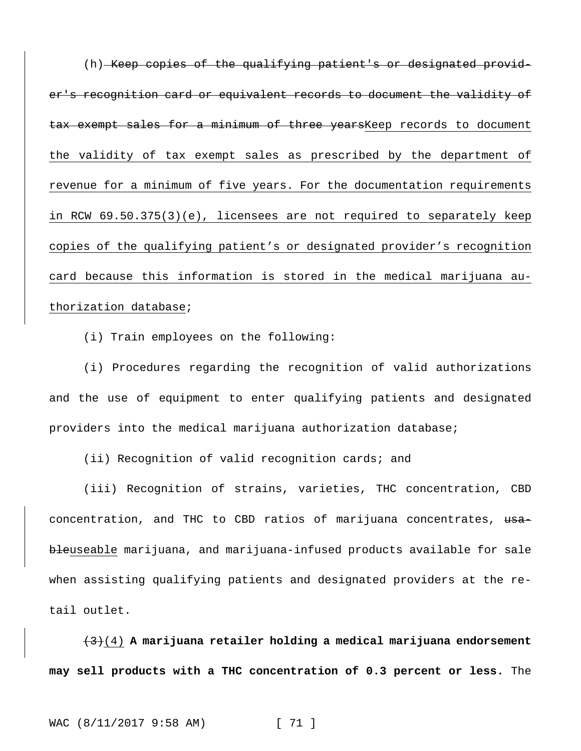(h) ~~Keep copies of the qualifying patient's or designated provider's recognition card or equivalent records to document the validity of tax exempt sales for a minimum of three years~~Keep records to document the validity of tax exempt sales as prescribed by the department of revenue for a minimum of five years. For the documentation requirements in RCW 69.50.375(3)(e), licensees are not required to separately keep copies of the qualifying patient's or designated provider's recognition card because this information is stored in the medical marijuana authorization database;

(i) Train employees on the following:

(i) Procedures regarding the recognition of valid authorizations and the use of equipment to enter qualifying patients and designated providers into the medical marijuana authorization database;

(ii) Recognition of valid recognition cards; and

(iii) Recognition of strains, varieties, THC concentration, CBD concentration, and THC to CBD ratios of marijuana concentrates, ~~usable~~useable marijuana, and marijuana-infused products available for sale when assisting qualifying patients and designated providers at the retail outlet.

~~(3)~~(4) **A marijuana retailer holding a medical marijuana endorsement may sell products with a THC concentration of 0.3 percent or less.** The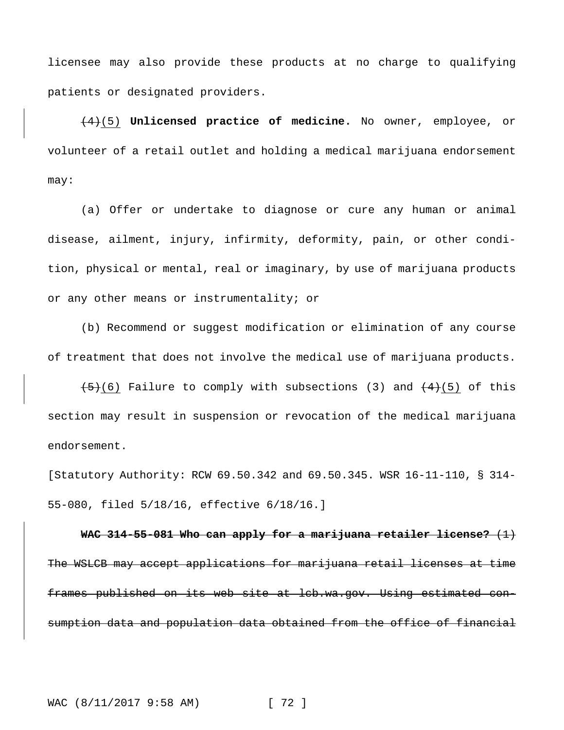licensee may also provide these products at no charge to qualifying patients or designated providers.

~~(4)~~(5) **Unlicensed practice of medicine.** No owner, employee, or volunteer of a retail outlet and holding a medical marijuana endorsement may:

(a) Offer or undertake to diagnose or cure any human or animal disease, ailment, injury, infirmity, deformity, pain, or other condition, physical or mental, real or imaginary, by use of marijuana products or any other means or instrumentality; or

(b) Recommend or suggest modification or elimination of any course of treatment that does not involve the medical use of marijuana products.

~~(5)~~(6) Failure to comply with subsections (3) and ~~(4)~~(5) of this section may result in suspension or revocation of the medical marijuana endorsement.

[Statutory Authority: RCW 69.50.342 and 69.50.345. WSR 16-11-110, § 314-55-080, filed 5/18/16, effective 6/18/16.]

~~**WAC 314-55-081 Who can apply for a marijuana retailer license?** (1) The WSLCB may accept applications for marijuana retail licenses at time frames published on its web site at lcb.wa.gov. Using estimated consumption data and population data obtained from the office of financial~~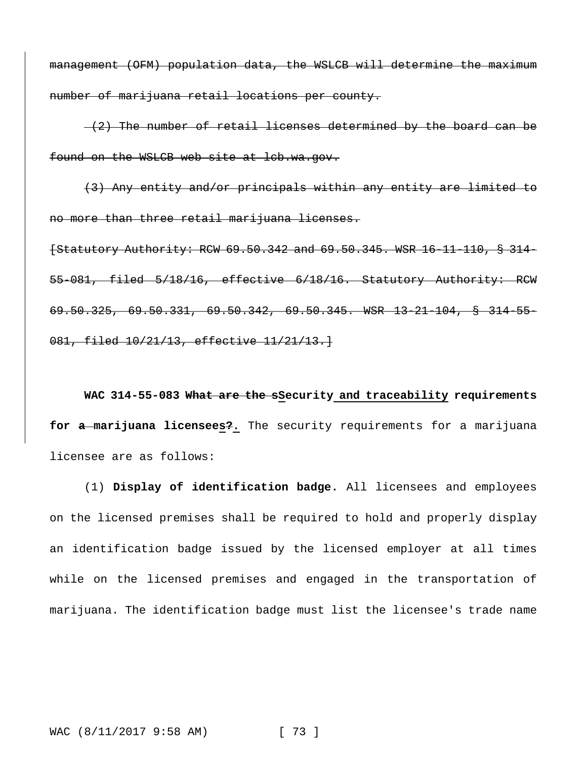~~management (OFM) population data, the WSLCB will determine the maximum number of marijuana retail locations per county.~~

~~(2) The number of retail licenses determined by the board can be found on the WSLCB web site at lcb.wa.gov.~~

~~(3) Any entity and/or principals within any entity are limited to no more than three retail marijuana licenses.~~

~~[Statutory Authority: RCW 69.50.342 and 69.50.345. WSR 16-11-110, § 314-55-081, filed 5/18/16, effective 6/18/16. Statutory Authority: RCW 69.50.325, 69.50.331, 69.50.342, 69.50.345. WSR 13-21-104, § 314-55-081, filed 10/21/13, effective 11/21/13.]~~

**WAC 314-55-083 ~~What are the s~~<u>S</u>ecurity<u> and traceability</u> requirements for ~~a~~ marijuana licensee<u>s</u>~~?~~<u>.</u>** The security requirements for a marijuana licensee are as follows:

(1) **Display of identification badge.** All licensees and employees on the licensed premises shall be required to hold and properly display an identification badge issued by the licensed employer at all times while on the licensed premises and engaged in the transportation of marijuana. The identification badge must list the licensee's trade name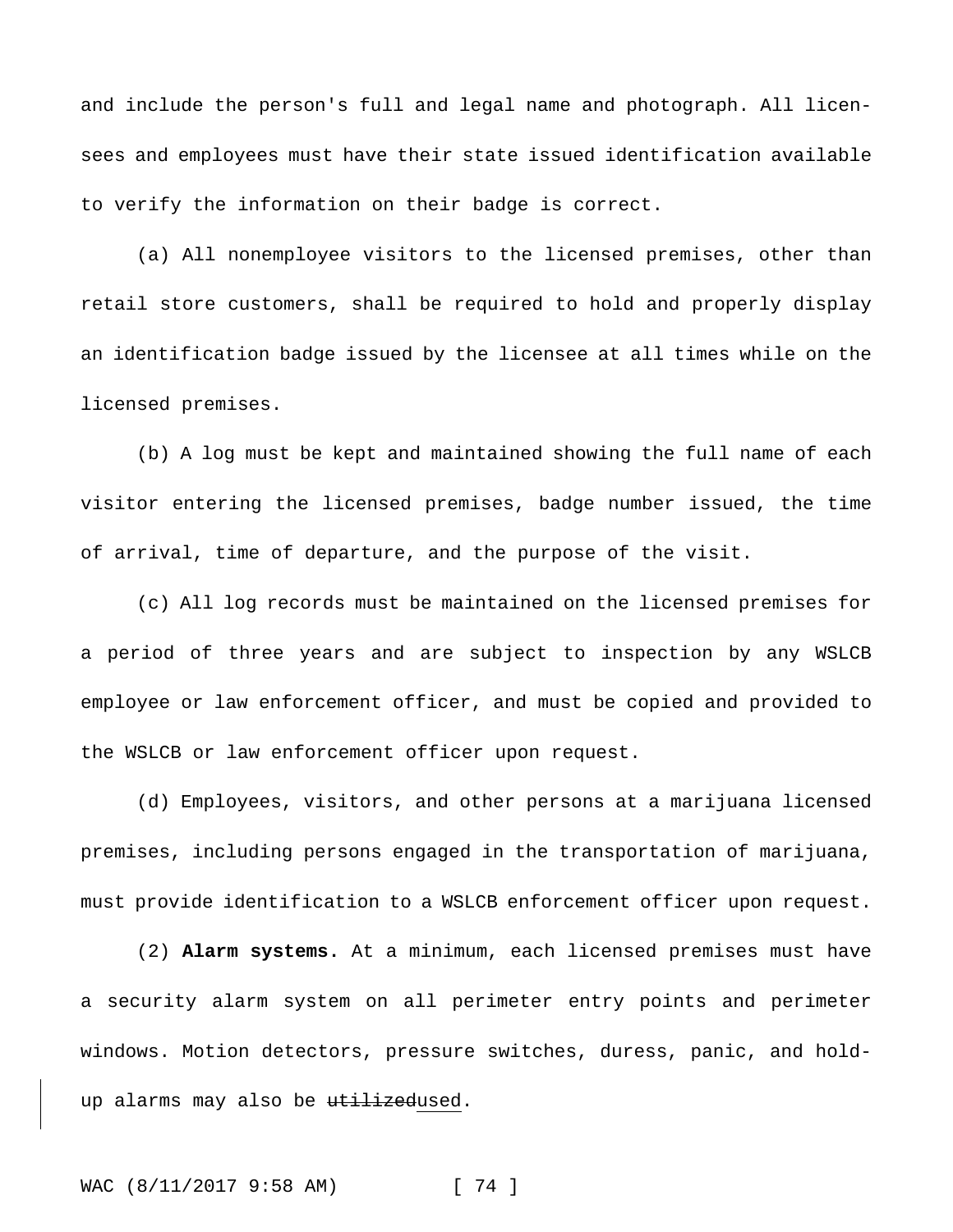and include the person's full and legal name and photograph. All licensees and employees must have their state issued identification available to verify the information on their badge is correct.

(a) All nonemployee visitors to the licensed premises, other than retail store customers, shall be required to hold and properly display an identification badge issued by the licensee at all times while on the licensed premises.

(b) A log must be kept and maintained showing the full name of each visitor entering the licensed premises, badge number issued, the time of arrival, time of departure, and the purpose of the visit.

(c) All log records must be maintained on the licensed premises for a period of three years and are subject to inspection by any WSLCB employee or law enforcement officer, and must be copied and provided to the WSLCB or law enforcement officer upon request.

(d) Employees, visitors, and other persons at a marijuana licensed premises, including persons engaged in the transportation of marijuana, must provide identification to a WSLCB enforcement officer upon request.

(2) **Alarm systems.** At a minimum, each licensed premises must have a security alarm system on all perimeter entry points and perimeter windows. Motion detectors, pressure switches, duress, panic, and hold-up alarms may also be ~~utilized~~used.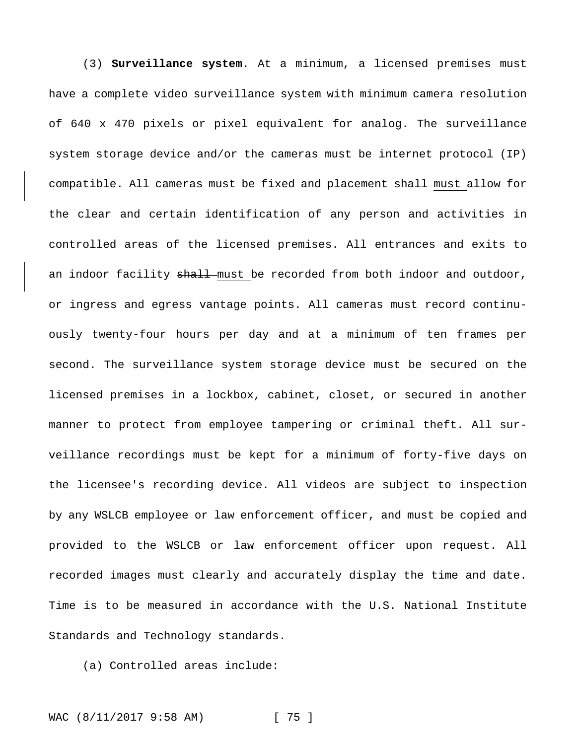(3) **Surveillance system.** At a minimum, a licensed premises must have a complete video surveillance system with minimum camera resolution of 640 x 470 pixels or pixel equivalent for analog. The surveillance system storage device and/or the cameras must be internet protocol (IP) compatible. All cameras must be fixed and placement ~~shall~~ must allow for the clear and certain identification of any person and activities in controlled areas of the licensed premises. All entrances and exits to an indoor facility ~~shall~~ must be recorded from both indoor and outdoor, or ingress and egress vantage points. All cameras must record continuously twenty-four hours per day and at a minimum of ten frames per second. The surveillance system storage device must be secured on the licensed premises in a lockbox, cabinet, closet, or secured in another manner to protect from employee tampering or criminal theft. All surveillance recordings must be kept for a minimum of forty-five days on the licensee's recording device. All videos are subject to inspection by any WSLCB employee or law enforcement officer, and must be copied and provided to the WSLCB or law enforcement officer upon request. All recorded images must clearly and accurately display the time and date. Time is to be measured in accordance with the U.S. National Institute Standards and Technology standards.

(a) Controlled areas include: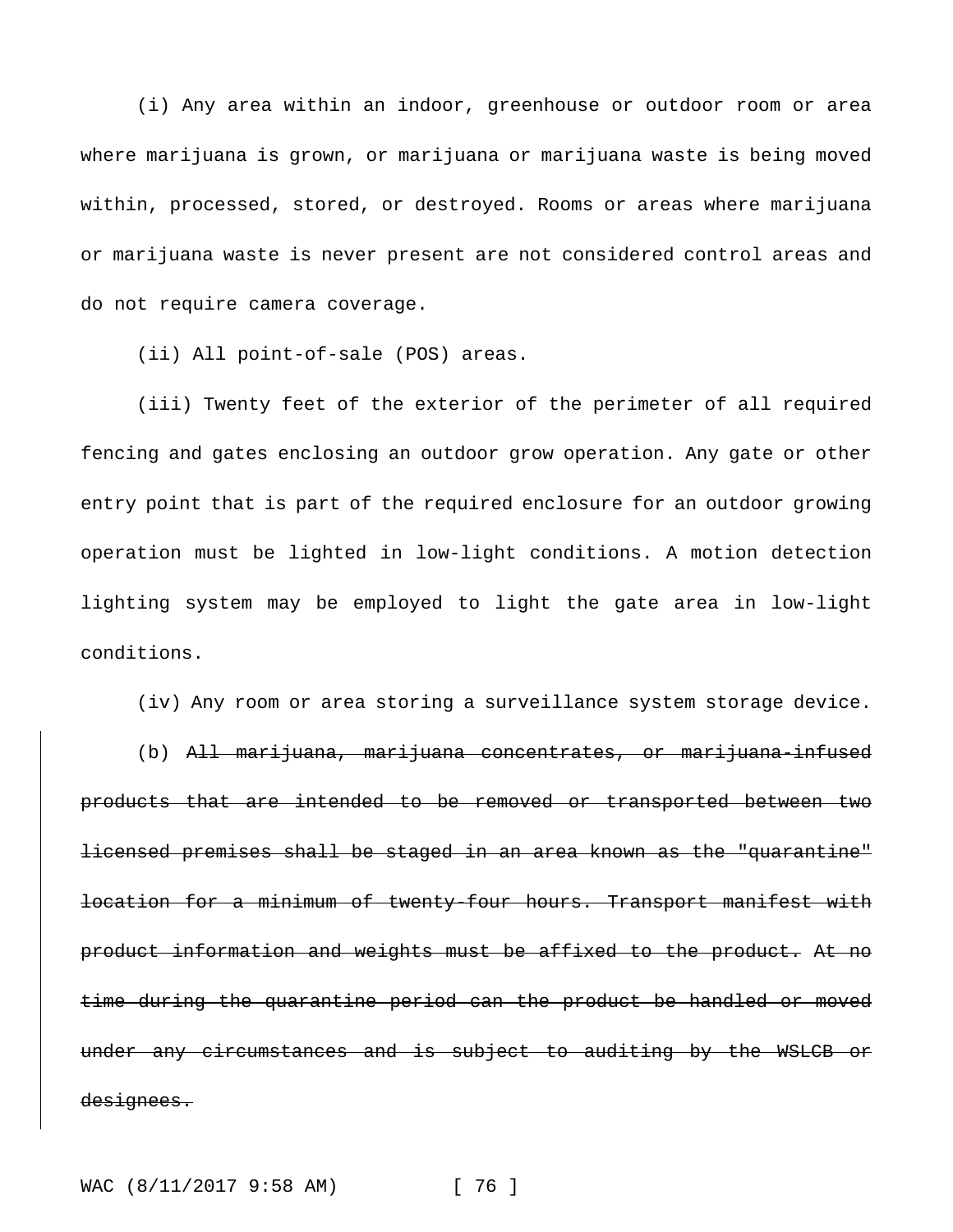(i) Any area within an indoor, greenhouse or outdoor room or area where marijuana is grown, or marijuana or marijuana waste is being moved within, processed, stored, or destroyed. Rooms or areas where marijuana or marijuana waste is never present are not considered control areas and do not require camera coverage.

(ii) All point-of-sale (POS) areas.

(iii) Twenty feet of the exterior of the perimeter of all required fencing and gates enclosing an outdoor grow operation. Any gate or other entry point that is part of the required enclosure for an outdoor growing operation must be lighted in low-light conditions. A motion detection lighting system may be employed to light the gate area in low-light conditions.

(iv) Any room or area storing a surveillance system storage device.

(b) ~~All marijuana, marijuana concentrates, or marijuana-infused products that are intended to be removed or transported between two licensed premises shall be staged in an area known as the "quarantine" location for a minimum of twenty-four hours. Transport manifest with product information and weights must be affixed to the product. At no time during the quarantine period can the product be handled or moved under any circumstances and is subject to auditing by the WSLCB or designees.~~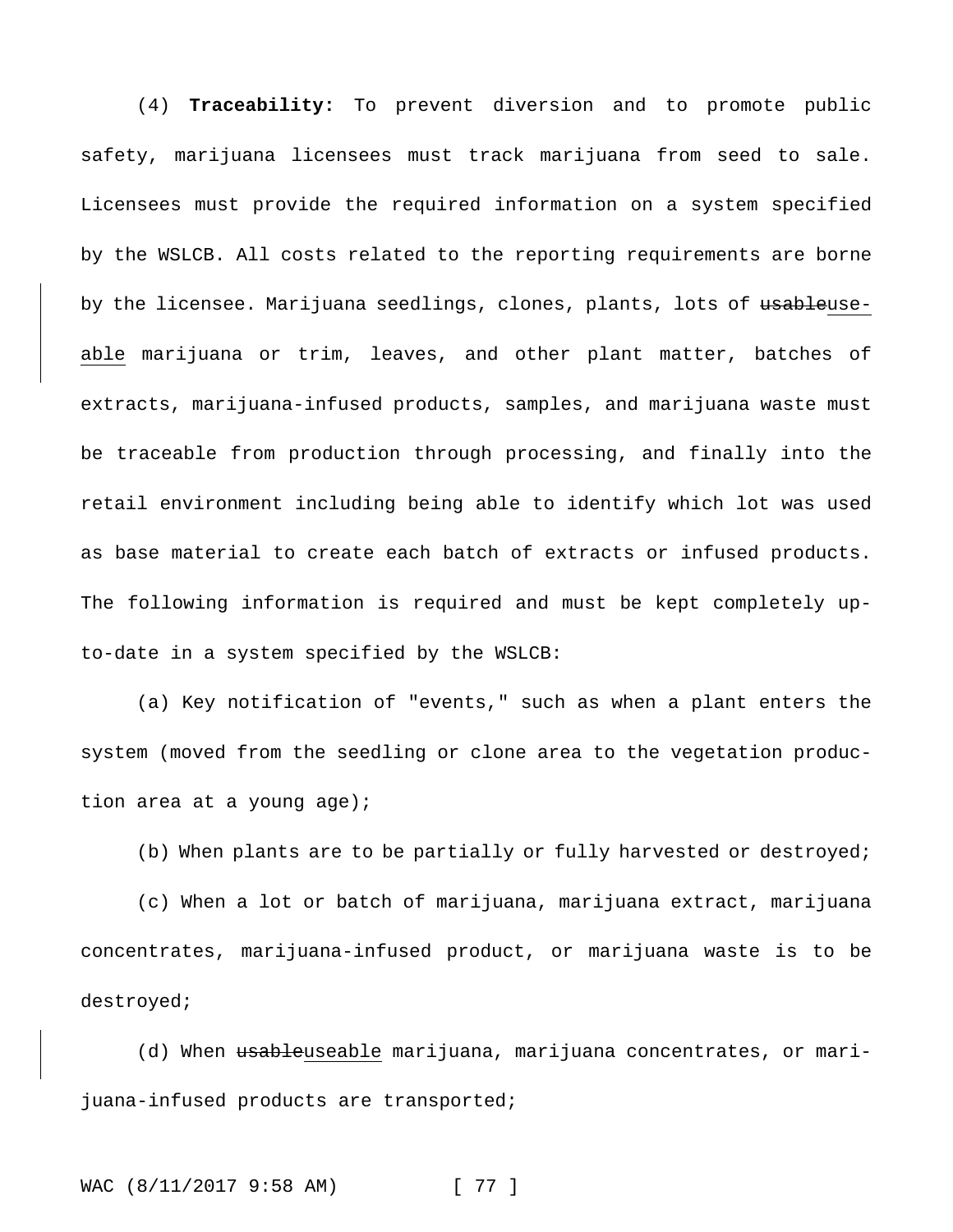(4) **Traceability:** To prevent diversion and to promote public safety, marijuana licensees must track marijuana from seed to sale. Licensees must provide the required information on a system specified by the WSLCB. All costs related to the reporting requirements are borne by the licensee. Marijuana seedlings, clones, plants, lots of ~~usable~~useable marijuana or trim, leaves, and other plant matter, batches of extracts, marijuana-infused products, samples, and marijuana waste must be traceable from production through processing, and finally into the retail environment including being able to identify which lot was used as base material to create each batch of extracts or infused products. The following information is required and must be kept completely up-to-date in a system specified by the WSLCB:

(a) Key notification of "events," such as when a plant enters the system (moved from the seedling or clone area to the vegetation production area at a young age);

(b) When plants are to be partially or fully harvested or destroyed;

(c) When a lot or batch of marijuana, marijuana extract, marijuana concentrates, marijuana-infused product, or marijuana waste is to be destroyed;

(d) When ~~usable~~useable marijuana, marijuana concentrates, or marijuana-infused products are transported;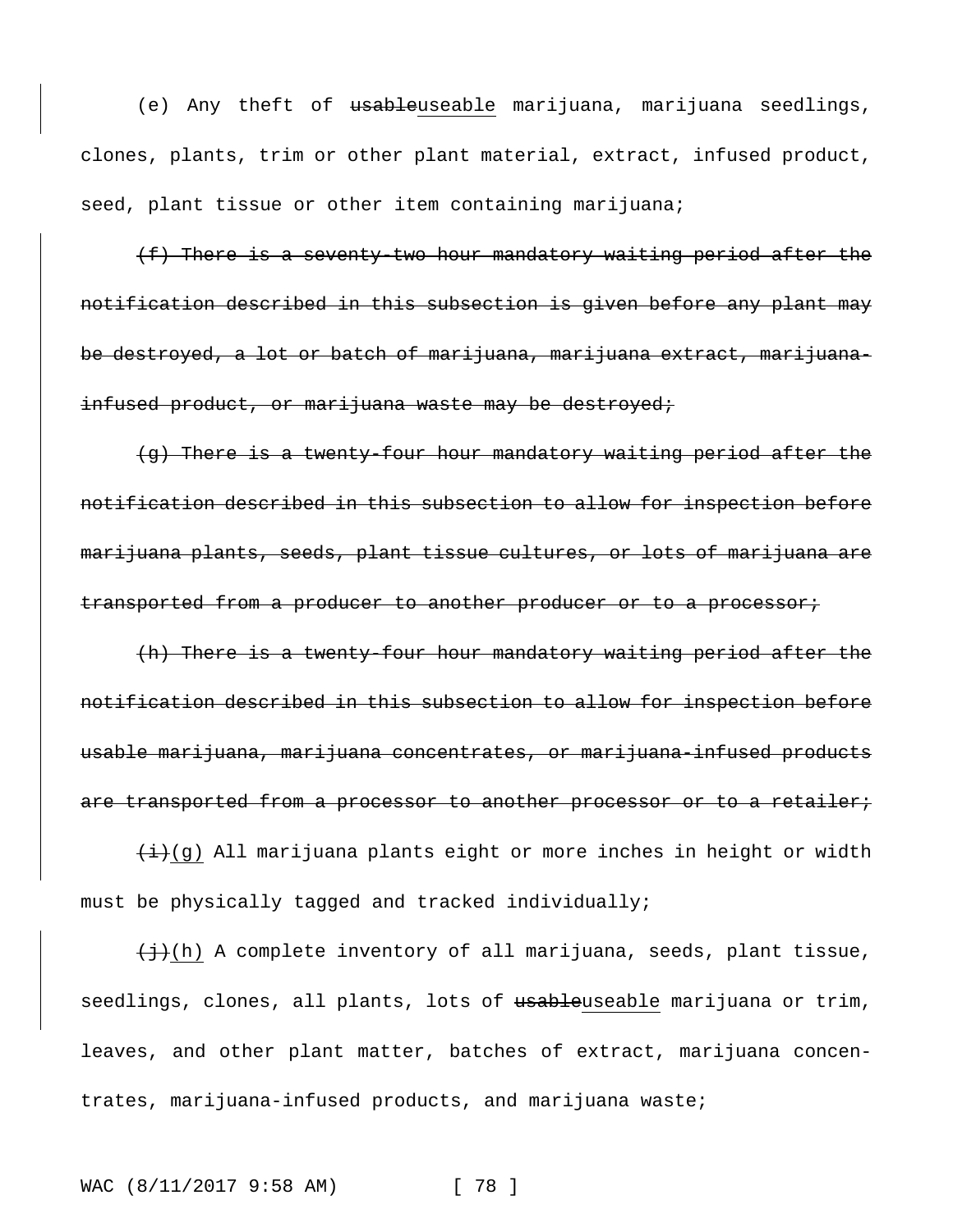(e) Any theft of ~~usable~~useable marijuana, marijuana seedlings, clones, plants, trim or other plant material, extract, infused product, seed, plant tissue or other item containing marijuana;

~~(f) There is a seventy-two hour mandatory waiting period after the notification described in this subsection is given before any plant may be destroyed, a lot or batch of marijuana, marijuana extract, marijuana-infused product, or marijuana waste may be destroyed;~~

~~(g) There is a twenty-four hour mandatory waiting period after the notification described in this subsection to allow for inspection before marijuana plants, seeds, plant tissue cultures, or lots of marijuana are transported from a producer to another producer or to a processor;~~

~~(h) There is a twenty-four hour mandatory waiting period after the notification described in this subsection to allow for inspection before usable marijuana, marijuana concentrates, or marijuana-infused products are transported from a processor to another processor or to a retailer;~~

~~(i)~~(g) All marijuana plants eight or more inches in height or width must be physically tagged and tracked individually;

~~(j)~~(h) A complete inventory of all marijuana, seeds, plant tissue, seedlings, clones, all plants, lots of ~~usable~~useable marijuana or trim, leaves, and other plant matter, batches of extract, marijuana concentrates, marijuana-infused products, and marijuana waste;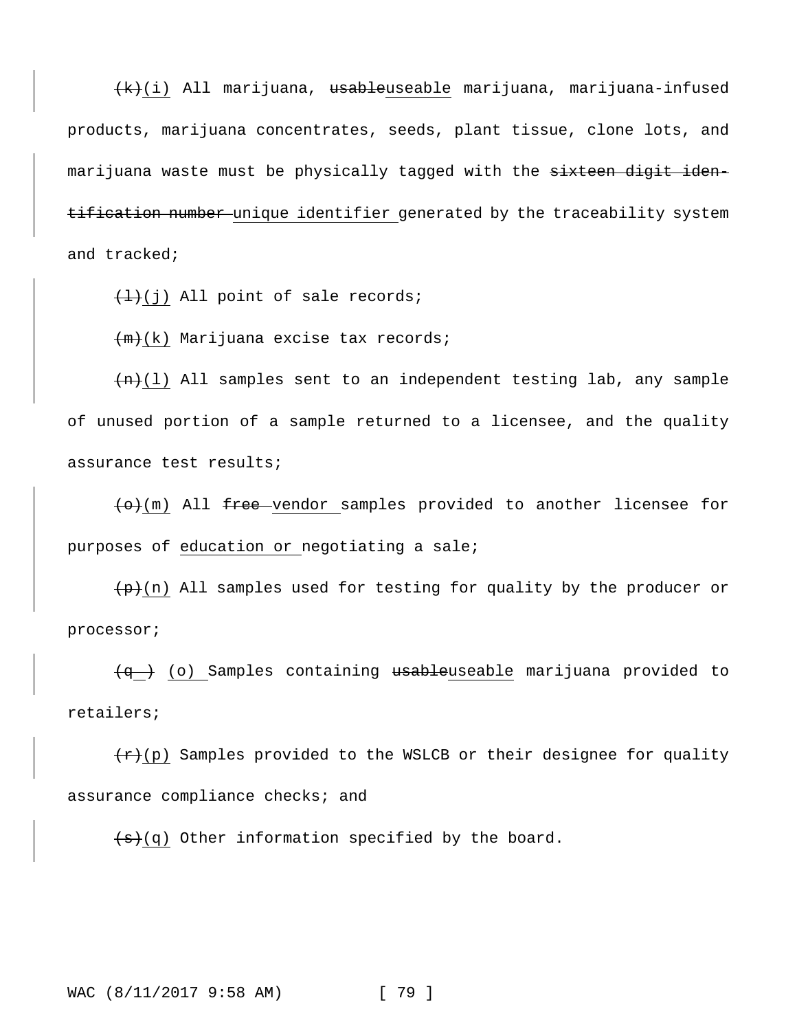~~(k)~~(i) All marijuana, ~~usable~~useable marijuana, marijuana-infused products, marijuana concentrates, seeds, plant tissue, clone lots, and marijuana waste must be physically tagged with the ~~sixteen digit identification number~~ unique identifier generated by the traceability system and tracked;

~~(l)~~(j) All point of sale records;

~~(m)~~(k) Marijuana excise tax records;

~~(n)~~(l) All samples sent to an independent testing lab, any sample of unused portion of a sample returned to a licensee, and the quality assurance test results;

~~(o)~~(m) All ~~free~~ vendor samples provided to another licensee for purposes of education or negotiating a sale;

~~(p)~~(n) All samples used for testing for quality by the producer or processor;

~~(q )~~ (o) Samples containing ~~usable~~useable marijuana provided to retailers;

~~(r)~~(p) Samples provided to the WSLCB or their designee for quality assurance compliance checks; and

~~(s)~~(q) Other information specified by the board.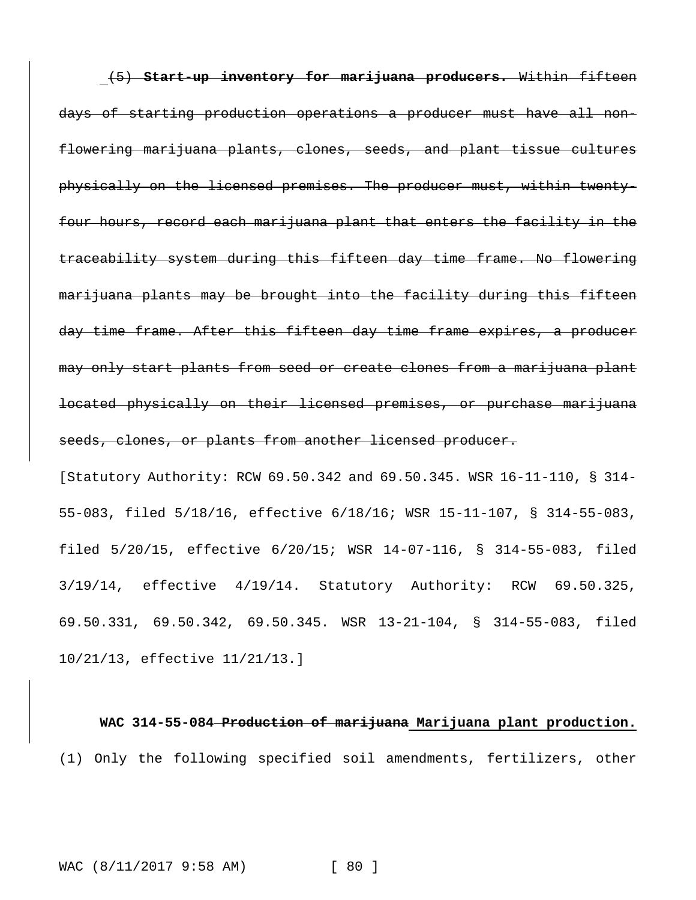~~(5) **Start-up inventory for marijuana producers.** Within fifteen days of starting production operations a producer must have all non-flowering marijuana plants, clones, seeds, and plant tissue cultures physically on the licensed premises. The producer must, within twenty-four hours, record each marijuana plant that enters the facility in the traceability system during this fifteen day time frame. No flowering marijuana plants may be brought into the facility during this fifteen day time frame. After this fifteen day time frame expires, a producer may only start plants from seed or create clones from a marijuana plant located physically on their licensed premises, or purchase marijuana seeds, clones, or plants from another licensed producer.~~

[Statutory Authority: RCW 69.50.342 and 69.50.345. WSR 16-11-110, § 314-55-083, filed 5/18/16, effective 6/18/16; WSR 15-11-107, § 314-55-083, filed 5/20/15, effective 6/20/15; WSR 14-07-116, § 314-55-083, filed 3/19/14, effective 4/19/14. Statutory Authority: RCW 69.50.325, 69.50.331, 69.50.342, 69.50.345. WSR 13-21-104, § 314-55-083, filed 10/21/13, effective 11/21/13.]

**WAC 314-55-084 ~~Production of marijuana~~ <u>Marijuana plant production.</u>** (1) Only the following specified soil amendments, fertilizers, other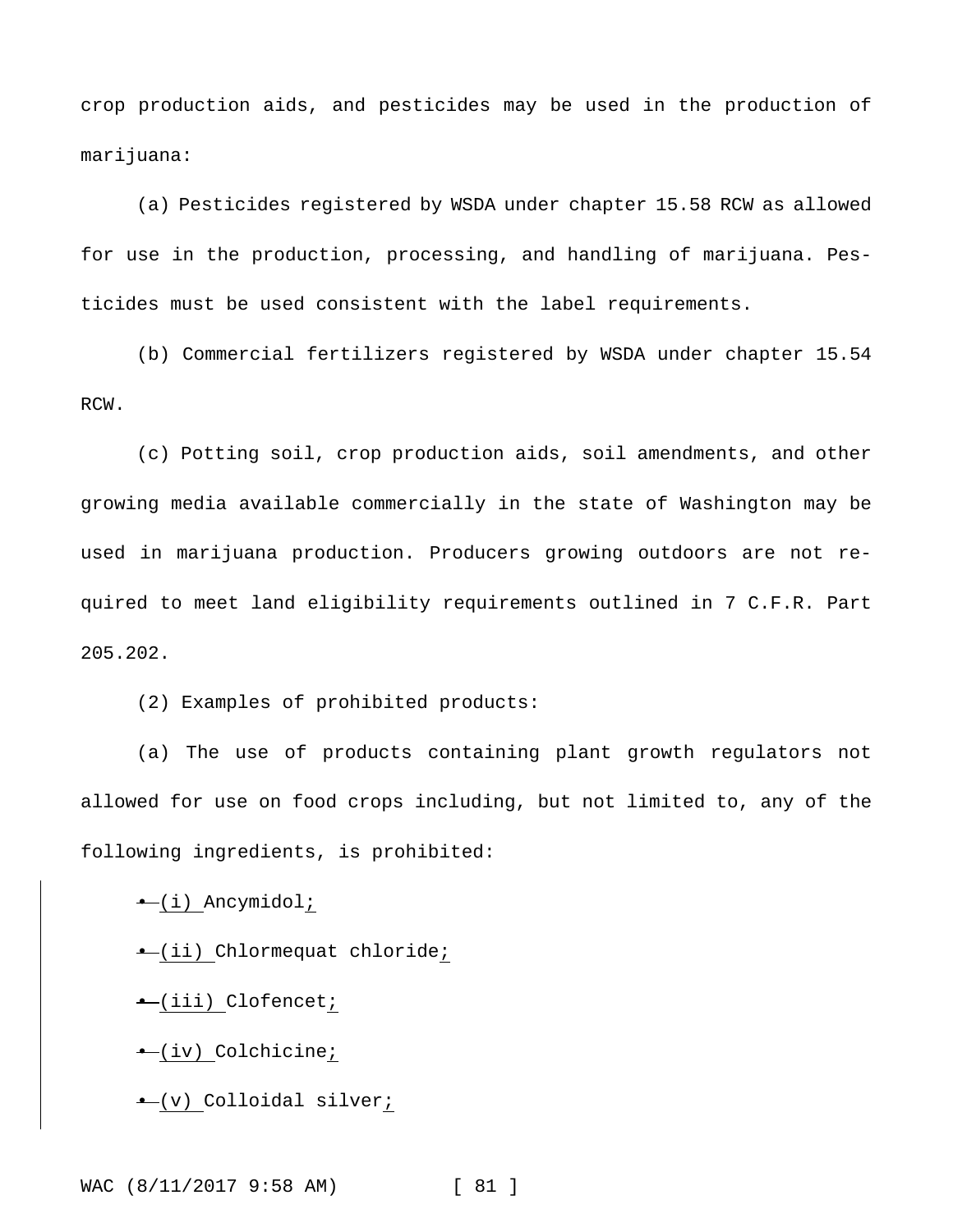crop production aids, and pesticides may be used in the production of marijuana:

(a) Pesticides registered by WSDA under chapter 15.58 RCW as allowed for use in the production, processing, and handling of marijuana. Pesticides must be used consistent with the label requirements.

(b) Commercial fertilizers registered by WSDA under chapter 15.54 RCW.

(c) Potting soil, crop production aids, soil amendments, and other growing media available commercially in the state of Washington may be used in marijuana production. Producers growing outdoors are not required to meet land eligibility requirements outlined in 7 C.F.R. Part 205.202.

(2) Examples of prohibited products:

(a) The use of products containing plant growth regulators not allowed for use on food crops including, but not limited to, any of the following ingredients, is prohibited:

~~•~~ (i) Ancymidol;

~~•~~ (ii) Chlormequat chloride;

~~•~~ (iii) Clofencet;

~~•~~ (iv) Colchicine;

~~•~~ (v) Colloidal silver;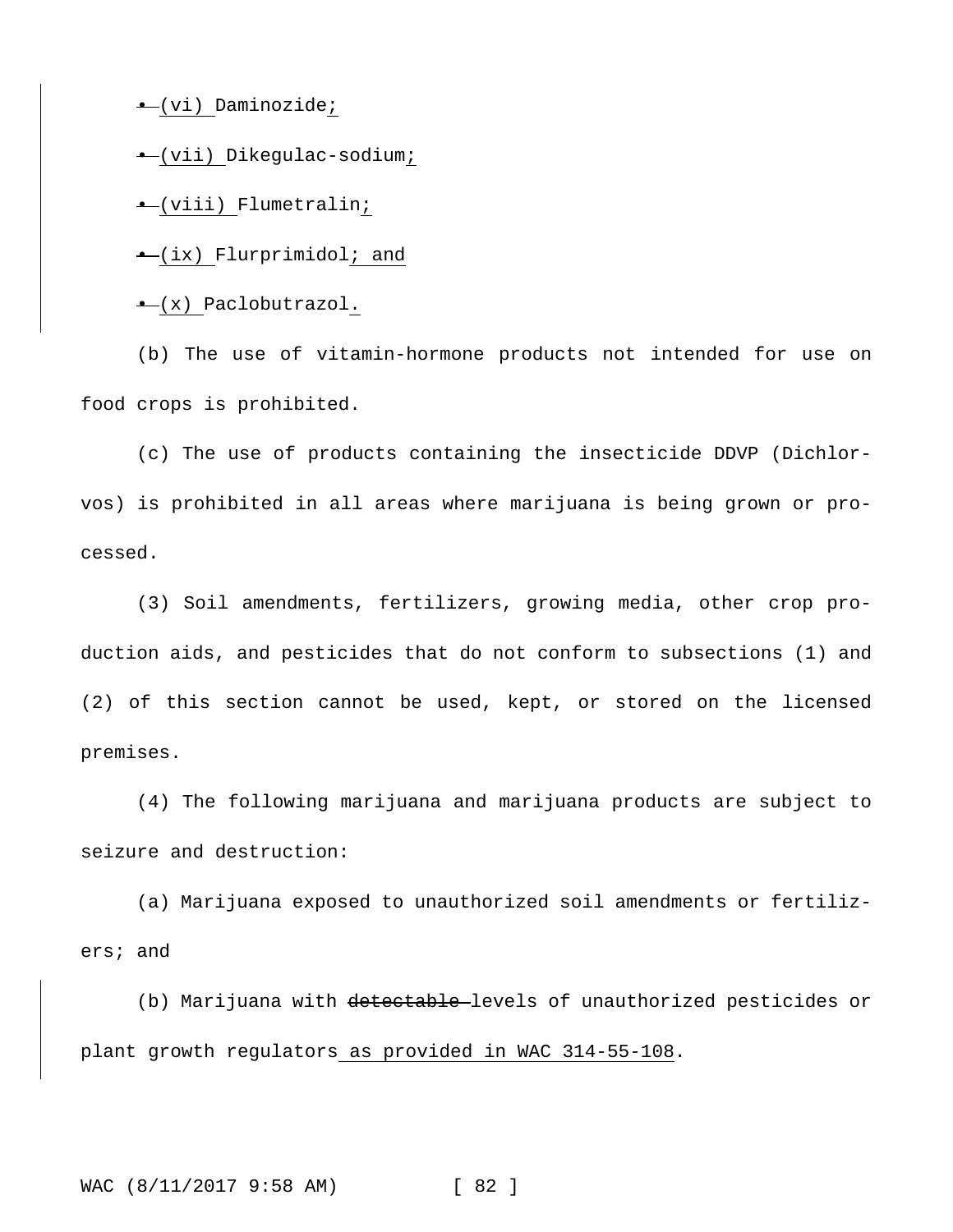• (vi) Daminozide;

• (vii) Dikegulac-sodium;

• (viii) Flumetralin;

• (ix) Flurprimidol; and

• (x) Paclobutrazol.

(b) The use of vitamin-hormone products not intended for use on food crops is prohibited.

(c) The use of products containing the insecticide DDVP (Dichlorvos) is prohibited in all areas where marijuana is being grown or processed.

(3) Soil amendments, fertilizers, growing media, other crop production aids, and pesticides that do not conform to subsections (1) and (2) of this section cannot be used, kept, or stored on the licensed premises.

(4) The following marijuana and marijuana products are subject to seizure and destruction:

(a) Marijuana exposed to unauthorized soil amendments or fertilizers; and

(b) Marijuana with detectable levels of unauthorized pesticides or plant growth regulators as provided in WAC 314-55-108.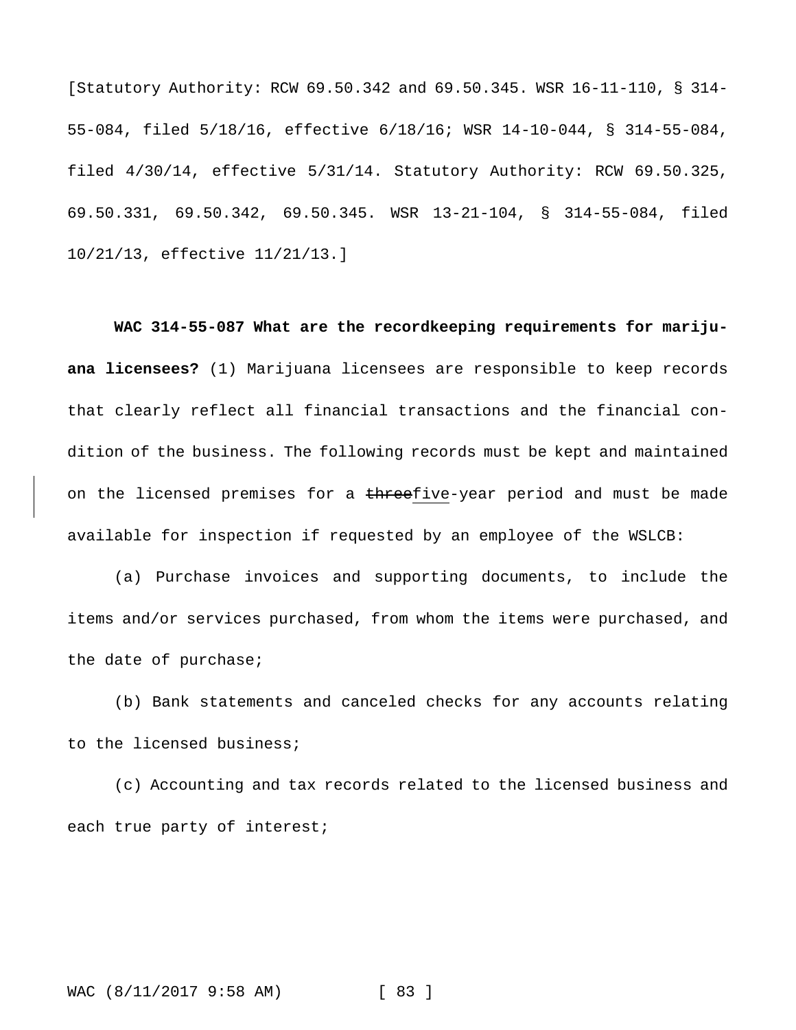[Statutory Authority: RCW 69.50.342 and 69.50.345. WSR 16-11-110, § 314-55-084, filed 5/18/16, effective 6/18/16; WSR 14-10-044, § 314-55-084, filed 4/30/14, effective 5/31/14. Statutory Authority: RCW 69.50.325, 69.50.331, 69.50.342, 69.50.345. WSR 13-21-104, § 314-55-084, filed 10/21/13, effective 11/21/13.]

**WAC 314-55-087 What are the recordkeeping requirements for marijuana licensees?** (1) Marijuana licensees are responsible to keep records that clearly reflect all financial transactions and the financial condition of the business. The following records must be kept and maintained on the licensed premises for a ~~three~~<u>five</u>-year period and must be made available for inspection if requested by an employee of the WSLCB:

(a) Purchase invoices and supporting documents, to include the items and/or services purchased, from whom the items were purchased, and the date of purchase;

(b) Bank statements and canceled checks for any accounts relating to the licensed business;

(c) Accounting and tax records related to the licensed business and each true party of interest;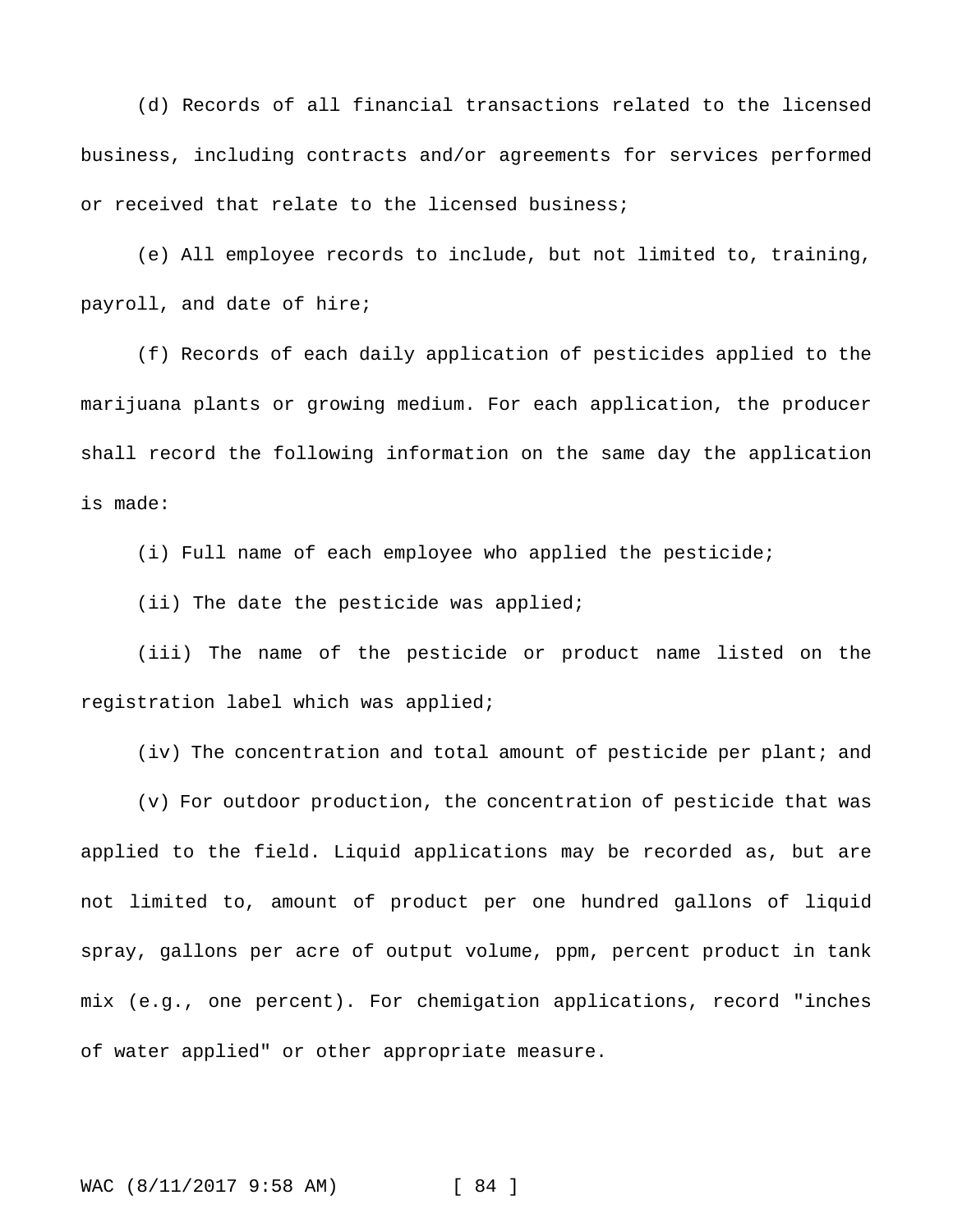(d) Records of all financial transactions related to the licensed business, including contracts and/or agreements for services performed or received that relate to the licensed business;

(e) All employee records to include, but not limited to, training, payroll, and date of hire;

(f) Records of each daily application of pesticides applied to the marijuana plants or growing medium. For each application, the producer shall record the following information on the same day the application is made:

(i) Full name of each employee who applied the pesticide;

(ii) The date the pesticide was applied;

(iii) The name of the pesticide or product name listed on the registration label which was applied;

(iv) The concentration and total amount of pesticide per plant; and

(v) For outdoor production, the concentration of pesticide that was applied to the field. Liquid applications may be recorded as, but are not limited to, amount of product per one hundred gallons of liquid spray, gallons per acre of output volume, ppm, percent product in tank mix (e.g., one percent). For chemigation applications, record "inches of water applied" or other appropriate measure.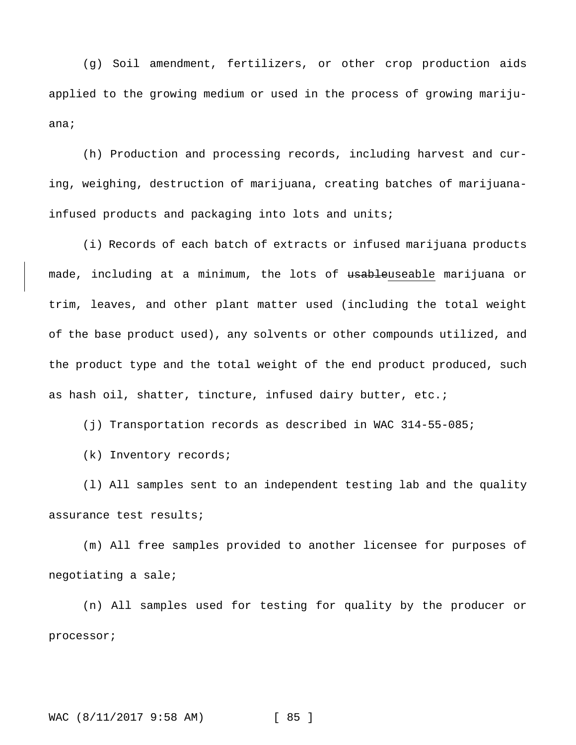(g) Soil amendment, fertilizers, or other crop production aids applied to the growing medium or used in the process of growing marijuana;

(h) Production and processing records, including harvest and curing, weighing, destruction of marijuana, creating batches of marijuana-infused products and packaging into lots and units;

(i) Records of each batch of extracts or infused marijuana products made, including at a minimum, the lots of ~~usable~~useable marijuana or trim, leaves, and other plant matter used (including the total weight of the base product used), any solvents or other compounds utilized, and the product type and the total weight of the end product produced, such as hash oil, shatter, tincture, infused dairy butter, etc.;

(j) Transportation records as described in WAC 314-55-085;

(k) Inventory records;

(l) All samples sent to an independent testing lab and the quality assurance test results;

(m) All free samples provided to another licensee for purposes of negotiating a sale;

(n) All samples used for testing for quality by the producer or processor;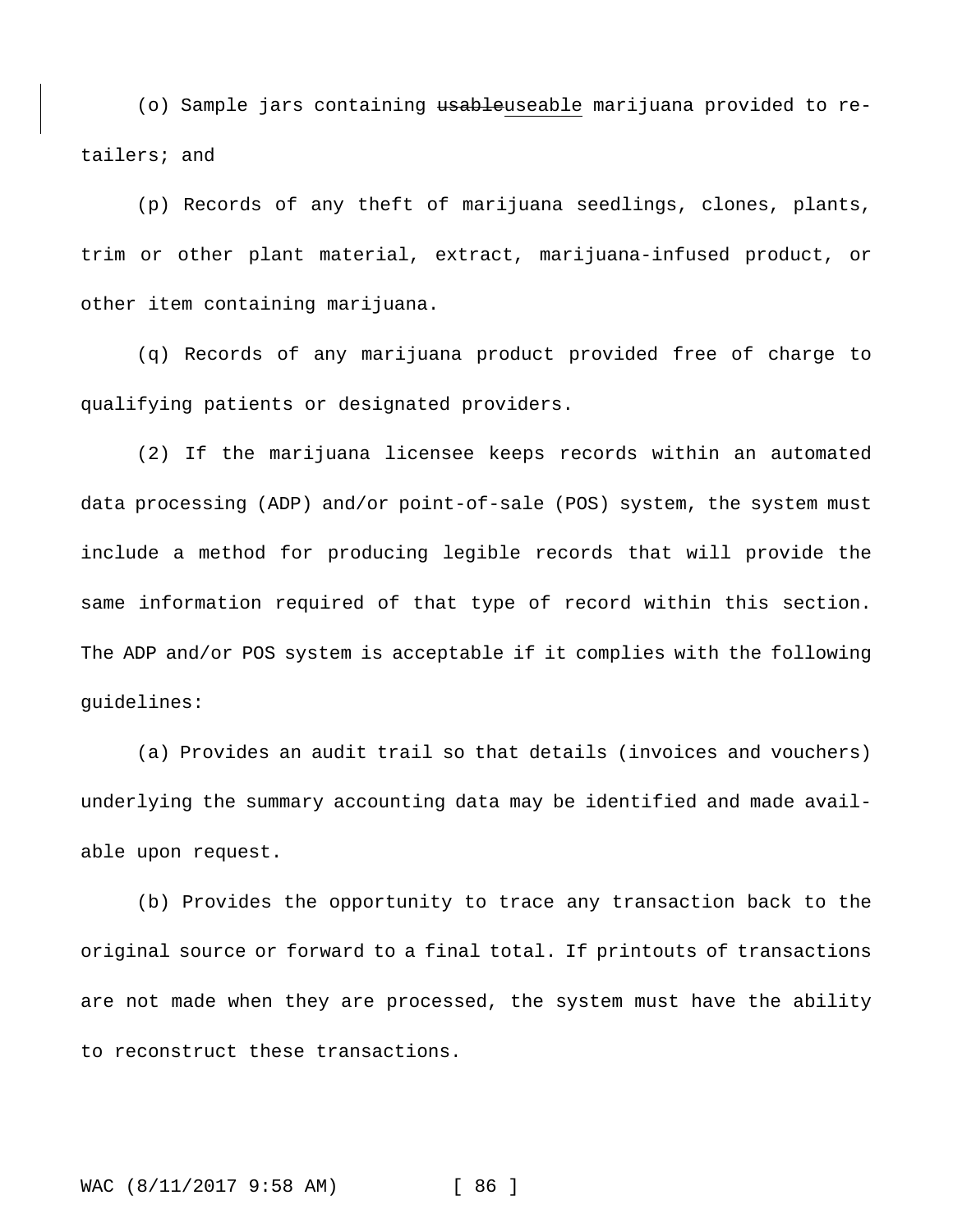(o) Sample jars containing ~~usable~~<u>useable</u> marijuana provided to retailers; and

(p) Records of any theft of marijuana seedlings, clones, plants, trim or other plant material, extract, marijuana-infused product, or other item containing marijuana.

(q) Records of any marijuana product provided free of charge to qualifying patients or designated providers.

(2) If the marijuana licensee keeps records within an automated data processing (ADP) and/or point-of-sale (POS) system, the system must include a method for producing legible records that will provide the same information required of that type of record within this section. The ADP and/or POS system is acceptable if it complies with the following guidelines:

(a) Provides an audit trail so that details (invoices and vouchers) underlying the summary accounting data may be identified and made available upon request.

(b) Provides the opportunity to trace any transaction back to the original source or forward to a final total. If printouts of transactions are not made when they are processed, the system must have the ability to reconstruct these transactions.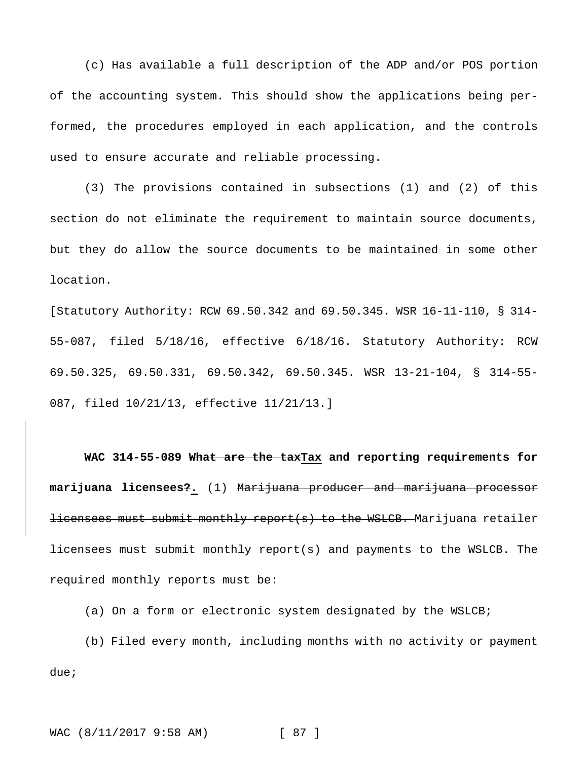(c) Has available a full description of the ADP and/or POS portion of the accounting system. This should show the applications being performed, the procedures employed in each application, and the controls used to ensure accurate and reliable processing.

(3) The provisions contained in subsections (1) and (2) of this section do not eliminate the requirement to maintain source documents, but they do allow the source documents to be maintained in some other location.

[Statutory Authority: RCW 69.50.342 and 69.50.345. WSR 16-11-110, § 314-55-087, filed 5/18/16, effective 6/18/16. Statutory Authority: RCW 69.50.325, 69.50.331, 69.50.342, 69.50.345. WSR 13-21-104, § 314-55-087, filed 10/21/13, effective 11/21/13.]

**WAC 314-55-089 ~~What are the tax~~<u>Tax</u> and reporting requirements for marijuana licensees~~?~~<u>.</u>** (1) ~~Marijuana producer and marijuana processor licensees must submit monthly report(s) to the WSLCB.~~ Marijuana retailer licensees must submit monthly report(s) and payments to the WSLCB. The required monthly reports must be:

(a) On a form or electronic system designated by the WSLCB;

(b) Filed every month, including months with no activity or payment due;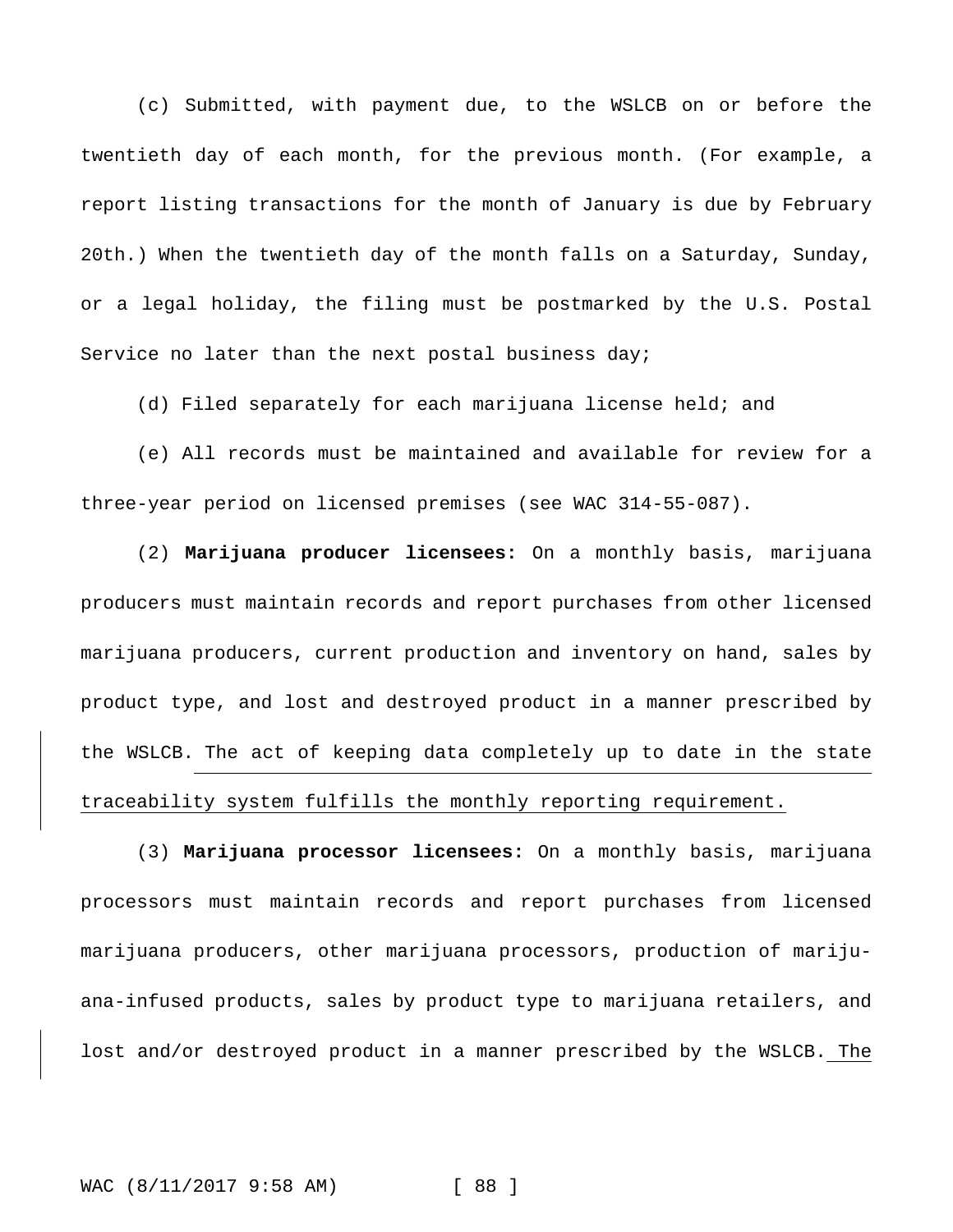(c) Submitted, with payment due, to the WSLCB on or before the twentieth day of each month, for the previous month. (For example, a report listing transactions for the month of January is due by February 20th.) When the twentieth day of the month falls on a Saturday, Sunday, or a legal holiday, the filing must be postmarked by the U.S. Postal Service no later than the next postal business day;

(d) Filed separately for each marijuana license held; and

(e) All records must be maintained and available for review for a three-year period on licensed premises (see WAC 314-55-087).

(2) **Marijuana producer licensees:** On a monthly basis, marijuana producers must maintain records and report purchases from other licensed marijuana producers, current production and inventory on hand, sales by product type, and lost and destroyed product in a manner prescribed by the WSLCB. The act of keeping data completely up to date in the state traceability system fulfills the monthly reporting requirement.

(3) **Marijuana processor licensees:** On a monthly basis, marijuana processors must maintain records and report purchases from licensed marijuana producers, other marijuana processors, production of marijuana-infused products, sales by product type to marijuana retailers, and lost and/or destroyed product in a manner prescribed by the WSLCB. The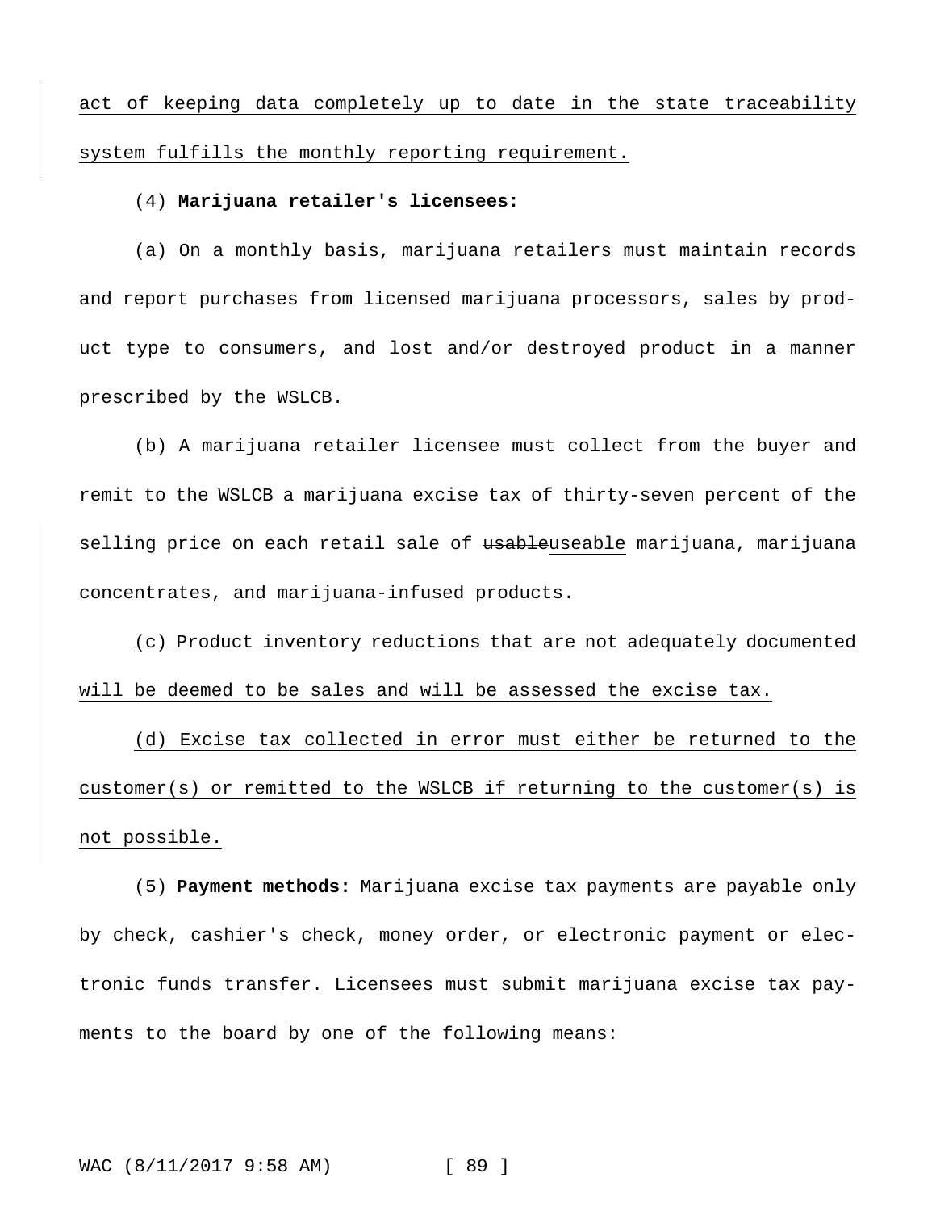act of keeping data completely up to date in the state traceability system fulfills the monthly reporting requirement.

(4) **Marijuana retailer's licensees:**

(a) On a monthly basis, marijuana retailers must maintain records and report purchases from licensed marijuana processors, sales by product type to consumers, and lost and/or destroyed product in a manner prescribed by the WSLCB.

(b) A marijuana retailer licensee must collect from the buyer and remit to the WSLCB a marijuana excise tax of thirty-seven percent of the selling price on each retail sale of ~~usable~~useable marijuana, marijuana concentrates, and marijuana-infused products.

(c) Product inventory reductions that are not adequately documented will be deemed to be sales and will be assessed the excise tax.

(d) Excise tax collected in error must either be returned to the customer(s) or remitted to the WSLCB if returning to the customer(s) is not possible.

(5) **Payment methods:** Marijuana excise tax payments are payable only by check, cashier's check, money order, or electronic payment or electronic funds transfer. Licensees must submit marijuana excise tax payments to the board by one of the following means: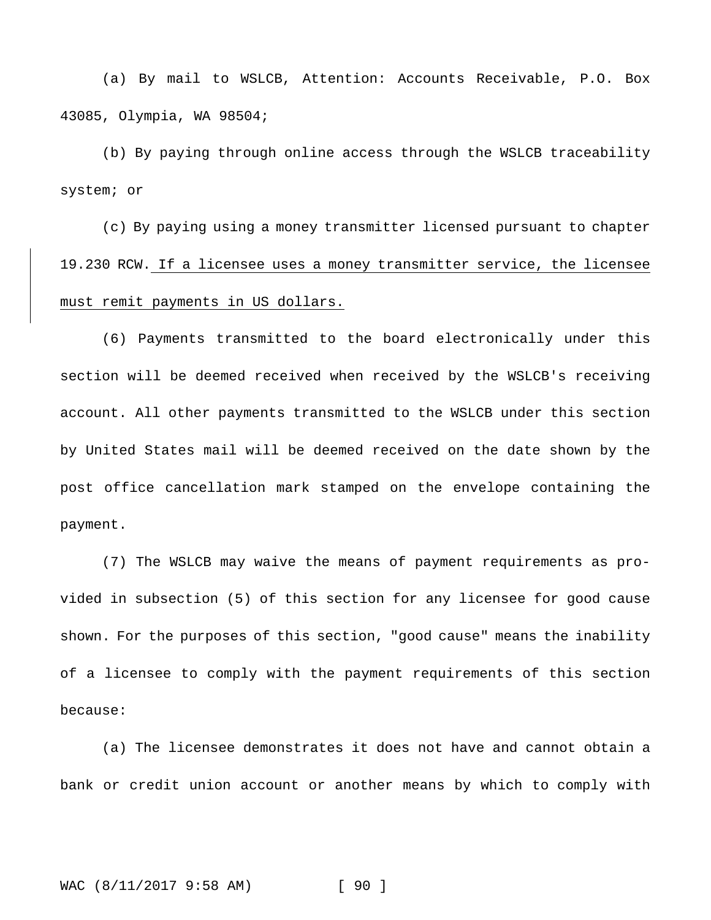(a) By mail to WSLCB, Attention: Accounts Receivable, P.O. Box 43085, Olympia, WA 98504;

(b) By paying through online access through the WSLCB traceability system; or

(c) By paying using a money transmitter licensed pursuant to chapter 19.230 RCW. <u>If a licensee uses a money transmitter service, the licensee must remit payments in US dollars.</u>

(6) Payments transmitted to the board electronically under this section will be deemed received when received by the WSLCB's receiving account. All other payments transmitted to the WSLCB under this section by United States mail will be deemed received on the date shown by the post office cancellation mark stamped on the envelope containing the payment.

(7) The WSLCB may waive the means of payment requirements as provided in subsection (5) of this section for any licensee for good cause shown. For the purposes of this section, "good cause" means the inability of a licensee to comply with the payment requirements of this section because:

(a) The licensee demonstrates it does not have and cannot obtain a bank or credit union account or another means by which to comply with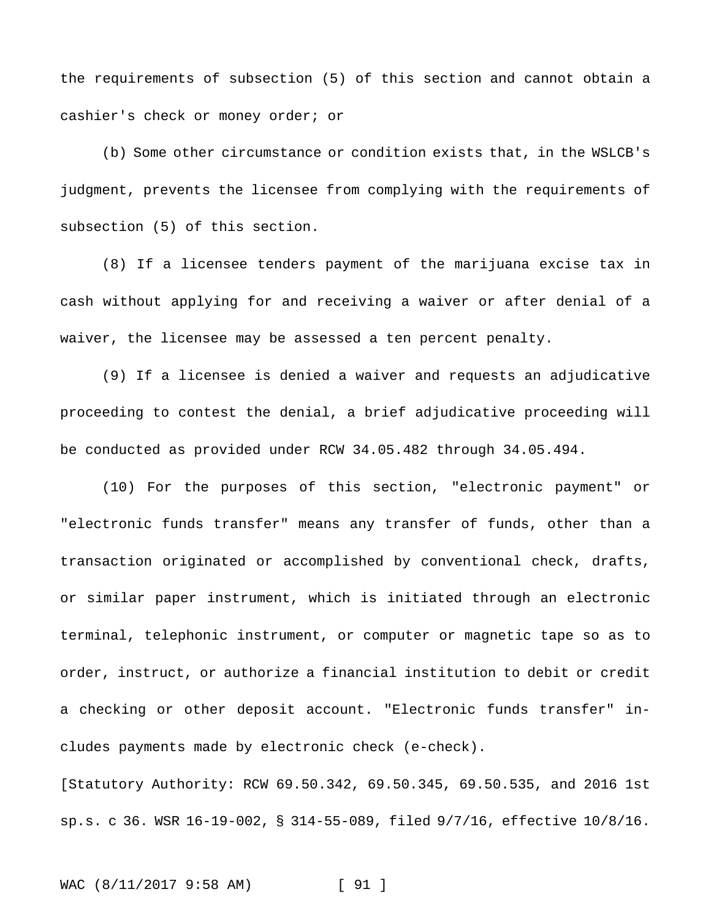the requirements of subsection (5) of this section and cannot obtain a cashier's check or money order; or

(b) Some other circumstance or condition exists that, in the WSLCB's judgment, prevents the licensee from complying with the requirements of subsection (5) of this section.

(8) If a licensee tenders payment of the marijuana excise tax in cash without applying for and receiving a waiver or after denial of a waiver, the licensee may be assessed a ten percent penalty.

(9) If a licensee is denied a waiver and requests an adjudicative proceeding to contest the denial, a brief adjudicative proceeding will be conducted as provided under RCW 34.05.482 through 34.05.494.

(10) For the purposes of this section, "electronic payment" or "electronic funds transfer" means any transfer of funds, other than a transaction originated or accomplished by conventional check, drafts, or similar paper instrument, which is initiated through an electronic terminal, telephonic instrument, or computer or magnetic tape so as to order, instruct, or authorize a financial institution to debit or credit a checking or other deposit account. "Electronic funds transfer" includes payments made by electronic check (e-check).

[Statutory Authority: RCW 69.50.342, 69.50.345, 69.50.535, and 2016 1st sp.s. c 36. WSR 16-19-002, § 314-55-089, filed 9/7/16, effective 10/8/16.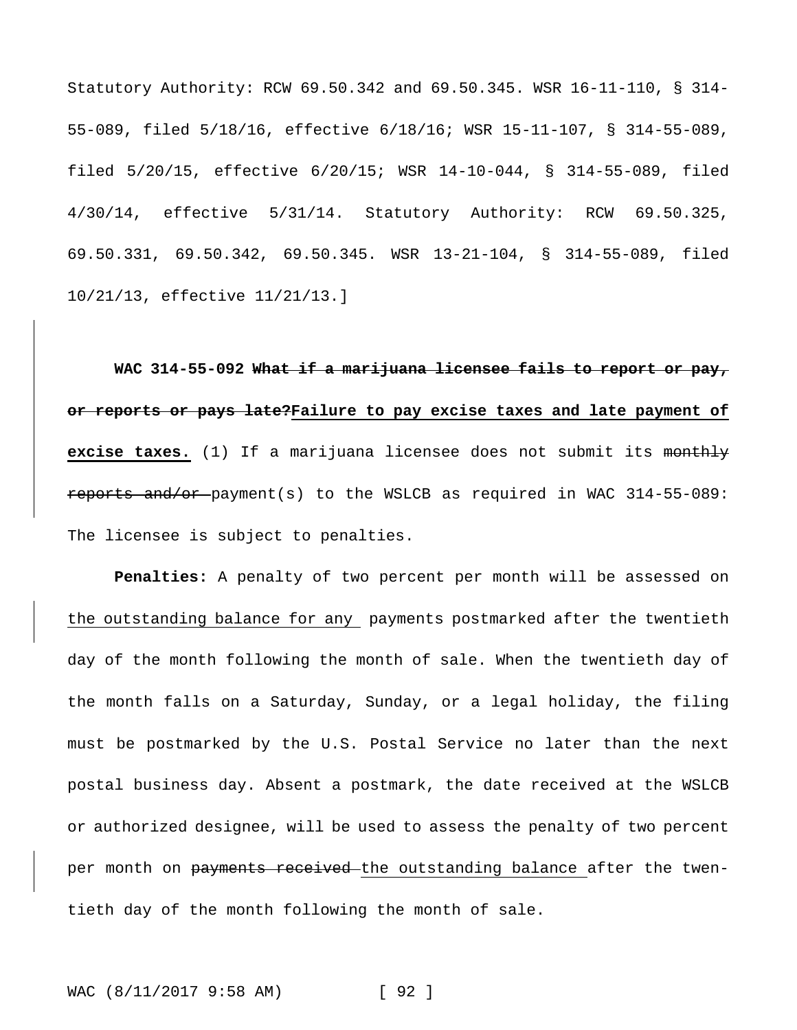Statutory Authority: RCW 69.50.342 and 69.50.345. WSR 16-11-110, § 314-55-089, filed 5/18/16, effective 6/18/16; WSR 15-11-107, § 314-55-089, filed 5/20/15, effective 6/20/15; WSR 14-10-044, § 314-55-089, filed 4/30/14, effective 5/31/14. Statutory Authority: RCW 69.50.325, 69.50.331, 69.50.342, 69.50.345. WSR 13-21-104, § 314-55-089, filed 10/21/13, effective 11/21/13.]

**WAC 314-55-092** ~~**What if a marijuana licensee fails to report or pay, or reports or pays late?**~~**<u>Failure to pay excise taxes and late payment of excise taxes.</u>** (1) If a marijuana licensee does not submit its ~~monthly reports and/or~~ payment(s) to the WSLCB as required in WAC 314-55-089: The licensee is subject to penalties.

**Penalties:** A penalty of two percent per month will be assessed on <u>the outstanding balance for any</u> payments postmarked after the twentieth day of the month following the month of sale. When the twentieth day of the month falls on a Saturday, Sunday, or a legal holiday, the filing must be postmarked by the U.S. Postal Service no later than the next postal business day. Absent a postmark, the date received at the WSLCB or authorized designee, will be used to assess the penalty of two percent per month on ~~payments received~~ <u>the outstanding balance</u> after the twentieth day of the month following the month of sale.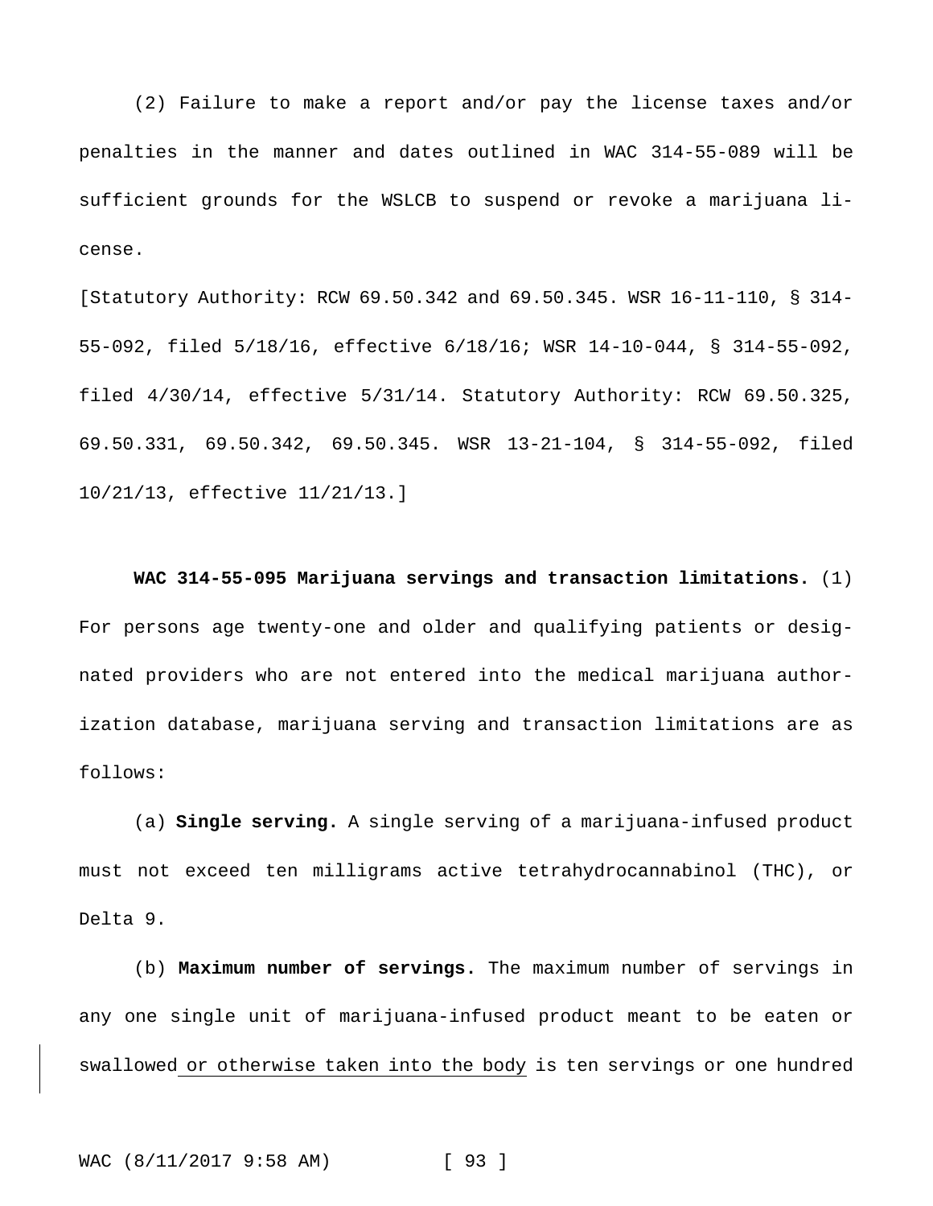(2) Failure to make a report and/or pay the license taxes and/or penalties in the manner and dates outlined in WAC 314-55-089 will be sufficient grounds for the WSLCB to suspend or revoke a marijuana license.

[Statutory Authority: RCW 69.50.342 and 69.50.345. WSR 16-11-110, § 314-55-092, filed 5/18/16, effective 6/18/16; WSR 14-10-044, § 314-55-092, filed 4/30/14, effective 5/31/14. Statutory Authority: RCW 69.50.325, 69.50.331, 69.50.342, 69.50.345. WSR 13-21-104, § 314-55-092, filed 10/21/13, effective 11/21/13.]

**WAC 314-55-095 Marijuana servings and transaction limitations.** (1) For persons age twenty-one and older and qualifying patients or designated providers who are not entered into the medical marijuana authorization database, marijuana serving and transaction limitations are as follows:

(a) **Single serving.** A single serving of a marijuana-infused product must not exceed ten milligrams active tetrahydrocannabinol (THC), or Delta 9.

(b) **Maximum number of servings.** The maximum number of servings in any one single unit of marijuana-infused product meant to be eaten or swallowed <u>or otherwise taken into the body</u> is ten servings or one hundred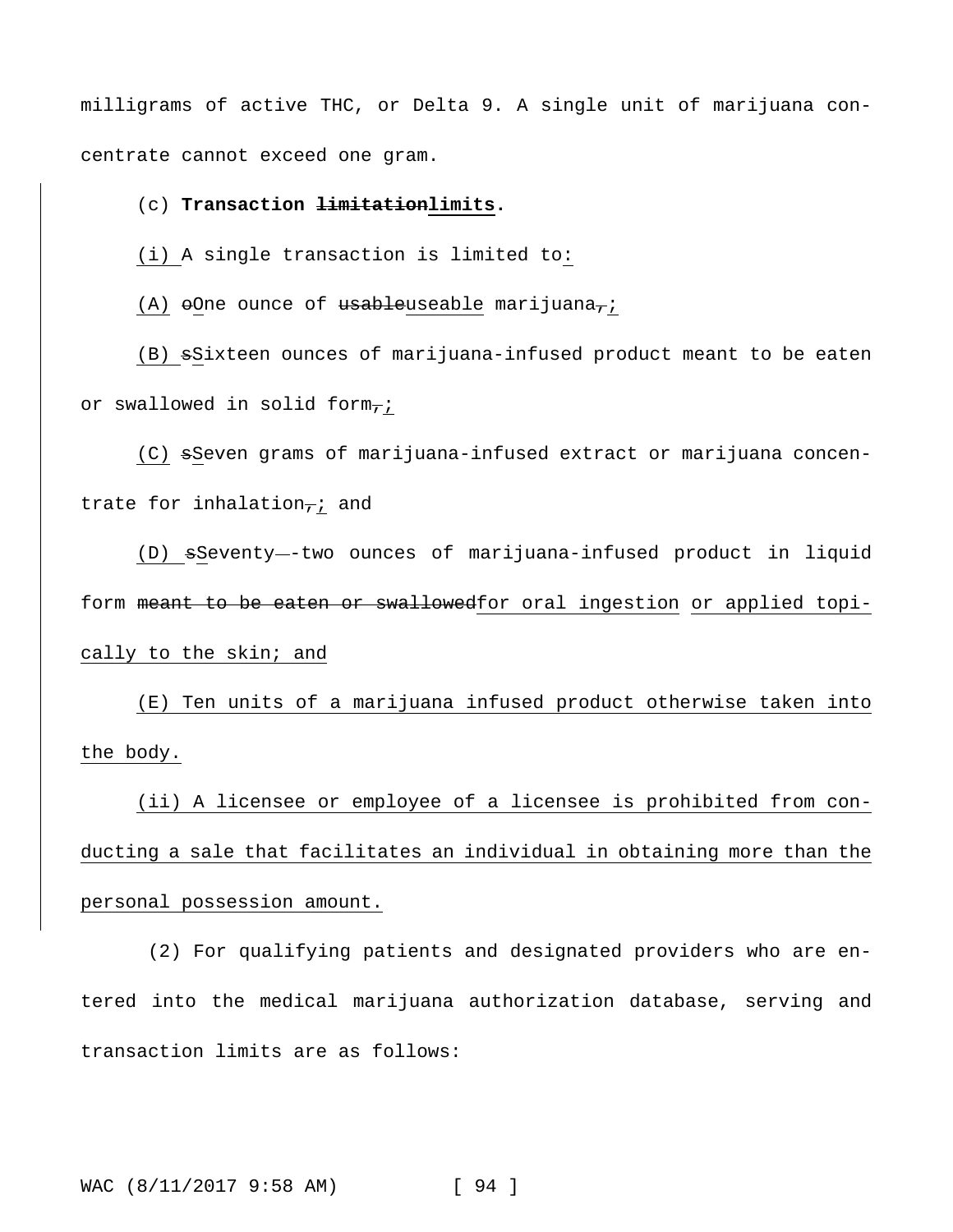milligrams of active THC, or Delta 9. A single unit of marijuana concentrate cannot exceed one gram.

(c) **Transaction ~~limitation~~limits.**

(i) A single transaction is limited to:

(A) ~~o~~One ounce of ~~usable~~useable marijuana~~,~~;

(B) ~~s~~Sixteen ounces of marijuana-infused product meant to be eaten or swallowed in solid form~~,~~;

(C) ~~s~~Seven grams of marijuana-infused extract or marijuana concentrate for inhalation~~,~~; and

(D) ~~s~~Seventy~~ ~~-two ounces of marijuana-infused product in liquid form ~~meant to be eaten or swallowed~~for oral ingestion or applied topically to the skin; and

(E) Ten units of a marijuana infused product otherwise taken into the body.

(ii) A licensee or employee of a licensee is prohibited from conducting a sale that facilitates an individual in obtaining more than the personal possession amount.

(2) For qualifying patients and designated providers who are entered into the medical marijuana authorization database, serving and transaction limits are as follows: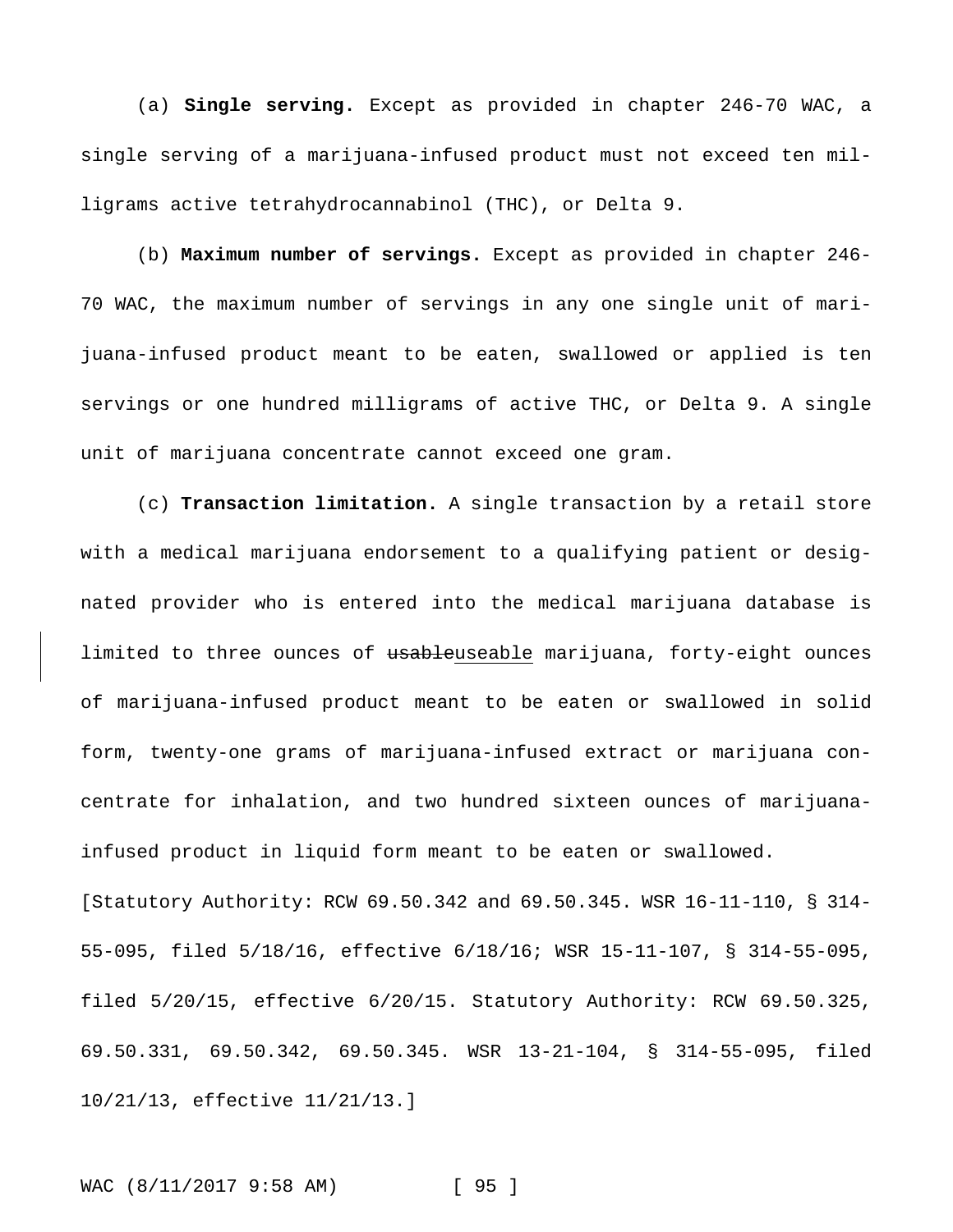(a) **Single serving.** Except as provided in chapter 246-70 WAC, a single serving of a marijuana-infused product must not exceed ten milligrams active tetrahydrocannabinol (THC), or Delta 9.

(b) **Maximum number of servings.** Except as provided in chapter 246-70 WAC, the maximum number of servings in any one single unit of marijuana-infused product meant to be eaten, swallowed or applied is ten servings or one hundred milligrams of active THC, or Delta 9. A single unit of marijuana concentrate cannot exceed one gram.

(c) **Transaction limitation.** A single transaction by a retail store with a medical marijuana endorsement to a qualifying patient or designated provider who is entered into the medical marijuana database is limited to three ounces of ~~usable~~useable marijuana, forty-eight ounces of marijuana-infused product meant to be eaten or swallowed in solid form, twenty-one grams of marijuana-infused extract or marijuana concentrate for inhalation, and two hundred sixteen ounces of marijuana-infused product in liquid form meant to be eaten or swallowed.

[Statutory Authority: RCW 69.50.342 and 69.50.345. WSR 16-11-110, § 314-55-095, filed 5/18/16, effective 6/18/16; WSR 15-11-107, § 314-55-095, filed 5/20/15, effective 6/20/15. Statutory Authority: RCW 69.50.325, 69.50.331, 69.50.342, 69.50.345. WSR 13-21-104, § 314-55-095, filed 10/21/13, effective 11/21/13.]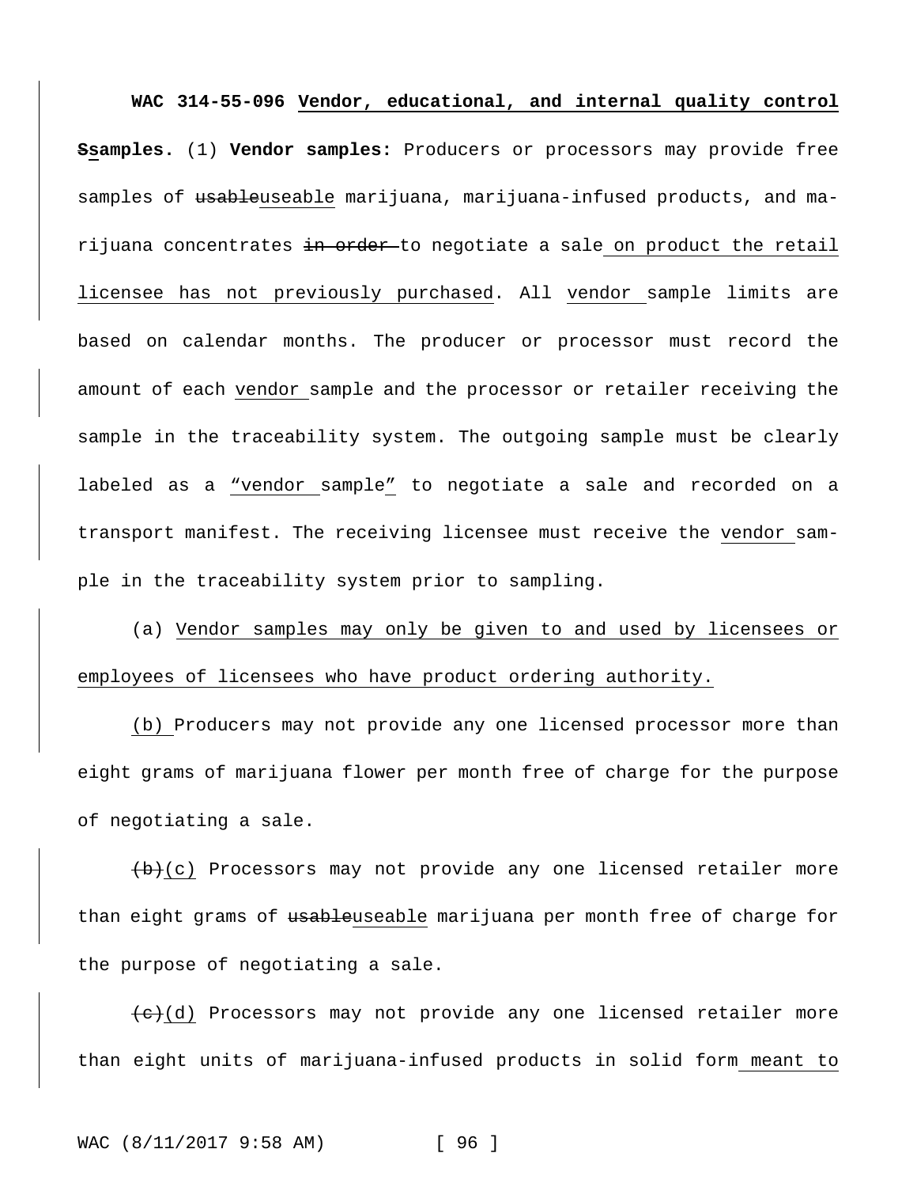**WAC 314-55-096 Vendor, educational, and internal quality control Ssamples.** (1) **Vendor samples:** Producers or processors may provide free samples of usableuseable marijuana, marijuana-infused products, and marijuana concentrates in order to negotiate a sale on product the retail licensee has not previously purchased. All vendor sample limits are based on calendar months. The producer or processor must record the amount of each vendor sample and the processor or retailer receiving the sample in the traceability system. The outgoing sample must be clearly labeled as a "vendor sample" to negotiate a sale and recorded on a transport manifest. The receiving licensee must receive the vendor sample in the traceability system prior to sampling.

(a) Vendor samples may only be given to and used by licensees or employees of licensees who have product ordering authority.

(b) Producers may not provide any one licensed processor more than eight grams of marijuana flower per month free of charge for the purpose of negotiating a sale.

(b)(c) Processors may not provide any one licensed retailer more than eight grams of usableuseable marijuana per month free of charge for the purpose of negotiating a sale.

(c)(d) Processors may not provide any one licensed retailer more than eight units of marijuana-infused products in solid form meant to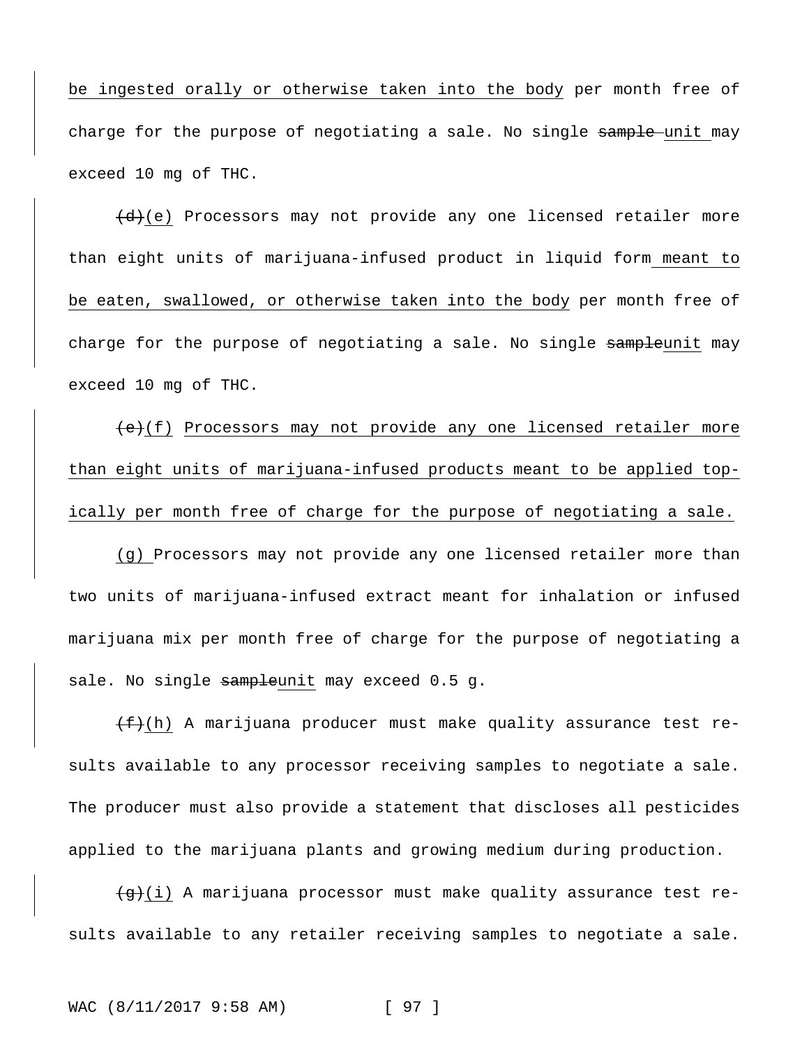be ingested orally or otherwise taken into the body per month free of charge for the purpose of negotiating a sale. No single ~~sample~~ unit may exceed 10 mg of THC.

~~(d)~~(e) Processors may not provide any one licensed retailer more than eight units of marijuana-infused product in liquid form meant to be eaten, swallowed, or otherwise taken into the body per month free of charge for the purpose of negotiating a sale. No single ~~sample~~unit may exceed 10 mg of THC.

~~(e)~~(f) Processors may not provide any one licensed retailer more than eight units of marijuana-infused products meant to be applied topically per month free of charge for the purpose of negotiating a sale.

(g) Processors may not provide any one licensed retailer more than two units of marijuana-infused extract meant for inhalation or infused marijuana mix per month free of charge for the purpose of negotiating a sale. No single ~~sample~~unit may exceed 0.5 g.

~~(f)~~(h) A marijuana producer must make quality assurance test results available to any processor receiving samples to negotiate a sale. The producer must also provide a statement that discloses all pesticides applied to the marijuana plants and growing medium during production.

~~(g)~~(i) A marijuana processor must make quality assurance test results available to any retailer receiving samples to negotiate a sale.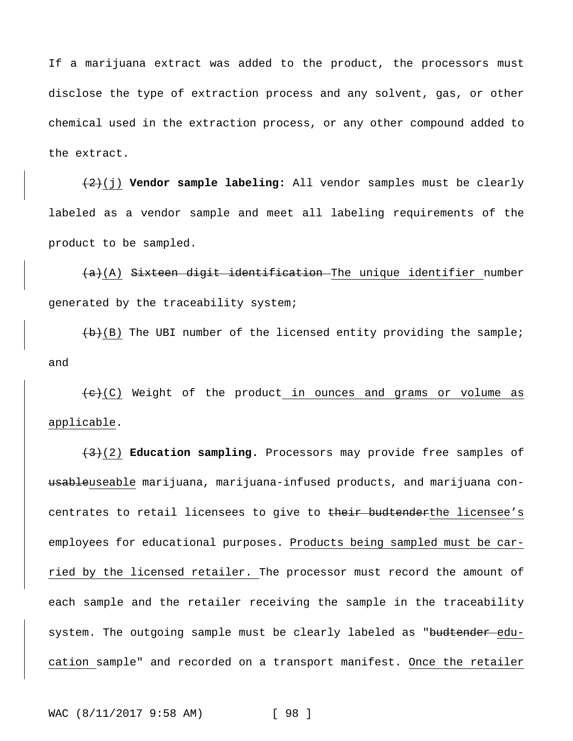If a marijuana extract was added to the product, the processors must disclose the type of extraction process and any solvent, gas, or other chemical used in the extraction process, or any other compound added to the extract.

~~(2)~~(j) **Vendor sample labeling:** All vendor samples must be clearly labeled as a vendor sample and meet all labeling requirements of the product to be sampled.

~~(a)~~(A) ~~Sixteen digit identification~~ The unique identifier number generated by the traceability system;

~~(b)~~(B) The UBI number of the licensed entity providing the sample; and

~~(c)~~(C) Weight of the product in ounces and grams or volume as applicable.

~~(3)~~(2) **Education sampling.** Processors may provide free samples of ~~usable~~useable marijuana, marijuana-infused products, and marijuana concentrates to retail licensees to give to ~~their budtender~~the licensee's employees for educational purposes. Products being sampled must be carried by the licensed retailer. The processor must record the amount of each sample and the retailer receiving the sample in the traceability system. The outgoing sample must be clearly labeled as "~~budtender~~ education sample" and recorded on a transport manifest. Once the retailer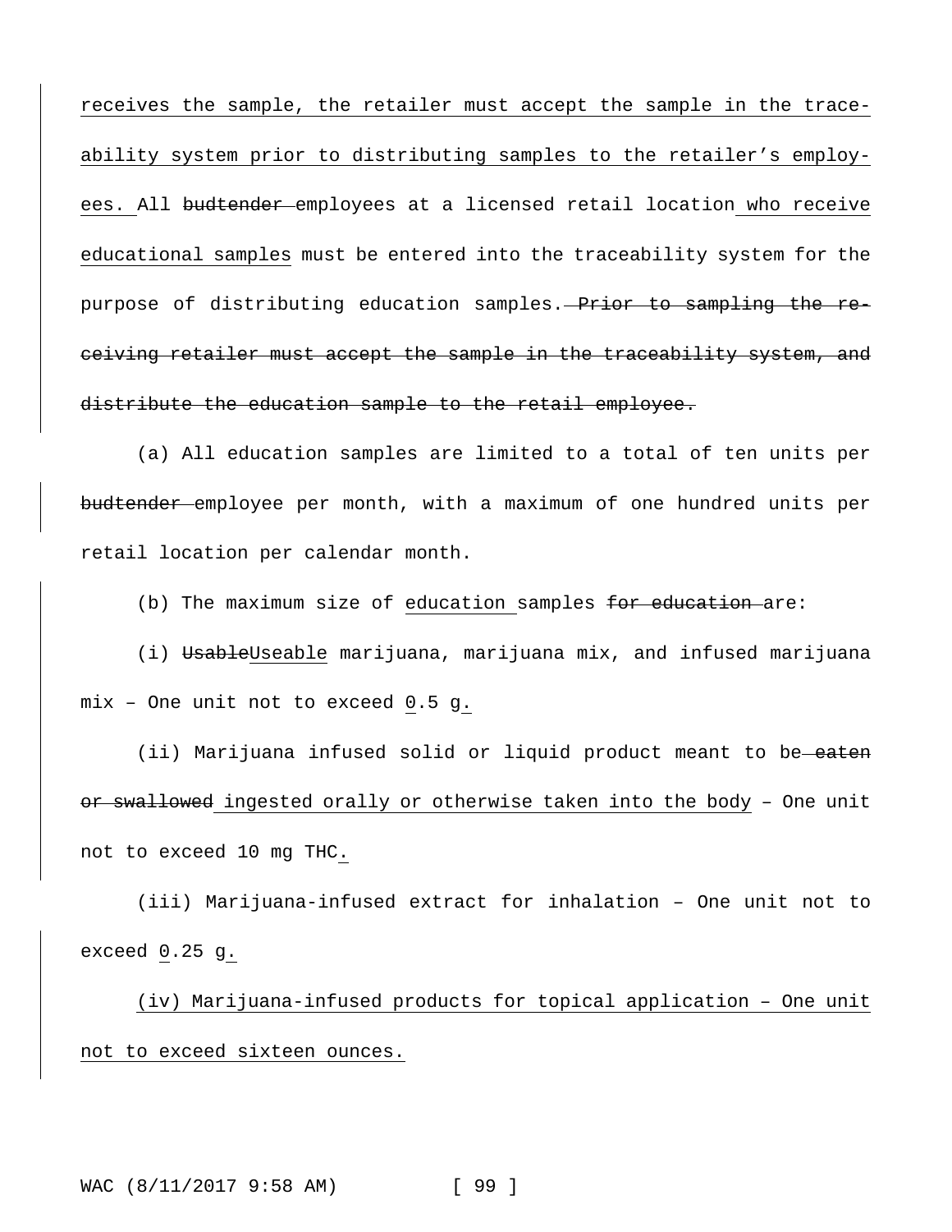receives the sample, the retailer must accept the sample in the traceability system prior to distributing samples to the retailer's employees. All ~~budtender~~ employees at a licensed retail location who receive educational samples must be entered into the traceability system for the purpose of distributing education samples. ~~Prior to sampling the receiving retailer must accept the sample in the traceability system, and distribute the education sample to the retail employee.~~

(a) All education samples are limited to a total of ten units per ~~budtender~~ employee per month, with a maximum of one hundred units per retail location per calendar month.

(b) The maximum size of education samples ~~for education~~ are:

(i) ~~Usable~~Useable marijuana, marijuana mix, and infused marijuana mix – One unit not to exceed 0.5 g.

(ii) Marijuana infused solid or liquid product meant to be ~~eaten or swallowed~~ ingested orally or otherwise taken into the body – One unit not to exceed 10 mg THC.

(iii) Marijuana-infused extract for inhalation – One unit not to exceed 0.25 g.

(iv) Marijuana-infused products for topical application – One unit not to exceed sixteen ounces.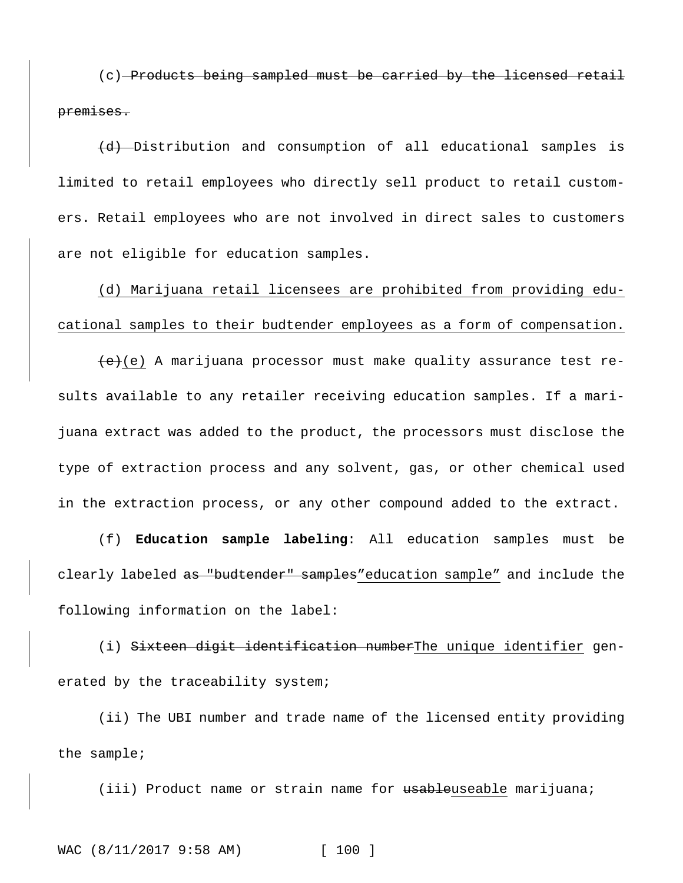(c) ~~Products being sampled must be carried by the licensed retail premises.~~

~~(d)~~ Distribution and consumption of all educational samples is limited to retail employees who directly sell product to retail customers. Retail employees who are not involved in direct sales to customers are not eligible for education samples.

<u>(d) Marijuana retail licensees are prohibited from providing educational samples to their budtender employees as a form of compensation.</u>

~~(e)~~<u>(e)</u> A marijuana processor must make quality assurance test results available to any retailer receiving education samples. If a marijuana extract was added to the product, the processors must disclose the type of extraction process and any solvent, gas, or other chemical used in the extraction process, or any other compound added to the extract.

(f) **Education sample labeling**: All education samples must be clearly labeled ~~as "budtender" samples~~<u>"education sample"</u> and include the following information on the label:

(i) ~~Sixteen digit identification number~~<u>The unique identifier</u> generated by the traceability system;

(ii) The UBI number and trade name of the licensed entity providing the sample;

(iii) Product name or strain name for ~~usable~~<u>useable</u> marijuana;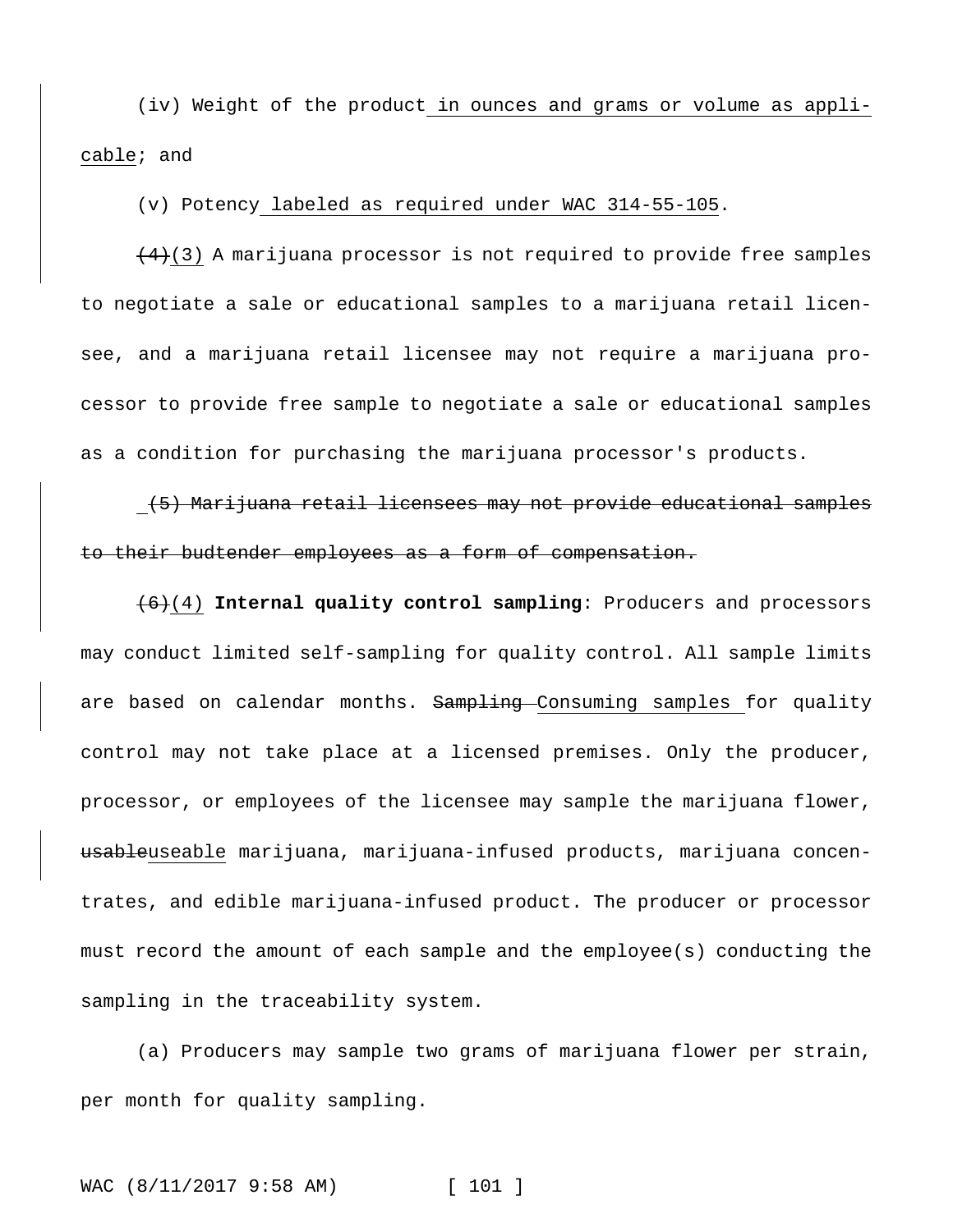(iv) Weight of the product <u>in ounces and grams or volume as applicable</u>; and

(v) Potency <u>labeled as required under WAC 314-55-105</u>.

~~(4)~~<u>(3)</u> A marijuana processor is not required to provide free samples to negotiate a sale or educational samples to a marijuana retail licensee, and a marijuana retail licensee may not require a marijuana processor to provide free sample to negotiate a sale or educational samples as a condition for purchasing the marijuana processor's products.

~~(5) Marijuana retail licensees may not provide educational samples to their budtender employees as a form of compensation.~~

~~(6)~~<u>(4)</u> **Internal quality control sampling**: Producers and processors may conduct limited self-sampling for quality control. All sample limits are based on calendar months. ~~Sampling~~ <u>Consuming samples</u> for quality control may not take place at a licensed premises. Only the producer, processor, or employees of the licensee may sample the marijuana flower, ~~usable~~<u>useable</u> marijuana, marijuana-infused products, marijuana concentrates, and edible marijuana-infused product. The producer or processor must record the amount of each sample and the employee(s) conducting the sampling in the traceability system.

(a) Producers may sample two grams of marijuana flower per strain, per month for quality sampling.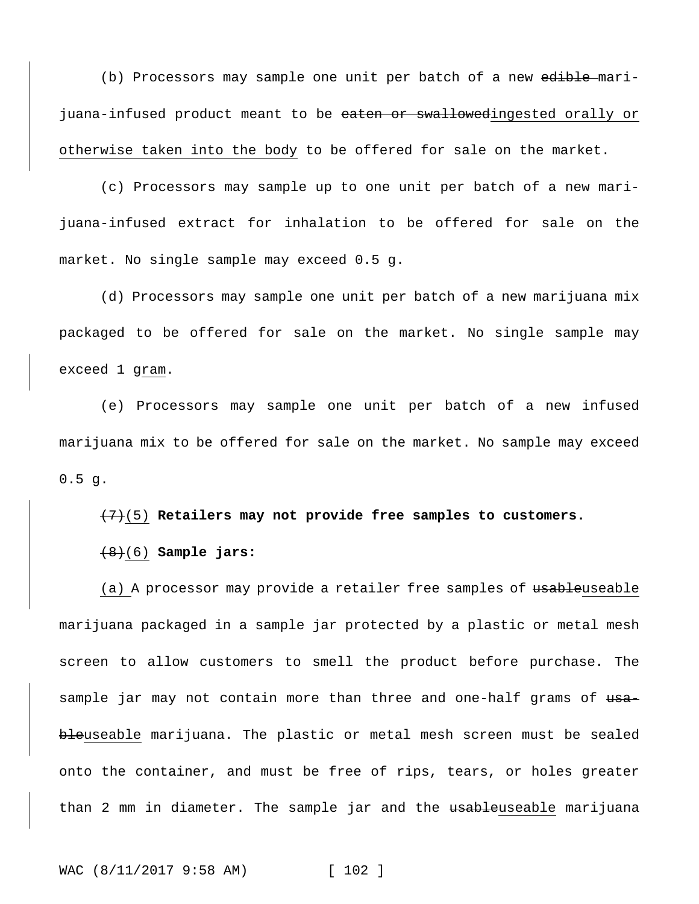(b) Processors may sample one unit per batch of a new ~~edible~~ marijuana-infused product meant to be ~~eaten or swallowed~~ingested orally or otherwise taken into the body to be offered for sale on the market.

(c) Processors may sample up to one unit per batch of a new marijuana-infused extract for inhalation to be offered for sale on the market. No single sample may exceed 0.5 g.

(d) Processors may sample one unit per batch of a new marijuana mix packaged to be offered for sale on the market. No single sample may exceed 1 gram.

(e) Processors may sample one unit per batch of a new infused marijuana mix to be offered for sale on the market. No sample may exceed 0.5 g.

~~(7)~~(5) **Retailers may not provide free samples to customers.**

~~(8)~~(6) **Sample jars:**

(a) A processor may provide a retailer free samples of ~~usable~~useable marijuana packaged in a sample jar protected by a plastic or metal mesh screen to allow customers to smell the product before purchase. The sample jar may not contain more than three and one-half grams of ~~usable~~useable marijuana. The plastic or metal mesh screen must be sealed onto the container, and must be free of rips, tears, or holes greater than 2 mm in diameter. The sample jar and the ~~usable~~useable marijuana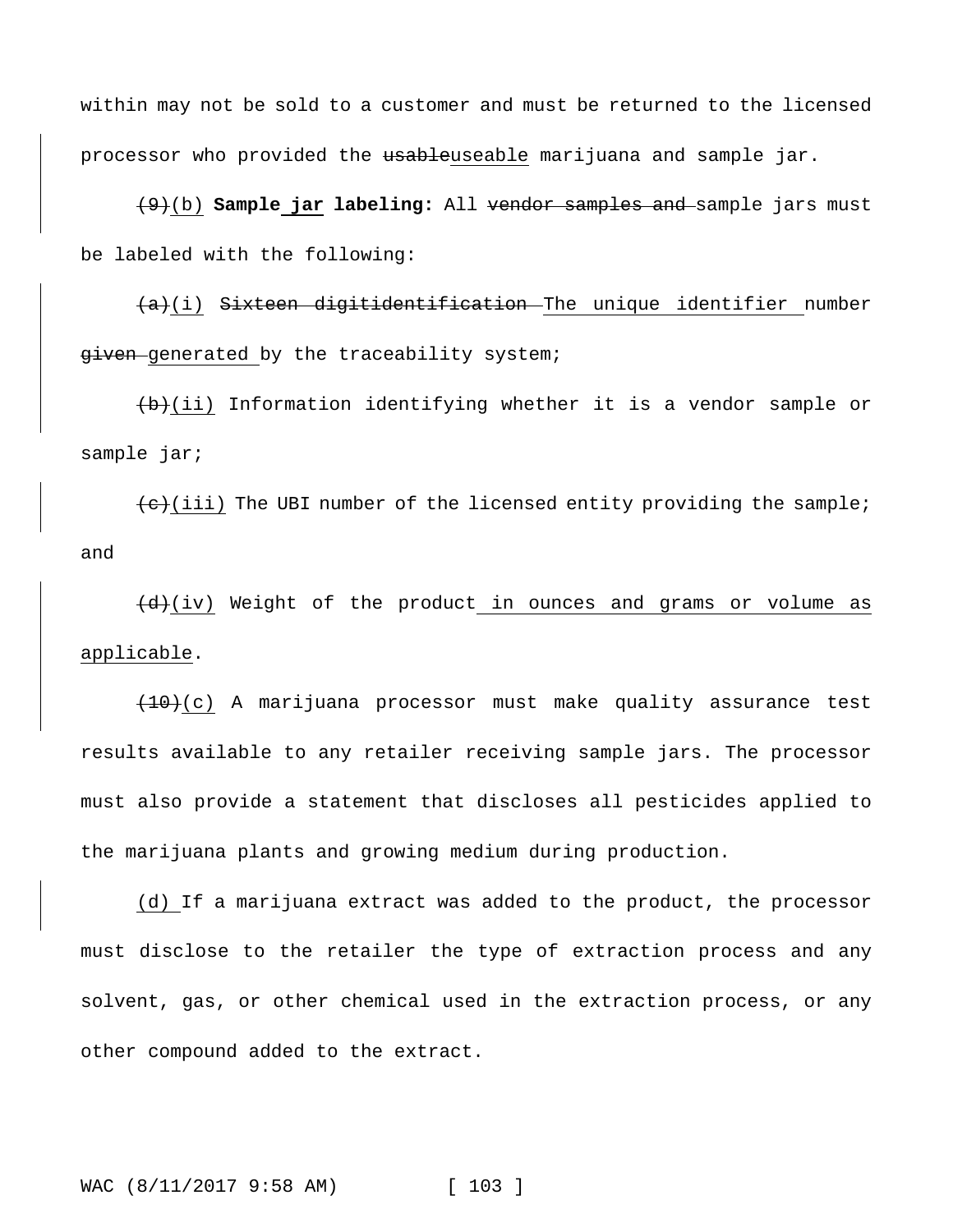within may not be sold to a customer and must be returned to the licensed processor who provided the ~~usable~~useable marijuana and sample jar.

~~(9)~~(b) **Sample jar labeling:** All ~~vendor samples and~~ sample jars must be labeled with the following:

~~(a)~~(i) ~~Sixteen digitidentification~~ The unique identifier number ~~given~~ generated by the traceability system;

~~(b)~~(ii) Information identifying whether it is a vendor sample or sample jar;

~~(c)~~(iii) The UBI number of the licensed entity providing the sample; and

~~(d)~~(iv) Weight of the product in ounces and grams or volume as applicable.

~~(10)~~(c) A marijuana processor must make quality assurance test results available to any retailer receiving sample jars. The processor must also provide a statement that discloses all pesticides applied to the marijuana plants and growing medium during production.

(d) If a marijuana extract was added to the product, the processor must disclose to the retailer the type of extraction process and any solvent, gas, or other chemical used in the extraction process, or any other compound added to the extract.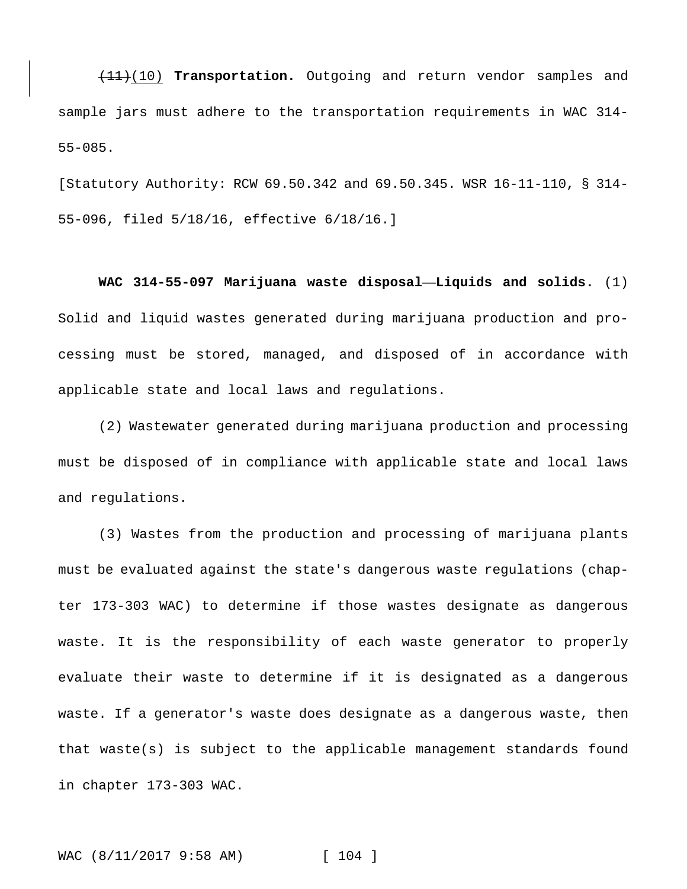~~(11)~~(10) **Transportation.** Outgoing and return vendor samples and sample jars must adhere to the transportation requirements in WAC 314-55-085.

[Statutory Authority: RCW 69.50.342 and 69.50.345. WSR 16-11-110, § 314-55-096, filed 5/18/16, effective 6/18/16.]

**WAC 314-55-097 Marijuana waste disposal—Liquids and solids.** (1) Solid and liquid wastes generated during marijuana production and processing must be stored, managed, and disposed of in accordance with applicable state and local laws and regulations.

(2) Wastewater generated during marijuana production and processing must be disposed of in compliance with applicable state and local laws and regulations.

(3) Wastes from the production and processing of marijuana plants must be evaluated against the state's dangerous waste regulations (chapter 173-303 WAC) to determine if those wastes designate as dangerous waste. It is the responsibility of each waste generator to properly evaluate their waste to determine if it is designated as a dangerous waste. If a generator's waste does designate as a dangerous waste, then that waste(s) is subject to the applicable management standards found in chapter 173-303 WAC.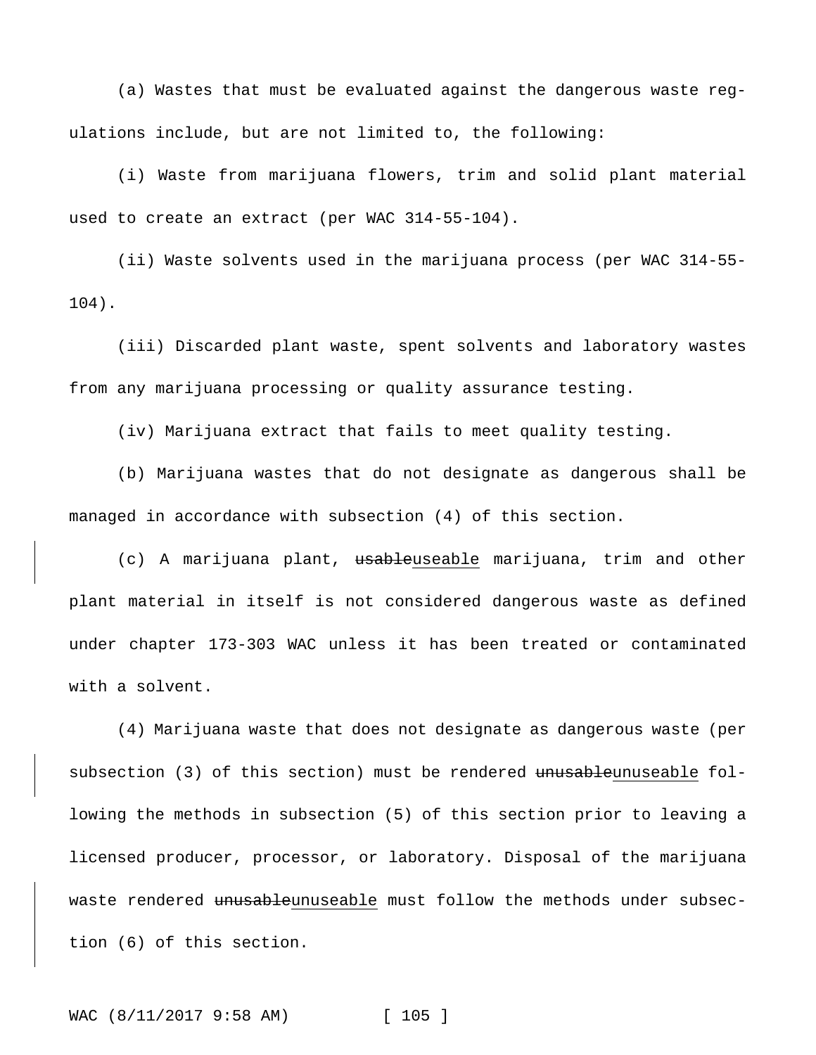(a) Wastes that must be evaluated against the dangerous waste regulations include, but are not limited to, the following:

(i) Waste from marijuana flowers, trim and solid plant material used to create an extract (per WAC 314-55-104).

(ii) Waste solvents used in the marijuana process (per WAC 314-55-104).

(iii) Discarded plant waste, spent solvents and laboratory wastes from any marijuana processing or quality assurance testing.

(iv) Marijuana extract that fails to meet quality testing.

(b) Marijuana wastes that do not designate as dangerous shall be managed in accordance with subsection (4) of this section.

(c) A marijuana plant, ~~usable~~useable marijuana, trim and other plant material in itself is not considered dangerous waste as defined under chapter 173-303 WAC unless it has been treated or contaminated with a solvent.

(4) Marijuana waste that does not designate as dangerous waste (per subsection (3) of this section) must be rendered ~~unusable~~unuseable following the methods in subsection (5) of this section prior to leaving a licensed producer, processor, or laboratory. Disposal of the marijuana waste rendered ~~unusable~~unuseable must follow the methods under subsection (6) of this section.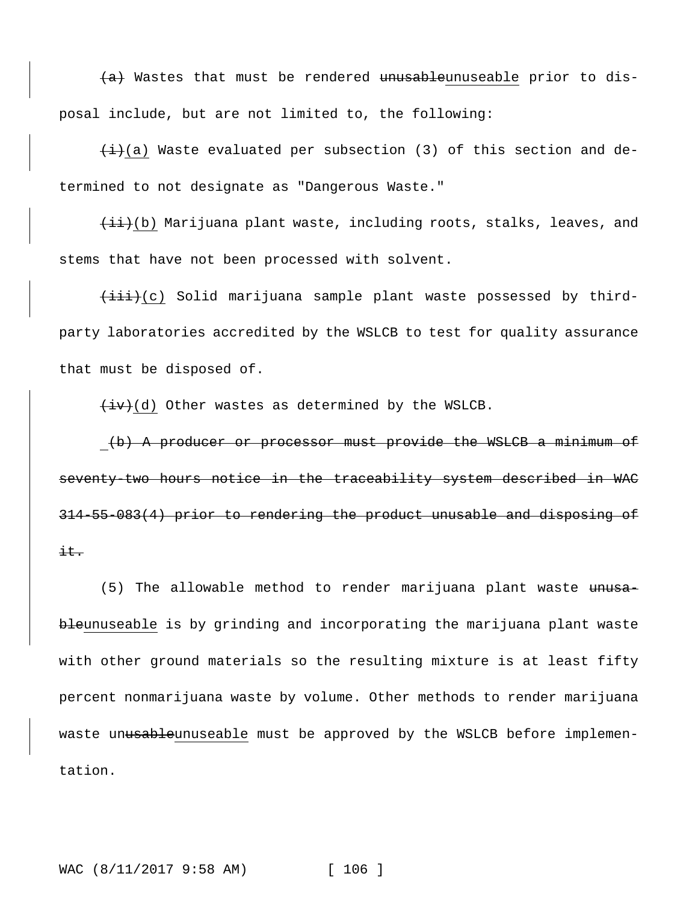~~(a)~~ Wastes that must be rendered ~~unusable~~<u>unuseable</u> prior to disposal include, but are not limited to, the following:

~~(i)~~<u>(a)</u> Waste evaluated per subsection (3) of this section and determined to not designate as "Dangerous Waste."

~~(ii)~~<u>(b)</u> Marijuana plant waste, including roots, stalks, leaves, and stems that have not been processed with solvent.

~~(iii)~~<u>(c)</u> Solid marijuana sample plant waste possessed by third-party laboratories accredited by the WSLCB to test for quality assurance that must be disposed of.

~~(iv)~~<u>(d)</u> Other wastes as determined by the WSLCB.

~~(b) A producer or processor must provide the WSLCB a minimum of seventy-two hours notice in the traceability system described in WAC 314-55-083(4) prior to rendering the product unusable and disposing of it.~~

(5) The allowable method to render marijuana plant waste ~~unusable~~<u>unuseable</u> is by grinding and incorporating the marijuana plant waste with other ground materials so the resulting mixture is at least fifty percent nonmarijuana waste by volume. Other methods to render marijuana waste un~~usable~~<u>unuseable</u> must be approved by the WSLCB before implementation.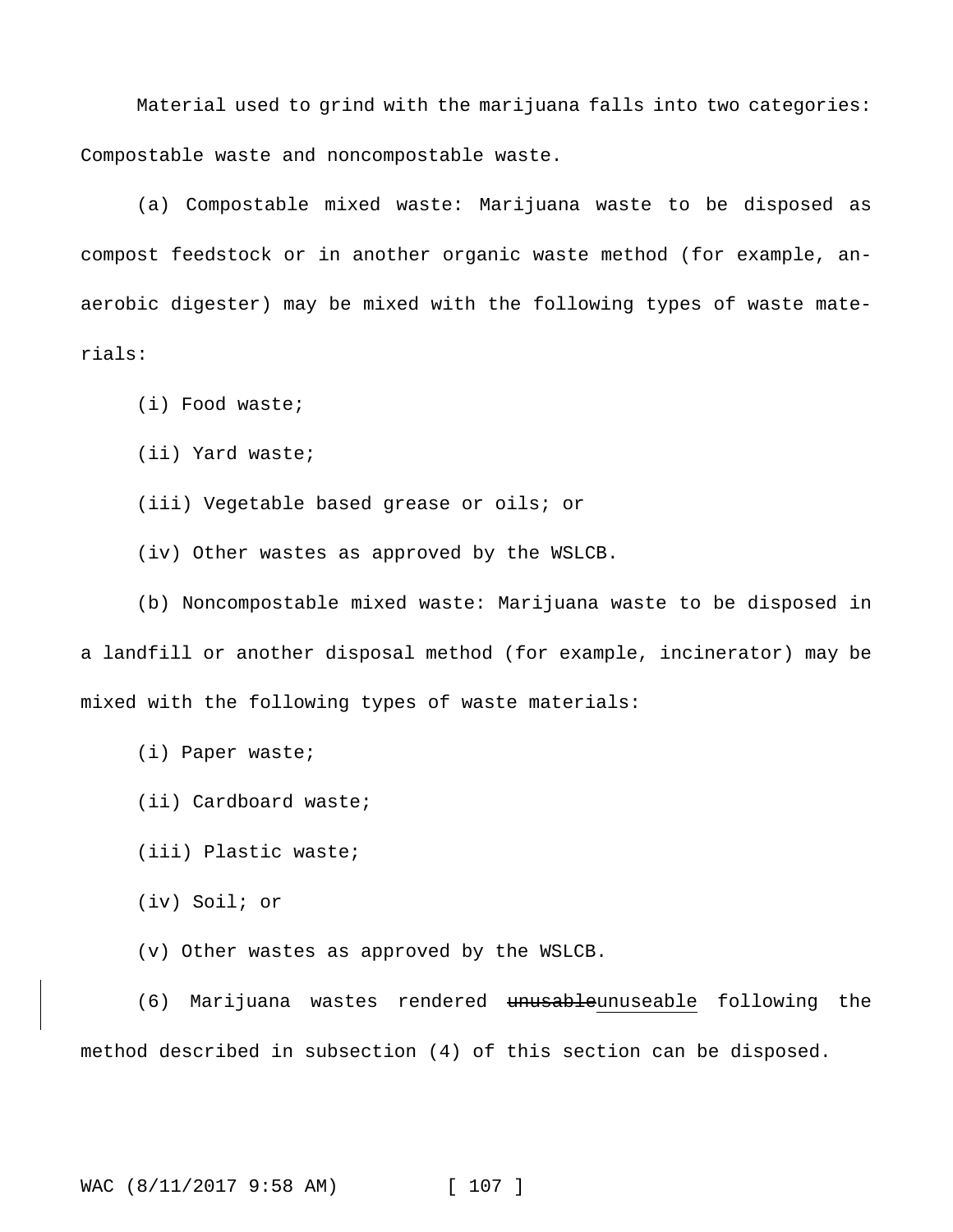Material used to grind with the marijuana falls into two categories: Compostable waste and noncompostable waste.

(a) Compostable mixed waste: Marijuana waste to be disposed as compost feedstock or in another organic waste method (for example, anaerobic digester) may be mixed with the following types of waste materials:

(i) Food waste;

(ii) Yard waste;

(iii) Vegetable based grease or oils; or

(iv) Other wastes as approved by the WSLCB.

(b) Noncompostable mixed waste: Marijuana waste to be disposed in a landfill or another disposal method (for example, incinerator) may be mixed with the following types of waste materials:

(i) Paper waste;

(ii) Cardboard waste;

(iii) Plastic waste;

(iv) Soil; or

(v) Other wastes as approved by the WSLCB.

(6) Marijuana wastes rendered ~~unusable~~unuseable following the method described in subsection (4) of this section can be disposed.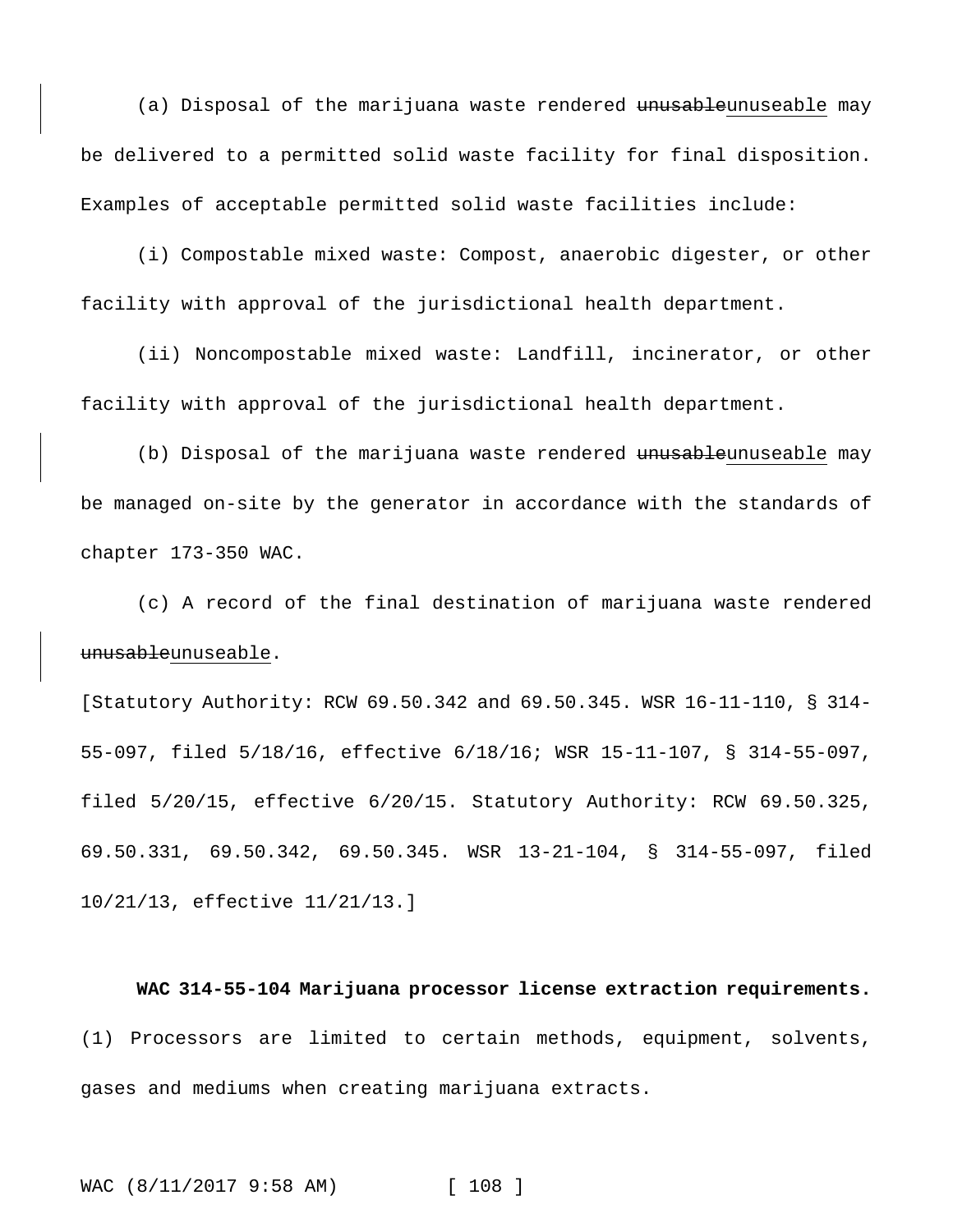(a) Disposal of the marijuana waste rendered ~~unusable~~unuseable may be delivered to a permitted solid waste facility for final disposition. Examples of acceptable permitted solid waste facilities include:

(i) Compostable mixed waste: Compost, anaerobic digester, or other facility with approval of the jurisdictional health department.

(ii) Noncompostable mixed waste: Landfill, incinerator, or other facility with approval of the jurisdictional health department.

(b) Disposal of the marijuana waste rendered ~~unusable~~unuseable may be managed on-site by the generator in accordance with the standards of chapter 173-350 WAC.

(c) A record of the final destination of marijuana waste rendered ~~unusable~~unuseable.

[Statutory Authority: RCW 69.50.342 and 69.50.345. WSR 16-11-110, § 314-55-097, filed 5/18/16, effective 6/18/16; WSR 15-11-107, § 314-55-097, filed 5/20/15, effective 6/20/15. Statutory Authority: RCW 69.50.325, 69.50.331, 69.50.342, 69.50.345. WSR 13-21-104, § 314-55-097, filed 10/21/13, effective 11/21/13.]

**WAC 314-55-104 Marijuana processor license extraction requirements.** (1) Processors are limited to certain methods, equipment, solvents, gases and mediums when creating marijuana extracts.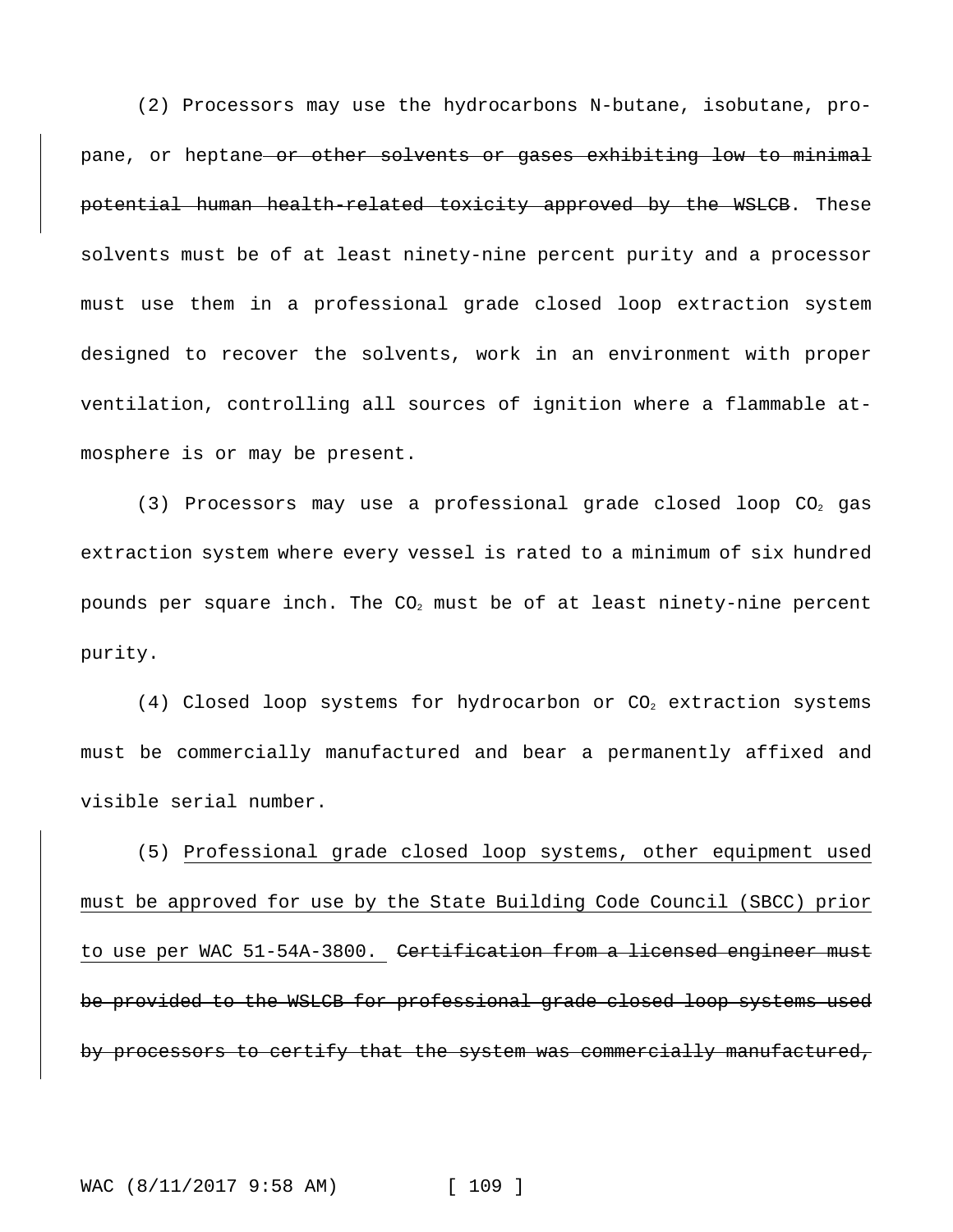(2) Processors may use the hydrocarbons N-butane, isobutane, propane, or heptane ~~or other solvents or gases exhibiting low to minimal potential human health-related toxicity approved by the WSLCB~~. These solvents must be of at least ninety-nine percent purity and a processor must use them in a professional grade closed loop extraction system designed to recover the solvents, work in an environment with proper ventilation, controlling all sources of ignition where a flammable atmosphere is or may be present.

(3) Processors may use a professional grade closed loop $CO_2$ gas extraction system where every vessel is rated to a minimum of six hundred pounds per square inch. The $CO_2$ must be of at least ninety-nine percent purity.

(4) Closed loop systems for hydrocarbon or $CO_2$ extraction systems must be commercially manufactured and bear a permanently affixed and visible serial number.

(5) <u>Professional grade closed loop systems, other equipment used must be approved for use by the State Building Code Council (SBCC) prior to use per WAC 51-54A-3800.</u> ~~Certification from a licensed engineer must be provided to the WSLCB for professional grade closed loop systems used by processors to certify that the system was commercially manufactured,~~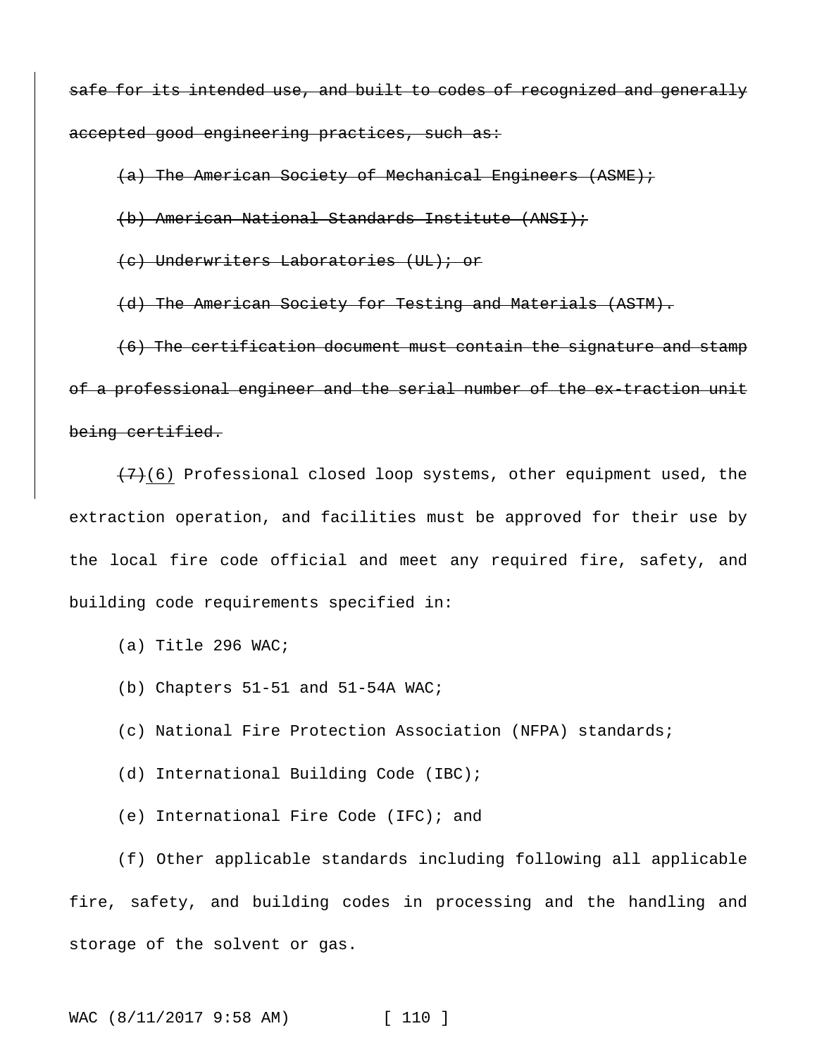~~safe for its intended use, and built to codes of recognized and generally accepted good engineering practices, such as:~~

~~(a) The American Society of Mechanical Engineers (ASME);~~

~~(b) American National Standards Institute (ANSI);~~

~~(c) Underwriters Laboratories (UL); or~~

~~(d) The American Society for Testing and Materials (ASTM).~~

~~(6) The certification document must contain the signature and stamp of a professional engineer and the serial number of the ex-traction unit being certified.~~

~~(7)~~(6) Professional closed loop systems, other equipment used, the extraction operation, and facilities must be approved for their use by the local fire code official and meet any required fire, safety, and building code requirements specified in:

(a) Title 296 WAC;

(b) Chapters 51-51 and 51-54A WAC;

(c) National Fire Protection Association (NFPA) standards;

(d) International Building Code (IBC);

(e) International Fire Code (IFC); and

(f) Other applicable standards including following all applicable fire, safety, and building codes in processing and the handling and storage of the solvent or gas.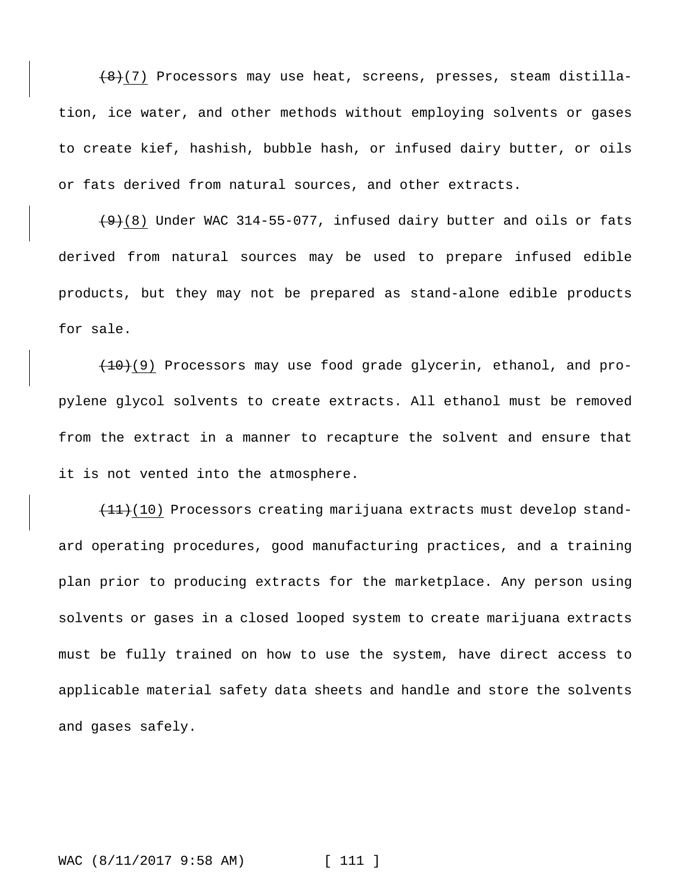~~(8)~~(7) Processors may use heat, screens, presses, steam distillation, ice water, and other methods without employing solvents or gases to create kief, hashish, bubble hash, or infused dairy butter, or oils or fats derived from natural sources, and other extracts.

~~(9)~~(8) Under WAC 314-55-077, infused dairy butter and oils or fats derived from natural sources may be used to prepare infused edible products, but they may not be prepared as stand-alone edible products for sale.

~~(10)~~(9) Processors may use food grade glycerin, ethanol, and propylene glycol solvents to create extracts. All ethanol must be removed from the extract in a manner to recapture the solvent and ensure that it is not vented into the atmosphere.

~~(11)~~(10) Processors creating marijuana extracts must develop standard operating procedures, good manufacturing practices, and a training plan prior to producing extracts for the marketplace. Any person using solvents or gases in a closed looped system to create marijuana extracts must be fully trained on how to use the system, have direct access to applicable material safety data sheets and handle and store the solvents and gases safely.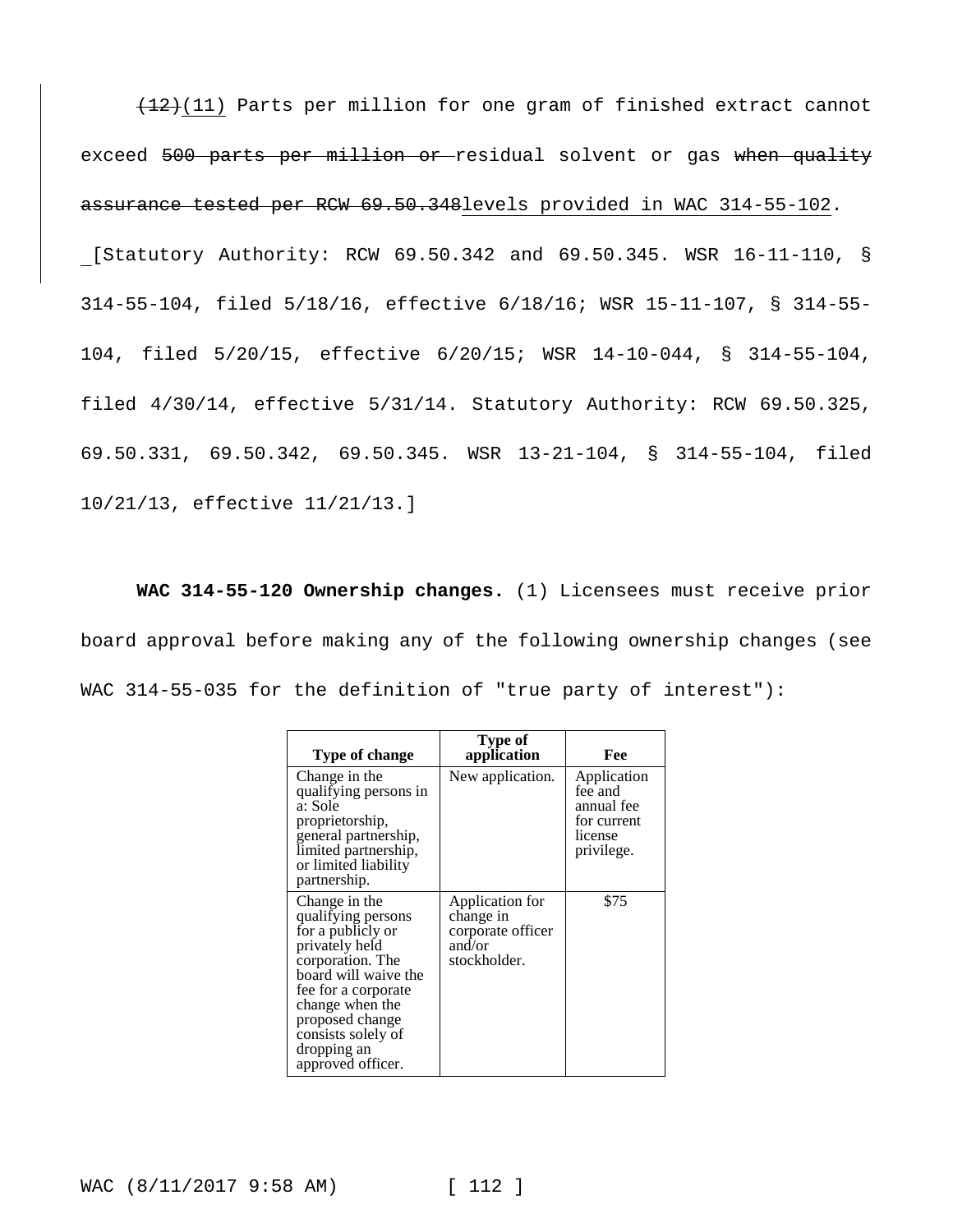~~(12)~~(11) Parts per million for one gram of finished extract cannot exceed ~~500 parts per million or~~ residual solvent or gas ~~when quality assurance tested per RCW 69.50.348~~levels provided in WAC 314-55-102.

[Statutory Authority: RCW 69.50.342 and 69.50.345. WSR 16-11-110, § 314-55-104, filed 5/18/16, effective 6/18/16; WSR 15-11-107, § 314-55-104, filed 5/20/15, effective 6/20/15; WSR 14-10-044, § 314-55-104, filed 4/30/14, effective 5/31/14. Statutory Authority: RCW 69.50.325, 69.50.331, 69.50.342, 69.50.345. WSR 13-21-104, § 314-55-104, filed 10/21/13, effective 11/21/13.]

**WAC 314-55-120 Ownership changes.** (1) Licensees must receive prior board approval before making any of the following ownership changes (see WAC 314-55-035 for the definition of "true party of interest"):

| Type of change | Type of application | Fee |
|---|---|---|
| Change in the qualifying persons in a: Sole proprietorship, general partnership, limited partnership, or limited liability partnership. | New application. | Application fee and annual fee for current license privilege. |
| Change in the qualifying persons for a publicly or privately held corporation. The board will waive the fee for a corporate change when the proposed change consists solely of dropping an approved officer. | Application for change in corporate officer and/or stockholder. | $75 |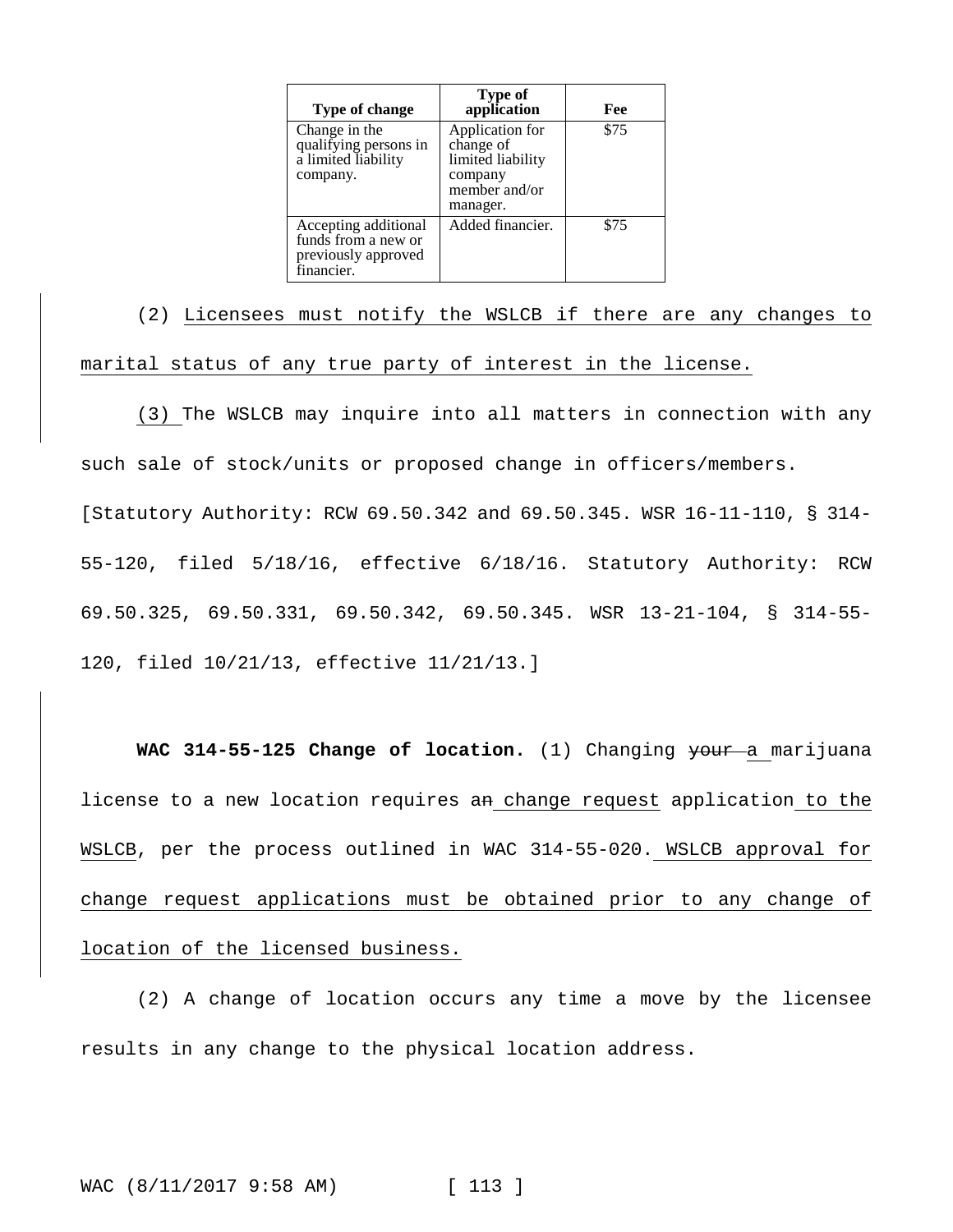| Type of change | Type of application | Fee |
|---|---|---|
| Change in the qualifying persons in a limited liability company. | Application for change of limited liability company member and/or manager. | $75 |
| Accepting additional funds from a new or previously approved financier. | Added financier. | $75 |

(2) Licensees must notify the WSLCB if there are any changes to marital status of any true party of interest in the license.

(3) The WSLCB may inquire into all matters in connection with any such sale of stock/units or proposed change in officers/members.

[Statutory Authority: RCW 69.50.342 and 69.50.345. WSR 16-11-110, § 314-55-120, filed 5/18/16, effective 6/18/16. Statutory Authority: RCW 69.50.325, 69.50.331, 69.50.342, 69.50.345. WSR 13-21-104, § 314-55-120, filed 10/21/13, effective 11/21/13.]

**WAC 314-55-125 Change of location.** (1) Changing ~~your~~ a marijuana license to a new location requires a~~n~~ change request application to the WSLCB, per the process outlined in WAC 314-55-020. WSLCB approval for change request applications must be obtained prior to any change of location of the licensed business.

(2) A change of location occurs any time a move by the licensee results in any change to the physical location address.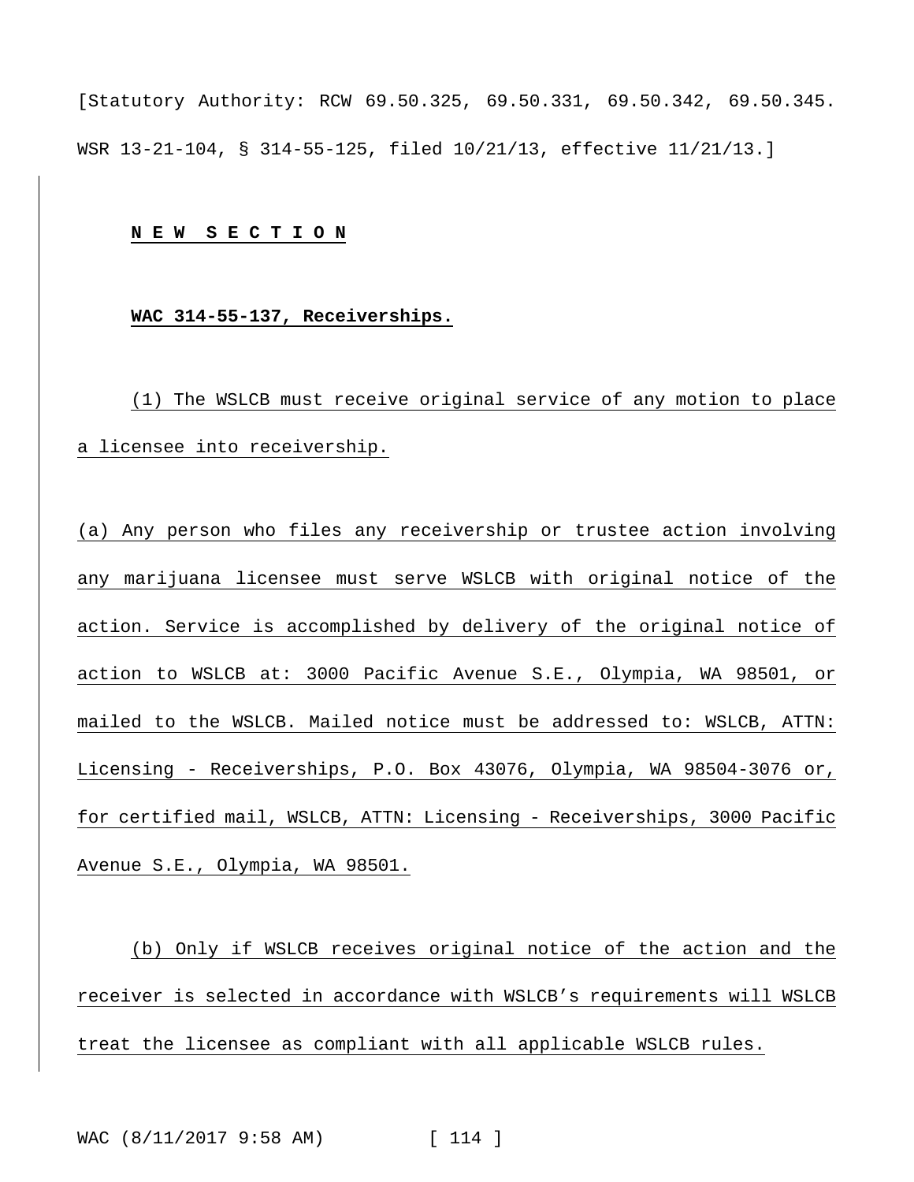[Statutory Authority: RCW 69.50.325, 69.50.331, 69.50.342, 69.50.345. WSR 13-21-104, § 314-55-125, filed 10/21/13, effective 11/21/13.]

**N E W S E C T I O N**

**WAC 314-55-137, Receiverships.**

(1) The WSLCB must receive original service of any motion to place a licensee into receivership.

(a) Any person who files any receivership or trustee action involving any marijuana licensee must serve WSLCB with original notice of the action. Service is accomplished by delivery of the original notice of action to WSLCB at: 3000 Pacific Avenue S.E., Olympia, WA 98501, or mailed to the WSLCB. Mailed notice must be addressed to: WSLCB, ATTN: Licensing - Receiverships, P.O. Box 43076, Olympia, WA 98504-3076 or, for certified mail, WSLCB, ATTN: Licensing - Receiverships, 3000 Pacific Avenue S.E., Olympia, WA 98501.

(b) Only if WSLCB receives original notice of the action and the receiver is selected in accordance with WSLCB's requirements will WSLCB treat the licensee as compliant with all applicable WSLCB rules.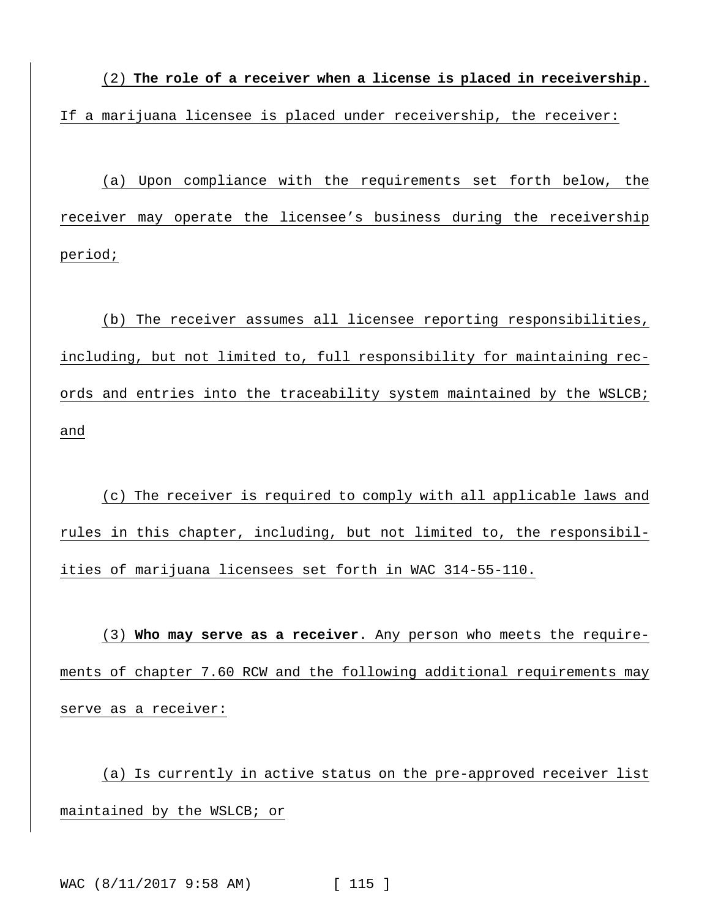(2) **The role of a receiver when a license is placed in receivership**. If a marijuana licensee is placed under receivership, the receiver:

(a) Upon compliance with the requirements set forth below, the receiver may operate the licensee's business during the receivership period;

(b) The receiver assumes all licensee reporting responsibilities, including, but not limited to, full responsibility for maintaining records and entries into the traceability system maintained by the WSLCB; and

(c) The receiver is required to comply with all applicable laws and rules in this chapter, including, but not limited to, the responsibilities of marijuana licensees set forth in WAC 314-55-110.

(3) **Who may serve as a receiver**. Any person who meets the requirements of chapter 7.60 RCW and the following additional requirements may serve as a receiver:

(a) Is currently in active status on the pre-approved receiver list maintained by the WSLCB; or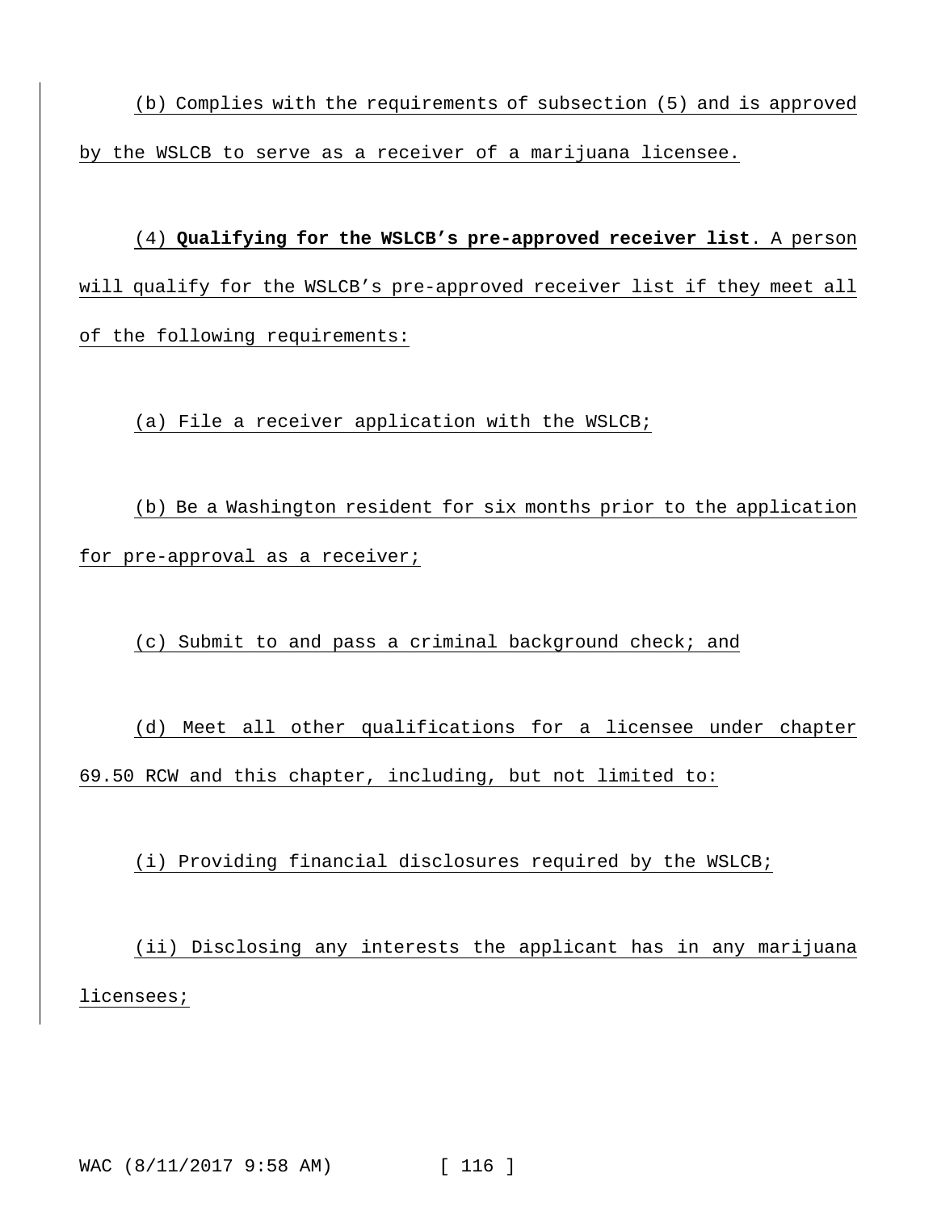(b) Complies with the requirements of subsection (5) and is approved by the WSLCB to serve as a receiver of a marijuana licensee.

(4) **Qualifying for the WSLCB's pre-approved receiver list**. A person will qualify for the WSLCB's pre-approved receiver list if they meet all of the following requirements:

(a) File a receiver application with the WSLCB;

(b) Be a Washington resident for six months prior to the application for pre-approval as a receiver;

(c) Submit to and pass a criminal background check; and

(d) Meet all other qualifications for a licensee under chapter 69.50 RCW and this chapter, including, but not limited to:

(i) Providing financial disclosures required by the WSLCB;

(ii) Disclosing any interests the applicant has in any marijuana licensees;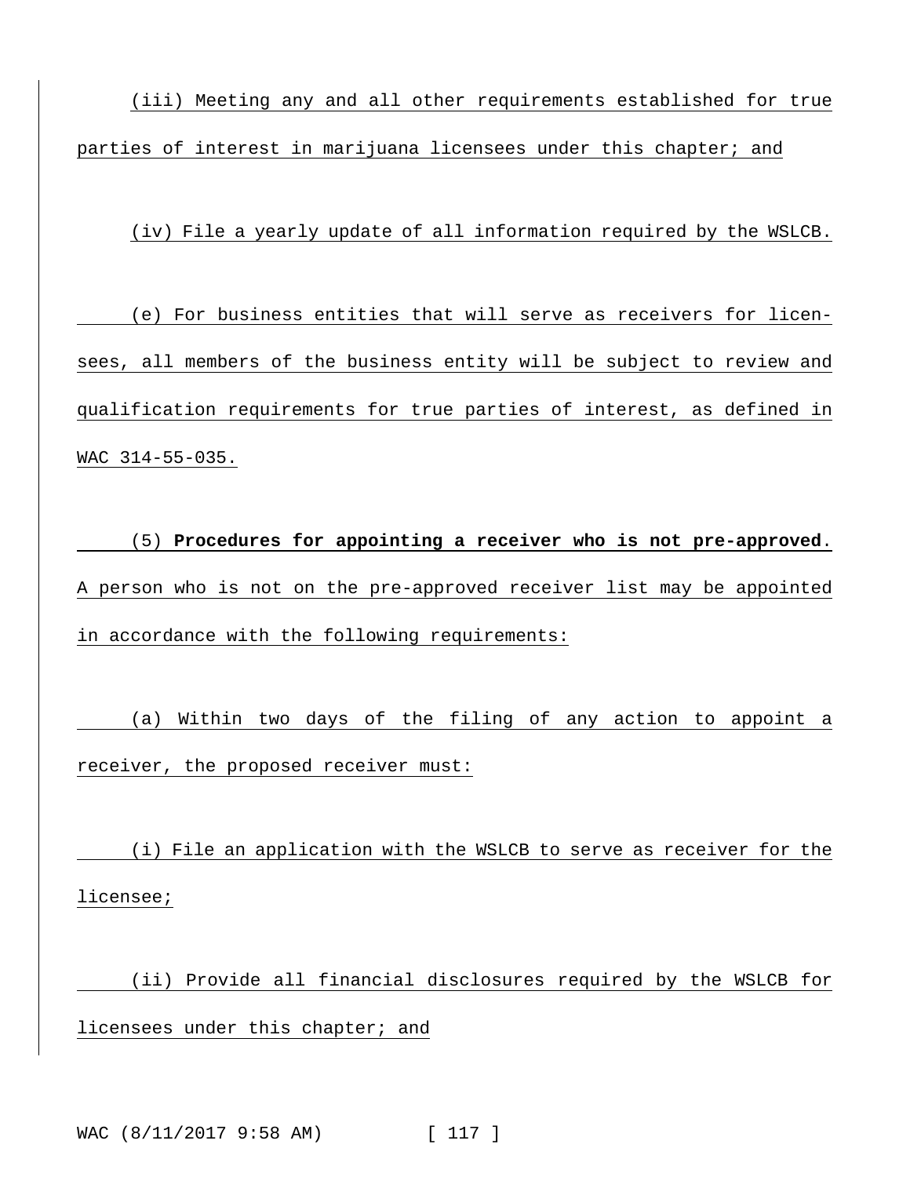(iii) Meeting any and all other requirements established for true parties of interest in marijuana licensees under this chapter; and

(iv) File a yearly update of all information required by the WSLCB.

(e) For business entities that will serve as receivers for licensees, all members of the business entity will be subject to review and qualification requirements for true parties of interest, as defined in WAC 314-55-035.

(5) **Procedures for appointing a receiver who is not pre-approved**. A person who is not on the pre-approved receiver list may be appointed in accordance with the following requirements:

(a) Within two days of the filing of any action to appoint a receiver, the proposed receiver must:

(i) File an application with the WSLCB to serve as receiver for the licensee;

(ii) Provide all financial disclosures required by the WSLCB for licensees under this chapter; and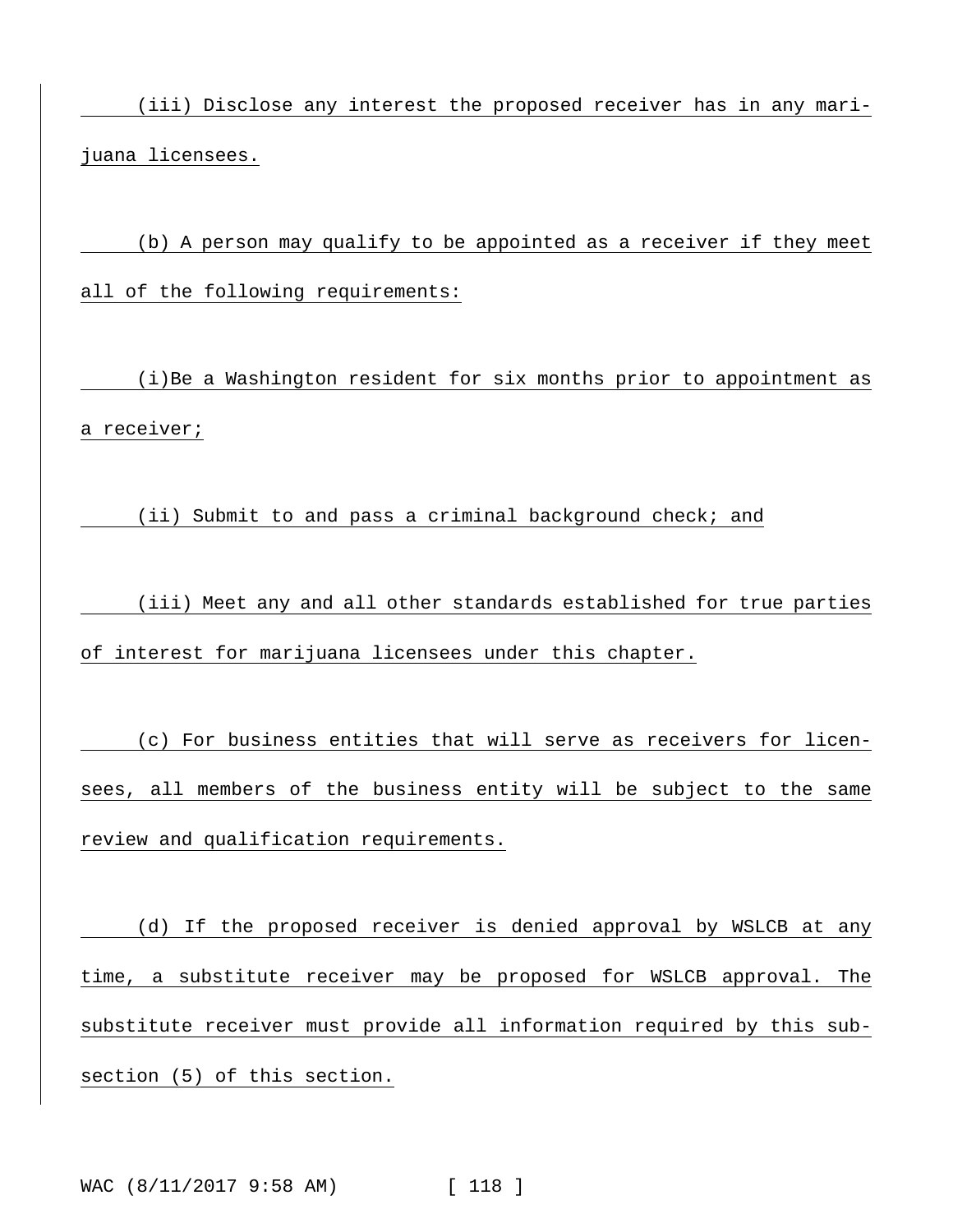(iii) Disclose any interest the proposed receiver has in any marijuana licensees.

(b) A person may qualify to be appointed as a receiver if they meet all of the following requirements:

(i)Be a Washington resident for six months prior to appointment as a receiver;

(ii) Submit to and pass a criminal background check; and

(iii) Meet any and all other standards established for true parties of interest for marijuana licensees under this chapter.

(c) For business entities that will serve as receivers for licensees, all members of the business entity will be subject to the same review and qualification requirements.

(d) If the proposed receiver is denied approval by WSLCB at any time, a substitute receiver may be proposed for WSLCB approval. The substitute receiver must provide all information required by this subsection (5) of this section.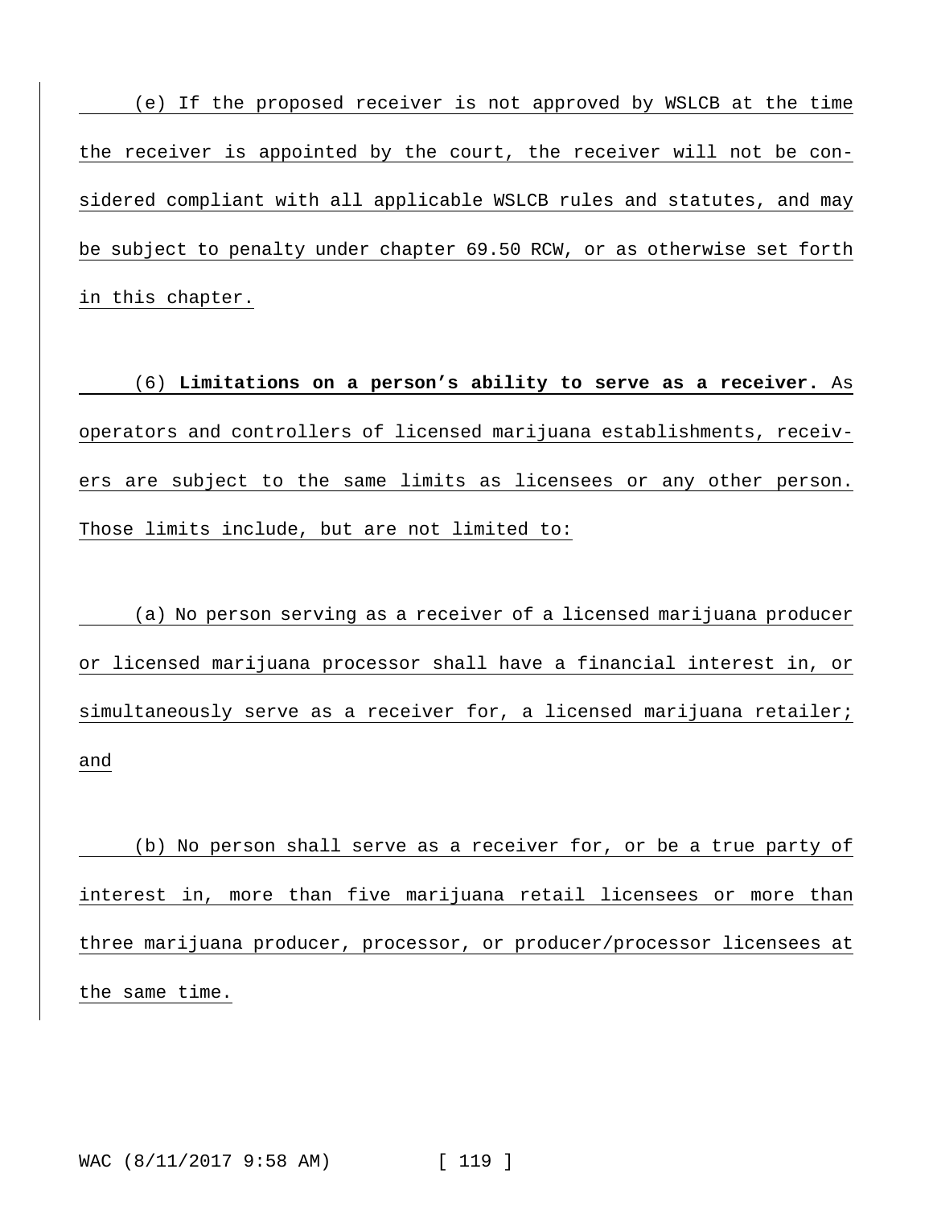(e) If the proposed receiver is not approved by WSLCB at the time the receiver is appointed by the court, the receiver will not be considered compliant with all applicable WSLCB rules and statutes, and may be subject to penalty under chapter 69.50 RCW, or as otherwise set forth in this chapter.

(6) **Limitations on a person's ability to serve as a receiver.** As operators and controllers of licensed marijuana establishments, receivers are subject to the same limits as licensees or any other person. Those limits include, but are not limited to:

(a) No person serving as a receiver of a licensed marijuana producer or licensed marijuana processor shall have a financial interest in, or simultaneously serve as a receiver for, a licensed marijuana retailer; and

(b) No person shall serve as a receiver for, or be a true party of interest in, more than five marijuana retail licensees or more than three marijuana producer, processor, or producer/processor licensees at the same time.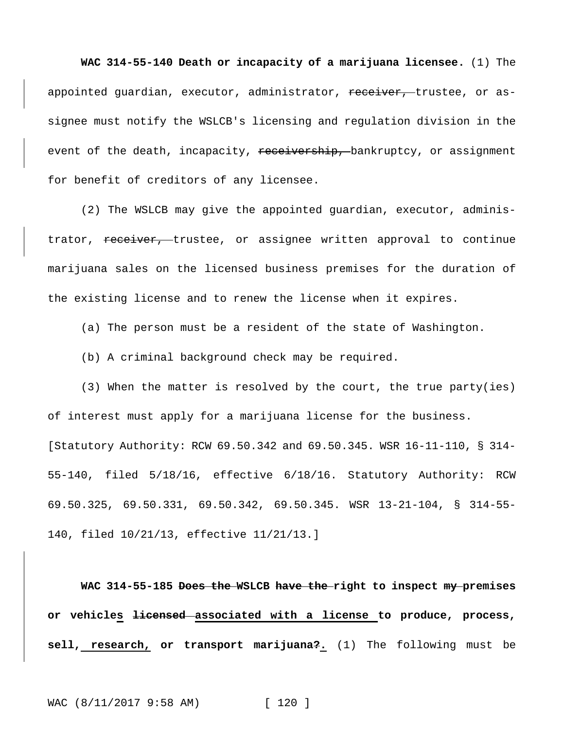**WAC 314-55-140 Death or incapacity of a marijuana licensee.** (1) The appointed guardian, executor, administrator, ~~receiver,~~ trustee, or assignee must notify the WSLCB's licensing and regulation division in the event of the death, incapacity, ~~receivership,~~ bankruptcy, or assignment for benefit of creditors of any licensee.

(2) The WSLCB may give the appointed guardian, executor, administrator, ~~receiver,~~ trustee, or assignee written approval to continue marijuana sales on the licensed business premises for the duration of the existing license and to renew the license when it expires.

(a) The person must be a resident of the state of Washington.

(b) A criminal background check may be required.

(3) When the matter is resolved by the court, the true party(ies) of interest must apply for a marijuana license for the business.

[Statutory Authority: RCW 69.50.342 and 69.50.345. WSR 16-11-110, § 314-55-140, filed 5/18/16, effective 6/18/16. Statutory Authority: RCW 69.50.325, 69.50.331, 69.50.342, 69.50.345. WSR 13-21-104, § 314-55-140, filed 10/21/13, effective 11/21/13.]

**WAC 314-55-185 ~~Does the~~ WSLCB ~~have the~~ right to inspect ~~my~~ premises or vehicle<u>s</u> ~~licensed~~ <u>associated with a license</u> to produce, process, sell, <u>research,</u> or transport marijuana~~?~~<u>.</u>** (1) The following must be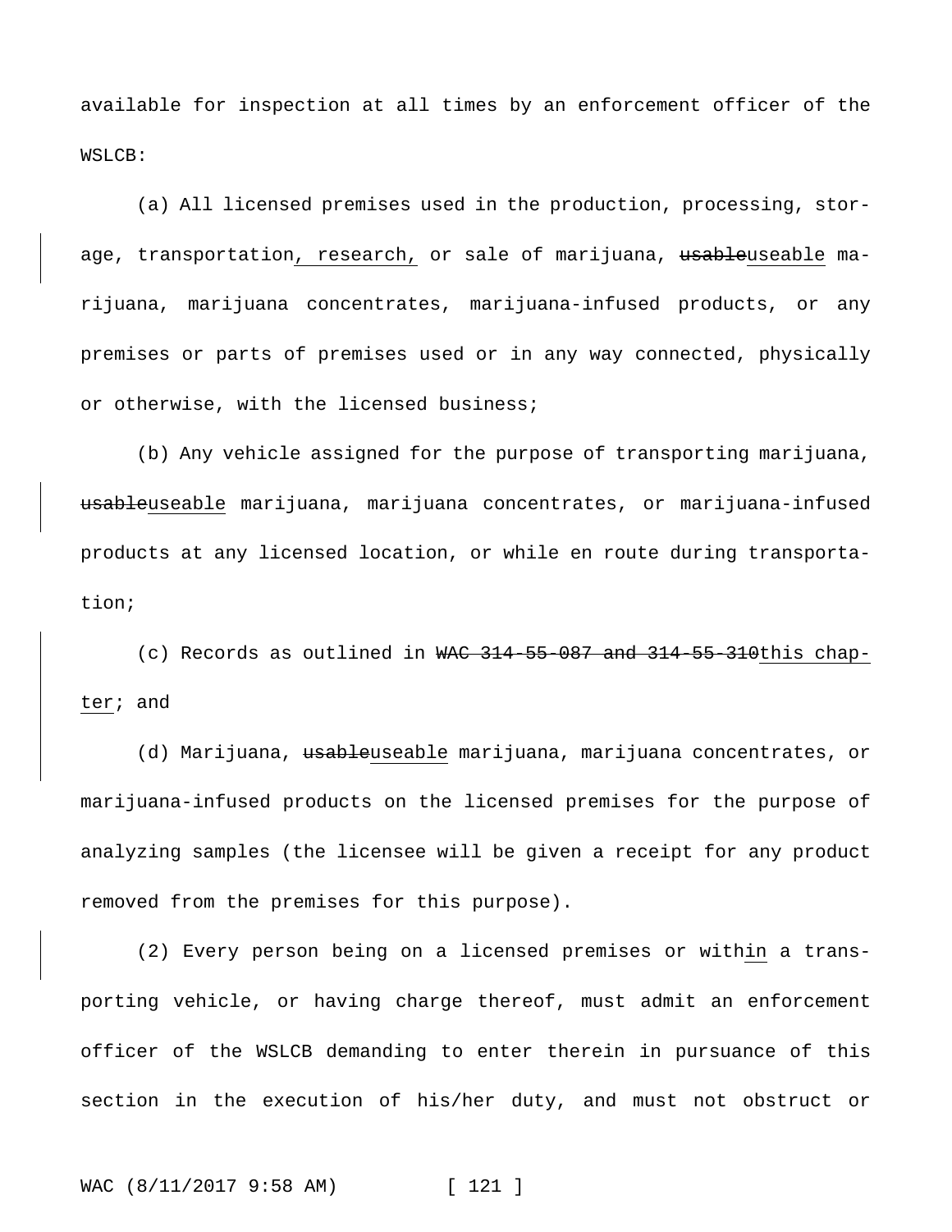available for inspection at all times by an enforcement officer of the WSLCB:

(a) All licensed premises used in the production, processing, storage, transportation, research, or sale of marijuana, ~~usable~~useable marijuana, marijuana concentrates, marijuana-infused products, or any premises or parts of premises used or in any way connected, physically or otherwise, with the licensed business;

(b) Any vehicle assigned for the purpose of transporting marijuana, ~~usable~~useable marijuana, marijuana concentrates, or marijuana-infused products at any licensed location, or while en route during transportation;

(c) Records as outlined in ~~WAC 314-55-087 and 314-55-310~~this chapter; and

(d) Marijuana, ~~usable~~useable marijuana, marijuana concentrates, or marijuana-infused products on the licensed premises for the purpose of analyzing samples (the licensee will be given a receipt for any product removed from the premises for this purpose).

(2) Every person being on a licensed premises or within a transporting vehicle, or having charge thereof, must admit an enforcement officer of the WSLCB demanding to enter therein in pursuance of this section in the execution of his/her duty, and must not obstruct or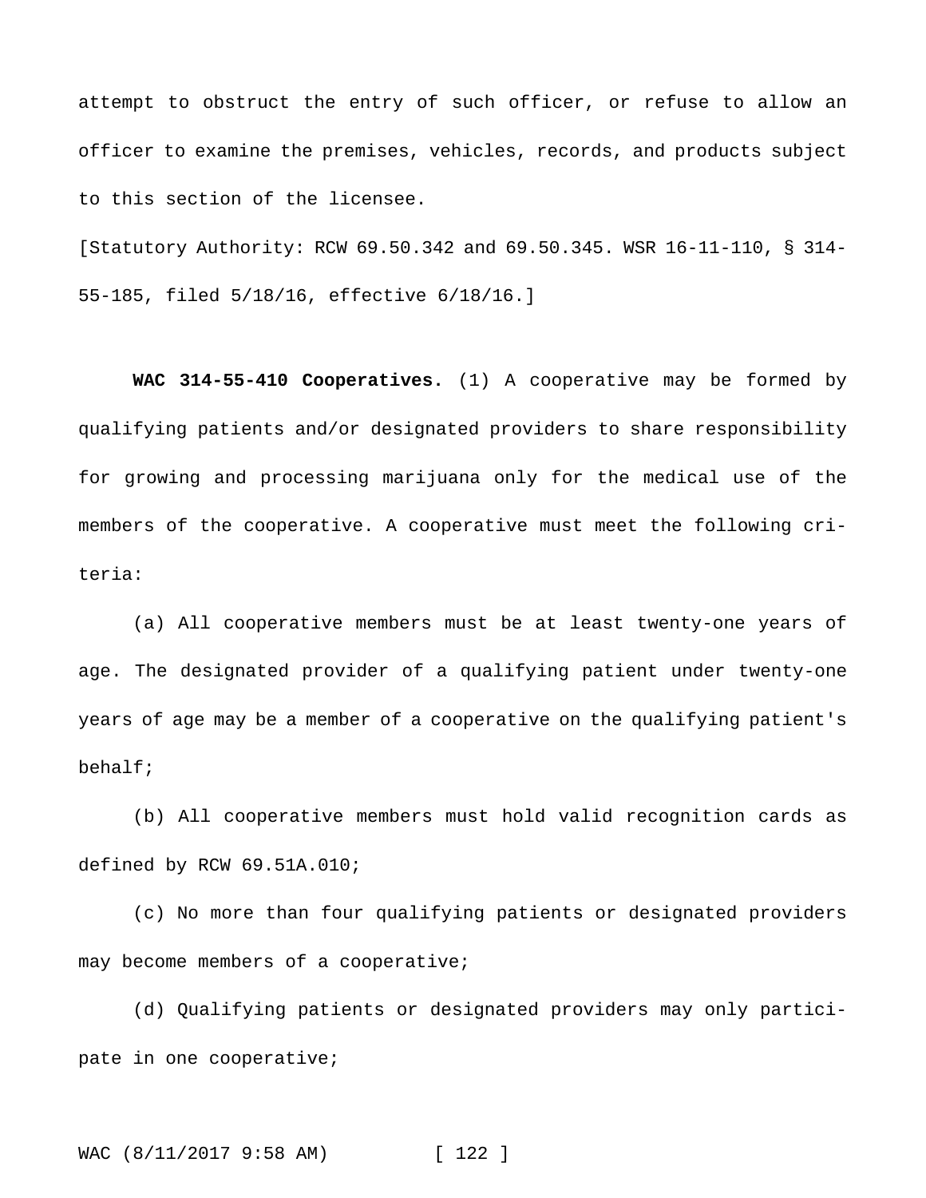attempt to obstruct the entry of such officer, or refuse to allow an officer to examine the premises, vehicles, records, and products subject to this section of the licensee.

[Statutory Authority: RCW 69.50.342 and 69.50.345. WSR 16-11-110, § 314-55-185, filed 5/18/16, effective 6/18/16.]

**WAC 314-55-410 Cooperatives.** (1) A cooperative may be formed by qualifying patients and/or designated providers to share responsibility for growing and processing marijuana only for the medical use of the members of the cooperative. A cooperative must meet the following criteria:

(a) All cooperative members must be at least twenty-one years of age. The designated provider of a qualifying patient under twenty-one years of age may be a member of a cooperative on the qualifying patient's behalf;

(b) All cooperative members must hold valid recognition cards as defined by RCW 69.51A.010;

(c) No more than four qualifying patients or designated providers may become members of a cooperative;

(d) Qualifying patients or designated providers may only participate in one cooperative;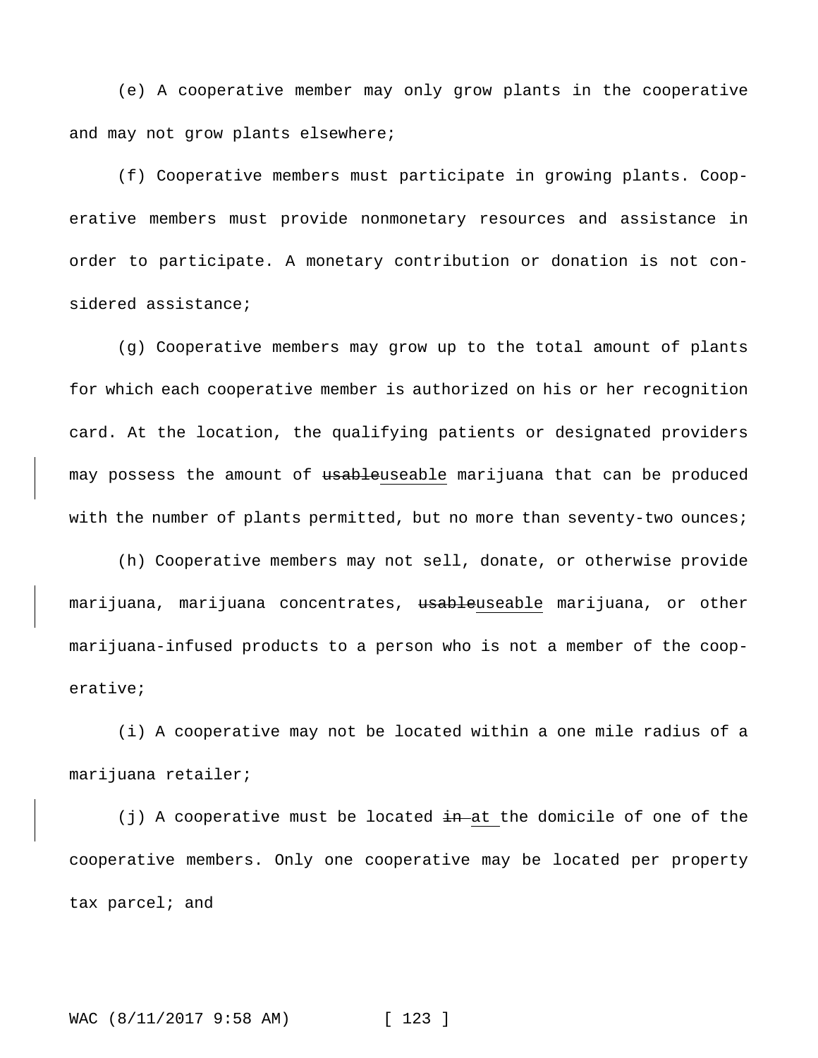(e) A cooperative member may only grow plants in the cooperative and may not grow plants elsewhere;

(f) Cooperative members must participate in growing plants. Cooperative members must provide nonmonetary resources and assistance in order to participate. A monetary contribution or donation is not considered assistance;

(g) Cooperative members may grow up to the total amount of plants for which each cooperative member is authorized on his or her recognition card. At the location, the qualifying patients or designated providers may possess the amount of ~~usable~~useable marijuana that can be produced with the number of plants permitted, but no more than seventy-two ounces;

(h) Cooperative members may not sell, donate, or otherwise provide marijuana, marijuana concentrates, ~~usable~~useable marijuana, or other marijuana-infused products to a person who is not a member of the cooperative;

(i) A cooperative may not be located within a one mile radius of a marijuana retailer;

(j) A cooperative must be located ~~in~~ at the domicile of one of the cooperative members. Only one cooperative may be located per property tax parcel; and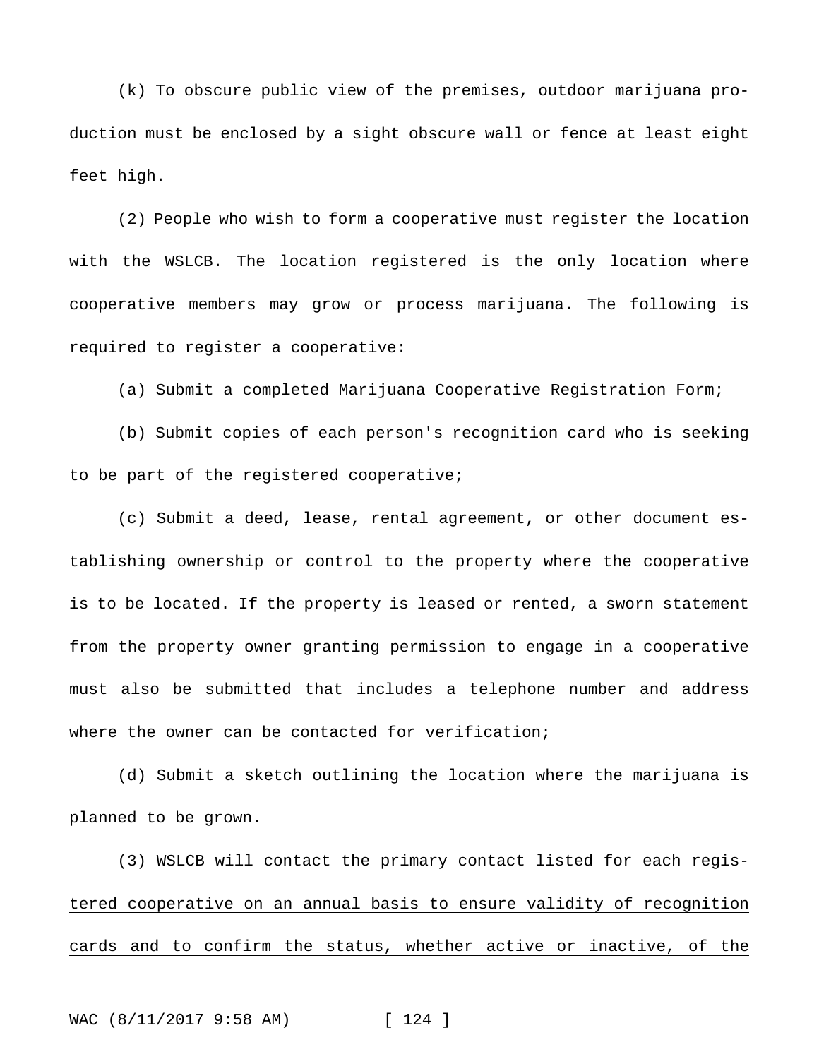(k) To obscure public view of the premises, outdoor marijuana production must be enclosed by a sight obscure wall or fence at least eight feet high.

(2) People who wish to form a cooperative must register the location with the WSLCB. The location registered is the only location where cooperative members may grow or process marijuana. The following is required to register a cooperative:

(a) Submit a completed Marijuana Cooperative Registration Form;

(b) Submit copies of each person's recognition card who is seeking to be part of the registered cooperative;

(c) Submit a deed, lease, rental agreement, or other document establishing ownership or control to the property where the cooperative is to be located. If the property is leased or rented, a sworn statement from the property owner granting permission to engage in a cooperative must also be submitted that includes a telephone number and address where the owner can be contacted for verification;

(d) Submit a sketch outlining the location where the marijuana is planned to be grown.

(3) <u>WSLCB will contact the primary contact listed for each registered cooperative on an annual basis to ensure validity of recognition cards and to confirm the status, whether active or inactive, of the</u>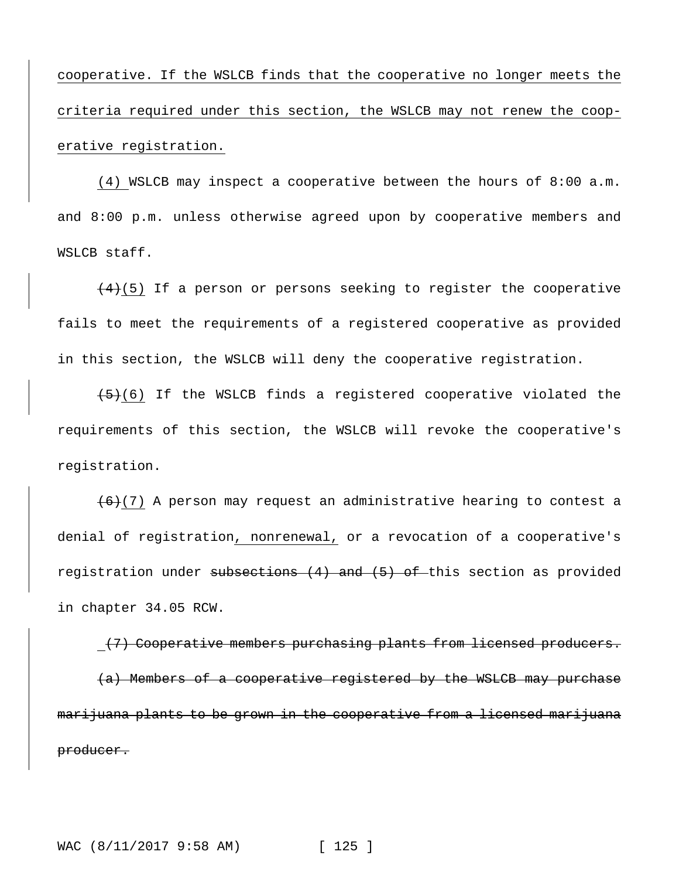cooperative. If the WSLCB finds that the cooperative no longer meets the criteria required under this section, the WSLCB may not renew the cooperative registration.

(4) WSLCB may inspect a cooperative between the hours of 8:00 a.m. and 8:00 p.m. unless otherwise agreed upon by cooperative members and WSLCB staff.

~~(4)~~(5) If a person or persons seeking to register the cooperative fails to meet the requirements of a registered cooperative as provided in this section, the WSLCB will deny the cooperative registration.

~~(5)~~(6) If the WSLCB finds a registered cooperative violated the requirements of this section, the WSLCB will revoke the cooperative's registration.

~~(6)~~(7) A person may request an administrative hearing to contest a denial of registration, nonrenewal, or a revocation of a cooperative's registration under ~~subsections (4) and (5) of~~ this section as provided in chapter 34.05 RCW.

~~(7) Cooperative members purchasing plants from licensed producers.~~

~~(a) Members of a cooperative registered by the WSLCB may purchase marijuana plants to be grown in the cooperative from a licensed marijuana producer.~~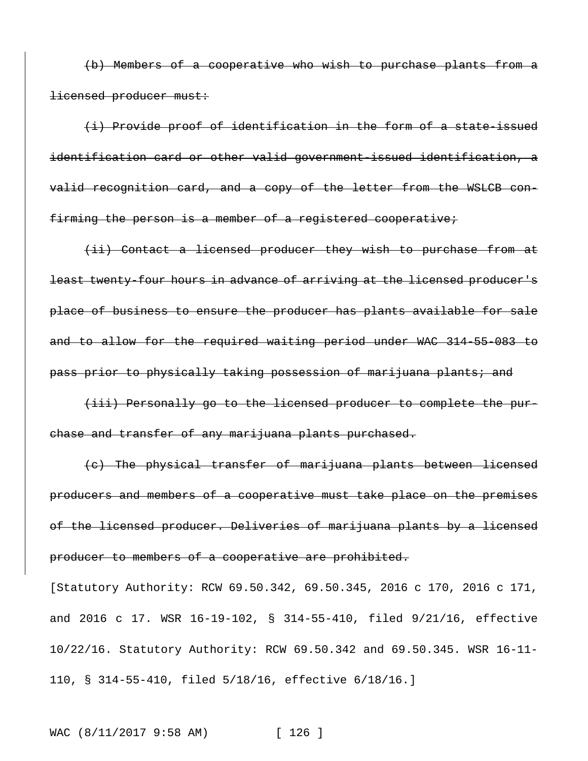~~(b) Members of a cooperative who wish to purchase plants from a licensed producer must:~~

~~(i) Provide proof of identification in the form of a state-issued identification card or other valid government-issued identification, a valid recognition card, and a copy of the letter from the WSLCB confirming the person is a member of a registered cooperative;~~

~~(ii) Contact a licensed producer they wish to purchase from at least twenty-four hours in advance of arriving at the licensed producer's place of business to ensure the producer has plants available for sale and to allow for the required waiting period under WAC 314-55-083 to pass prior to physically taking possession of marijuana plants; and~~

~~(iii) Personally go to the licensed producer to complete the purchase and transfer of any marijuana plants purchased.~~

~~(c) The physical transfer of marijuana plants between licensed producers and members of a cooperative must take place on the premises of the licensed producer. Deliveries of marijuana plants by a licensed producer to members of a cooperative are prohibited.~~

[Statutory Authority: RCW 69.50.342, 69.50.345, 2016 c 170, 2016 c 171, and 2016 c 17. WSR 16-19-102, § 314-55-410, filed 9/21/16, effective 10/22/16. Statutory Authority: RCW 69.50.342 and 69.50.345. WSR 16-11-110, § 314-55-410, filed 5/18/16, effective 6/18/16.]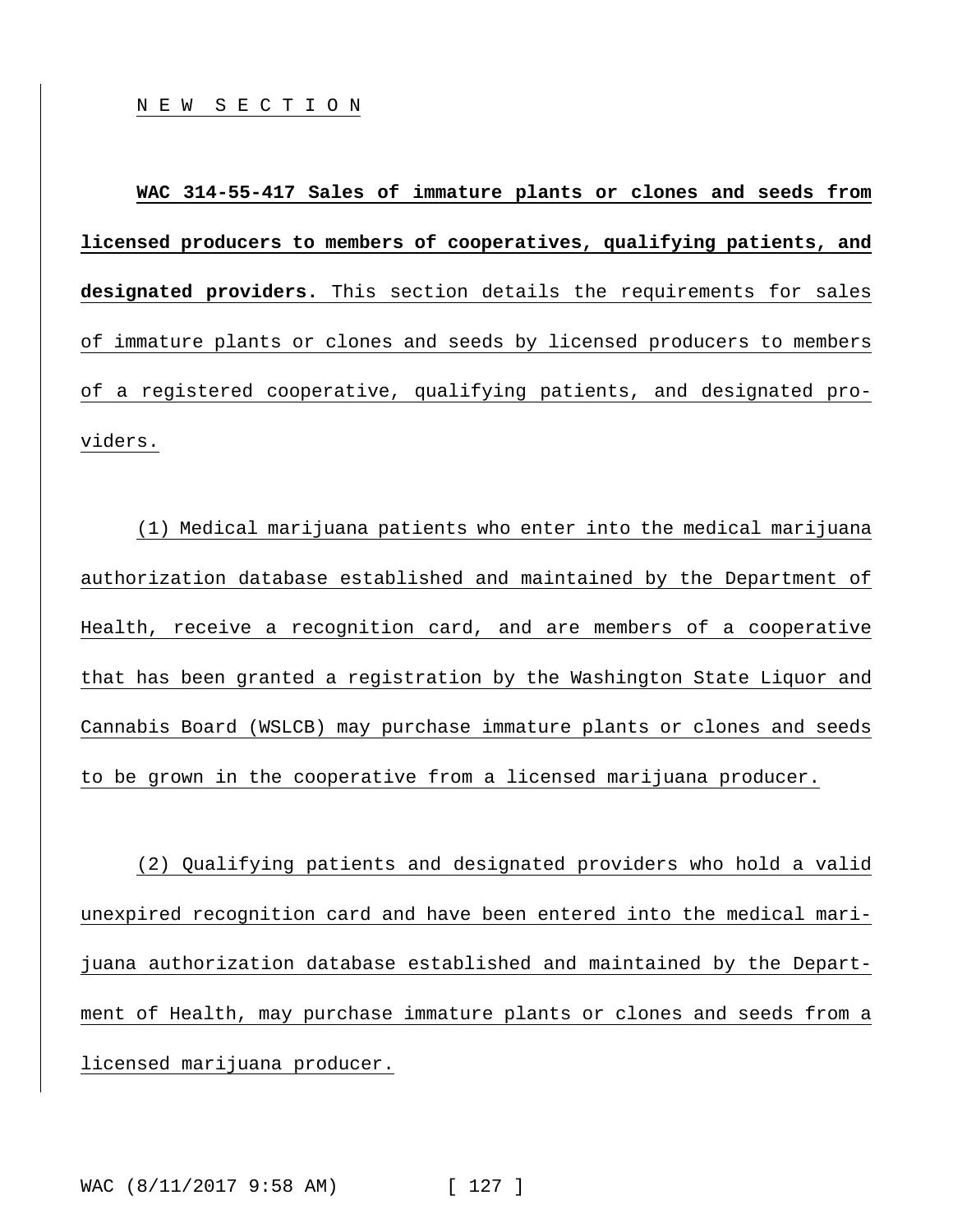NEW SECTION

**WAC 314-55-417 Sales of immature plants or clones and seeds from licensed producers to members of cooperatives, qualifying patients, and designated providers.** This section details the requirements for sales of immature plants or clones and seeds by licensed producers to members of a registered cooperative, qualifying patients, and designated providers.

(1) Medical marijuana patients who enter into the medical marijuana authorization database established and maintained by the Department of Health, receive a recognition card, and are members of a cooperative that has been granted a registration by the Washington State Liquor and Cannabis Board (WSLCB) may purchase immature plants or clones and seeds to be grown in the cooperative from a licensed marijuana producer.

(2) Qualifying patients and designated providers who hold a valid unexpired recognition card and have been entered into the medical marijuana authorization database established and maintained by the Department of Health, may purchase immature plants or clones and seeds from a licensed marijuana producer.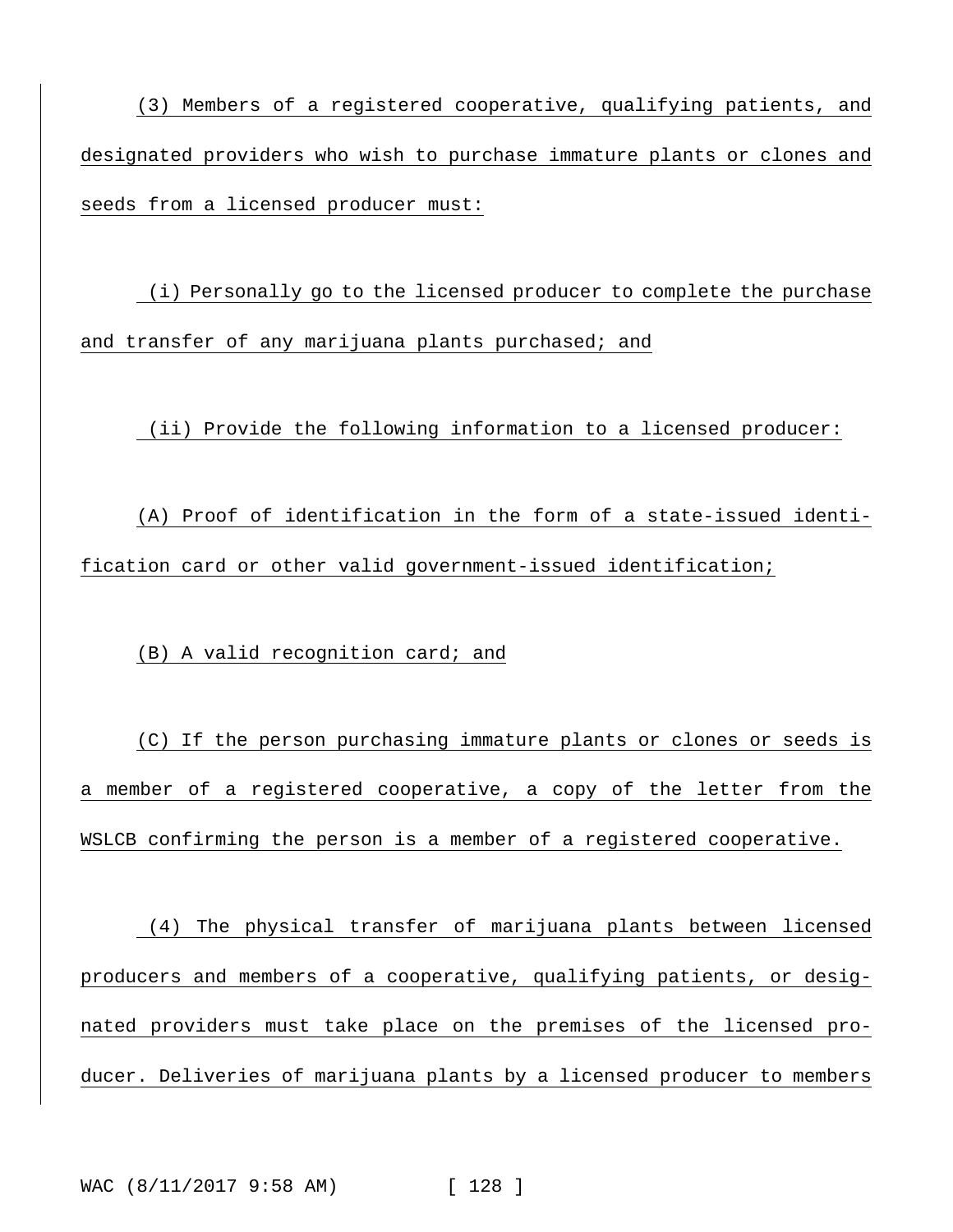(3) Members of a registered cooperative, qualifying patients, and designated providers who wish to purchase immature plants or clones and seeds from a licensed producer must:

(i) Personally go to the licensed producer to complete the purchase and transfer of any marijuana plants purchased; and

(ii) Provide the following information to a licensed producer:

(A) Proof of identification in the form of a state-issued identification card or other valid government-issued identification;

(B) A valid recognition card; and

(C) If the person purchasing immature plants or clones or seeds is a member of a registered cooperative, a copy of the letter from the WSLCB confirming the person is a member of a registered cooperative.

(4) The physical transfer of marijuana plants between licensed producers and members of a cooperative, qualifying patients, or designated providers must take place on the premises of the licensed producer. Deliveries of marijuana plants by a licensed producer to members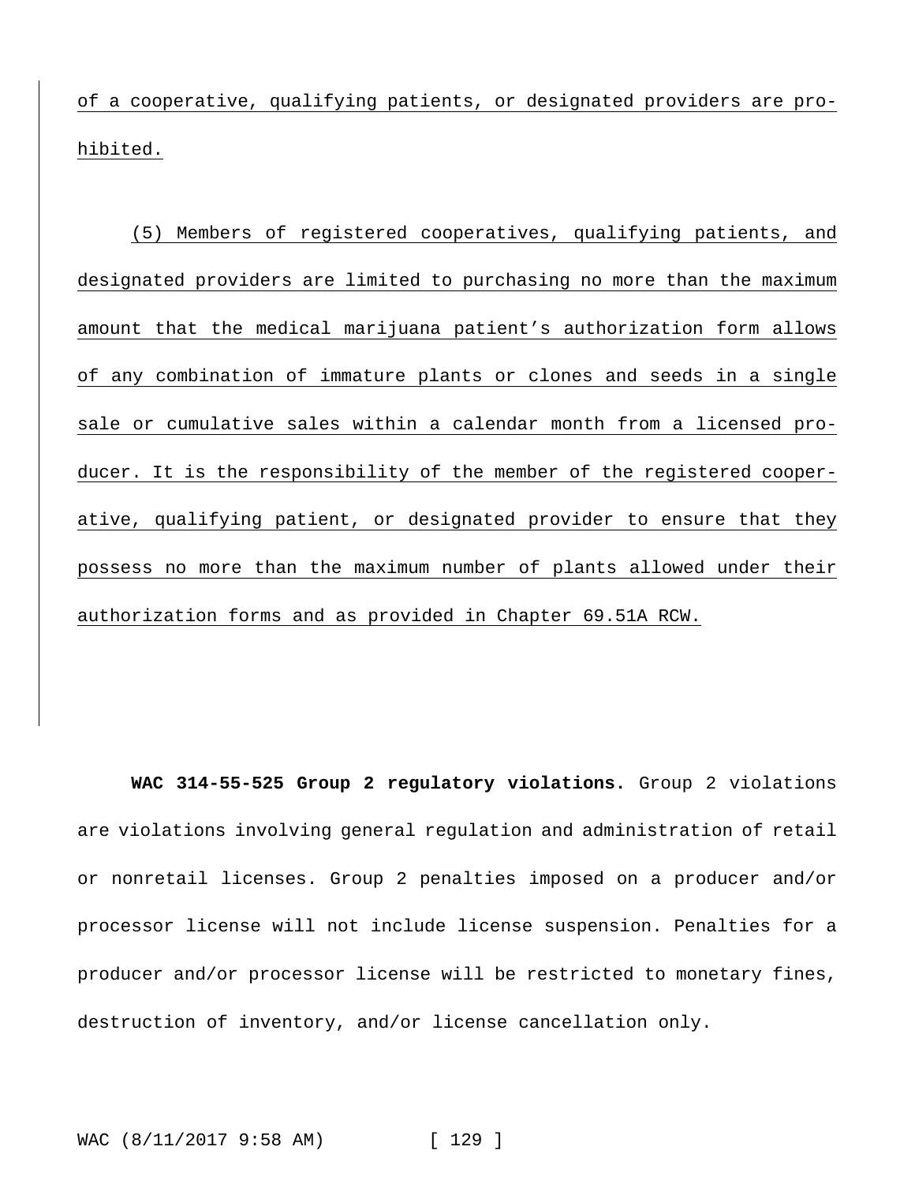of a cooperative, qualifying patients, or designated providers are prohibited.

(5) Members of registered cooperatives, qualifying patients, and designated providers are limited to purchasing no more than the maximum amount that the medical marijuana patient's authorization form allows of any combination of immature plants or clones and seeds in a single sale or cumulative sales within a calendar month from a licensed producer. It is the responsibility of the member of the registered cooperative, qualifying patient, or designated provider to ensure that they possess no more than the maximum number of plants allowed under their authorization forms and as provided in Chapter 69.51A RCW.

**WAC 314-55-525 Group 2 regulatory violations.** Group 2 violations are violations involving general regulation and administration of retail or nonretail licenses. Group 2 penalties imposed on a producer and/or processor license will not include license suspension. Penalties for a producer and/or processor license will be restricted to monetary fines, destruction of inventory, and/or license cancellation only.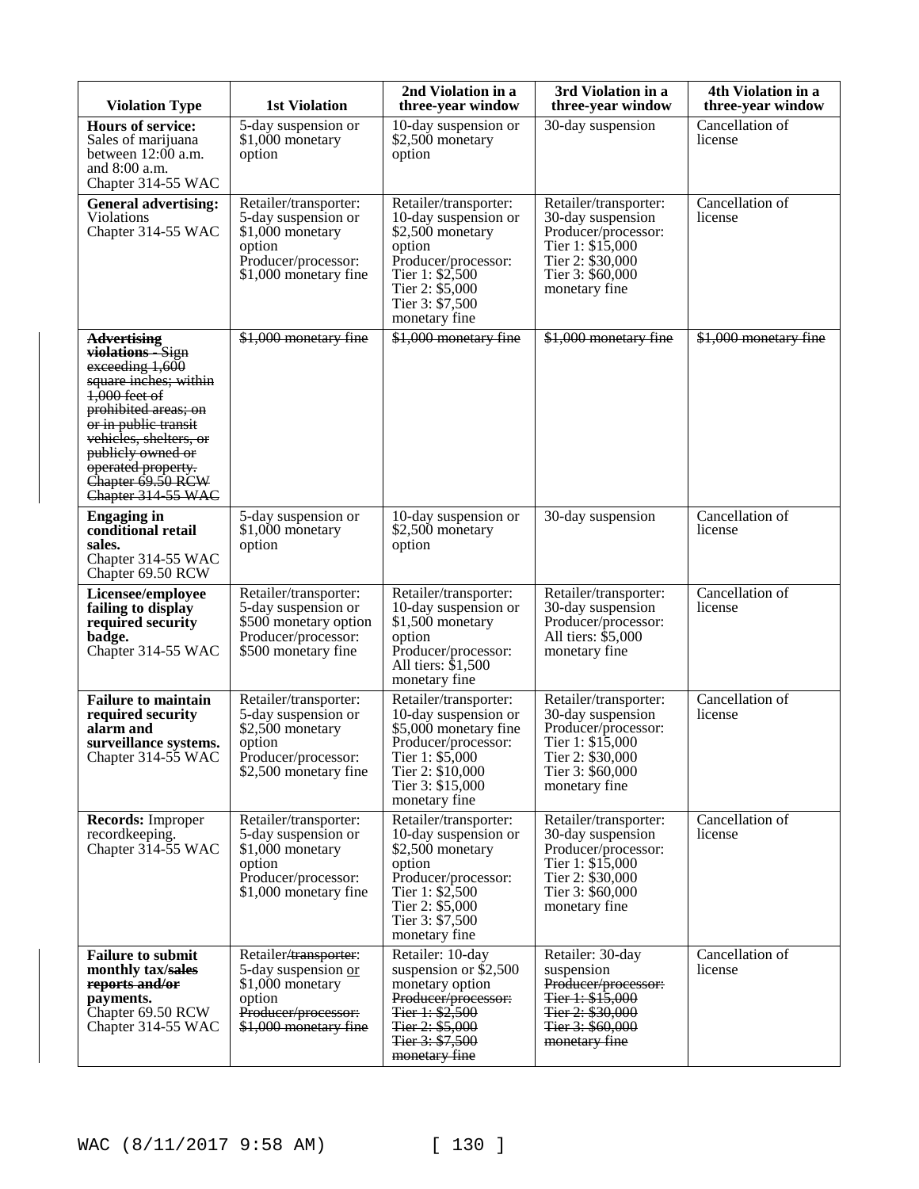| Violation Type | 1st Violation | 2nd Violation in a three-year window | 3rd Violation in a three-year window | 4th Violation in a three-year window |
|---|---|---|---|---|
| **Hours of service:** Sales of marijuana between 12:00 a.m. and 8:00 a.m. Chapter 314-55 WAC | 5-day suspension or $1,000 monetary option | 10-day suspension or $2,500 monetary option | 30-day suspension | Cancellation of license |
| **General advertising:** Violations Chapter 314-55 WAC | Retailer/transporter: 5-day suspension or $1,000 monetary option Producer/processor: $1,000 monetary fine | Retailer/transporter: 10-day suspension or $2,500 monetary option Producer/processor: Tier 1: $2,500 Tier 2: $5,000 Tier 3: $7,500 monetary fine | Retailer/transporter: 30-day suspension Producer/processor: Tier 1: $15,000 Tier 2: $30,000 Tier 3: $60,000 monetary fine | Cancellation of license |
| ~~**Advertising violations** - Sign exceeding 1,600 square inches; within 1,000 feet of prohibited areas; on or in public transit vehicles, shelters, or publicly owned or operated property. Chapter 69.50 RCW Chapter 314-55 WAC~~ | ~~$1,000 monetary fine~~ | ~~$1,000 monetary fine~~ | ~~$1,000 monetary fine~~ | ~~$1,000 monetary fine~~ |
| **Engaging in conditional retail sales.** Chapter 314-55 WAC Chapter 69.50 RCW | 5-day suspension or $1,000 monetary option | 10-day suspension or $2,500 monetary option | 30-day suspension | Cancellation of license |
| **Licensee/employee failing to display required security badge.** Chapter 314-55 WAC | Retailer/transporter: 5-day suspension or $500 monetary option Producer/processor: $500 monetary fine | Retailer/transporter: 10-day suspension or $1,500 monetary option Producer/processor: All tiers: $1,500 monetary fine | Retailer/transporter: 30-day suspension Producer/processor: All tiers: $5,000 monetary fine | Cancellation of license |
| **Failure to maintain required security alarm and surveillance systems.** Chapter 314-55 WAC | Retailer/transporter: 5-day suspension or $2,500 monetary option Producer/processor: $2,500 monetary fine | Retailer/transporter: 10-day suspension or $5,000 monetary fine Producer/processor: Tier 1: $5,000 Tier 2: $10,000 Tier 3: $15,000 monetary fine | Retailer/transporter: 30-day suspension Producer/processor: Tier 1: $15,000 Tier 2: $30,000 Tier 3: $60,000 monetary fine | Cancellation of license |
| **Records:** Improper recordkeeping. Chapter 314-55 WAC | Retailer/transporter: 5-day suspension or $1,000 monetary option Producer/processor: $1,000 monetary fine | Retailer/transporter: 10-day suspension or $2,500 monetary option Producer/processor: Tier 1: $2,500 Tier 2: $5,000 Tier 3: $7,500 monetary fine | Retailer/transporter: 30-day suspension Producer/processor: Tier 1: $15,000 Tier 2: $30,000 Tier 3: $60,000 monetary fine | Cancellation of license |
| **Failure to submit monthly tax/~~sales reports and/or~~ payments.** Chapter 69.50 RCW Chapter 314-55 WAC | Retailer~~/transporter~~: 5-day suspension <u>or</u> $1,000 monetary option ~~Producer/processor: $1,000 monetary fine~~ | Retailer: 10-day suspension or $2,500 monetary option ~~Producer/processor: Tier 1: $2,500 Tier 2: $5,000 Tier 3: $7,500 monetary fine~~ | Retailer: 30-day suspension ~~Producer/processor: Tier 1: $15,000 Tier 2: $30,000 Tier 3: $60,000 monetary fine~~ | Cancellation of license |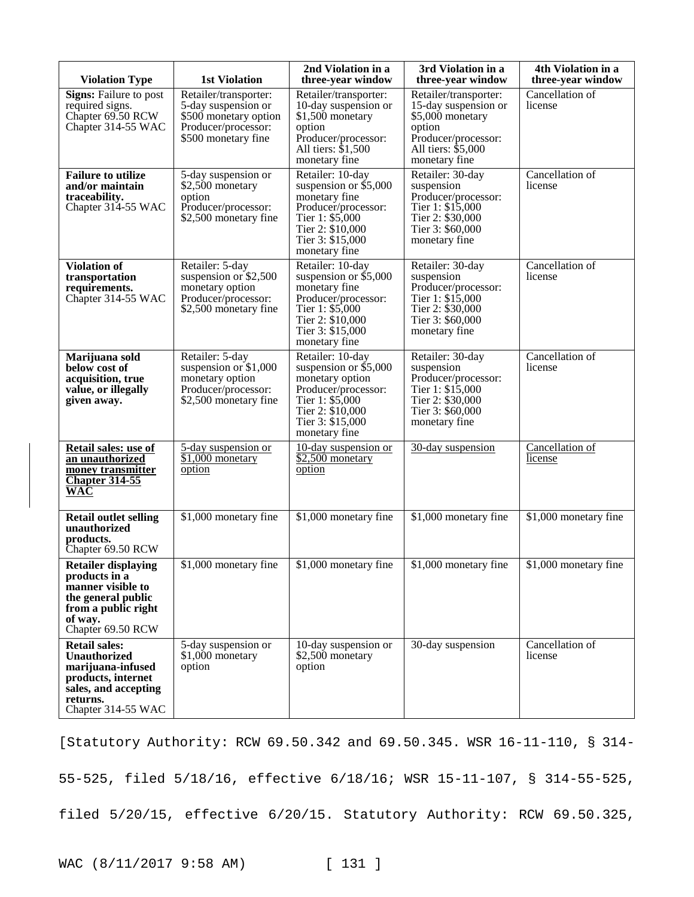| Violation Type | 1st Violation | 2nd Violation in a three-year window | 3rd Violation in a three-year window | 4th Violation in a three-year window |
|---|---|---|---|---|
| **Signs:** Failure to post required signs. Chapter 69.50 RCW Chapter 314-55 WAC | Retailer/transporter: 5-day suspension or $500 monetary option Producer/processor: $500 monetary fine | Retailer/transporter: 10-day suspension or $1,500 monetary option Producer/processor: All tiers: $1,500 monetary fine | Retailer/transporter: 15-day suspension or $5,000 monetary option Producer/processor: All tiers: $5,000 monetary fine | Cancellation of license |
| **Failure to utilize and/or maintain traceability.** Chapter 314-55 WAC | 5-day suspension or $2,500 monetary option Producer/processor: $2,500 monetary fine | Retailer: 10-day suspension or $5,000 monetary fine Producer/processor: Tier 1: $5,000 Tier 2: $10,000 Tier 3: $15,000 monetary fine | Retailer: 30-day suspension Producer/processor: Tier 1: $15,000 Tier 2: $30,000 Tier 3: $60,000 monetary fine | Cancellation of license |
| **Violation of transportation requirements.** Chapter 314-55 WAC | Retailer: 5-day suspension or $2,500 monetary option Producer/processor: $2,500 monetary fine | Retailer: 10-day suspension or $5,000 monetary fine Producer/processor: Tier 1: $5,000 Tier 2: $10,000 Tier 3: $15,000 monetary fine | Retailer: 30-day suspension Producer/processor: Tier 1: $15,000 Tier 2: $30,000 Tier 3: $60,000 monetary fine | Cancellation of license |
| **Marijuana sold below cost of acquisition, true value, or illegally given away.** | Retailer: 5-day suspension or $1,000 monetary option Producer/processor: $2,500 monetary fine | Retailer: 10-day suspension or $5,000 monetary option Producer/processor: Tier 1: $5,000 Tier 2: $10,000 Tier 3: $15,000 monetary fine | Retailer: 30-day suspension Producer/processor: Tier 1: $15,000 Tier 2: $30,000 Tier 3: $60,000 monetary fine | Cancellation of license |
| **Retail sales: use of an unauthorized money transmitter Chapter 314-55 WAC** | 5-day suspension or $1,000 monetary option | 10-day suspension or $2,500 monetary option | 30-day suspension | Cancellation of license |
| **Retail outlet selling unauthorized products.** Chapter 69.50 RCW | $1,000 monetary fine | $1,000 monetary fine | $1,000 monetary fine | $1,000 monetary fine |
| **Retailer displaying products in a manner visible to the general public from a public right of way.** Chapter 69.50 RCW | $1,000 monetary fine | $1,000 monetary fine | $1,000 monetary fine | $1,000 monetary fine |
| **Retail sales: Unauthorized marijuana-infused products, internet sales, and accepting returns.** Chapter 314-55 WAC | 5-day suspension or $1,000 monetary option | 10-day suspension or $2,500 monetary option | 30-day suspension | Cancellation of license |

[Statutory Authority: RCW 69.50.342 and 69.50.345. WSR 16-11-110, § 314-55-525, filed 5/18/16, effective 6/18/16; WSR 15-11-107, § 314-55-525, filed 5/20/15, effective 6/20/15. Statutory Authority: RCW 69.50.325,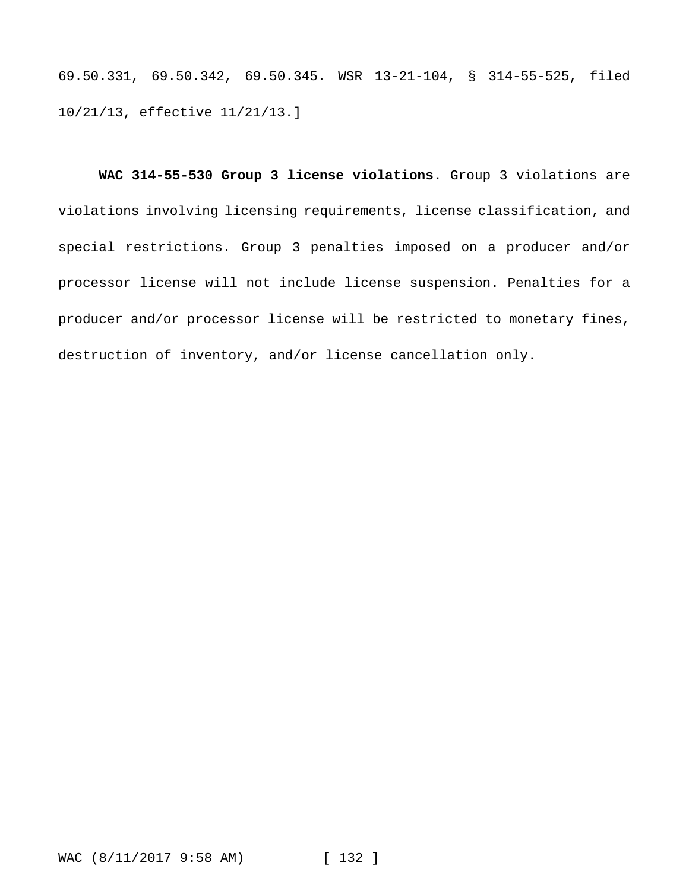69.50.331, 69.50.342, 69.50.345. WSR 13-21-104, § 314-55-525, filed 10/21/13, effective 11/21/13.]

**WAC 314-55-530 Group 3 license violations.** Group 3 violations are violations involving licensing requirements, license classification, and special restrictions. Group 3 penalties imposed on a producer and/or processor license will not include license suspension. Penalties for a producer and/or processor license will be restricted to monetary fines, destruction of inventory, and/or license cancellation only.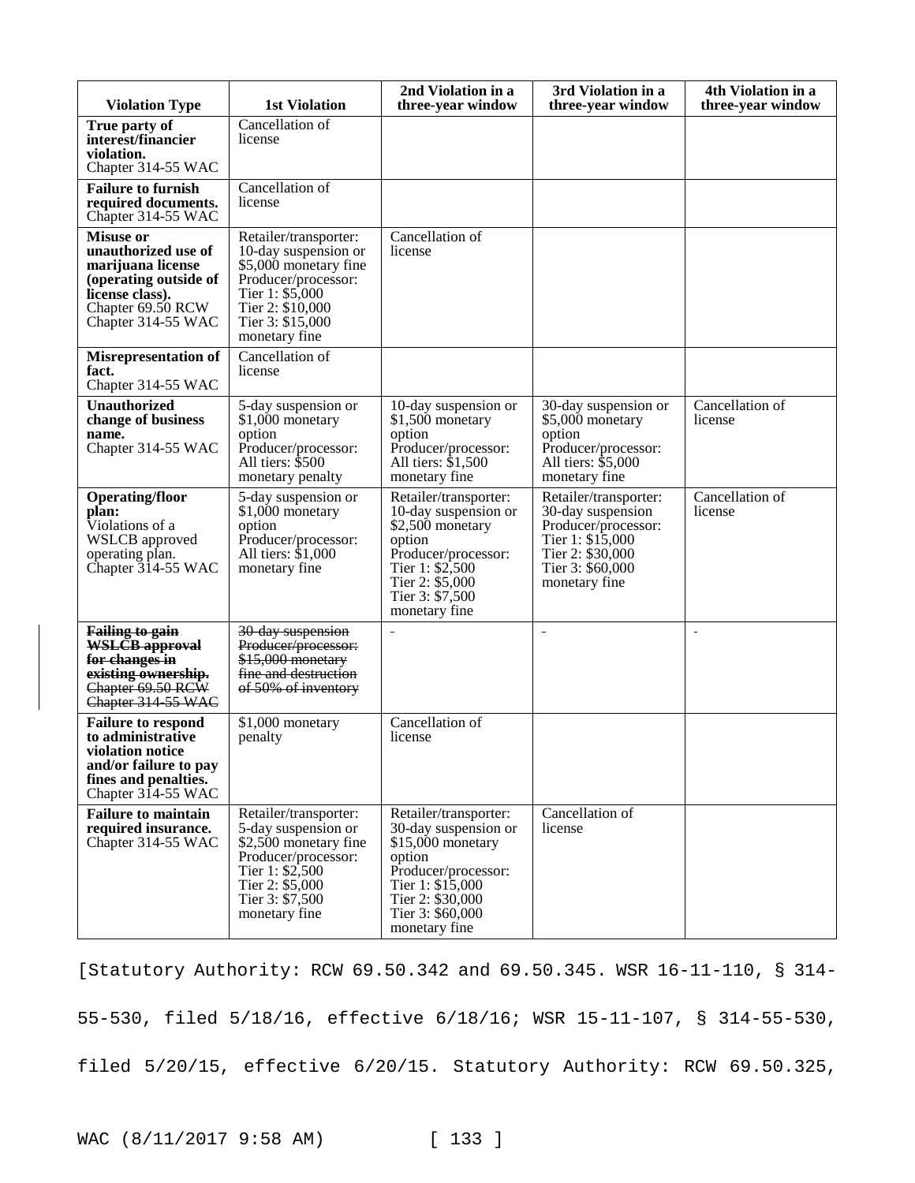| Violation Type | 1st Violation | 2nd Violation in a three-year window | 3rd Violation in a three-year window | 4th Violation in a three-year window |
|---|---|---|---|---|
| **True party of interest/financier violation.** Chapter 314-55 WAC | Cancellation of license | | | |
| **Failure to furnish required documents.** Chapter 314-55 WAC | Cancellation of license | | | |
| **Misuse or unauthorized use of marijuana license (operating outside of license class).** Chapter 69.50 RCW Chapter 314-55 WAC | Retailer/transporter: 10-day suspension or $5,000 monetary fine Producer/processor: Tier 1: $5,000 Tier 2: $10,000 Tier 3: $15,000 monetary fine | Cancellation of license | | |
| **Misrepresentation of fact.** Chapter 314-55 WAC | Cancellation of license | | | |
| **Unauthorized change of business name.** Chapter 314-55 WAC | 5-day suspension or $1,000 monetary option Producer/processor: All tiers: $500 monetary penalty | 10-day suspension or $1,500 monetary option Producer/processor: All tiers: $1,500 monetary fine | 30-day suspension or $5,000 monetary option Producer/processor: All tiers: $5,000 monetary fine | Cancellation of license |
| **Operating/floor plan:** Violations of a WSLCB approved operating plan. Chapter 314-55 WAC | 5-day suspension or $1,000 monetary option Producer/processor: All tiers: $1,000 monetary fine | Retailer/transporter: 10-day suspension or $2,500 monetary option Producer/processor: Tier 1: $2,500 Tier 2: $5,000 Tier 3: $7,500 monetary fine | Retailer/transporter: 30-day suspension Producer/processor: Tier 1: $15,000 Tier 2: $30,000 Tier 3: $60,000 monetary fine | Cancellation of license |
| ~~**Failing to gain WSLCB approval for changes in existing ownership.** Chapter 69.50 RCW Chapter 314-55 WAC~~ | ~~30-day suspension Producer/processor: $15,000 monetary fine and destruction of 50% of inventory~~ | - | - | - |
| **Failure to respond to administrative violation notice and/or failure to pay fines and penalties.** Chapter 314-55 WAC | $1,000 monetary penalty | Cancellation of license | | |
| **Failure to maintain required insurance.** Chapter 314-55 WAC | Retailer/transporter: 5-day suspension or $2,500 monetary fine Producer/processor: Tier 1: $2,500 Tier 2: $5,000 Tier 3: $7,500 monetary fine | Retailer/transporter: 30-day suspension or $15,000 monetary option Producer/processor: Tier 1: $15,000 Tier 2: $30,000 Tier 3: $60,000 monetary fine | Cancellation of license | |

[Statutory Authority: RCW 69.50.342 and 69.50.345. WSR 16-11-110, § 314-55-530, filed 5/18/16, effective 6/18/16; WSR 15-11-107, § 314-55-530, filed 5/20/15, effective 6/20/15. Statutory Authority: RCW 69.50.325,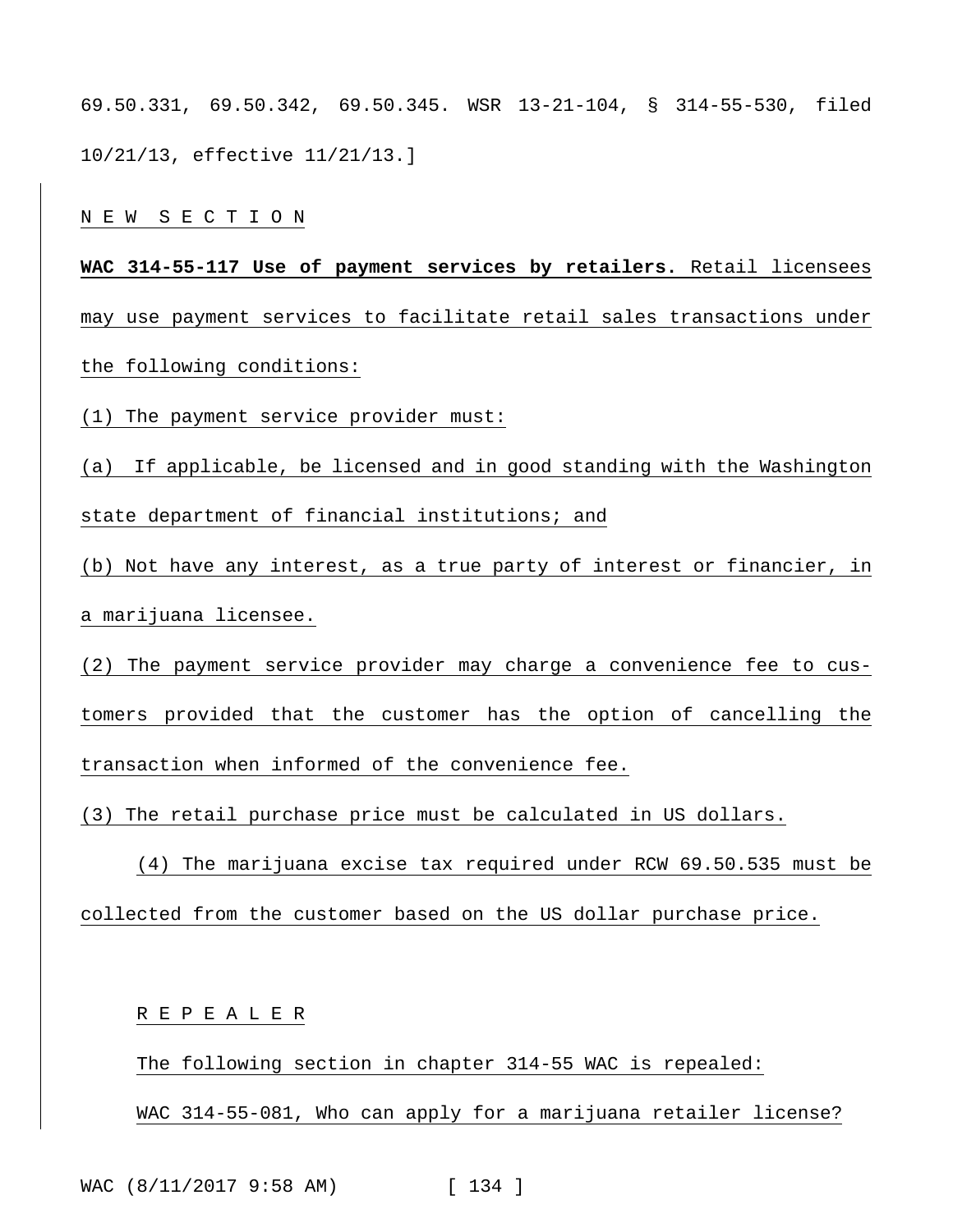69.50.331, 69.50.342, 69.50.345. WSR 13-21-104, § 314-55-530, filed 10/21/13, effective 11/21/13.]

NEW SECTION

**WAC 314-55-117 Use of payment services by retailers.** Retail licensees may use payment services to facilitate retail sales transactions under the following conditions:

(1) The payment service provider must:

(a) If applicable, be licensed and in good standing with the Washington state department of financial institutions; and

(b) Not have any interest, as a true party of interest or financier, in a marijuana licensee.

(2) The payment service provider may charge a convenience fee to customers provided that the customer has the option of cancelling the transaction when informed of the convenience fee.

(3) The retail purchase price must be calculated in US dollars.

(4) The marijuana excise tax required under RCW 69.50.535 must be collected from the customer based on the US dollar purchase price.

REPEALER

The following section in chapter 314-55 WAC is repealed:

WAC 314-55-081, Who can apply for a marijuana retailer license?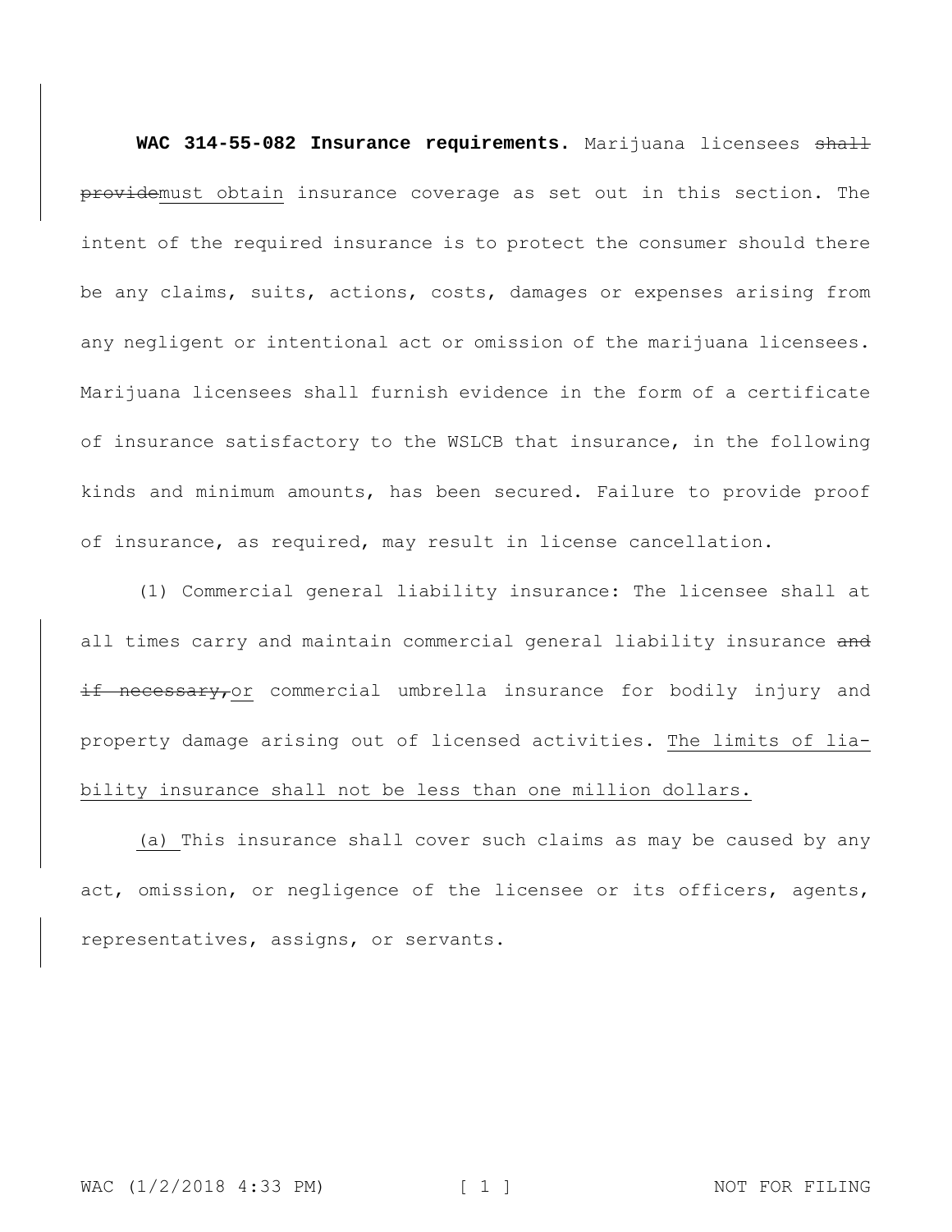**WAC 314-55-082 Insurance requirements.** Marijuana licensees ~~shall provide~~must obtain insurance coverage as set out in this section. The intent of the required insurance is to protect the consumer should there be any claims, suits, actions, costs, damages or expenses arising from any negligent or intentional act or omission of the marijuana licensees. Marijuana licensees shall furnish evidence in the form of a certificate of insurance satisfactory to the WSLCB that insurance, in the following kinds and minimum amounts, has been secured. Failure to provide proof of insurance, as required, may result in license cancellation.

(1) Commercial general liability insurance: The licensee shall at all times carry and maintain commercial general liability insurance ~~and if necessary,~~or commercial umbrella insurance for bodily injury and property damage arising out of licensed activities. The limits of liability insurance shall not be less than one million dollars.

(a) This insurance shall cover such claims as may be caused by any act, omission, or negligence of the licensee or its officers, agents, representatives, assigns, or servants.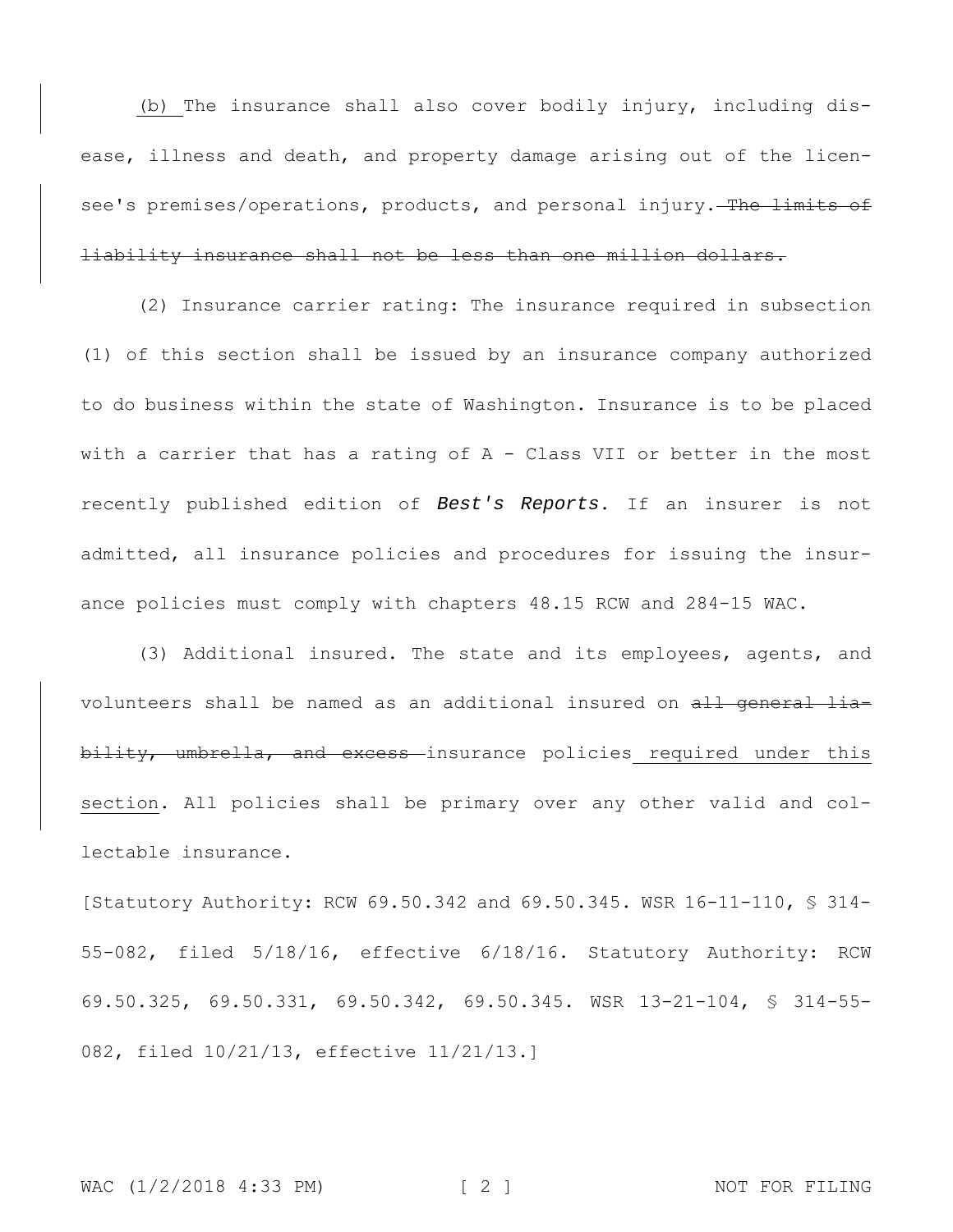(b) The insurance shall also cover bodily injury, including disease, illness and death, and property damage arising out of the licensee's premises/operations, products, and personal injury. ~~The limits of liability insurance shall not be less than one million dollars.~~

(2) Insurance carrier rating: The insurance required in subsection (1) of this section shall be issued by an insurance company authorized to do business within the state of Washington. Insurance is to be placed with a carrier that has a rating of A - Class VII or better in the most recently published edition of ***Best's Reports***. If an insurer is not admitted, all insurance policies and procedures for issuing the insurance policies must comply with chapters 48.15 RCW and 284-15 WAC.

(3) Additional insured. The state and its employees, agents, and volunteers shall be named as an additional insured on ~~all general liability, umbrella, and excess~~ insurance policies required under this section. All policies shall be primary over any other valid and collectable insurance.

[Statutory Authority: RCW 69.50.342 and 69.50.345. WSR 16-11-110, § 314-55-082, filed 5/18/16, effective 6/18/16. Statutory Authority: RCW 69.50.325, 69.50.331, 69.50.342, 69.50.345. WSR 13-21-104, § 314-55-082, filed 10/21/13, effective 11/21/13.]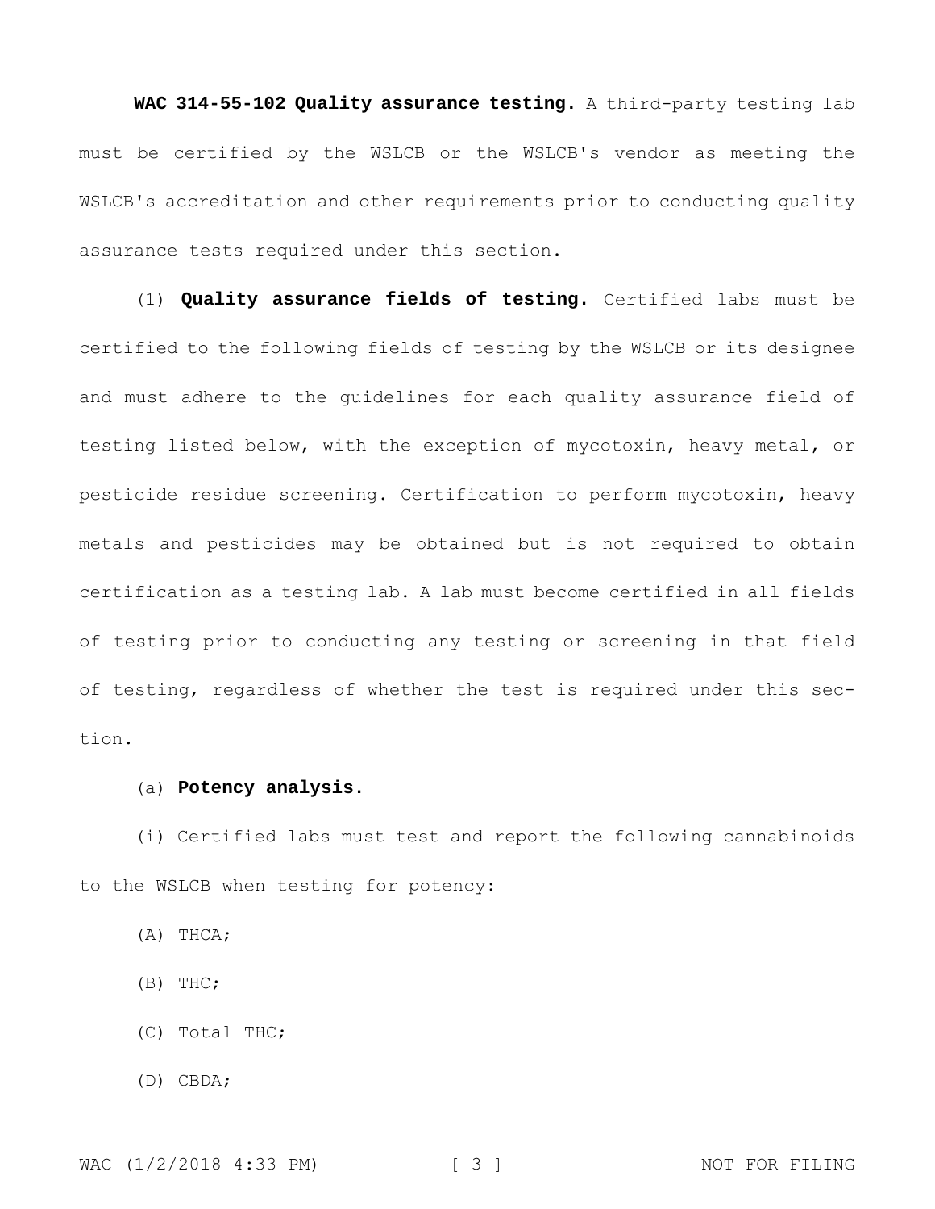**WAC 314-55-102 Quality assurance testing.** A third-party testing lab must be certified by the WSLCB or the WSLCB's vendor as meeting the WSLCB's accreditation and other requirements prior to conducting quality assurance tests required under this section.

(1) **Quality assurance fields of testing.** Certified labs must be certified to the following fields of testing by the WSLCB or its designee and must adhere to the guidelines for each quality assurance field of testing listed below, with the exception of mycotoxin, heavy metal, or pesticide residue screening. Certification to perform mycotoxin, heavy metals and pesticides may be obtained but is not required to obtain certification as a testing lab. A lab must become certified in all fields of testing prior to conducting any testing or screening in that field of testing, regardless of whether the test is required under this section.

(a) **Potency analysis.**

(i) Certified labs must test and report the following cannabinoids to the WSLCB when testing for potency:

(A) THCA;

(B) THC;

(C) Total THC;

(D) CBDA;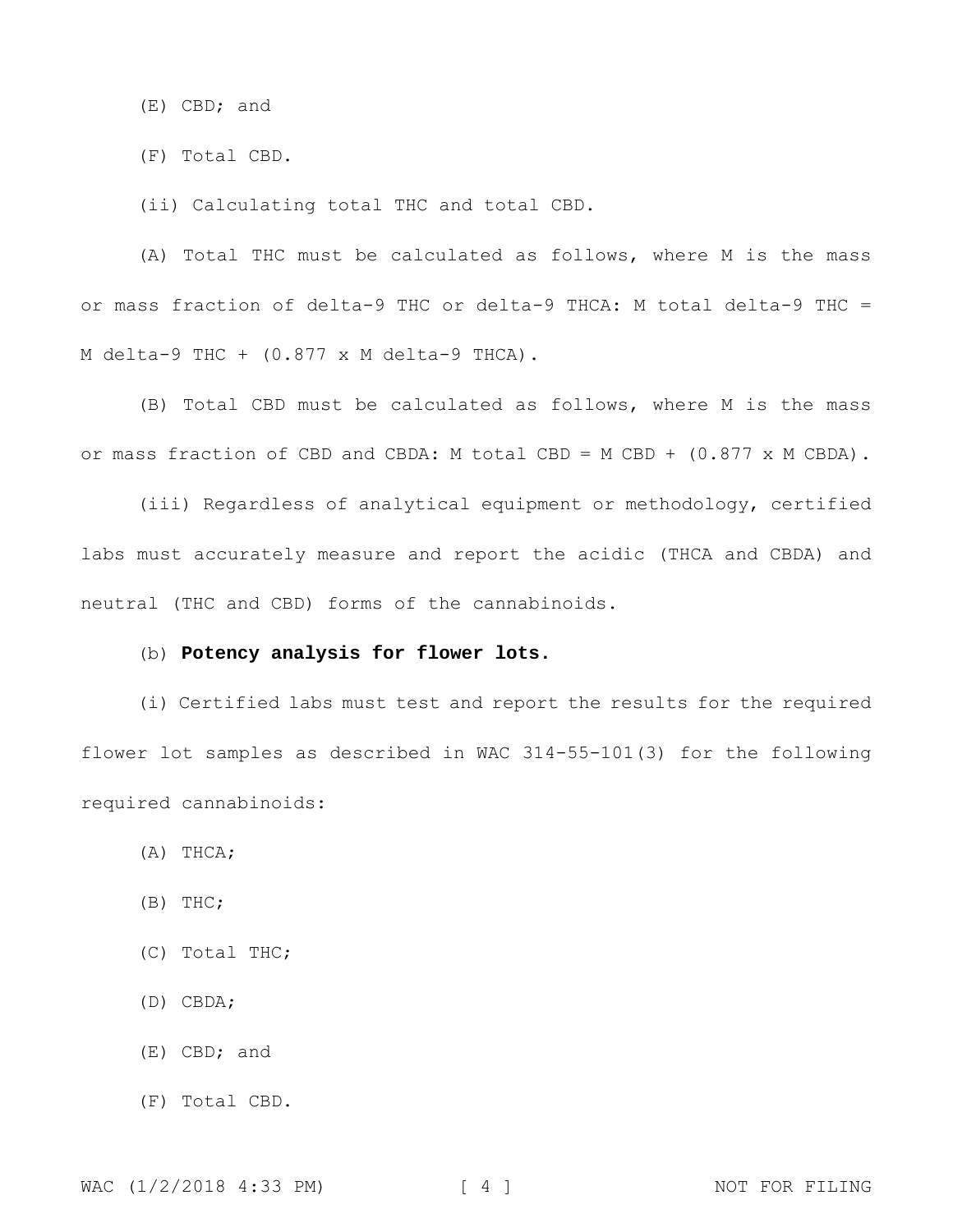(E) CBD; and

(F) Total CBD.

(ii) Calculating total THC and total CBD.

(A) Total THC must be calculated as follows, where M is the mass or mass fraction of delta-9 THC or delta-9 THCA: M total delta-9 THC = M delta-9 THC + (0.877 x M delta-9 THCA).

(B) Total CBD must be calculated as follows, where M is the mass or mass fraction of CBD and CBDA: M total CBD = M CBD + (0.877 x M CBDA).

(iii) Regardless of analytical equipment or methodology, certified labs must accurately measure and report the acidic (THCA and CBDA) and neutral (THC and CBD) forms of the cannabinoids.

(b) **Potency analysis for flower lots.**

(i) Certified labs must test and report the results for the required flower lot samples as described in WAC 314-55-101(3) for the following required cannabinoids:

(A) THCA;

(B) THC;

(C) Total THC;

(D) CBDA;

(E) CBD; and

(F) Total CBD.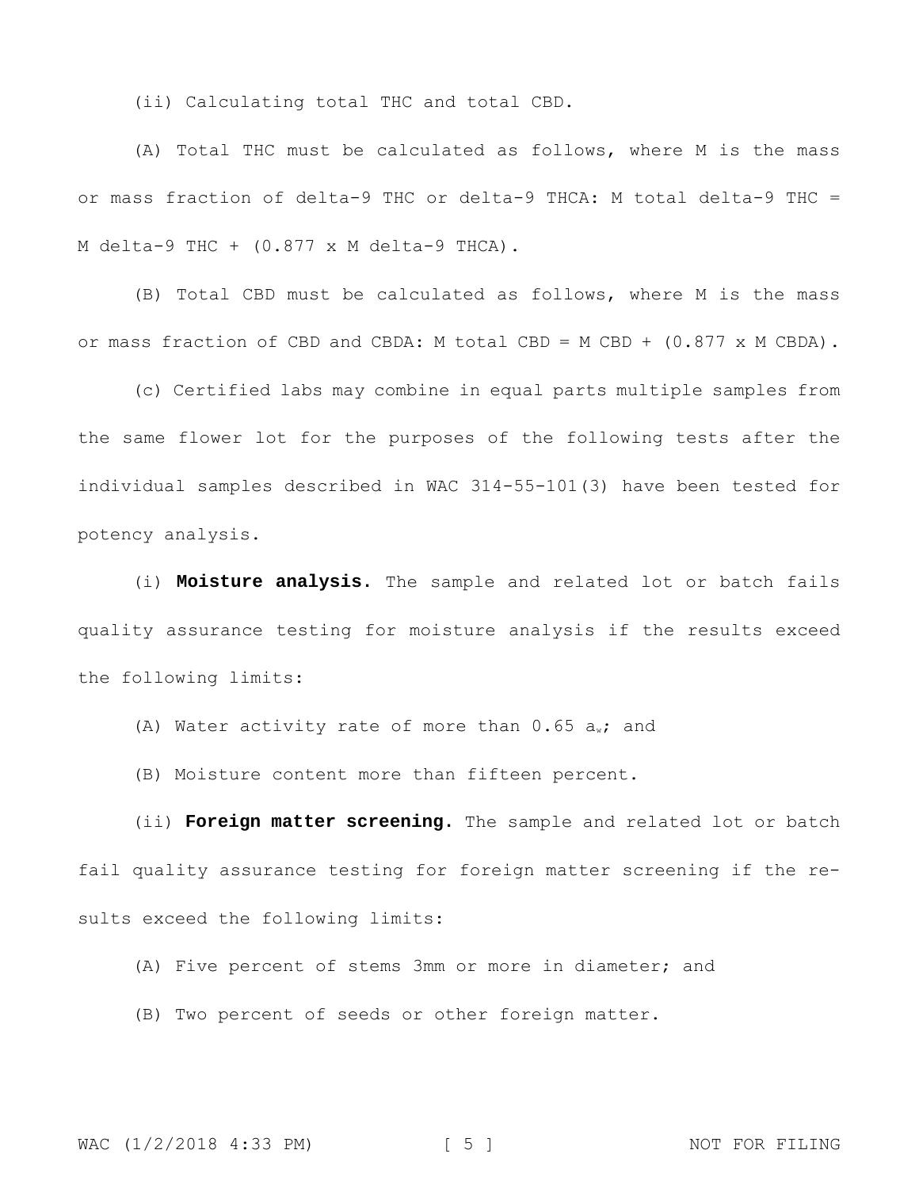(ii) Calculating total THC and total CBD.

(A) Total THC must be calculated as follows, where M is the mass or mass fraction of delta-9 THC or delta-9 THCA: M total delta-9 THC = M delta-9 THC + (0.877 x M delta-9 THCA).

(B) Total CBD must be calculated as follows, where M is the mass or mass fraction of CBD and CBDA: M total CBD = M CBD + (0.877 x M CBDA).

(c) Certified labs may combine in equal parts multiple samples from the same flower lot for the purposes of the following tests after the individual samples described in WAC 314-55-101(3) have been tested for potency analysis.

(i) **Moisture analysis.** The sample and related lot or batch fails quality assurance testing for moisture analysis if the results exceed the following limits:

(A) Water activity rate of more than 0.65 $a_w$; and

(B) Moisture content more than fifteen percent.

(ii) **Foreign matter screening.** The sample and related lot or batch fail quality assurance testing for foreign matter screening if the results exceed the following limits:

(A) Five percent of stems 3mm or more in diameter; and

(B) Two percent of seeds or other foreign matter.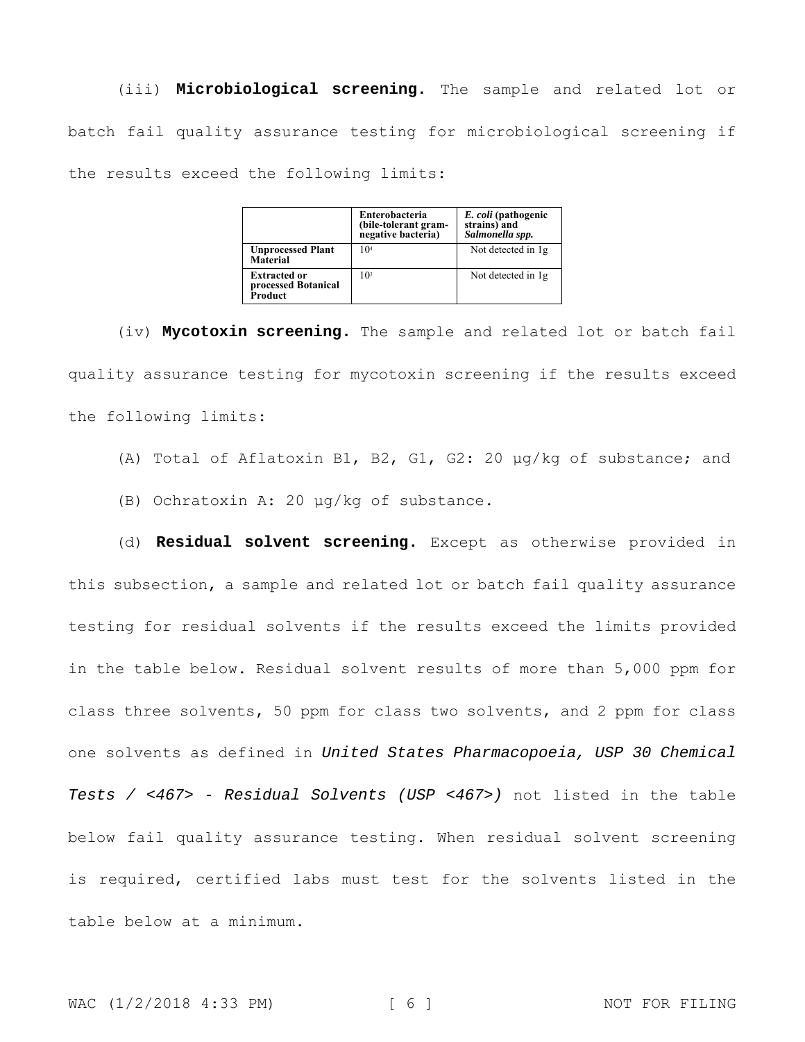(iii) **Microbiological screening.** The sample and related lot or batch fail quality assurance testing for microbiological screening if the results exceed the following limits:

| | Enterobacteria (bile-tolerant gram-negative bacteria) | *E. coli* (pathogenic strains) and *Salmonella spp.* |
|---|---|---|
| **Unprocessed Plant Material** | $10^4$ | Not detected in 1g |
| **Extracted or processed Botanical Product** | $10^3$ | Not detected in 1g |

(iv) **Mycotoxin screening.** The sample and related lot or batch fail quality assurance testing for mycotoxin screening if the results exceed the following limits:

(A) Total of Aflatoxin B1, B2, G1, G2: 20 µg/kg of substance; and

(B) Ochratoxin A: 20 µg/kg of substance.

(d) **Residual solvent screening.** Except as otherwise provided in this subsection, a sample and related lot or batch fail quality assurance testing for residual solvents if the results exceed the limits provided in the table below. Residual solvent results of more than 5,000 ppm for class three solvents, 50 ppm for class two solvents, and 2 ppm for class one solvents as defined in *United States Pharmacopoeia, USP 30 Chemical Tests / <467> - Residual Solvents (USP <467>)* not listed in the table below fail quality assurance testing. When residual solvent screening is required, certified labs must test for the solvents listed in the table below at a minimum.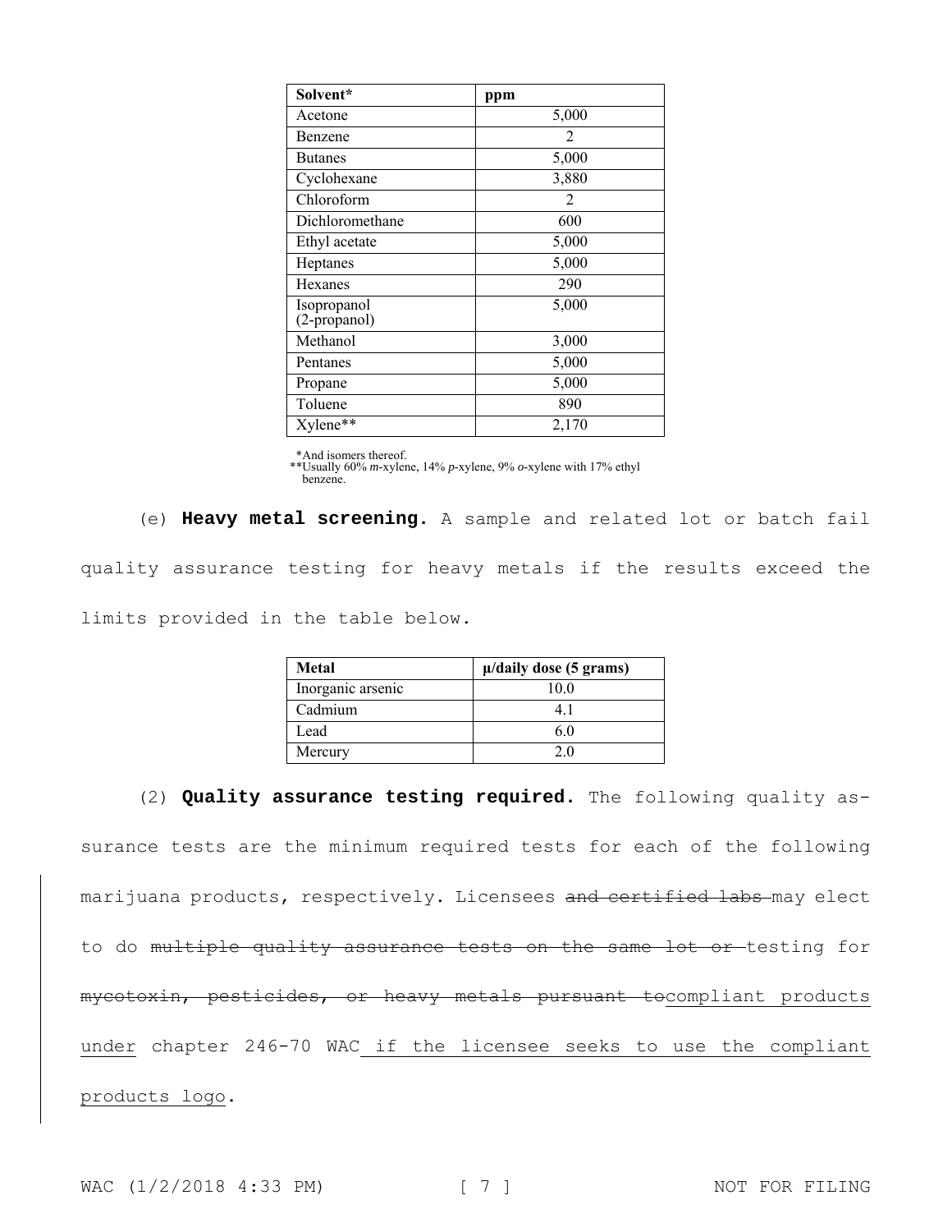| Solvent* | ppm |
|---|---|
| Acetone | 5,000 |
| Benzene | 2 |
| Butanes | 5,000 |
| Cyclohexane | 3,880 |
| Chloroform | 2 |
| Dichloromethane | 600 |
| Ethyl acetate | 5,000 |
| Heptanes | 5,000 |
| Hexanes | 290 |
| Isopropanol (2-propanol) | 5,000 |
| Methanol | 3,000 |
| Pentanes | 5,000 |
| Propane | 5,000 |
| Toluene | 890 |
| Xylene** | 2,170 |

*And isomers thereof.
**Usually 60% *m*-xylene, 14% *p*-xylene, 9% *o*-xylene with 17% ethyl benzene.

(e) **Heavy metal screening.** A sample and related lot or batch fail quality assurance testing for heavy metals if the results exceed the limits provided in the table below.

| Metal | μ/daily dose (5 grams) |
|---|---|
| Inorganic arsenic | 10.0 |
| Cadmium | 4.1 |
| Lead | 6.0 |
| Mercury | 2.0 |

(2) **Quality assurance testing required.** The following quality assurance tests are the minimum required tests for each of the following marijuana products, respectively. Licensees ~~and certified labs~~ may elect to do ~~multiple quality assurance tests on the same lot or~~ testing for ~~mycotoxin, pesticides, or heavy metals pursuant to~~compliant products under chapter 246-70 WAC if the licensee seeks to use the compliant products logo.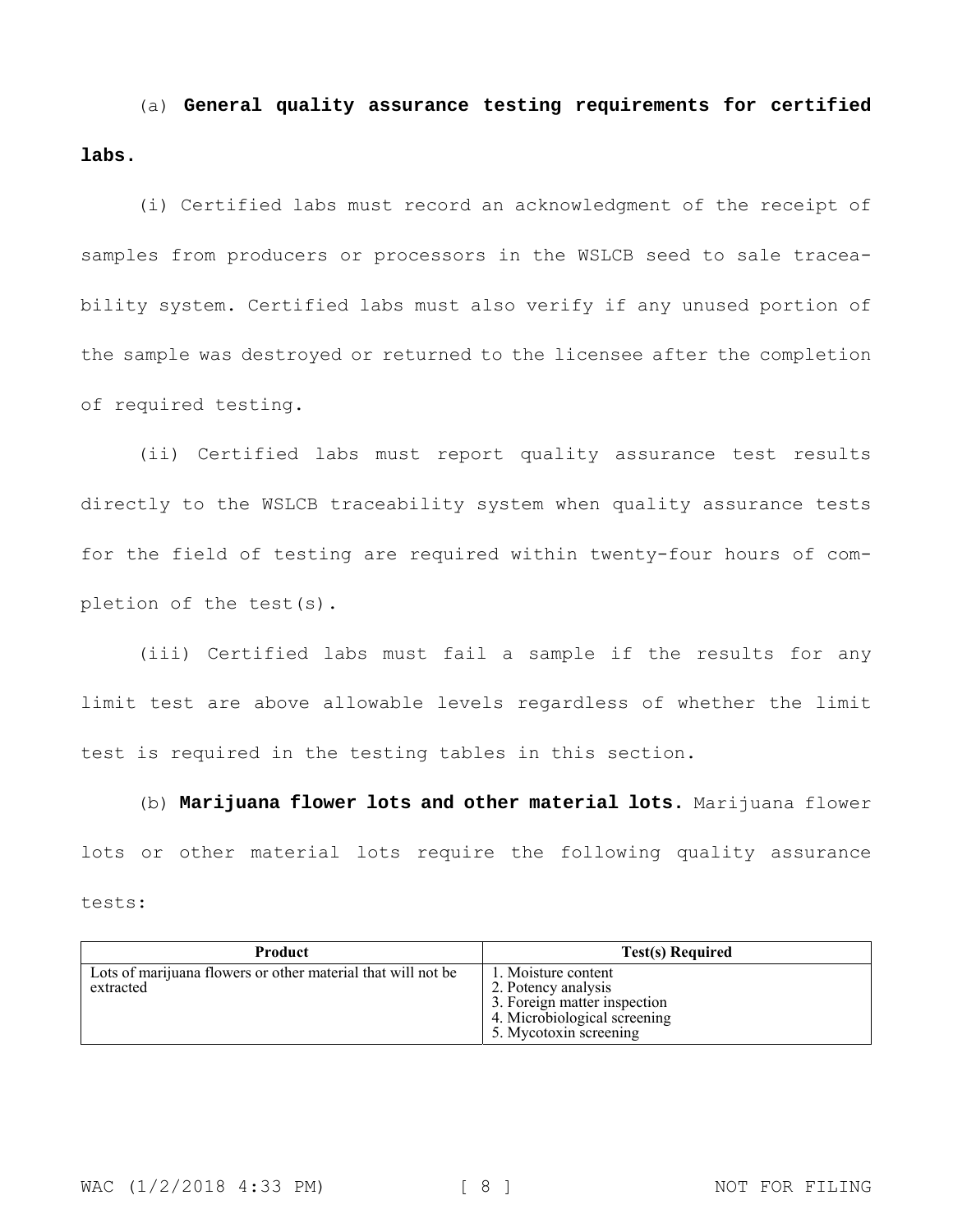(a) **General quality assurance testing requirements for certified labs.**

(i) Certified labs must record an acknowledgment of the receipt of samples from producers or processors in the WSLCB seed to sale traceability system. Certified labs must also verify if any unused portion of the sample was destroyed or returned to the licensee after the completion of required testing.

(ii) Certified labs must report quality assurance test results directly to the WSLCB traceability system when quality assurance tests for the field of testing are required within twenty-four hours of completion of the test(s).

(iii) Certified labs must fail a sample if the results for any limit test are above allowable levels regardless of whether the limit test is required in the testing tables in this section.

(b) **Marijuana flower lots and other material lots.** Marijuana flower lots or other material lots require the following quality assurance tests:

| Product | Test(s) Required |
| --- | --- |
| Lots of marijuana flowers or other material that will not be extracted | 1. Moisture content<br>2. Potency analysis<br>3. Foreign matter inspection<br>4. Microbiological screening<br>5. Mycotoxin screening |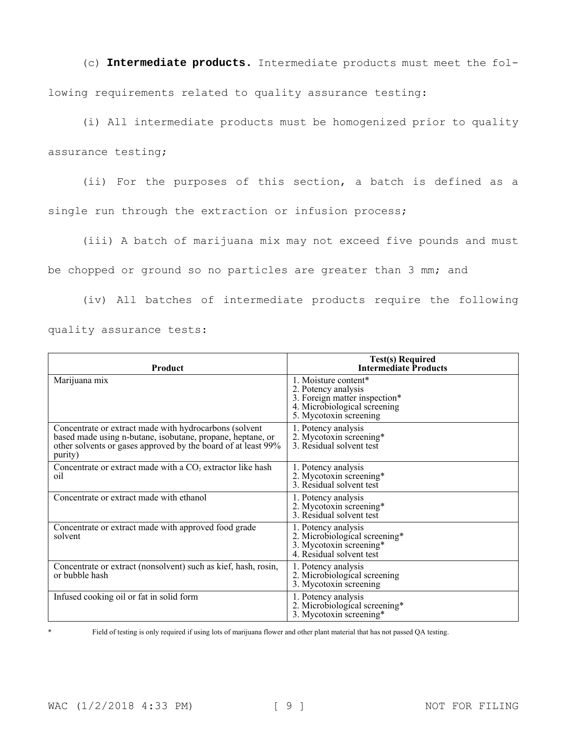(c) **Intermediate products.** Intermediate products must meet the following requirements related to quality assurance testing:

(i) All intermediate products must be homogenized prior to quality assurance testing;

(ii) For the purposes of this section, a batch is defined as a single run through the extraction or infusion process;

(iii) A batch of marijuana mix may not exceed five pounds and must be chopped or ground so no particles are greater than 3 mm; and

(iv) All batches of intermediate products require the following quality assurance tests:

| Product | Test(s) Required Intermediate Products |
|---|---|
| Marijuana mix | 1. Moisture content* <br> 2. Potency analysis <br> 3. Foreign matter inspection* <br> 4. Microbiological screening <br> 5. Mycotoxin screening |
| Concentrate or extract made with hydrocarbons (solvent based made using n-butane, isobutane, propane, heptane, or other solvents or gases approved by the board of at least 99% purity) | 1. Potency analysis <br> 2. Mycotoxin screening* <br> 3. Residual solvent test |
| Concentrate or extract made with a $CO_2$ extractor like hash oil | 1. Potency analysis <br> 2. Mycotoxin screening* <br> 3. Residual solvent test |
| Concentrate or extract made with ethanol | 1. Potency analysis <br> 2. Mycotoxin screening* <br> 3. Residual solvent test |
| Concentrate or extract made with approved food grade solvent | 1. Potency analysis <br> 2. Microbiological screening* <br> 3. Mycotoxin screening* <br> 4. Residual solvent test |
| Concentrate or extract (nonsolvent) such as kief, hash, rosin, or bubble hash | 1. Potency analysis <br> 2. Microbiological screening <br> 3. Mycotoxin screening |
| Infused cooking oil or fat in solid form | 1. Potency analysis <br> 2. Microbiological screening* <br> 3. Mycotoxin screening* |

\* Field of testing is only required if using lots of marijuana flower and other plant material that has not passed QA testing.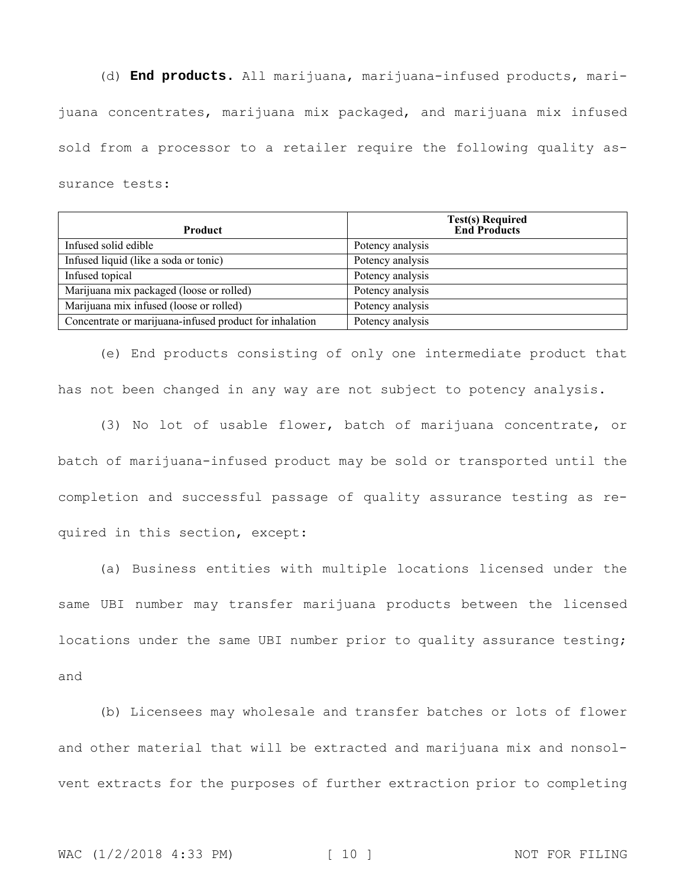(d) **End products.** All marijuana, marijuana-infused products, marijuana concentrates, marijuana mix packaged, and marijuana mix infused sold from a processor to a retailer require the following quality assurance tests:

| Product | Test(s) Required End Products |
|---|---|
| Infused solid edible | Potency analysis |
| Infused liquid (like a soda or tonic) | Potency analysis |
| Infused topical | Potency analysis |
| Marijuana mix packaged (loose or rolled) | Potency analysis |
| Marijuana mix infused (loose or rolled) | Potency analysis |
| Concentrate or marijuana-infused product for inhalation | Potency analysis |

(e) End products consisting of only one intermediate product that has not been changed in any way are not subject to potency analysis.

(3) No lot of usable flower, batch of marijuana concentrate, or batch of marijuana-infused product may be sold or transported until the completion and successful passage of quality assurance testing as required in this section, except:

(a) Business entities with multiple locations licensed under the same UBI number may transfer marijuana products between the licensed locations under the same UBI number prior to quality assurance testing; and

(b) Licensees may wholesale and transfer batches or lots of flower and other material that will be extracted and marijuana mix and nonsolvent extracts for the purposes of further extraction prior to completing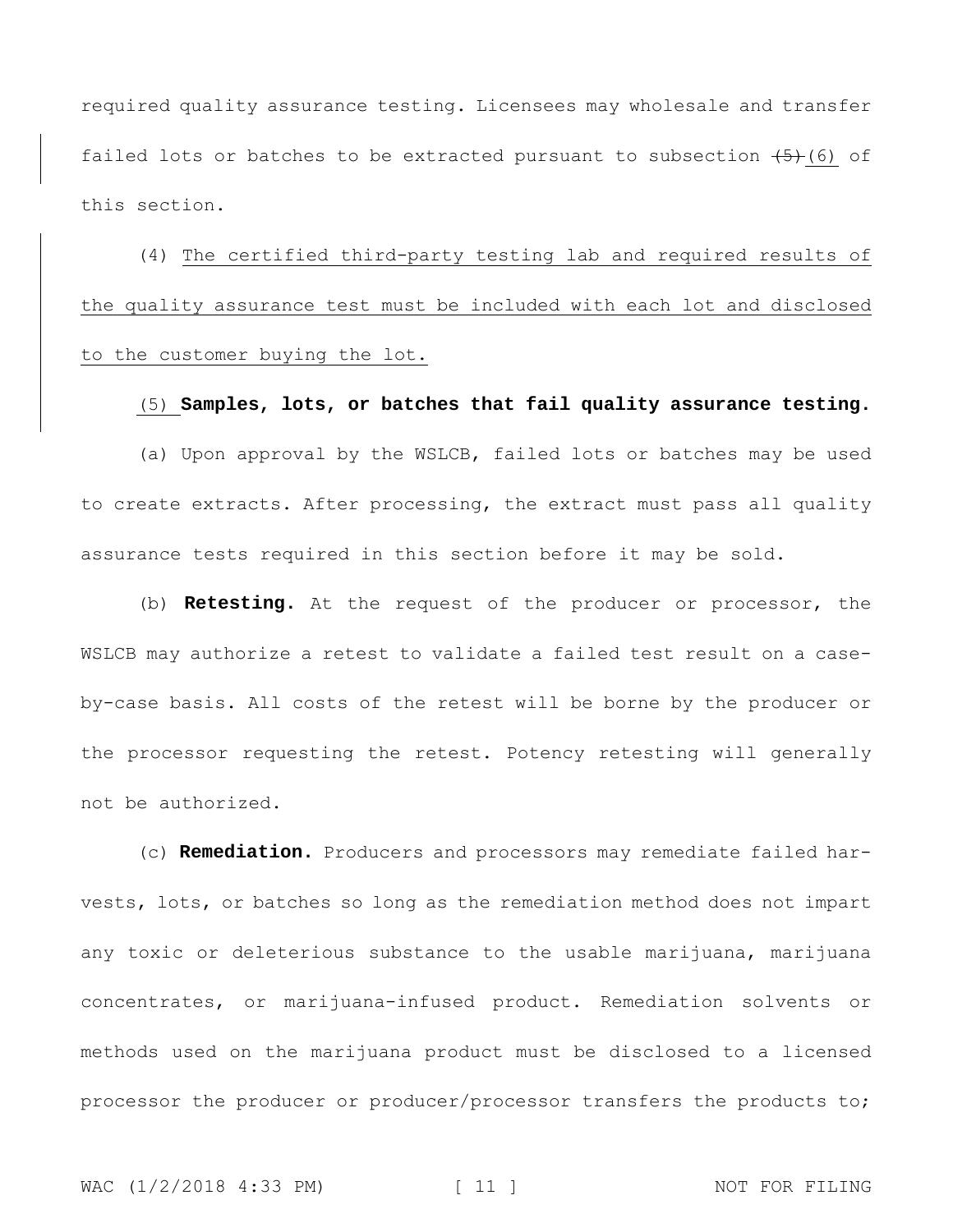required quality assurance testing. Licensees may wholesale and transfer failed lots or batches to be extracted pursuant to subsection ~~(5)~~ (6) of this section.

(4) The certified third-party testing lab and required results of the quality assurance test must be included with each lot and disclosed to the customer buying the lot.

(5) **Samples, lots, or batches that fail quality assurance testing.**

(a) Upon approval by the WSLCB, failed lots or batches may be used to create extracts. After processing, the extract must pass all quality assurance tests required in this section before it may be sold.

(b) **Retesting.** At the request of the producer or processor, the WSLCB may authorize a retest to validate a failed test result on a case-by-case basis. All costs of the retest will be borne by the producer or the processor requesting the retest. Potency retesting will generally not be authorized.

(c) **Remediation.** Producers and processors may remediate failed harvests, lots, or batches so long as the remediation method does not impart any toxic or deleterious substance to the usable marijuana, marijuana concentrates, or marijuana-infused product. Remediation solvents or methods used on the marijuana product must be disclosed to a licensed processor the producer or producer/processor transfers the products to;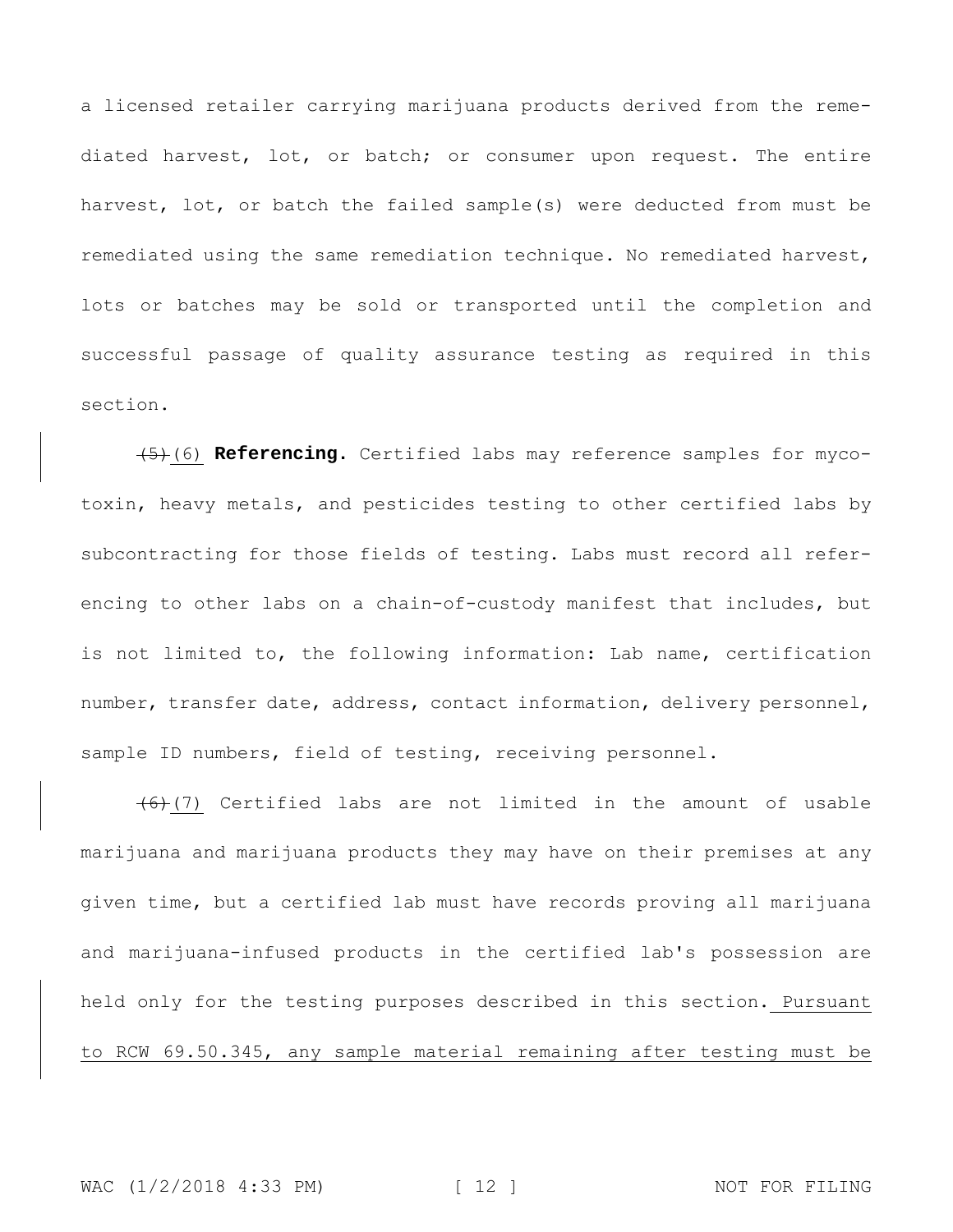a licensed retailer carrying marijuana products derived from the remediated harvest, lot, or batch; or consumer upon request. The entire harvest, lot, or batch the failed sample(s) were deducted from must be remediated using the same remediation technique. No remediated harvest, lots or batches may be sold or transported until the completion and successful passage of quality assurance testing as required in this section.

~~(5)~~(6) **Referencing.** Certified labs may reference samples for mycotoxin, heavy metals, and pesticides testing to other certified labs by subcontracting for those fields of testing. Labs must record all referencing to other labs on a chain-of-custody manifest that includes, but is not limited to, the following information: Lab name, certification number, transfer date, address, contact information, delivery personnel, sample ID numbers, field of testing, receiving personnel.

~~(6)~~(7) Certified labs are not limited in the amount of usable marijuana and marijuana products they may have on their premises at any given time, but a certified lab must have records proving all marijuana and marijuana-infused products in the certified lab's possession are held only for the testing purposes described in this section. Pursuant to RCW 69.50.345, any sample material remaining after testing must be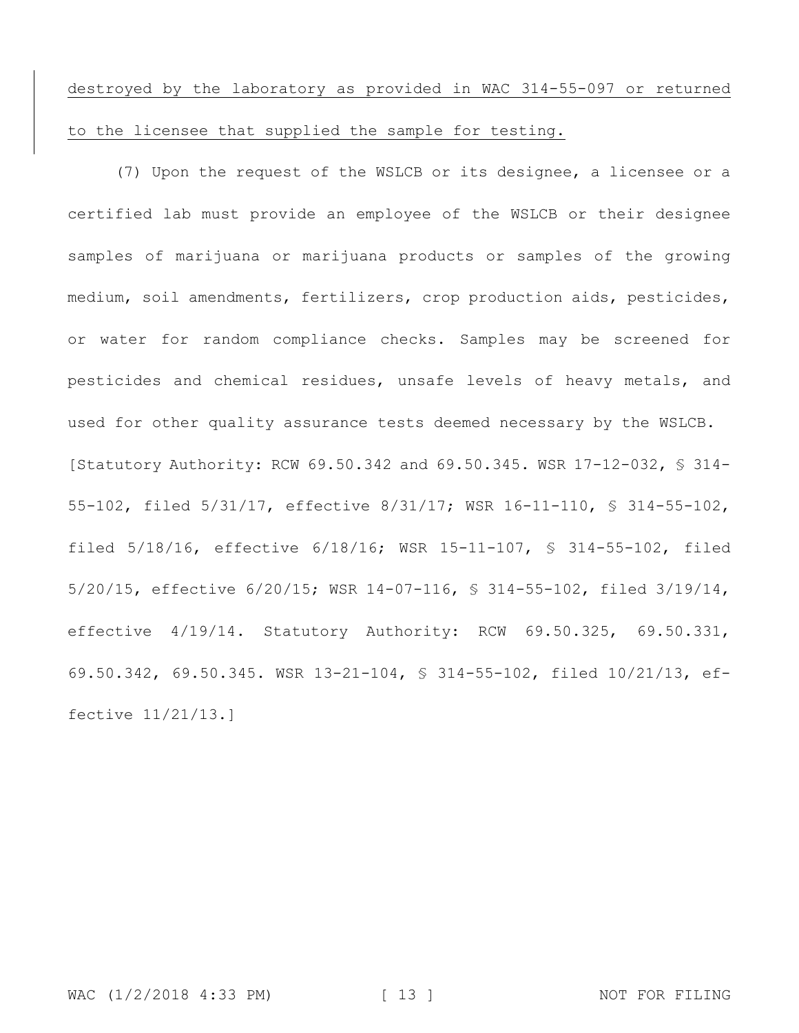destroyed by the laboratory as provided in WAC 314-55-097 or returned to the licensee that supplied the sample for testing.

(7) Upon the request of the WSLCB or its designee, a licensee or a certified lab must provide an employee of the WSLCB or their designee samples of marijuana or marijuana products or samples of the growing medium, soil amendments, fertilizers, crop production aids, pesticides, or water for random compliance checks. Samples may be screened for pesticides and chemical residues, unsafe levels of heavy metals, and used for other quality assurance tests deemed necessary by the WSLCB.

[Statutory Authority: RCW 69.50.342 and 69.50.345. WSR 17-12-032, § 314-55-102, filed 5/31/17, effective 8/31/17; WSR 16-11-110, § 314-55-102, filed 5/18/16, effective 6/18/16; WSR 15-11-107, § 314-55-102, filed 5/20/15, effective 6/20/15; WSR 14-07-116, § 314-55-102, filed 3/19/14, effective 4/19/14. Statutory Authority: RCW 69.50.325, 69.50.331, 69.50.342, 69.50.345. WSR 13-21-104, § 314-55-102, filed 10/21/13, effective 11/21/13.]